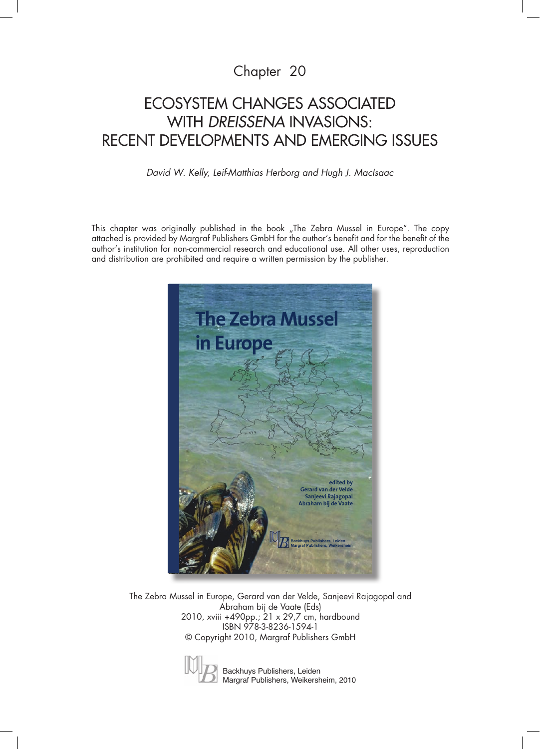Chapter 20

# ECOSYSTEM CHANGES ASSOCIATED WITH *DREISSENA* INVASIONS: RECENT DEVELOPMENTS AND EMERGING ISSUES

*David W. Kelly, Leif-Matthias Herborg and Hugh J. MacIsaac*

This chapter was originally published in the book „The Zebra Mussel in Europe". The copy attached is provided by Margraf Publishers GmbH for the author's benefit and for the benefit of the author's institution for non-commercial research and educational use. All other uses, reproduction and distribution are prohibited and require a written permission by the publisher.

The Zebra Mussel in Europe, Gerard van der Velde, Sanjeevi Rajagopal and Abraham bij de Vaate (Eds)
2010, xviii +490pp.; 21 x 29,7 cm, hardbound
ISBN 978-3-8236-1594-1
© Copyright 2010, Margraf Publishers GmbH

Backhuys Publishers, Leiden
Margraf Publishers, Weikersheim, 2010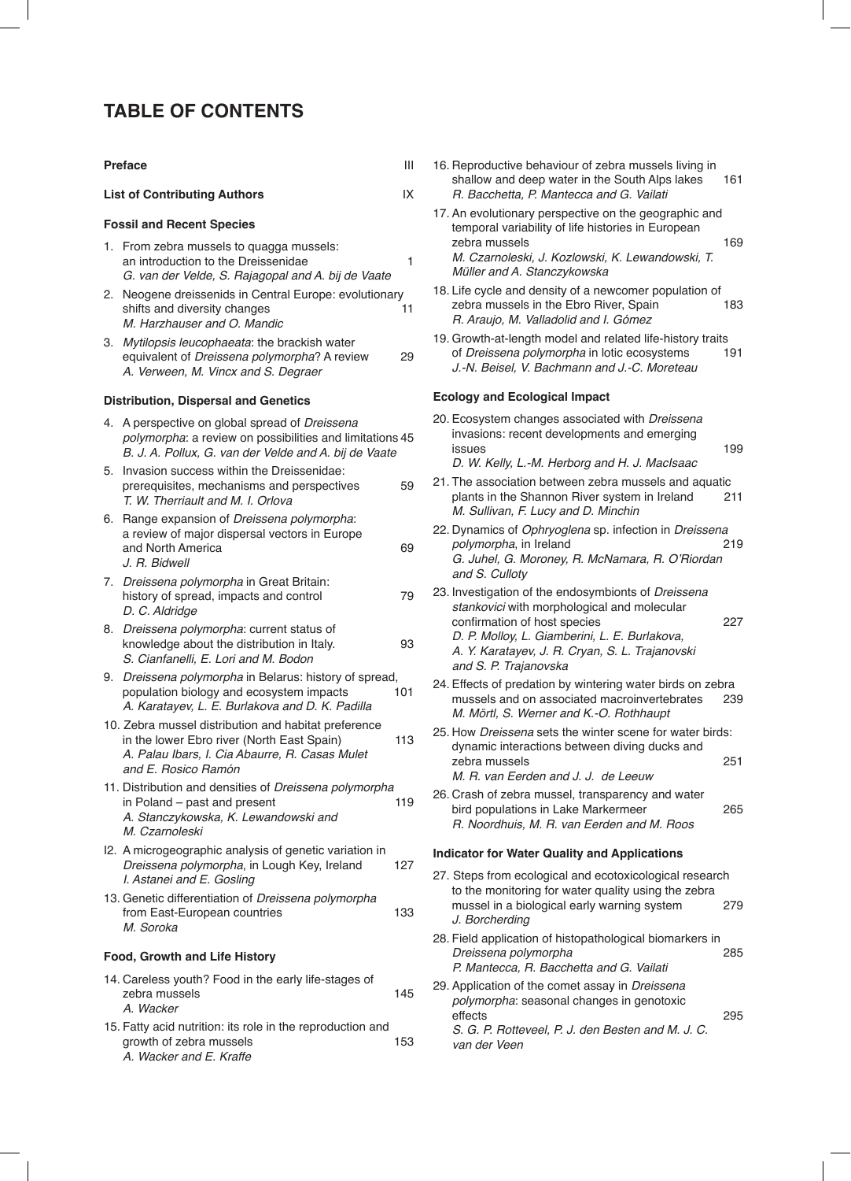# TABLE OF CONTENTS

**Preface** III

**List of Contributing Authors** IX

### Fossil and Recent Species

1. From zebra mussels to quagga mussels: an introduction to the Dreissenidae — 1
   *G. van der Velde, S. Rajagopal and A. bij de Vaate*
2. Neogene dreissenids in Central Europe: evolutionary shifts and diversity changes — 11
   *M. Harzhauser and O. Mandic*
3. *Mytilopsis leucophaeata*: the brackish water equivalent of *Dreissena polymorpha*? A review — 29
   *A. Verween, M. Vincx and S. Degraer*

### Distribution, Dispersal and Genetics

4. A perspective on global spread of *Dreissena polymorpha*: a review on possibilities and limitations — 45
   *B. J. A. Pollux, G. van der Velde and A. bij de Vaate*
5. Invasion success within the Dreissenidae: prerequisites, mechanisms and perspectives — 59
   *T. W. Therriault and M. I. Orlova*
6. Range expansion of *Dreissena polymorpha*: a review of major dispersal vectors in Europe and North America — 69
   *J. R. Bidwell*
7. *Dreissena polymorpha* in Great Britain: history of spread, impacts and control — 79
   *D. C. Aldridge*
8. *Dreissena polymorpha*: current status of knowledge about the distribution in Italy. — 93
   *S. Cianfanelli, E. Lori and M. Bodon*
9. *Dreissena polymorpha* in Belarus: history of spread, population biology and ecosystem impacts — 101
   *A. Karatayev, L. E. Burlakova and D. K. Padilla*
10. Zebra mussel distribution and habitat preference in the lower Ebro river (North East Spain) — 113
    *A. Palau Ibars, I. Cia Abaurre, R. Casas Mulet and E. Rosico Ramón*
11. Distribution and densities of *Dreissena polymorpha* in Poland – past and present — 119
    *A. Stanczykowska, K. Lewandowski and M. Czarnoleski*
12. A microgeographic analysis of genetic variation in *Dreissena polymorpha*, in Lough Key, Ireland — 127
    *I. Astanei and E. Gosling*
13. Genetic differentiation of *Dreissena polymorpha* from East-European countries — 133
    *M. Soroka*

### Food, Growth and Life History

14. Careless youth? Food in the early life-stages of zebra mussels — 145
    *A. Wacker*
15. Fatty acid nutrition: its role in the reproduction and growth of zebra mussels — 153
    *A. Wacker and E. Kraffe*
16. Reproductive behaviour of zebra mussels living in shallow and deep water in the South Alps lakes — 161
    *R. Bacchetta, P. Mantecca and G. Vailati*
17. An evolutionary perspective on the geographic and temporal variability of life histories in European zebra mussels — 169
    *M. Czarnoleski, J. Kozlowski, K. Lewandowski, T. Müller and A. Stanczykowska*
18. Life cycle and density of a newcomer population of zebra mussels in the Ebro River, Spain — 183
    *R. Araujo, M. Valladolid and I. Gómez*
19. Growth-at-length model and related life-history traits of *Dreissena polymorpha* in lotic ecosystems — 191
    *J.-N. Beisel, V. Bachmann and J.-C. Moreteau*

### Ecology and Ecological Impact

20. Ecosystem changes associated with *Dreissena* invasions: recent developments and emerging issues — 199
    *D. W. Kelly, L.-M. Herborg and H. J. MacIsaac*
21. The association between zebra mussels and aquatic plants in the Shannon River system in Ireland — 211
    *M. Sullivan, F. Lucy and D. Minchin*
22. Dynamics of *Ophryoglena* sp. infection in *Dreissena polymorpha*, in Ireland — 219
    *G. Juhel, G. Moroney, R. McNamara, R. O'Riordan and S. Culloty*
23. Investigation of the endosymbionts of *Dreissena stankovici* with morphological and molecular confirmation of host species — 227
    *D. P. Molloy, L. Giamberini, L. E. Burlakova, A. Y. Karatayev, J. R. Cryan, S. L. Trajanovski and S. P. Trajanovska*
24. Effects of predation by wintering water birds on zebra mussels and on associated macroinvertebrates — 239
    *M. Mörtl, S. Werner and K.-O. Rothhaupt*
25. How *Dreissena* sets the winter scene for water birds: dynamic interactions between diving ducks and zebra mussels — 251
    *M. R. van Eerden and J. J. de Leeuw*
26. Crash of zebra mussel, transparency and water bird populations in Lake Markermeer — 265
    *R. Noordhuis, M. R. van Eerden and M. Roos*

### Indicator for Water Quality and Applications

27. Steps from ecological and ecotoxicological research to the monitoring for water quality using the zebra mussel in a biological early warning system — 279
    *J. Borcherding*
28. Field application of histopathological biomarkers in *Dreissena polymorpha* — 285
    *P. Mantecca, R. Bacchetta and G. Vailati*
29. Application of the comet assay in *Dreissena polymorpha*: seasonal changes in genotoxic effects — 295
    *S. G. P. Rotteveel, P. J. den Besten and M. J. C. van der Veen*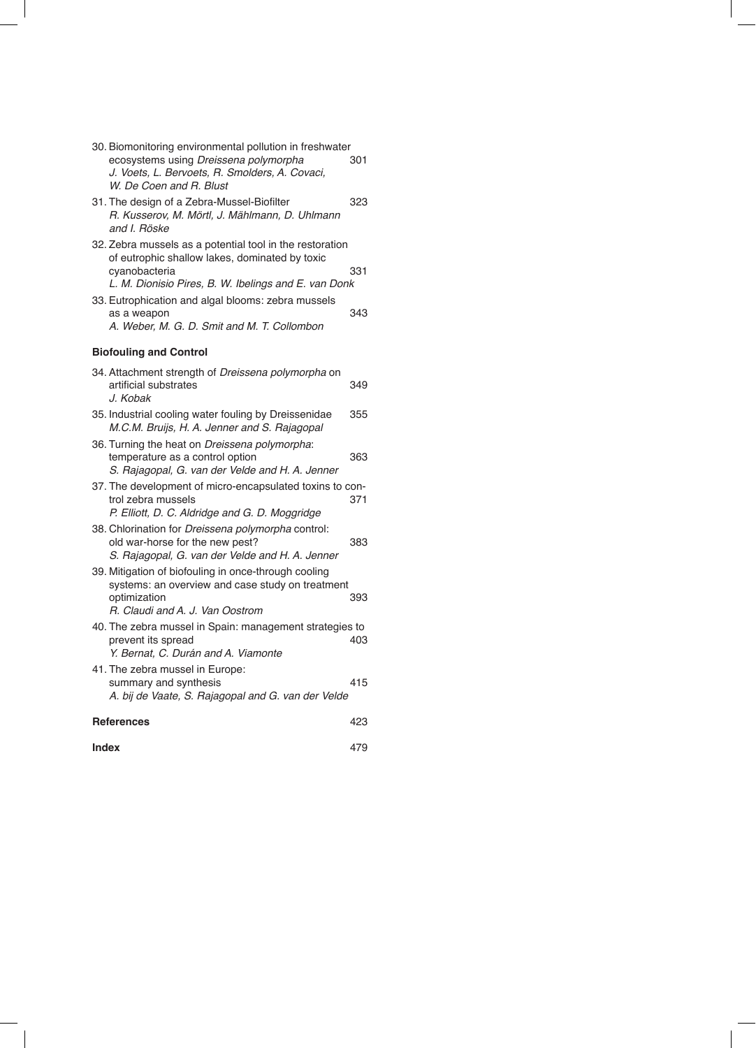30. Biomonitoring environmental pollution in freshwater ecosystems using *Dreissena polymorpha* 301
    *J. Voets, L. Bervoets, R. Smolders, A. Covaci, W. De Coen and R. Blust*

31. The design of a Zebra-Mussel-Biofilter 323
    *R. Kusserov, M. Mörtl, J. Mählmann, D. Uhlmann and I. Röske*

32. Zebra mussels as a potential tool in the restoration of eutrophic shallow lakes, dominated by toxic cyanobacteria 331
    *L. M. Dionisio Pires, B. W. Ibelings and E. van Donk*

33. Eutrophication and algal blooms: zebra mussels as a weapon 343
    *A. Weber, M. G. D. Smit and M. T. Collombon*

**Biofouling and Control**

34. Attachment strength of *Dreissena polymorpha* on artificial substrates 349
    *J. Kobak*

35. Industrial cooling water fouling by Dreissenidae 355
    *M.C.M. Bruijs, H. A. Jenner and S. Rajagopal*

36. Turning the heat on *Dreissena polymorpha*: temperature as a control option 363
    *S. Rajagopal, G. van der Velde and H. A. Jenner*

37. The development of micro-encapsulated toxins to control zebra mussels 371
    *P. Elliott, D. C. Aldridge and G. D. Moggridge*

38. Chlorination for *Dreissena polymorpha* control: old war-horse for the new pest? 383
    *S. Rajagopal, G. van der Velde and H. A. Jenner*

39. Mitigation of biofouling in once-through cooling systems: an overview and case study on treatment optimization 393
    *R. Claudi and A. J. Van Oostrom*

40. The zebra mussel in Spain: management strategies to prevent its spread 403
    *Y. Bernat, C. Durán and A. Viamonte*

41. The zebra mussel in Europe: summary and synthesis 415
    *A. bij de Vaate, S. Rajagopal and G. van der Velde*

**References** 423

**Index** 479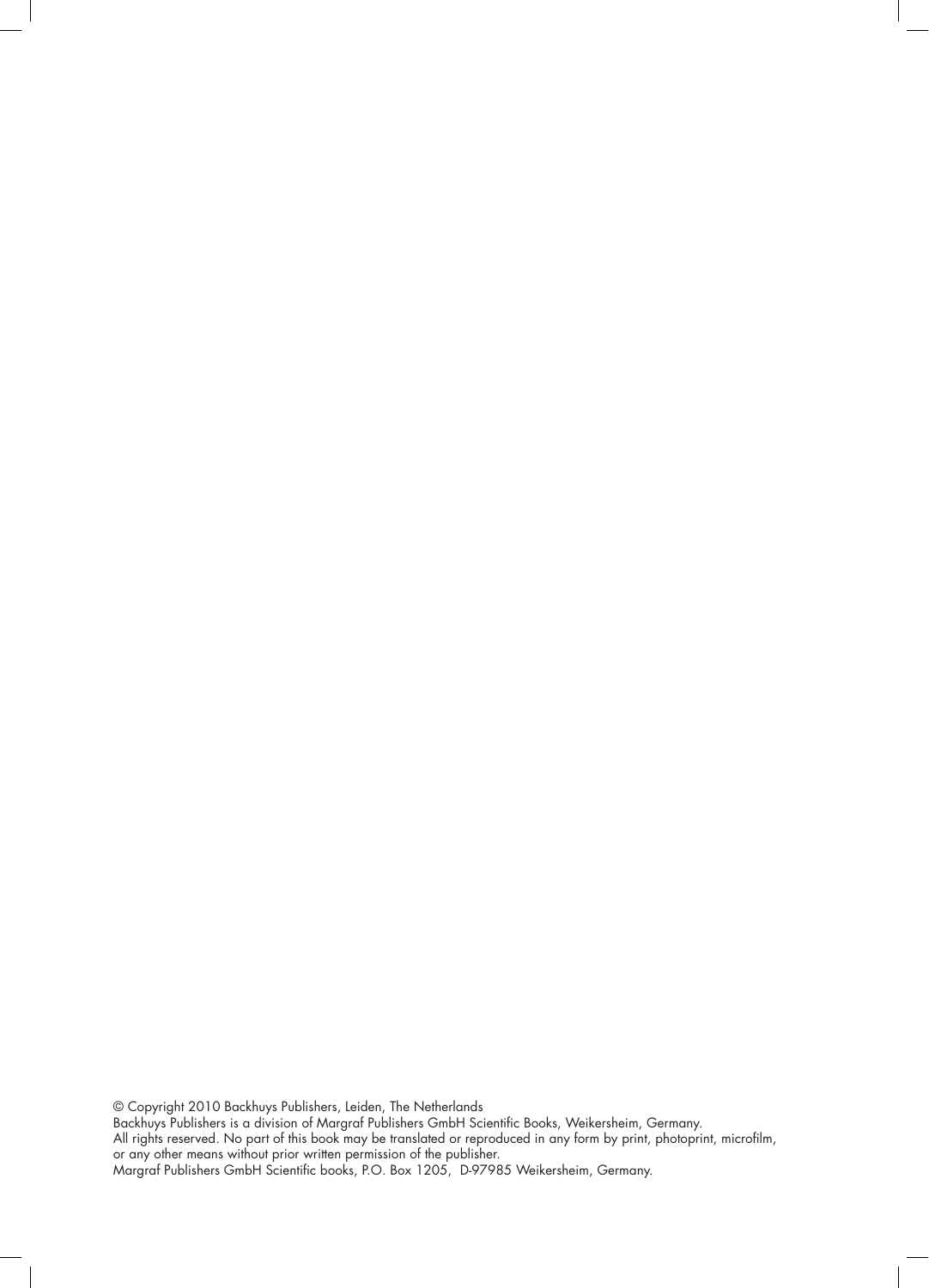© Copyright 2010 Backhuys Publishers, Leiden, The Netherlands
Backhuys Publishers is a division of Margraf Publishers GmbH Scientific Books, Weikersheim, Germany.
All rights reserved. No part of this book may be translated or reproduced in any form by print, photoprint, microfilm, or any other means without prior written permission of the publisher.
Margraf Publishers GmbH Scientific books, P.O. Box 1205, D-97985 Weikersheim, Germany.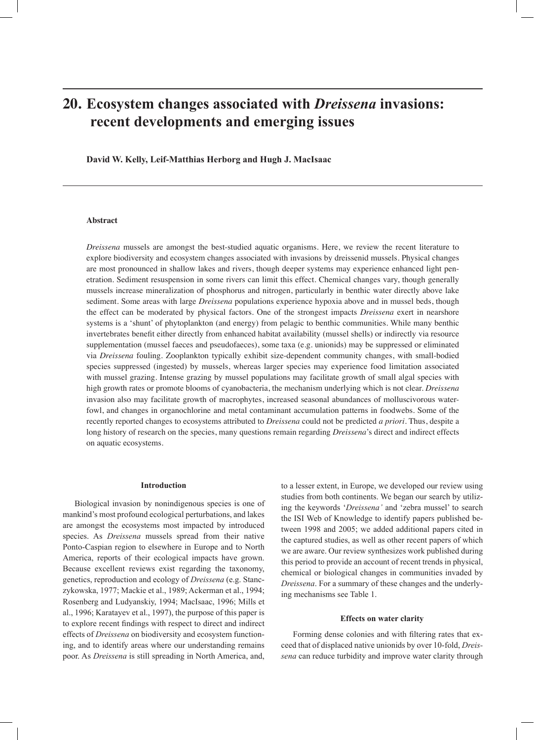# 20. Ecosystem changes associated with *Dreissena* invasions: recent developments and emerging issues

**David W. Kelly, Leif-Matthias Herborg and Hugh J. MacIsaac**

### Abstract

*Dreissena* mussels are amongst the best-studied aquatic organisms. Here, we review the recent literature to explore biodiversity and ecosystem changes associated with invasions by dreissenid mussels. Physical changes are most pronounced in shallow lakes and rivers, though deeper systems may experience enhanced light penetration. Sediment resuspension in some rivers can limit this effect. Chemical changes vary, though generally mussels increase mineralization of phosphorus and nitrogen, particularly in benthic water directly above lake sediment. Some areas with large *Dreissena* populations experience hypoxia above and in mussel beds, though the effect can be moderated by physical factors. One of the strongest impacts *Dreissena* exert in nearshore systems is a 'shunt' of phytoplankton (and energy) from pelagic to benthic communities. While many benthic invertebrates benefit either directly from enhanced habitat availability (mussel shells) or indirectly via resource supplementation (mussel faeces and pseudofaeces), some taxa (e.g. unionids) may be suppressed or eliminated via *Dreissena* fouling. Zooplankton typically exhibit size-dependent community changes, with small-bodied species suppressed (ingested) by mussels, whereas larger species may experience food limitation associated with mussel grazing. Intense grazing by mussel populations may facilitate growth of small algal species with high growth rates or promote blooms of cyanobacteria, the mechanism underlying which is not clear. *Dreissena* invasion also may facilitate growth of macrophytes, increased seasonal abundances of molluscivorous waterfowl, and changes in organochlorine and metal contaminant accumulation patterns in foodwebs. Some of the recently reported changes to ecosystems attributed to *Dreissena* could not be predicted *a priori*. Thus, despite a long history of research on the species, many questions remain regarding *Dreissena*'s direct and indirect effects on aquatic ecosystems.

### Introduction

Biological invasion by nonindigenous species is one of mankind's most profound ecological perturbations, and lakes are amongst the ecosystems most impacted by introduced species. As *Dreissena* mussels spread from their native Ponto-Caspian region to elsewhere in Europe and to North America, reports of their ecological impacts have grown. Because excellent reviews exist regarding the taxonomy, genetics, reproduction and ecology of *Dreissena* (e.g. Stanczykowska, 1977; Mackie et al., 1989; Ackerman et al., 1994; Rosenberg and Ludyanskiy, 1994; MacIsaac, 1996; Mills et al., 1996; Karatayev et al., 1997), the purpose of this paper is to explore recent findings with respect to direct and indirect effects of *Dreissena* on biodiversity and ecosystem functioning, and to identify areas where our understanding remains poor. As *Dreissena* is still spreading in North America, and, to a lesser extent, in Europe, we developed our review using studies from both continents. We began our search by utilizing the keywords '*Dreissena'* and 'zebra mussel' to search the ISI Web of Knowledge to identify papers published between 1998 and 2005; we added additional papers cited in the captured studies, as well as other recent papers of which we are aware. Our review synthesizes work published during this period to provide an account of recent trends in physical, chemical or biological changes in communities invaded by *Dreissena*. For a summary of these changes and the underlying mechanisms see Table 1.

### Effects on water clarity

Forming dense colonies and with filtering rates that exceed that of displaced native unionids by over 10-fold, *Dreissena* can reduce turbidity and improve water clarity through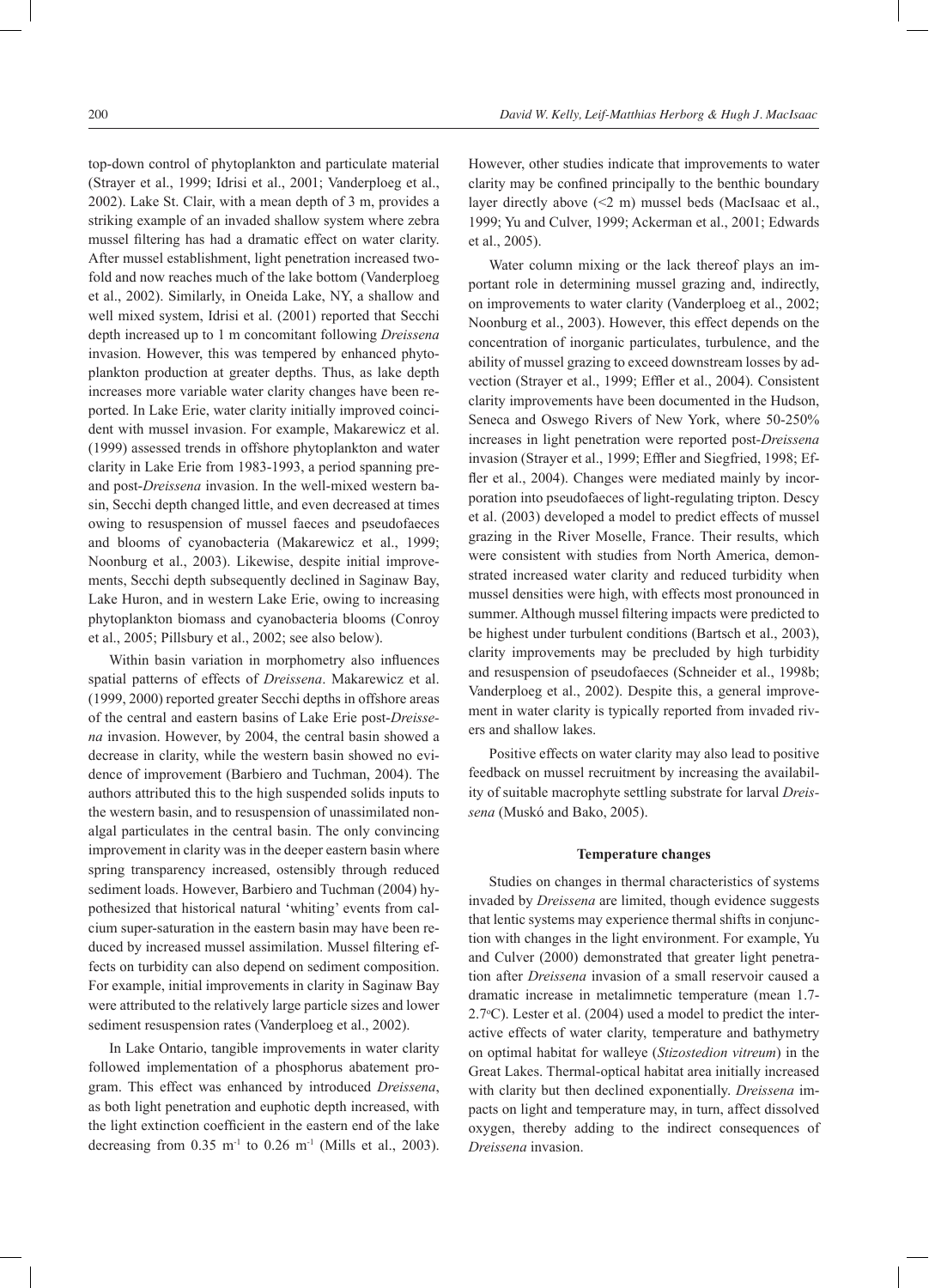top-down control of phytoplankton and particulate material (Strayer et al., 1999; Idrisi et al., 2001; Vanderploeg et al., 2002). Lake St. Clair, with a mean depth of 3 m, provides a striking example of an invaded shallow system where zebra mussel filtering has had a dramatic effect on water clarity. After mussel establishment, light penetration increased twofold and now reaches much of the lake bottom (Vanderploeg et al., 2002). Similarly, in Oneida Lake, NY, a shallow and well mixed system, Idrisi et al. (2001) reported that Secchi depth increased up to 1 m concomitant following *Dreissena* invasion. However, this was tempered by enhanced phytoplankton production at greater depths. Thus, as lake depth increases more variable water clarity changes have been reported. In Lake Erie, water clarity initially improved coincident with mussel invasion. For example, Makarewicz et al. (1999) assessed trends in offshore phytoplankton and water clarity in Lake Erie from 1983-1993, a period spanning pre- and post-*Dreissena* invasion. In the well-mixed western basin, Secchi depth changed little, and even decreased at times owing to resuspension of mussel faeces and pseudofaeces and blooms of cyanobacteria (Makarewicz et al., 1999; Noonburg et al., 2003). Likewise, despite initial improvements, Secchi depth subsequently declined in Saginaw Bay, Lake Huron, and in western Lake Erie, owing to increasing phytoplankton biomass and cyanobacteria blooms (Conroy et al., 2005; Pillsbury et al., 2002; see also below).

Within basin variation in morphometry also influences spatial patterns of effects of *Dreissena*. Makarewicz et al. (1999, 2000) reported greater Secchi depths in offshore areas of the central and eastern basins of Lake Erie post-*Dreissena* invasion. However, by 2004, the central basin showed a decrease in clarity, while the western basin showed no evidence of improvement (Barbiero and Tuchman, 2004). The authors attributed this to the high suspended solids inputs to the western basin, and to resuspension of unassimilated non-algal particulates in the central basin. The only convincing improvement in clarity was in the deeper eastern basin where spring transparency increased, ostensibly through reduced sediment loads. However, Barbiero and Tuchman (2004) hypothesized that historical natural 'whiting' events from calcium super-saturation in the eastern basin may have been reduced by increased mussel assimilation. Mussel filtering effects on turbidity can also depend on sediment composition. For example, initial improvements in clarity in Saginaw Bay were attributed to the relatively large particle sizes and lower sediment resuspension rates (Vanderploeg et al., 2002).

In Lake Ontario, tangible improvements in water clarity followed implementation of a phosphorus abatement program. This effect was enhanced by introduced *Dreissena*, as both light penetration and euphotic depth increased, with the light extinction coefficient in the eastern end of the lake decreasing from 0.35 $m^{-1}$ to 0.26 $m^{-1}$ (Mills et al., 2003). However, other studies indicate that improvements to water clarity may be confined principally to the benthic boundary layer directly above (<2 m) mussel beds (MacIsaac et al., 1999; Yu and Culver, 1999; Ackerman et al., 2001; Edwards et al., 2005).

Water column mixing or the lack thereof plays an important role in determining mussel grazing and, indirectly, on improvements to water clarity (Vanderploeg et al., 2002; Noonburg et al., 2003). However, this effect depends on the concentration of inorganic particulates, turbulence, and the ability of mussel grazing to exceed downstream losses by advection (Strayer et al., 1999; Effler et al., 2004). Consistent clarity improvements have been documented in the Hudson, Seneca and Oswego Rivers of New York, where 50-250% increases in light penetration were reported post-*Dreissena* invasion (Strayer et al., 1999; Effler and Siegfried, 1998; Effler et al., 2004). Changes were mediated mainly by incorporation into pseudofaeces of light-regulating tripton. Descy et al. (2003) developed a model to predict effects of mussel grazing in the River Moselle, France. Their results, which were consistent with studies from North America, demonstrated increased water clarity and reduced turbidity when mussel densities were high, with effects most pronounced in summer. Although mussel filtering impacts were predicted to be highest under turbulent conditions (Bartsch et al., 2003), clarity improvements may be precluded by high turbidity and resuspension of pseudofaeces (Schneider et al., 1998b; Vanderploeg et al., 2002). Despite this, a general improvement in water clarity is typically reported from invaded rivers and shallow lakes.

Positive effects on water clarity may also lead to positive feedback on mussel recruitment by increasing the availability of suitable macrophyte settling substrate for larval *Dreissena* (Muskó and Bako, 2005).

### Temperature changes

Studies on changes in thermal characteristics of systems invaded by *Dreissena* are limited, though evidence suggests that lentic systems may experience thermal shifts in conjunction with changes in the light environment. For example, Yu and Culver (2000) demonstrated that greater light penetration after *Dreissena* invasion of a small reservoir caused a dramatic increase in metalimnetic temperature (mean 1.7-2.7$^{o}$C). Lester et al. (2004) used a model to predict the interactive effects of water clarity, temperature and bathymetry on optimal habitat for walleye (*Stizostedion vitreum*) in the Great Lakes. Thermal-optical habitat area initially increased with clarity but then declined exponentially. *Dreissena* impacts on light and temperature may, in turn, affect dissolved oxygen, thereby adding to the indirect consequences of *Dreissena* invasion.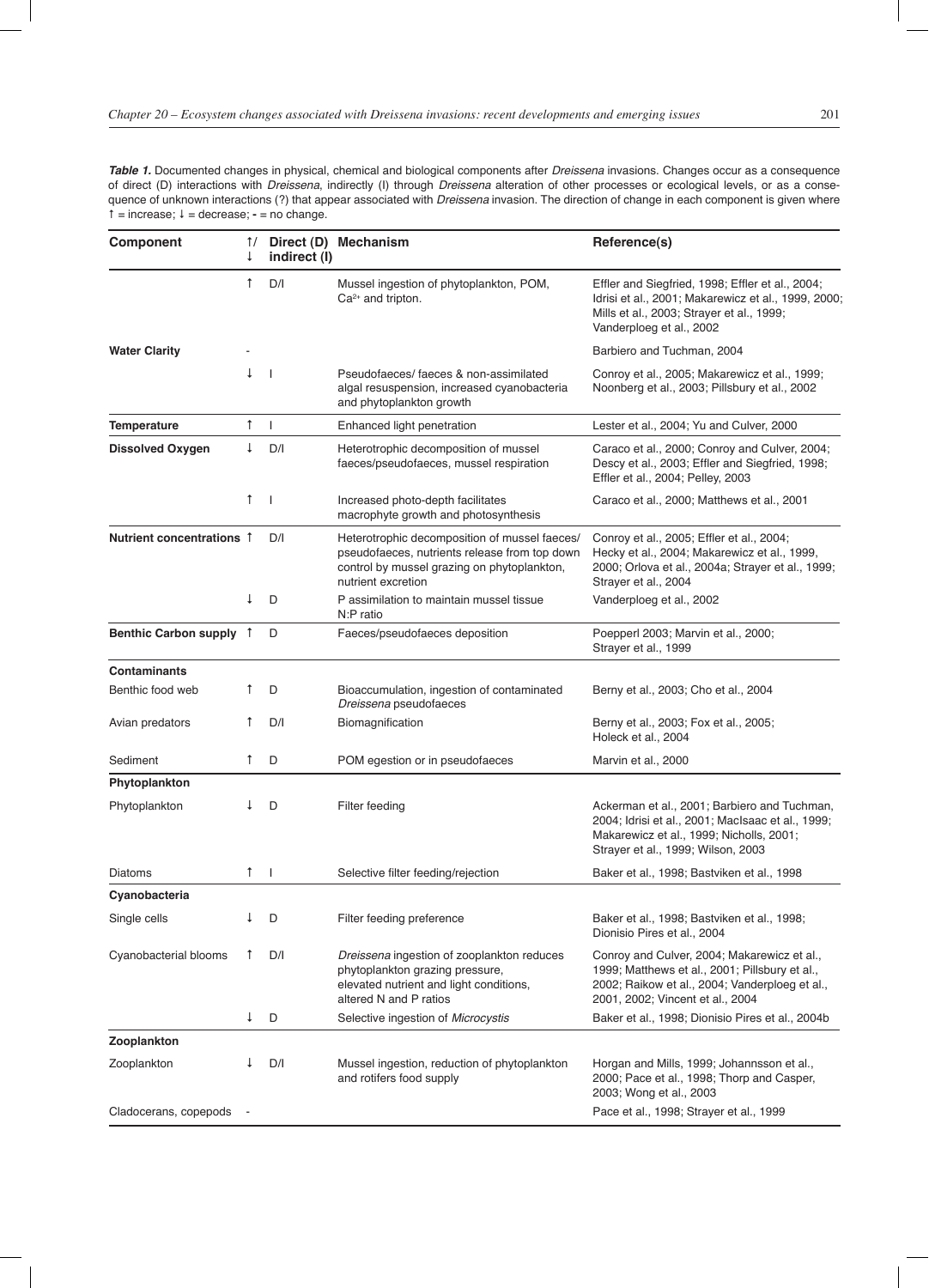***Table 1.*** Documented changes in physical, chemical and biological components after *Dreissena* invasions. Changes occur as a consequence of direct (D) interactions with *Dreissena*, indirectly (I) through *Dreissena* alteration of other processes or ecological levels, or as a consequence of unknown interactions (?) that appear associated with *Dreissena* invasion. The direction of change in each component is given where ↑ = increase; ↓ = decrease; **-** = no change.

| Component | ↑/↓ | Direct (D) indirect (I) | Mechanism | Reference(s) |
|---|---|---|---|---|
| | ↑ | D/I | Mussel ingestion of phytoplankton, POM, $Ca^{2+}$ and tripton. | Effler and Siegfried, 1998; Effler et al., 2004; Idrisi et al., 2001; Makarewicz et al., 1999, 2000; Mills et al., 2003; Strayer et al., 1999; Vanderploeg et al., 2002 |
| **Water Clarity** | - | | | Barbiero and Tuchman, 2004 |
| | ↓ | I | Pseudofaeces/ faeces & non-assimilated algal resuspension, increased cyanobacteria and phytoplankton growth | Conroy et al., 2005; Makarewicz et al., 1999; Noonberg et al., 2003; Pillsbury et al., 2002 |
| **Temperature** | ↑ | I | Enhanced light penetration | Lester et al., 2004; Yu and Culver, 2000 |
| **Dissolved Oxygen** | ↓ | D/I | Heterotrophic decomposition of mussel faeces/pseudofaeces, mussel respiration | Caraco et al., 2000; Conroy and Culver, 2004; Descy et al., 2003; Effler and Siegfried, 1998; Effler et al., 2004; Pelley, 2003 |
| | ↑ | I | Increased photo-depth facilitates macrophyte growth and photosynthesis | Caraco et al., 2000; Matthews et al., 2001 |
| **Nutrient concentrations** | ↑ | D/I | Heterotrophic decomposition of mussel faeces/ pseudofaeces, nutrients release from top down control by mussel grazing on phytoplankton, nutrient excretion | Conroy et al., 2005; Effler et al., 2004; Hecky et al., 2004; Makarewicz et al., 1999, 2000; Orlova et al., 2004a; Strayer et al., 1999; Strayer et al., 2004 |
| | ↓ | D | P assimilation to maintain mussel tissue N:P ratio | Vanderploeg et al., 2002 |
| **Benthic Carbon supply** | ↑ | D | Faeces/pseudofaeces deposition | Poepperl 2003; Marvin et al., 2000; Strayer et al., 1999 |
| **Contaminants** | | | | |
| Benthic food web | ↑ | D | Bioaccumulation, ingestion of contaminated *Dreissena* pseudofaeces | Berny et al., 2003; Cho et al., 2004 |
| Avian predators | ↑ | D/I | Biomagnification | Berny et al., 2003; Fox et al., 2005; Holeck et al., 2004 |
| Sediment | ↑ | D | POM egestion or in pseudofaeces | Marvin et al., 2000 |
| **Phytoplankton** | | | | |
| Phytoplankton | ↓ | D | Filter feeding | Ackerman et al., 2001; Barbiero and Tuchman, 2004; Idrisi et al., 2001; MacIsaac et al., 1999; Makarewicz et al., 1999; Nicholls, 2001; Strayer et al., 1999; Wilson, 2003 |
| Diatoms | ↑ | I | Selective filter feeding/rejection | Baker et al., 1998; Bastviken et al., 1998 |
| **Cyanobacteria** | | | | |
| Single cells | ↓ | D | Filter feeding preference | Baker et al., 1998; Bastviken et al., 1998; Dionisio Pires et al., 2004 |
| Cyanobacterial blooms | ↑ | D/I | *Dreissena* ingestion of zooplankton reduces phytoplankton grazing pressure, elevated nutrient and light conditions, altered N and P ratios | Conroy and Culver, 2004; Makarewicz et al., 1999; Matthews et al., 2001; Pillsbury et al., 2002; Raikow et al., 2004; Vanderploeg et al., 2001, 2002; Vincent et al., 2004 |
| | ↓ | D | Selective ingestion of *Microcystis* | Baker et al., 1998; Dionisio Pires et al., 2004b |
| **Zooplankton** | | | | |
| Zooplankton | ↓ | D/I | Mussel ingestion, reduction of phytoplankton and rotifers food supply | Horgan and Mills, 1999; Johannsson et al., 2000; Pace et al., 1998; Thorp and Casper, 2003; Wong et al., 2003 |
| Cladocerans, copepods | - | | | Pace et al., 1998; Strayer et al., 1999 |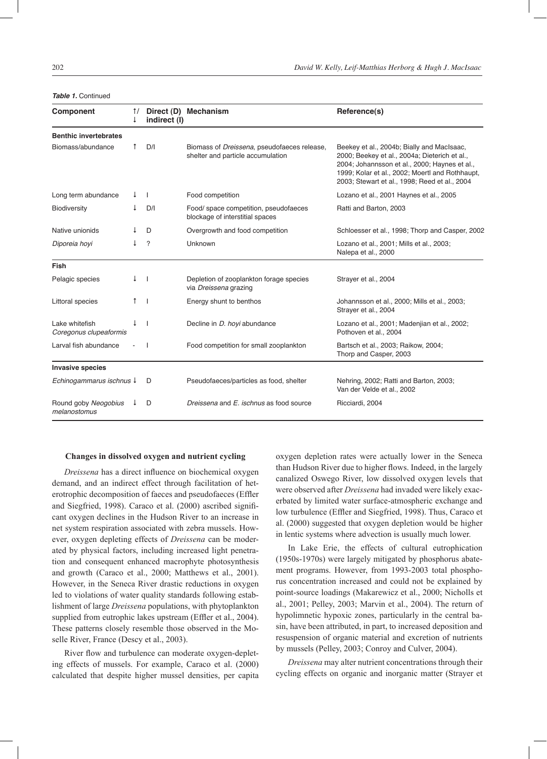***Table 1.*** Continued

| Component | ↑/↓ | Direct (D) indirect (I) | Mechanism | Reference(s) |
|---|---|---|---|---|
| **Benthic invertebrates** | | | | |
| Biomass/abundance | ↑ | D/I | Biomass of *Dreissena*, pseudofaeces release, shelter and particle accumulation | Beekey et al., 2004b; Bially and MacIsaac, 2000; Beekey et al., 2004a; Dieterich et al., 2004; Johannsson et al., 2000; Haynes et al., 1999; Kolar et al., 2002; Moertl and Rothhaupt, 2003; Stewart et al., 1998; Reed et al., 2004 |
| Long term abundance | ↓ | I | Food competition | Lozano et al., 2001 Haynes et al., 2005 |
| Biodiversity | ↓ | D/I | Food/ space competition, pseudofaeces blockage of interstitial spaces | Ratti and Barton, 2003 |
| Native unionids | ↓ | D | Overgrowth and food competition | Schloesser et al., 1998; Thorp and Casper, 2002 |
| *Diporeia hoyi* | ↓ | ? | Unknown | Lozano et al., 2001; Mills et al., 2003; Nalepa et al., 2000 |
| **Fish** | | | | |
| Pelagic species | ↓ | I | Depletion of zooplankton forage species via *Dreissena* grazing | Strayer et al., 2004 |
| Littoral species | ↑ | I | Energy shunt to benthos | Johannsson et al., 2000; Mills et al., 2003; Strayer et al., 2004 |
| Lake whitefish *Coregonus clupeaformis* | ↓ | I | Decline in *D. hoyi* abundance | Lozano et al., 2001; Madenjian et al., 2002; Pothoven et al., 2004 |
| Larval fish abundance | - | I | Food competition for small zooplankton | Bartsch et al., 2003; Raikow, 2004; Thorp and Casper, 2003 |
| **Invasive species** | | | | |
| *Echinogammarus ischnus* | ↓ | D | Pseudofaeces/particles as food, shelter | Nehring, 2002; Ratti and Barton, 2003; Van der Velde et al., 2002 |
| Round goby *Neogobius melanostomus* | ↓ | D | *Dreissena* and *E. ischnus* as food source | Ricciardi, 2004 |

### Changes in dissolved oxygen and nutrient cycling

*Dreissena* has a direct influence on biochemical oxygen demand, and an indirect effect through facilitation of heterotrophic decomposition of faeces and pseudofaeces (Effler and Siegfried, 1998). Caraco et al. (2000) ascribed significant oxygen declines in the Hudson River to an increase in net system respiration associated with zebra mussels. However, oxygen depleting effects of *Dreissena* can be moderated by physical factors, including increased light penetration and consequent enhanced macrophyte photosynthesis and growth (Caraco et al., 2000; Matthews et al., 2001). However, in the Seneca River drastic reductions in oxygen led to violations of water quality standards following establishment of large *Dreissena* populations, with phytoplankton supplied from eutrophic lakes upstream (Effler et al., 2004). These patterns closely resemble those observed in the Moselle River, France (Descy et al., 2003).

River flow and turbulence can moderate oxygen-depleting effects of mussels. For example, Caraco et al. (2000) calculated that despite higher mussel densities, per capita oxygen depletion rates were actually lower in the Seneca than Hudson River due to higher flows. Indeed, in the largely canalized Oswego River, low dissolved oxygen levels that were observed after *Dreissena* had invaded were likely exacerbated by limited water surface-atmospheric exchange and low turbulence (Effler and Siegfried, 1998). Thus, Caraco et al. (2000) suggested that oxygen depletion would be higher in lentic systems where advection is usually much lower.

In Lake Erie, the effects of cultural eutrophication (1950s-1970s) were largely mitigated by phosphorus abatement programs. However, from 1993-2003 total phosphorus concentration increased and could not be explained by point-source loadings (Makarewicz et al., 2000; Nicholls et al., 2001; Pelley, 2003; Marvin et al., 2004). The return of hypolimnetic hypoxic zones, particularly in the central basin, have been attributed, in part, to increased deposition and resuspension of organic material and excretion of nutrients by mussels (Pelley, 2003; Conroy and Culver, 2004).

*Dreissena* may alter nutrient concentrations through their cycling effects on organic and inorganic matter (Strayer et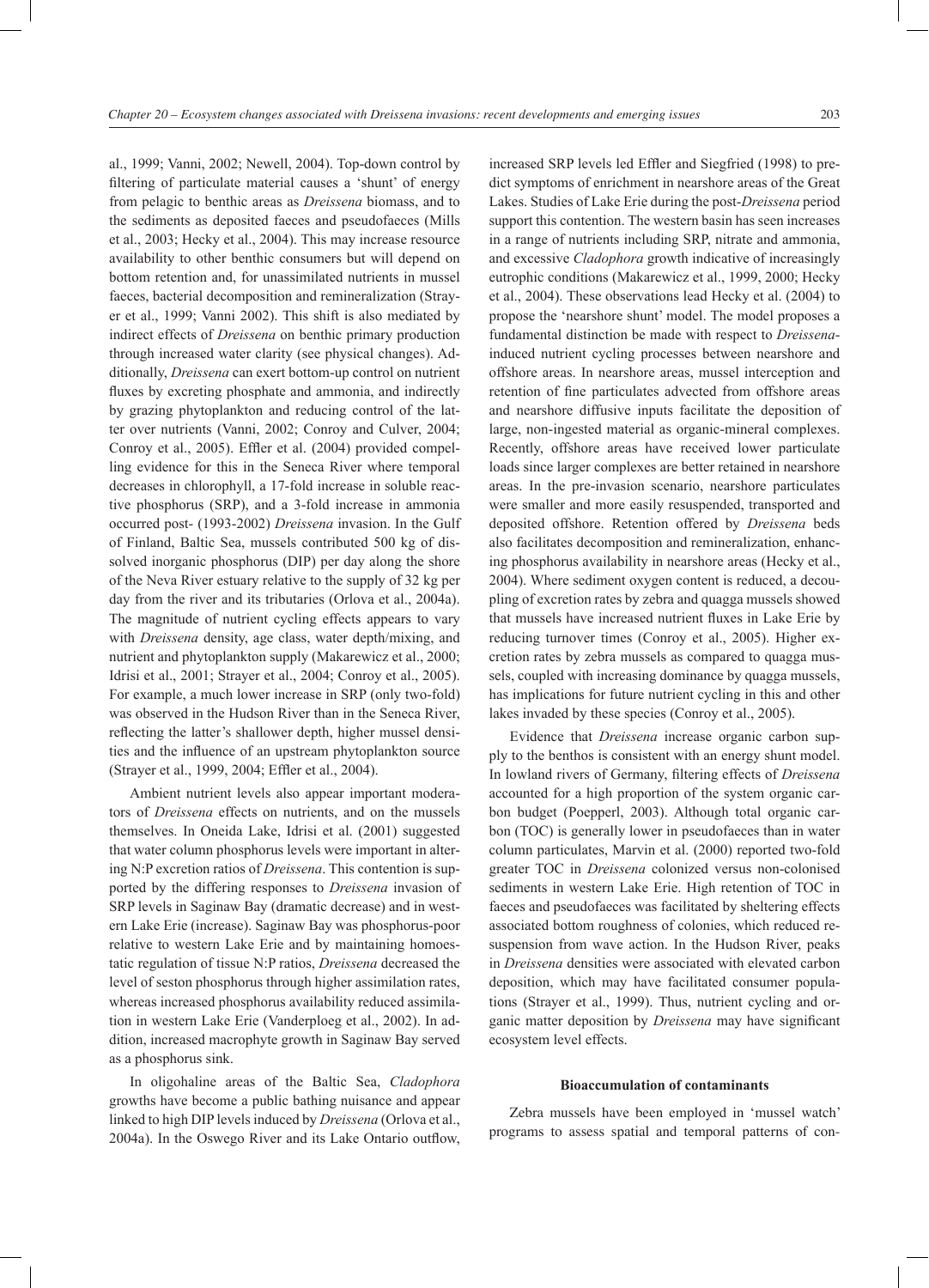al., 1999; Vanni, 2002; Newell, 2004). Top-down control by filtering of particulate material causes a 'shunt' of energy from pelagic to benthic areas as *Dreissena* biomass, and to the sediments as deposited faeces and pseudofaeces (Mills et al., 2003; Hecky et al., 2004). This may increase resource availability to other benthic consumers but will depend on bottom retention and, for unassimilated nutrients in mussel faeces, bacterial decomposition and remineralization (Strayer et al., 1999; Vanni 2002). This shift is also mediated by indirect effects of *Dreissena* on benthic primary production through increased water clarity (see physical changes). Additionally, *Dreissena* can exert bottom-up control on nutrient fluxes by excreting phosphate and ammonia, and indirectly by grazing phytoplankton and reducing control of the latter over nutrients (Vanni, 2002; Conroy and Culver, 2004; Conroy et al., 2005). Effler et al. (2004) provided compelling evidence for this in the Seneca River where temporal decreases in chlorophyll, a 17-fold increase in soluble reactive phosphorus (SRP), and a 3-fold increase in ammonia occurred post- (1993-2002) *Dreissena* invasion. In the Gulf of Finland, Baltic Sea, mussels contributed 500 kg of dissolved inorganic phosphorus (DIP) per day along the shore of the Neva River estuary relative to the supply of 32 kg per day from the river and its tributaries (Orlova et al., 2004a). The magnitude of nutrient cycling effects appears to vary with *Dreissena* density, age class, water depth/mixing, and nutrient and phytoplankton supply (Makarewicz et al., 2000; Idrisi et al., 2001; Strayer et al., 2004; Conroy et al., 2005). For example, a much lower increase in SRP (only two-fold) was observed in the Hudson River than in the Seneca River, reflecting the latter's shallower depth, higher mussel densities and the influence of an upstream phytoplankton source (Strayer et al., 1999, 2004; Effler et al., 2004).

Ambient nutrient levels also appear important moderators of *Dreissena* effects on nutrients, and on the mussels themselves. In Oneida Lake, Idrisi et al. (2001) suggested that water column phosphorus levels were important in altering N:P excretion ratios of *Dreissena*. This contention is supported by the differing responses to *Dreissena* invasion of SRP levels in Saginaw Bay (dramatic decrease) and in western Lake Erie (increase). Saginaw Bay was phosphorus-poor relative to western Lake Erie and by maintaining homoeostatic regulation of tissue N:P ratios, *Dreissena* decreased the level of seston phosphorus through higher assimilation rates, whereas increased phosphorus availability reduced assimilation in western Lake Erie (Vanderploeg et al., 2002). In addition, increased macrophyte growth in Saginaw Bay served as a phosphorus sink.

In oligohaline areas of the Baltic Sea, *Cladophora* growths have become a public bathing nuisance and appear linked to high DIP levels induced by *Dreissena* (Orlova et al., 2004a). In the Oswego River and its Lake Ontario outflow, increased SRP levels led Effler and Siegfried (1998) to predict symptoms of enrichment in nearshore areas of the Great Lakes. Studies of Lake Erie during the post-*Dreissena* period support this contention. The western basin has seen increases in a range of nutrients including SRP, nitrate and ammonia, and excessive *Cladophora* growth indicative of increasingly eutrophic conditions (Makarewicz et al., 1999, 2000; Hecky et al., 2004). These observations lead Hecky et al. (2004) to propose the 'nearshore shunt' model. The model proposes a fundamental distinction be made with respect to *Dreissena*-induced nutrient cycling processes between nearshore and offshore areas. In nearshore areas, mussel interception and retention of fine particulates advected from offshore areas and nearshore diffusive inputs facilitate the deposition of large, non-ingested material as organic-mineral complexes. Recently, offshore areas have received lower particulate loads since larger complexes are better retained in nearshore areas. In the pre-invasion scenario, nearshore particulates were smaller and more easily resuspended, transported and deposited offshore. Retention offered by *Dreissena* beds also facilitates decomposition and remineralization, enhancing phosphorus availability in nearshore areas (Hecky et al., 2004). Where sediment oxygen content is reduced, a decoupling of excretion rates by zebra and quagga mussels showed that mussels have increased nutrient fluxes in Lake Erie by reducing turnover times (Conroy et al., 2005). Higher excretion rates by zebra mussels as compared to quagga mussels, coupled with increasing dominance by quagga mussels, has implications for future nutrient cycling in this and other lakes invaded by these species (Conroy et al., 2005).

Evidence that *Dreissena* increase organic carbon supply to the benthos is consistent with an energy shunt model. In lowland rivers of Germany, filtering effects of *Dreissena* accounted for a high proportion of the system organic carbon budget (Poepperl, 2003). Although total organic carbon (TOC) is generally lower in pseudofaeces than in water column particulates, Marvin et al. (2000) reported two-fold greater TOC in *Dreissena* colonized versus non-colonised sediments in western Lake Erie. High retention of TOC in faeces and pseudofaeces was facilitated by sheltering effects associated bottom roughness of colonies, which reduced resuspension from wave action. In the Hudson River, peaks in *Dreissena* densities were associated with elevated carbon deposition, which may have facilitated consumer populations (Strayer et al., 1999). Thus, nutrient cycling and organic matter deposition by *Dreissena* may have significant ecosystem level effects.

### Bioaccumulation of contaminants

Zebra mussels have been employed in 'mussel watch' programs to assess spatial and temporal patterns of con-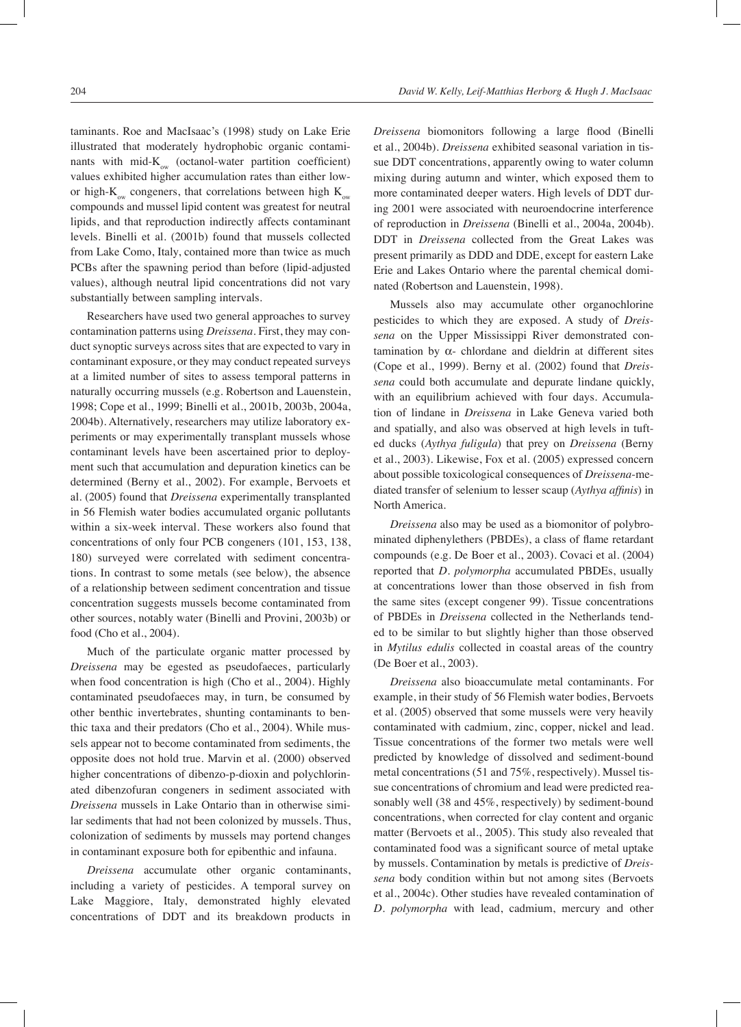taminants. Roe and MacIsaac's (1998) study on Lake Erie illustrated that moderately hydrophobic organic contaminants with mid-$K_{ow}$ (octanol-water partition coefficient) values exhibited higher accumulation rates than either low- or high-$K_{ow}$ congeners, that correlations between high $K_{ow}$ compounds and mussel lipid content was greatest for neutral lipids, and that reproduction indirectly affects contaminant levels. Binelli et al. (2001b) found that mussels collected from Lake Como, Italy, contained more than twice as much PCBs after the spawning period than before (lipid-adjusted values), although neutral lipid concentrations did not vary substantially between sampling intervals.

Researchers have used two general approaches to survey contamination patterns using *Dreissena*. First, they may conduct synoptic surveys across sites that are expected to vary in contaminant exposure, or they may conduct repeated surveys at a limited number of sites to assess temporal patterns in naturally occurring mussels (e.g. Robertson and Lauenstein, 1998; Cope et al., 1999; Binelli et al., 2001b, 2003b, 2004a, 2004b). Alternatively, researchers may utilize laboratory experiments or may experimentally transplant mussels whose contaminant levels have been ascertained prior to deployment such that accumulation and depuration kinetics can be determined (Berny et al., 2002). For example, Bervoets et al. (2005) found that *Dreissena* experimentally transplanted in 56 Flemish water bodies accumulated organic pollutants within a six-week interval. These workers also found that concentrations of only four PCB congeners (101, 153, 138, 180) surveyed were correlated with sediment concentrations. In contrast to some metals (see below), the absence of a relationship between sediment concentration and tissue concentration suggests mussels become contaminated from other sources, notably water (Binelli and Provini, 2003b) or food (Cho et al., 2004).

Much of the particulate organic matter processed by *Dreissena* may be egested as pseudofaeces, particularly when food concentration is high (Cho et al., 2004). Highly contaminated pseudofaeces may, in turn, be consumed by other benthic invertebrates, shunting contaminants to benthic taxa and their predators (Cho et al., 2004). While mussels appear not to become contaminated from sediments, the opposite does not hold true. Marvin et al. (2000) observed higher concentrations of dibenzo-p-dioxin and polychlorinated dibenzofuran congeners in sediment associated with *Dreissena* mussels in Lake Ontario than in otherwise similar sediments that had not been colonized by mussels. Thus, colonization of sediments by mussels may portend changes in contaminant exposure both for epibenthic and infauna.

*Dreissena* accumulate other organic contaminants, including a variety of pesticides. A temporal survey on Lake Maggiore, Italy, demonstrated highly elevated concentrations of DDT and its breakdown products in *Dreissena* biomonitors following a large flood (Binelli et al., 2004b). *Dreissena* exhibited seasonal variation in tissue DDT concentrations, apparently owing to water column mixing during autumn and winter, which exposed them to more contaminated deeper waters. High levels of DDT during 2001 were associated with neuroendocrine interference of reproduction in *Dreissena* (Binelli et al., 2004a, 2004b). DDT in *Dreissena* collected from the Great Lakes was present primarily as DDD and DDE, except for eastern Lake Erie and Lakes Ontario where the parental chemical dominated (Robertson and Lauenstein, 1998).

Mussels also may accumulate other organochlorine pesticides to which they are exposed. A study of *Dreissena* on the Upper Mississippi River demonstrated contamination by $\alpha$- chlordane and dieldrin at different sites (Cope et al., 1999). Berny et al. (2002) found that *Dreissena* could both accumulate and depurate lindane quickly, with an equilibrium achieved with four days. Accumulation of lindane in *Dreissena* in Lake Geneva varied both and spatially, and also was observed at high levels in tufted ducks (*Aythya fuligula*) that prey on *Dreissena* (Berny et al., 2003). Likewise, Fox et al. (2005) expressed concern about possible toxicological consequences of *Dreissena*-mediated transfer of selenium to lesser scaup (*Aythya affinis*) in North America.

*Dreissena* also may be used as a biomonitor of polybrominated diphenylethers (PBDEs), a class of flame retardant compounds (e.g. De Boer et al., 2003). Covaci et al. (2004) reported that *D. polymorpha* accumulated PBDEs, usually at concentrations lower than those observed in fish from the same sites (except congener 99). Tissue concentrations of PBDEs in *Dreissena* collected in the Netherlands tended to be similar to but slightly higher than those observed in *Mytilus edulis* collected in coastal areas of the country (De Boer et al., 2003).

*Dreissena* also bioaccumulate metal contaminants. For example, in their study of 56 Flemish water bodies, Bervoets et al. (2005) observed that some mussels were very heavily contaminated with cadmium, zinc, copper, nickel and lead. Tissue concentrations of the former two metals were well predicted by knowledge of dissolved and sediment-bound metal concentrations (51 and 75%, respectively). Mussel tissue concentrations of chromium and lead were predicted reasonably well (38 and 45%, respectively) by sediment-bound concentrations, when corrected for clay content and organic matter (Bervoets et al., 2005). This study also revealed that contaminated food was a significant source of metal uptake by mussels. Contamination by metals is predictive of *Dreissena* body condition within but not among sites (Bervoets et al., 2004c). Other studies have revealed contamination of *D. polymorpha* with lead, cadmium, mercury and other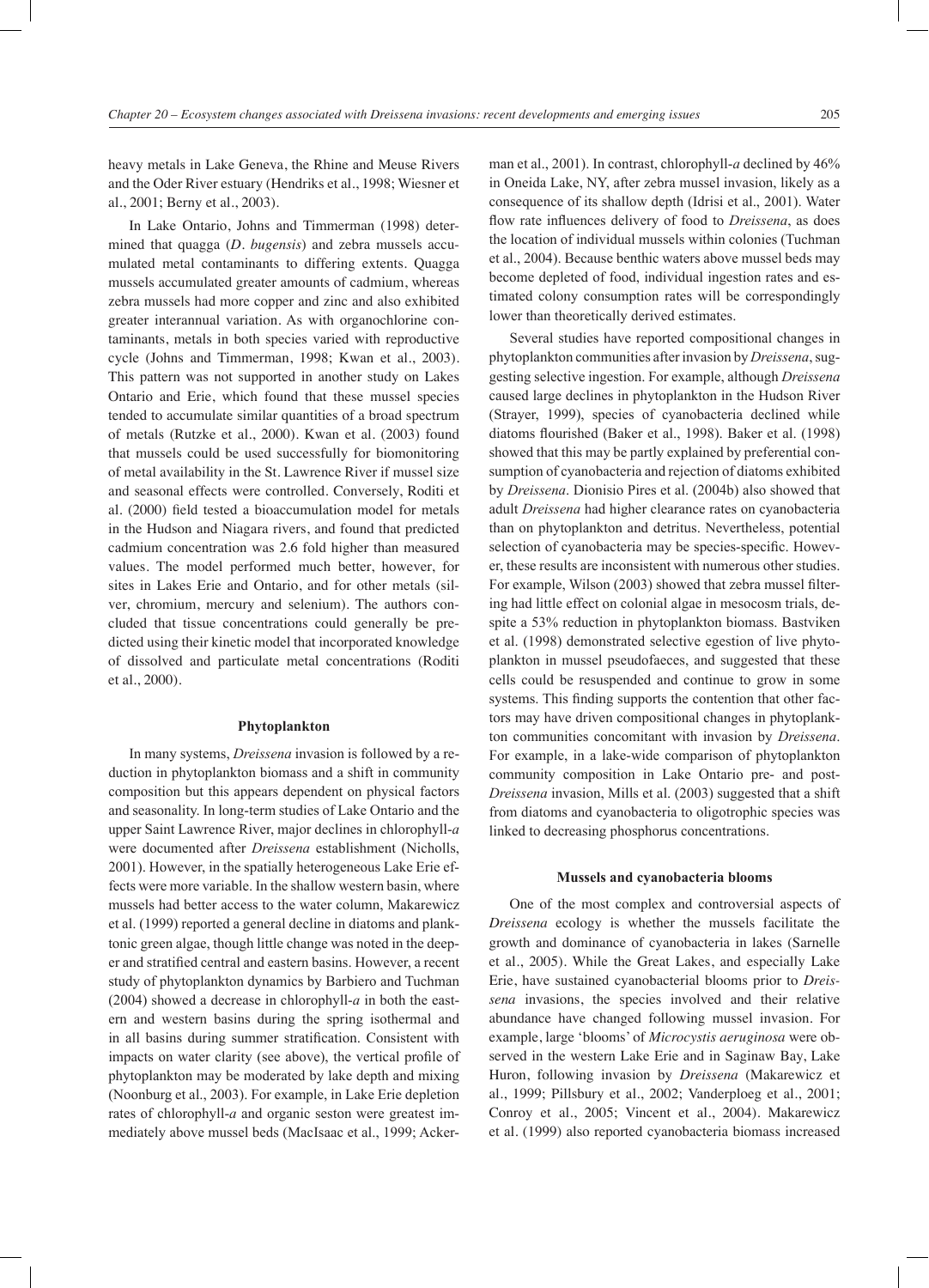heavy metals in Lake Geneva, the Rhine and Meuse Rivers and the Oder River estuary (Hendriks et al., 1998; Wiesner et al., 2001; Berny et al., 2003).

In Lake Ontario, Johns and Timmerman (1998) determined that quagga (*D. bugensis*) and zebra mussels accumulated metal contaminants to differing extents. Quagga mussels accumulated greater amounts of cadmium, whereas zebra mussels had more copper and zinc and also exhibited greater interannual variation. As with organochlorine contaminants, metals in both species varied with reproductive cycle (Johns and Timmerman, 1998; Kwan et al., 2003). This pattern was not supported in another study on Lakes Ontario and Erie, which found that these mussel species tended to accumulate similar quantities of a broad spectrum of metals (Rutzke et al., 2000). Kwan et al. (2003) found that mussels could be used successfully for biomonitoring of metal availability in the St. Lawrence River if mussel size and seasonal effects were controlled. Conversely, Roditi et al. (2000) field tested a bioaccumulation model for metals in the Hudson and Niagara rivers, and found that predicted cadmium concentration was 2.6 fold higher than measured values. The model performed much better, however, for sites in Lakes Erie and Ontario, and for other metals (silver, chromium, mercury and selenium). The authors concluded that tissue concentrations could generally be predicted using their kinetic model that incorporated knowledge of dissolved and particulate metal concentrations (Roditi et al., 2000).

### Phytoplankton

In many systems, *Dreissena* invasion is followed by a reduction in phytoplankton biomass and a shift in community composition but this appears dependent on physical factors and seasonality. In long-term studies of Lake Ontario and the upper Saint Lawrence River, major declines in chlorophyll-*a* were documented after *Dreissena* establishment (Nicholls, 2001). However, in the spatially heterogeneous Lake Erie effects were more variable. In the shallow western basin, where mussels had better access to the water column, Makarewicz et al. (1999) reported a general decline in diatoms and planktonic green algae, though little change was noted in the deeper and stratified central and eastern basins. However, a recent study of phytoplankton dynamics by Barbiero and Tuchman (2004) showed a decrease in chlorophyll-*a* in both the eastern and western basins during the spring isothermal and in all basins during summer stratification. Consistent with impacts on water clarity (see above), the vertical profile of phytoplankton may be moderated by lake depth and mixing (Noonburg et al., 2003). For example, in Lake Erie depletion rates of chlorophyll-*a* and organic seston were greatest immediately above mussel beds (MacIsaac et al., 1999; Ackerman et al., 2001). In contrast, chlorophyll-*a* declined by 46% in Oneida Lake, NY, after zebra mussel invasion, likely as a consequence of its shallow depth (Idrisi et al., 2001). Water flow rate influences delivery of food to *Dreissena*, as does the location of individual mussels within colonies (Tuchman et al., 2004). Because benthic waters above mussel beds may become depleted of food, individual ingestion rates and estimated colony consumption rates will be correspondingly lower than theoretically derived estimates.

Several studies have reported compositional changes in phytoplankton communities after invasion by *Dreissena*, suggesting selective ingestion. For example, although *Dreissena* caused large declines in phytoplankton in the Hudson River (Strayer, 1999), species of cyanobacteria declined while diatoms flourished (Baker et al., 1998). Baker et al. (1998) showed that this may be partly explained by preferential consumption of cyanobacteria and rejection of diatoms exhibited by *Dreissena*. Dionisio Pires et al. (2004b) also showed that adult *Dreissena* had higher clearance rates on cyanobacteria than on phytoplankton and detritus. Nevertheless, potential selection of cyanobacteria may be species-specific. However, these results are inconsistent with numerous other studies. For example, Wilson (2003) showed that zebra mussel filtering had little effect on colonial algae in mesocosm trials, despite a 53% reduction in phytoplankton biomass. Bastviken et al. (1998) demonstrated selective egestion of live phytoplankton in mussel pseudofaeces, and suggested that these cells could be resuspended and continue to grow in some systems. This finding supports the contention that other factors may have driven compositional changes in phytoplankton communities concomitant with invasion by *Dreissena*. For example, in a lake-wide comparison of phytoplankton community composition in Lake Ontario pre- and post-*Dreissena* invasion, Mills et al. (2003) suggested that a shift from diatoms and cyanobacteria to oligotrophic species was linked to decreasing phosphorus concentrations.

### Mussels and cyanobacteria blooms

One of the most complex and controversial aspects of *Dreissena* ecology is whether the mussels facilitate the growth and dominance of cyanobacteria in lakes (Sarnelle et al., 2005). While the Great Lakes, and especially Lake Erie, have sustained cyanobacterial blooms prior to *Dreissena* invasions, the species involved and their relative abundance have changed following mussel invasion. For example, large 'blooms' of *Microcystis aeruginosa* were observed in the western Lake Erie and in Saginaw Bay, Lake Huron, following invasion by *Dreissena* (Makarewicz et al., 1999; Pillsbury et al., 2002; Vanderploeg et al., 2001; Conroy et al., 2005; Vincent et al., 2004). Makarewicz et al. (1999) also reported cyanobacteria biomass increased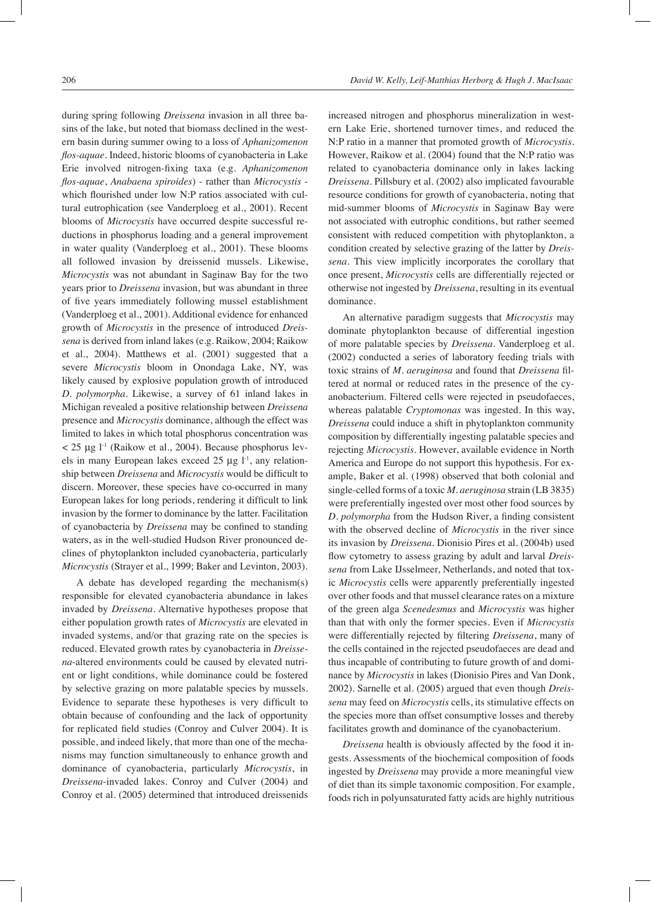during spring following *Dreissena* invasion in all three basins of the lake, but noted that biomass declined in the western basin during summer owing to a loss of *Aphanizomenon flos-aquae*. Indeed, historic blooms of cyanobacteria in Lake Erie involved nitrogen-fixing taxa (e.g. *Aphanizomenon flos-aquae*, *Anabaena spiroides*) - rather than *Microcystis* - which flourished under low N:P ratios associated with cultural eutrophication (see Vanderploeg et al., 2001). Recent blooms of *Microcystis* have occurred despite successful reductions in phosphorus loading and a general improvement in water quality (Vanderploeg et al., 2001). These blooms all followed invasion by dreissenid mussels. Likewise, *Microcystis* was not abundant in Saginaw Bay for the two years prior to *Dreissena* invasion, but was abundant in three of five years immediately following mussel establishment (Vanderploeg et al., 2001). Additional evidence for enhanced growth of *Microcystis* in the presence of introduced *Dreissena* is derived from inland lakes (e.g. Raikow, 2004; Raikow et al., 2004). Matthews et al. (2001) suggested that a severe *Microcystis* bloom in Onondaga Lake, NY, was likely caused by explosive population growth of introduced *D. polymorpha*. Likewise, a survey of 61 inland lakes in Michigan revealed a positive relationship between *Dreissena* presence and *Microcystis* dominance, although the effect was limited to lakes in which total phosphorus concentration was $< 25$ µg $l^{-1}$ (Raikow et al., 2004). Because phosphorus levels in many European lakes exceed 25 µg $l^{-1}$, any relationship between *Dreissena* and *Microcystis* would be difficult to discern. Moreover, these species have co-occurred in many European lakes for long periods, rendering it difficult to link invasion by the former to dominance by the latter. Facilitation of cyanobacteria by *Dreissena* may be confined to standing waters, as in the well-studied Hudson River pronounced declines of phytoplankton included cyanobacteria, particularly *Microcystis* (Strayer et al., 1999; Baker and Levinton, 2003).

A debate has developed regarding the mechanism(s) responsible for elevated cyanobacteria abundance in lakes invaded by *Dreissena*. Alternative hypotheses propose that either population growth rates of *Microcystis* are elevated in invaded systems, and/or that grazing rate on the species is reduced. Elevated growth rates by cyanobacteria in *Dreissena*-altered environments could be caused by elevated nutrient or light conditions, while dominance could be fostered by selective grazing on more palatable species by mussels. Evidence to separate these hypotheses is very difficult to obtain because of confounding and the lack of opportunity for replicated field studies (Conroy and Culver 2004). It is possible, and indeed likely, that more than one of the mechanisms may function simultaneously to enhance growth and dominance of cyanobacteria, particularly *Microcystis*, in *Dreissena*-invaded lakes. Conroy and Culver (2004) and Conroy et al. (2005) determined that introduced dreissenids increased nitrogen and phosphorus mineralization in western Lake Erie, shortened turnover times, and reduced the N:P ratio in a manner that promoted growth of *Microcystis*. However, Raikow et al. (2004) found that the N:P ratio was related to cyanobacteria dominance only in lakes lacking *Dreissena*. Pillsbury et al. (2002) also implicated favourable resource conditions for growth of cyanobacteria, noting that mid-summer blooms of *Microcystis* in Saginaw Bay were not associated with eutrophic conditions, but rather seemed consistent with reduced competition with phytoplankton, a condition created by selective grazing of the latter by *Dreissena*. This view implicitly incorporates the corollary that once present, *Microcystis* cells are differentially rejected or otherwise not ingested by *Dreissena*, resulting in its eventual dominance.

An alternative paradigm suggests that *Microcystis* may dominate phytoplankton because of differential ingestion of more palatable species by *Dreissena*. Vanderploeg et al. (2002) conducted a series of laboratory feeding trials with toxic strains of *M. aeruginosa* and found that *Dreissena* filtered at normal or reduced rates in the presence of the cyanobacterium. Filtered cells were rejected in pseudofaeces, whereas palatable *Cryptomonas* was ingested. In this way, *Dreissena* could induce a shift in phytoplankton community composition by differentially ingesting palatable species and rejecting *Microcystis*. However, available evidence in North America and Europe do not support this hypothesis. For example, Baker et al. (1998) observed that both colonial and single-celled forms of a toxic *M. aeruginosa* strain (LB 3835) were preferentially ingested over most other food sources by *D. polymorpha* from the Hudson River, a finding consistent with the observed decline of *Microcystis* in the river since its invasion by *Dreissena*. Dionisio Pires et al. (2004b) used flow cytometry to assess grazing by adult and larval *Dreissena* from Lake IJsselmeer, Netherlands, and noted that toxic *Microcystis* cells were apparently preferentially ingested over other foods and that mussel clearance rates on a mixture of the green alga *Scenedesmus* and *Microcystis* was higher than that with only the former species. Even if *Microcystis* were differentially rejected by filtering *Dreissena*, many of the cells contained in the rejected pseudofaeces are dead and thus incapable of contributing to future growth of and dominance by *Microcystis* in lakes (Dionisio Pires and Van Donk, 2002). Sarnelle et al. (2005) argued that even though *Dreissena* may feed on *Microcystis* cells, its stimulative effects on the species more than offset consumptive losses and thereby facilitates growth and dominance of the cyanobacterium.

*Dreissena* health is obviously affected by the food it ingests. Assessments of the biochemical composition of foods ingested by *Dreissena* may provide a more meaningful view of diet than its simple taxonomic composition. For example, foods rich in polyunsaturated fatty acids are highly nutritious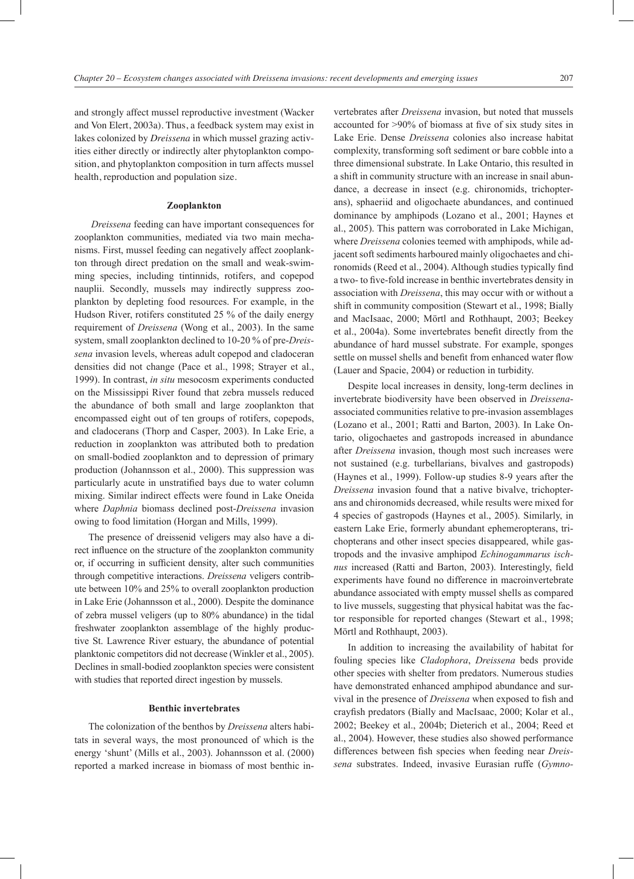and strongly affect mussel reproductive investment (Wacker and Von Elert, 2003a). Thus, a feedback system may exist in lakes colonized by *Dreissena* in which mussel grazing activities either directly or indirectly alter phytoplankton composition, and phytoplankton composition in turn affects mussel health, reproduction and population size.

### Zooplankton

*Dreissena* feeding can have important consequences for zooplankton communities, mediated via two main mechanisms. First, mussel feeding can negatively affect zooplankton through direct predation on the small and weak-swimming species, including tintinnids, rotifers, and copepod nauplii. Secondly, mussels may indirectly suppress zooplankton by depleting food resources. For example, in the Hudson River, rotifers constituted 25 % of the daily energy requirement of *Dreissena* (Wong et al., 2003). In the same system, small zooplankton declined to 10-20 % of pre-*Dreissena* invasion levels, whereas adult copepod and cladoceran densities did not change (Pace et al., 1998; Strayer et al., 1999). In contrast, *in situ* mesocosm experiments conducted on the Mississippi River found that zebra mussels reduced the abundance of both small and large zooplankton that encompassed eight out of ten groups of rotifers, copepods, and cladocerans (Thorp and Casper, 2003). In Lake Erie, a reduction in zooplankton was attributed both to predation on small-bodied zooplankton and to depression of primary production (Johannsson et al., 2000). This suppression was particularly acute in unstratified bays due to water column mixing. Similar indirect effects were found in Lake Oneida where *Daphnia* biomass declined post-*Dreissena* invasion owing to food limitation (Horgan and Mills, 1999).

The presence of dreissenid veligers may also have a direct influence on the structure of the zooplankton community or, if occurring in sufficient density, alter such communities through competitive interactions. *Dreissena* veligers contribute between 10% and 25% to overall zooplankton production in Lake Erie (Johannsson et al., 2000). Despite the dominance of zebra mussel veligers (up to 80% abundance) in the tidal freshwater zooplankton assemblage of the highly productive St. Lawrence River estuary, the abundance of potential planktonic competitors did not decrease (Winkler et al., 2005). Declines in small-bodied zooplankton species were consistent with studies that reported direct ingestion by mussels.

### Benthic invertebrates

The colonization of the benthos by *Dreissena* alters habitats in several ways, the most pronounced of which is the energy 'shunt' (Mills et al., 2003). Johannsson et al. (2000) reported a marked increase in biomass of most benthic invertebrates after *Dreissena* invasion, but noted that mussels accounted for >90% of biomass at five of six study sites in Lake Erie. Dense *Dreissena* colonies also increase habitat complexity, transforming soft sediment or bare cobble into a three dimensional substrate. In Lake Ontario, this resulted in a shift in community structure with an increase in snail abundance, a decrease in insect (e.g. chironomids, trichopterans), sphaeriid and oligochaete abundances, and continued dominance by amphipods (Lozano et al., 2001; Haynes et al., 2005). This pattern was corroborated in Lake Michigan, where *Dreissena* colonies teemed with amphipods, while adjacent soft sediments harboured mainly oligochaetes and chironomids (Reed et al., 2004). Although studies typically find a two- to five-fold increase in benthic invertebrates density in association with *Dreissena*, this may occur with or without a shift in community composition (Stewart et al., 1998; Bially and MacIsaac, 2000; Mörtl and Rothhaupt, 2003; Beekey et al., 2004a). Some invertebrates benefit directly from the abundance of hard mussel substrate. For example, sponges settle on mussel shells and benefit from enhanced water flow (Lauer and Spacie, 2004) or reduction in turbidity.

Despite local increases in density, long-term declines in invertebrate biodiversity have been observed in *Dreissena*-associated communities relative to pre-invasion assemblages (Lozano et al., 2001; Ratti and Barton, 2003). In Lake Ontario, oligochaetes and gastropods increased in abundance after *Dreissena* invasion, though most such increases were not sustained (e.g. turbellarians, bivalves and gastropods) (Haynes et al., 1999). Follow-up studies 8-9 years after the *Dreissena* invasion found that a native bivalve, trichopterans and chironomids decreased, while results were mixed for 4 species of gastropods (Haynes et al., 2005). Similarly, in eastern Lake Erie, formerly abundant ephemeropterans, trichopterans and other insect species disappeared, while gastropods and the invasive amphipod *Echinogammarus ischnus* increased (Ratti and Barton, 2003). Interestingly, field experiments have found no difference in macroinvertebrate abundance associated with empty mussel shells as compared to live mussels, suggesting that physical habitat was the factor responsible for reported changes (Stewart et al., 1998; Mörtl and Rothhaupt, 2003).

In addition to increasing the availability of habitat for fouling species like *Cladophora*, *Dreissena* beds provide other species with shelter from predators. Numerous studies have demonstrated enhanced amphipod abundance and survival in the presence of *Dreissena* when exposed to fish and crayfish predators (Bially and MacIsaac, 2000; Kolar et al., 2002; Beekey et al., 2004b; Dieterich et al., 2004; Reed et al., 2004). However, these studies also showed performance differences between fish species when feeding near *Dreissena* substrates. Indeed, invasive Eurasian ruffe (*Gymno-*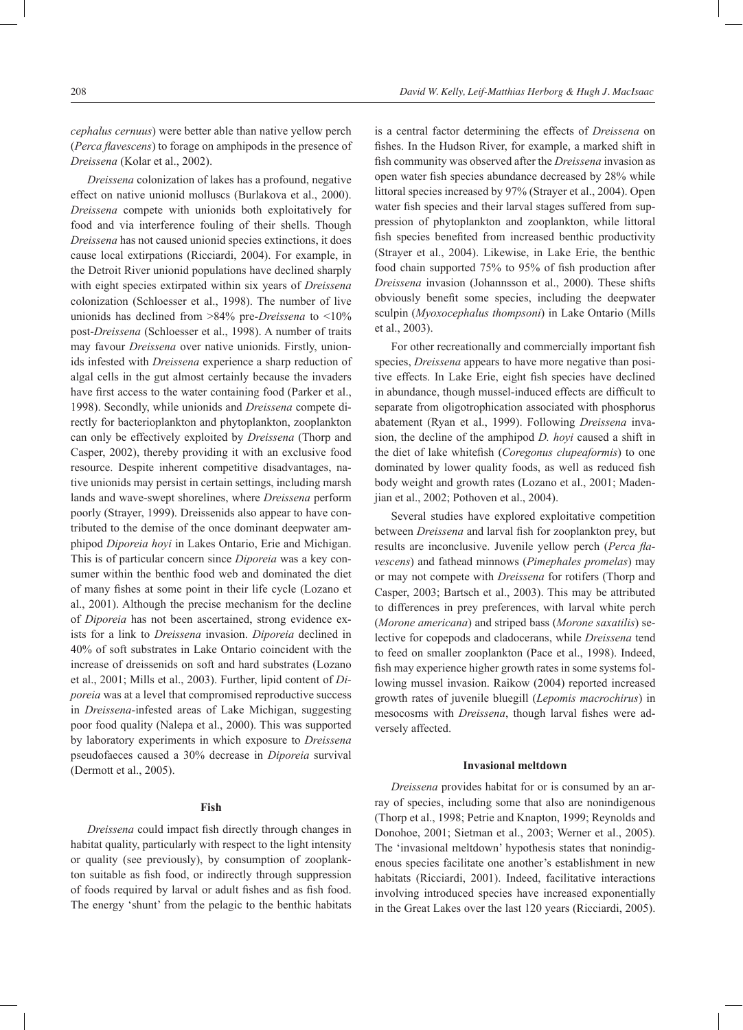*cephalus cernuus*) were better able than native yellow perch (*Perca flavescens*) to forage on amphipods in the presence of *Dreissena* (Kolar et al., 2002).

*Dreissena* colonization of lakes has a profound, negative effect on native unionid molluscs (Burlakova et al., 2000). *Dreissena* compete with unionids both exploitatively for food and via interference fouling of their shells. Though *Dreissena* has not caused unionid species extinctions, it does cause local extirpations (Ricciardi, 2004). For example, in the Detroit River unionid populations have declined sharply with eight species extirpated within six years of *Dreissena* colonization (Schloesser et al., 1998). The number of live unionids has declined from >84% pre-*Dreissena* to <10% post-*Dreissena* (Schloesser et al., 1998). A number of traits may favour *Dreissena* over native unionids. Firstly, unionids infested with *Dreissena* experience a sharp reduction of algal cells in the gut almost certainly because the invaders have first access to the water containing food (Parker et al., 1998). Secondly, while unionids and *Dreissena* compete directly for bacterioplankton and phytoplankton, zooplankton can only be effectively exploited by *Dreissena* (Thorp and Casper, 2002), thereby providing it with an exclusive food resource. Despite inherent competitive disadvantages, native unionids may persist in certain settings, including marsh lands and wave-swept shorelines, where *Dreissena* perform poorly (Strayer, 1999). Dreissenids also appear to have contributed to the demise of the once dominant deepwater amphipod *Diporeia hoyi* in Lakes Ontario, Erie and Michigan. This is of particular concern since *Diporeia* was a key consumer within the benthic food web and dominated the diet of many fishes at some point in their life cycle (Lozano et al., 2001). Although the precise mechanism for the decline of *Diporeia* has not been ascertained, strong evidence exists for a link to *Dreissena* invasion. *Diporeia* declined in 40% of soft substrates in Lake Ontario coincident with the increase of dreissenids on soft and hard substrates (Lozano et al., 2001; Mills et al., 2003). Further, lipid content of *Diporeia* was at a level that compromised reproductive success in *Dreissena*-infested areas of Lake Michigan, suggesting poor food quality (Nalepa et al., 2000). This was supported by laboratory experiments in which exposure to *Dreissena* pseudofaeces caused a 30% decrease in *Diporeia* survival (Dermott et al., 2005).

## Fish

*Dreissena* could impact fish directly through changes in habitat quality, particularly with respect to the light intensity or quality (see previously), by consumption of zooplankton suitable as fish food, or indirectly through suppression of foods required by larval or adult fishes and as fish food. The energy 'shunt' from the pelagic to the benthic habitats is a central factor determining the effects of *Dreissena* on fishes. In the Hudson River, for example, a marked shift in fish community was observed after the *Dreissena* invasion as open water fish species abundance decreased by 28% while littoral species increased by 97% (Strayer et al., 2004). Open water fish species and their larval stages suffered from suppression of phytoplankton and zooplankton, while littoral fish species benefited from increased benthic productivity (Strayer et al., 2004). Likewise, in Lake Erie, the benthic food chain supported 75% to 95% of fish production after *Dreissena* invasion (Johannsson et al., 2000). These shifts obviously benefit some species, including the deepwater sculpin (*Myoxocephalus thompsoni*) in Lake Ontario (Mills et al., 2003).

For other recreationally and commercially important fish species, *Dreissena* appears to have more negative than positive effects. In Lake Erie, eight fish species have declined in abundance, though mussel-induced effects are difficult to separate from oligotrophication associated with phosphorus abatement (Ryan et al., 1999). Following *Dreissena* invasion, the decline of the amphipod *D. hoyi* caused a shift in the diet of lake whitefish (*Coregonus clupeaformis*) to one dominated by lower quality foods, as well as reduced fish body weight and growth rates (Lozano et al., 2001; Madenjian et al., 2002; Pothoven et al., 2004).

Several studies have explored exploitative competition between *Dreissena* and larval fish for zooplankton prey, but results are inconclusive. Juvenile yellow perch (*Perca flavescens*) and fathead minnows (*Pimephales promelas*) may or may not compete with *Dreissena* for rotifers (Thorp and Casper, 2003; Bartsch et al., 2003). This may be attributed to differences in prey preferences, with larval white perch (*Morone americana*) and striped bass (*Morone saxatilis*) selective for copepods and cladocerans, while *Dreissena* tend to feed on smaller zooplankton (Pace et al., 1998). Indeed, fish may experience higher growth rates in some systems following mussel invasion. Raikow (2004) reported increased growth rates of juvenile bluegill (*Lepomis macrochirus*) in mesocosms with *Dreissena*, though larval fishes were adversely affected.

## Invasional meltdown

*Dreissena* provides habitat for or is consumed by an array of species, including some that also are nonindigenous (Thorp et al., 1998; Petrie and Knapton, 1999; Reynolds and Donohoe, 2001; Sietman et al., 2003; Werner et al., 2005). The 'invasional meltdown' hypothesis states that nonindigenous species facilitate one another's establishment in new habitats (Ricciardi, 2001). Indeed, facilitative interactions involving introduced species have increased exponentially in the Great Lakes over the last 120 years (Ricciardi, 2005).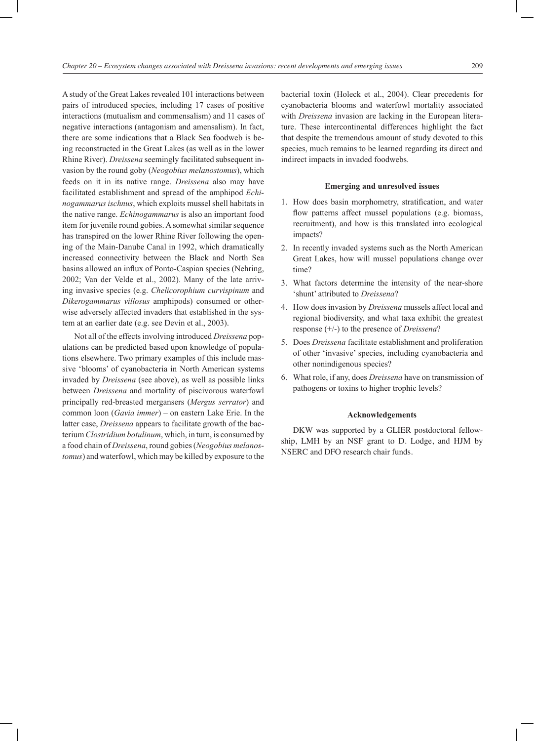A study of the Great Lakes revealed 101 interactions between pairs of introduced species, including 17 cases of positive interactions (mutualism and commensalism) and 11 cases of negative interactions (antagonism and amensalism). In fact, there are some indications that a Black Sea foodweb is being reconstructed in the Great Lakes (as well as in the lower Rhine River). *Dreissena* seemingly facilitated subsequent invasion by the round goby (*Neogobius melanostomus*), which feeds on it in its native range. *Dreissena* also may have facilitated establishment and spread of the amphipod *Echinogammarus ischnus*, which exploits mussel shell habitats in the native range. *Echinogammarus* is also an important food item for juvenile round gobies. A somewhat similar sequence has transpired on the lower Rhine River following the opening of the Main-Danube Canal in 1992, which dramatically increased connectivity between the Black and North Sea basins allowed an influx of Ponto-Caspian species (Nehring, 2002; Van der Velde et al., 2002). Many of the late arriving invasive species (e.g. *Chelicorophium curvispinum* and *Dikerogammarus villosus* amphipods) consumed or otherwise adversely affected invaders that established in the system at an earlier date (e.g. see Devin et al., 2003).

Not all of the effects involving introduced *Dreissena* populations can be predicted based upon knowledge of populations elsewhere. Two primary examples of this include massive 'blooms' of cyanobacteria in North American systems invaded by *Dreissena* (see above), as well as possible links between *Dreissena* and mortality of piscivorous waterfowl principally red-breasted mergansers (*Mergus serrator*) and common loon (*Gavia immer*) – on eastern Lake Erie. In the latter case, *Dreissena* appears to facilitate growth of the bacterium *Clostridium botulinum*, which, in turn, is consumed by a food chain of *Dreissena*, round gobies (*Neogobius melanostomus*) and waterfowl, which may be killed by exposure to the bacterial toxin (Holeck et al., 2004). Clear precedents for cyanobacteria blooms and waterfowl mortality associated with *Dreissena* invasion are lacking in the European literature. These intercontinental differences highlight the fact that despite the tremendous amount of study devoted to this species, much remains to be learned regarding its direct and indirect impacts in invaded foodwebs.

## Emerging and unresolved issues

1. How does basin morphometry, stratification, and water flow patterns affect mussel populations (e.g. biomass, recruitment), and how is this translated into ecological impacts?
2. In recently invaded systems such as the North American Great Lakes, how will mussel populations change over time?
3. What factors determine the intensity of the near-shore 'shunt' attributed to *Dreissena*?
4. How does invasion by *Dreissena* mussels affect local and regional biodiversity, and what taxa exhibit the greatest response (+/-) to the presence of *Dreissena*?
5. Does *Dreissena* facilitate establishment and proliferation of other 'invasive' species, including cyanobacteria and other nonindigenous species?
6. What role, if any, does *Dreissena* have on transmission of pathogens or toxins to higher trophic levels?

## Acknowledgements

DKW was supported by a GLIER postdoctoral fellowship, LMH by an NSF grant to D. Lodge, and HJM by NSERC and DFO research chair funds.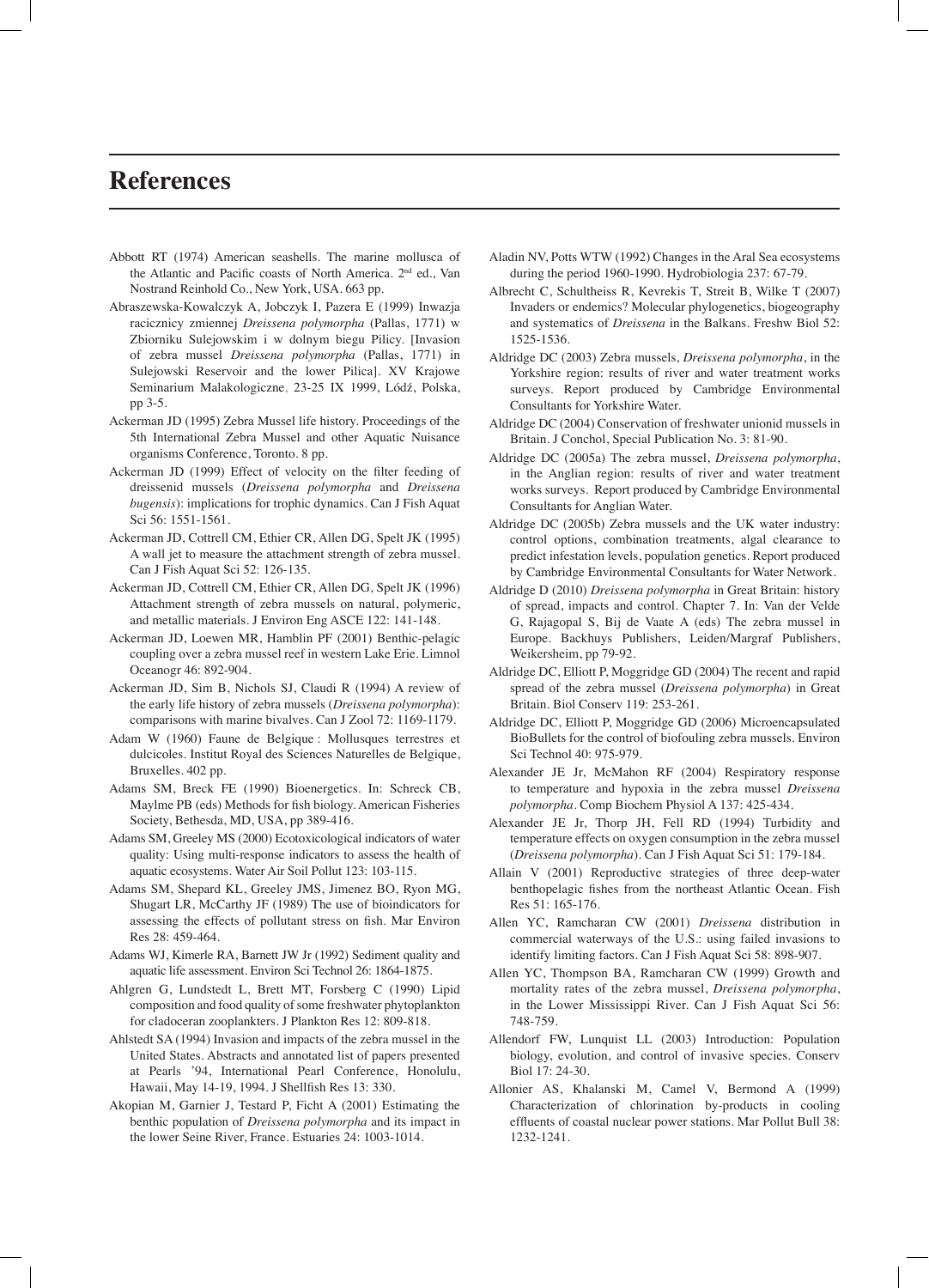# References

Abbott RT (1974) American seashells. The marine mollusca of the Atlantic and Pacific coasts of North America. 2nd ed., Van Nostrand Reinhold Co., New York, USA. 663 pp.

Abraszewska-Kowalczyk A, Jobczyk I, Pazera E (1999) Inwazja racicznicy zmiennej *Dreissena polymorpha* (Pallas, 1771) w Zbiorniku Sulejowskim i w dolnym biegu Pilicy. [Invasion of zebra mussel *Dreissena polymorpha* (Pallas, 1771) in Sulejowski Reservoir and the lower Pilica]. XV Krajowe Seminarium Malakologiczne, 23-25 IX 1999, Łódź, Polska, pp 3-5.

Ackerman JD (1995) Zebra Mussel life history. Proceedings of the 5th International Zebra Mussel and other Aquatic Nuisance organisms Conference, Toronto. 8 pp.

Ackerman JD (1999) Effect of velocity on the filter feeding of dreissenid mussels (*Dreissena polymorpha* and *Dreissena bugensis*): implications for trophic dynamics. Can J Fish Aquat Sci 56: 1551-1561.

Ackerman JD, Cottrell CM, Ethier CR, Allen DG, Spelt JK (1995) A wall jet to measure the attachment strength of zebra mussel. Can J Fish Aquat Sci 52: 126-135.

Ackerman JD, Cottrell CM, Ethier CR, Allen DG, Spelt JK (1996) Attachment strength of zebra mussels on natural, polymeric, and metallic materials. J Environ Eng ASCE 122: 141-148.

Ackerman JD, Loewen MR, Hamblin PF (2001) Benthic-pelagic coupling over a zebra mussel reef in western Lake Erie. Limnol Oceanogr 46: 892-904.

Ackerman JD, Sim B, Nichols SJ, Claudi R (1994) A review of the early life history of zebra mussels (*Dreissena polymorpha*): comparisons with marine bivalves. Can J Zool 72: 1169-1179.

Adam W (1960) Faune de Belgique : Mollusques terrestres et dulcicoles. Institut Royal des Sciences Naturelles de Belgique, Bruxelles. 402 pp.

Adams SM, Breck FE (1990) Bioenergetics. In: Schreck CB, Maylme PB (eds) Methods for fish biology. American Fisheries Society, Bethesda, MD, USA, pp 389-416.

Adams SM, Greeley MS (2000) Ecotoxicological indicators of water quality: Using multi-response indicators to assess the health of aquatic ecosystems. Water Air Soil Pollut 123: 103-115.

Adams SM, Shepard KL, Greeley JMS, Jimenez BO, Ryon MG, Shugart LR, McCarthy JF (1989) The use of bioindicators for assessing the effects of pollutant stress on fish. Mar Environ Res 28: 459-464.

Adams WJ, Kimerle RA, Barnett JW Jr (1992) Sediment quality and aquatic life assessment. Environ Sci Technol 26: 1864-1875.

Ahlgren G, Lundstedt L, Brett MT, Forsberg C (1990) Lipid composition and food quality of some freshwater phytoplankton for cladoceran zooplankters. J Plankton Res 12: 809-818.

Ahlstedt SA (1994) Invasion and impacts of the zebra mussel in the United States. Abstracts and annotated list of papers presented at Pearls '94, International Pearl Conference, Honolulu, Hawaii, May 14-19, 1994. J Shellfish Res 13: 330.

Akopian M, Garnier J, Testard P, Ficht A (2001) Estimating the benthic population of *Dreissena polymorpha* and its impact in the lower Seine River, France. Estuaries 24: 1003-1014.

Aladin NV, Potts WTW (1992) Changes in the Aral Sea ecosystems during the period 1960-1990. Hydrobiologia 237: 67-79.

Albrecht C, Schultheiss R, Kevrekis T, Streit B, Wilke T (2007) Invaders or endemics? Molecular phylogenetics, biogeography and systematics of *Dreissena* in the Balkans. Freshw Biol 52: 1525-1536.

Aldridge DC (2003) Zebra mussels, *Dreissena polymorpha*, in the Yorkshire region: results of river and water treatment works surveys. Report produced by Cambridge Environmental Consultants for Yorkshire Water.

Aldridge DC (2004) Conservation of freshwater unionid mussels in Britain. J Conchol, Special Publication No. 3: 81-90.

Aldridge DC (2005a) The zebra mussel, *Dreissena polymorpha*, in the Anglian region: results of river and water treatment works surveys. Report produced by Cambridge Environmental Consultants for Anglian Water.

Aldridge DC (2005b) Zebra mussels and the UK water industry: control options, combination treatments, algal clearance to predict infestation levels, population genetics. Report produced by Cambridge Environmental Consultants for Water Network.

Aldridge D (2010) *Dreissena polymorpha* in Great Britain: history of spread, impacts and control. Chapter 7. In: Van der Velde G, Rajagopal S, Bij de Vaate A (eds) The zebra mussel in Europe. Backhuys Publishers, Leiden/Margraf Publishers, Weikersheim, pp 79-92.

Aldridge DC, Elliott P, Moggridge GD (2004) The recent and rapid spread of the zebra mussel (*Dreissena polymorpha*) in Great Britain. Biol Conserv 119: 253-261.

Aldridge DC, Elliott P, Moggridge GD (2006) Microencapsulated BioBullets for the control of biofouling zebra mussels. Environ Sci Technol 40: 975-979.

Alexander JE Jr, McMahon RF (2004) Respiratory response to temperature and hypoxia in the zebra mussel *Dreissena polymorpha*. Comp Biochem Physiol A 137: 425-434.

Alexander JE Jr, Thorp JH, Fell RD (1994) Turbidity and temperature effects on oxygen consumption in the zebra mussel (*Dreissena polymorpha*). Can J Fish Aquat Sci 51: 179-184.

Allain V (2001) Reproductive strategies of three deep-water benthopelagic fishes from the northeast Atlantic Ocean. Fish Res 51: 165-176.

Allen YC, Ramcharan CW (2001) *Dreissena* distribution in commercial waterways of the U.S.: using failed invasions to identify limiting factors. Can J Fish Aquat Sci 58: 898-907.

Allen YC, Thompson BA, Ramcharan CW (1999) Growth and mortality rates of the zebra mussel, *Dreissena polymorpha*, in the Lower Mississippi River. Can J Fish Aquat Sci 56: 748-759.

Allendorf FW, Lunquist LL (2003) Introduction: Population biology, evolution, and control of invasive species. Conserv Biol 17: 24-30.

Allonier AS, Khalanski M, Camel V, Bermond A (1999) Characterization of chlorination by-products in cooling effluents of coastal nuclear power stations. Mar Pollut Bull 38: 1232-1241.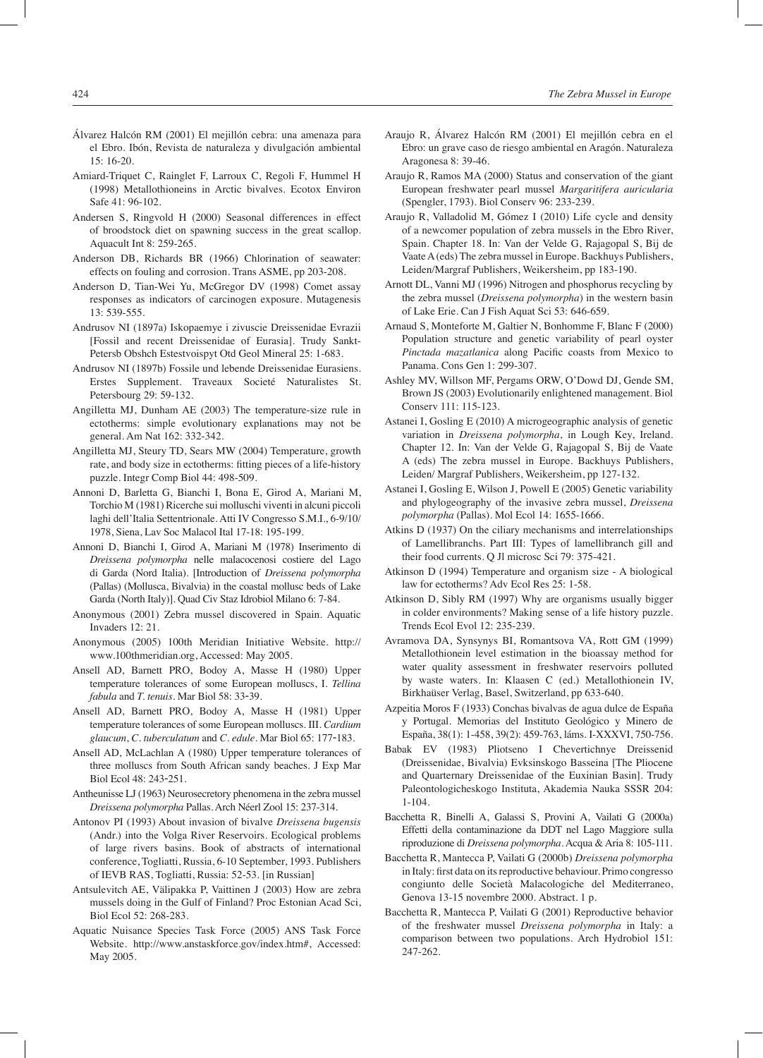Álvarez Halcón RM (2001) El mejillón cebra: una amenaza para el Ebro. Ibón, Revista de naturaleza y divulgación ambiental 15: 16-20.

Amiard-Triquet C, Rainglet F, Larroux C, Regoli F, Hummel H (1998) Metallothioneins in Arctic bivalves. Ecotox Environ Safe 41: 96-102.

Andersen S, Ringvold H (2000) Seasonal differences in effect of broodstock diet on spawning success in the great scallop. Aquacult Int 8: 259-265.

Anderson DB, Richards BR (1966) Chlorination of seawater: effects on fouling and corrosion. Trans ASME, pp 203-208.

Anderson D, Tian-Wei Yu, McGregor DV (1998) Comet assay responses as indicators of carcinogen exposure. Mutagenesis 13: 539-555.

Andrusov NI (1897a) Iskopaemye i zivuscie Dreissenidae Evrazii [Fossil and recent Dreissenidae of Eurasia]. Trudy Sankt-Petersb Obshch Estestvoispyt Otd Geol Mineral 25: 1-683.

Andrusov NI (1897b) Fossile und lebende Dreissenidae Eurasiens. Erstes Supplement. Traveaux Societé Naturalistes St. Petersbourg 29: 59-132.

Angilletta MJ, Dunham AE (2003) The temperature-size rule in ectotherms: simple evolutionary explanations may not be general. Am Nat 162: 332-342.

Angilletta MJ, Steury TD, Sears MW (2004) Temperature, growth rate, and body size in ectotherms: fitting pieces of a life-history puzzle. Integr Comp Biol 44: 498-509.

Annoni D, Barletta G, Bianchi I, Bona E, Girod A, Mariani M, Torchio M (1981) Ricerche sui molluschi viventi in alcuni piccoli laghi dell'Italia Settentrionale. Atti IV Congresso S.M.I., 6-9/10/ 1978, Siena, Lav Soc Malacol Ital 17-18: 195-199.

Annoni D, Bianchi I, Girod A, Mariani M (1978) Inserimento di *Dreissena polymorpha* nelle malacocenosi costiere del Lago di Garda (Nord Italia). [Introduction of *Dreissena polymorpha* (Pallas) (Mollusca, Bivalvia) in the coastal mollusc beds of Lake Garda (North Italy)]. Quad Civ Staz Idrobiol Milano 6: 7-84.

Anonymous (2001) Zebra mussel discovered in Spain. Aquatic Invaders 12: 21.

Anonymous (2005) 100th Meridian Initiative Website. http://www.100thmeridian.org, Accessed: May 2005.

Ansell AD, Barnett PRO, Bodoy A, Masse H (1980) Upper temperature tolerances of some European molluscs, I. *Tellina fabula* and *T. tenuis*. Mar Biol 58: 33-39.

Ansell AD, Barnett PRO, Bodoy A, Masse H (1981) Upper temperature tolerances of some European molluscs. III. *Cardium glaucum*, *C. tuberculatum* and *C. edule*. Mar Biol 65: 177-183.

Ansell AD, McLachlan A (1980) Upper temperature tolerances of three molluscs from South African sandy beaches. J Exp Mar Biol Ecol 48: 243-251.

Antheunisse LJ (1963) Neurosecretory phenomena in the zebra mussel *Dreissena polymorpha* Pallas. Arch Néerl Zool 15: 237-314.

Antonov PI (1993) About invasion of bivalve *Dreissena bugensis* (Andr.) into the Volga River Reservoirs. Ecological problems of large rivers basins. Book of abstracts of international conference, Togliatti, Russia, 6-10 September, 1993. Publishers of IEVB RAS, Togliatti, Russia: 52-53. [in Russian]

Antsulevitch AE, Välipakka P, Vaittinen J (2003) How are zebra mussels doing in the Gulf of Finland? Proc Estonian Acad Sci, Biol Ecol 52: 268-283.

Aquatic Nuisance Species Task Force (2005) ANS Task Force Website. http://www.anstaskforce.gov/index.htm#, Accessed: May 2005.

Araujo R, Álvarez Halcón RM (2001) El mejillón cebra en el Ebro: un grave caso de riesgo ambiental en Aragón. Naturaleza Aragonesa 8: 39-46.

Araujo R, Ramos MA (2000) Status and conservation of the giant European freshwater pearl mussel *Margaritifera auricularia* (Spengler, 1793). Biol Conserv 96: 233-239.

Araujo R, Valladolid M, Gómez I (2010) Life cycle and density of a newcomer population of zebra mussels in the Ebro River, Spain. Chapter 18. In: Van der Velde G, Rajagopal S, Bij de Vaate A (eds) The zebra mussel in Europe. Backhuys Publishers, Leiden/Margraf Publishers, Weikersheim, pp 183-190.

Arnott DL, Vanni MJ (1996) Nitrogen and phosphorus recycling by the zebra mussel (*Dreissena polymorpha*) in the western basin of Lake Erie. Can J Fish Aquat Sci 53: 646-659.

Arnaud S, Monteforte M, Galtier N, Bonhomme F, Blanc F (2000) Population structure and genetic variability of pearl oyster *Pinctada mazatlanica* along Pacific coasts from Mexico to Panama. Cons Gen 1: 299-307.

Ashley MV, Willson MF, Pergams ORW, O'Dowd DJ, Gende SM, Brown JS (2003) Evolutionarily enlightened management. Biol Conserv 111: 115-123.

Astanei I, Gosling E (2010) A microgeographic analysis of genetic variation in *Dreissena polymorpha*, in Lough Key, Ireland. Chapter 12. In: Van der Velde G, Rajagopal S, Bij de Vaate A (eds) The zebra mussel in Europe. Backhuys Publishers, Leiden/ Margraf Publishers, Weikersheim, pp 127-132.

Astanei I, Gosling E, Wilson J, Powell E (2005) Genetic variability and phylogeography of the invasive zebra mussel, *Dreissena polymorpha* (Pallas). Mol Ecol 14: 1655-1666.

Atkins D (1937) On the ciliary mechanisms and interrelationships of Lamellibranchs. Part III: Types of lamellibranch gill and their food currents. Q Jl microsc Sci 79: 375-421.

Atkinson D (1994) Temperature and organism size - A biological law for ectotherms? Adv Ecol Res 25: 1-58.

Atkinson D, Sibly RM (1997) Why are organisms usually bigger in colder environments? Making sense of a life history puzzle. Trends Ecol Evol 12: 235-239.

Avramova DA, Synsynys BI, Romantsova VA, Rott GM (1999) Metallothionein level estimation in the bioassay method for water quality assessment in freshwater reservoirs polluted by waste waters. In: Klaasen C (ed.) Metallothionein IV, Birkhaüser Verlag, Basel, Switzerland, pp 633-640.

Azpeitia Moros F (1933) Conchas bivalvas de agua dulce de España y Portugal. Memorias del Instituto Geológico y Minero de España, 38(1): 1-458, 39(2): 459-763, láms. I-XXXVI, 750-756.

Babak EV (1983) Pliotseno I Chevertichnye Dreissenid (Dreissenidae, Bivalvia) Evksinskogo Basseina [The Pliocene and Quarternary Dreissenidae of the Euxinian Basin]. Trudy Paleontologicheskogo Instituta, Akademia Nauka SSSR 204: 1-104.

Bacchetta R, Binelli A, Galassi S, Provini A, Vailati G (2000a) Effetti della contaminazione da DDT nel Lago Maggiore sulla riproduzione di *Dreissena polymorpha*. Acqua & Aria 8: 105-111.

Bacchetta R, Mantecca P, Vailati G (2000b) *Dreissena polymorpha* in Italy: first data on its reproductive behaviour. Primo congresso congiunto delle Società Malacologiche del Mediterraneo, Genova 13-15 novembre 2000. Abstract. 1 p.

Bacchetta R, Mantecca P, Vailati G (2001) Reproductive behavior of the freshwater mussel *Dreissena polymorpha* in Italy: a comparison between two populations. Arch Hydrobiol 151: 247-262.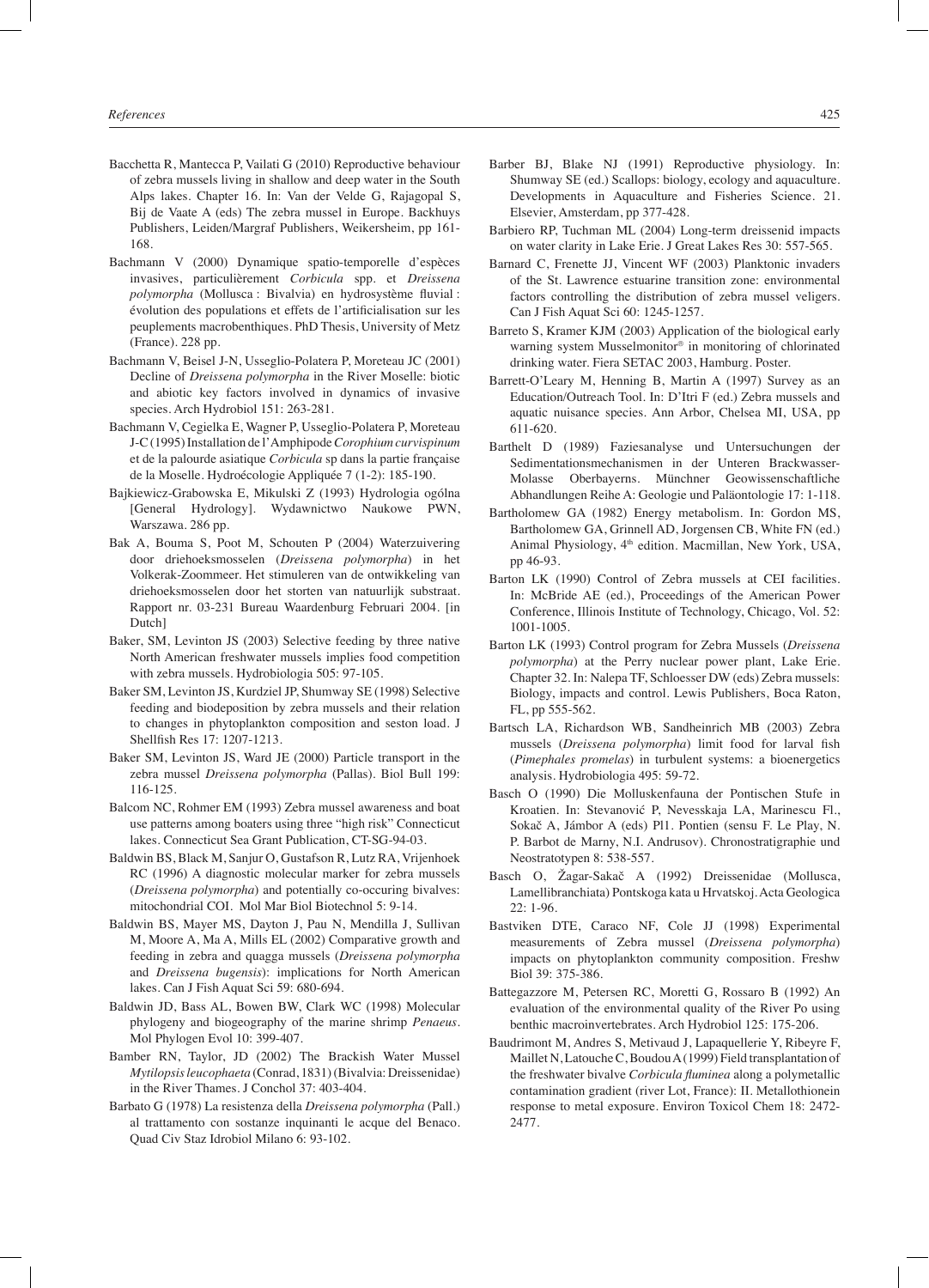Bacchetta R, Mantecca P, Vailati G (2010) Reproductive behaviour of zebra mussels living in shallow and deep water in the South Alps lakes. Chapter 16. In: Van der Velde G, Rajagopal S, Bij de Vaate A (eds) The zebra mussel in Europe. Backhuys Publishers, Leiden/Margraf Publishers, Weikersheim, pp 161-168.

Bachmann V (2000) Dynamique spatio-temporelle d'espèces invasives, particulièrement *Corbicula* spp. et *Dreissena polymorpha* (Mollusca : Bivalvia) en hydrosystème fluvial : évolution des populations et effets de l'artificialisation sur les peuplements macrobenthiques. PhD Thesis, University of Metz (France). 228 pp.

Bachmann V, Beisel J-N, Usseglio-Polatera P, Moreteau JC (2001) Decline of *Dreissena polymorpha* in the River Moselle: biotic and abiotic key factors involved in dynamics of invasive species. Arch Hydrobiol 151: 263-281.

Bachmann V, Cegielka E, Wagner P, Usseglio-Polatera P, Moreteau J-C (1995) Installation de l'Amphipode *Corophium curvispinum* et de la palourde asiatique *Corbicula* sp dans la partie française de la Moselle. Hydroécologie Appliquée 7 (1-2): 185-190.

Bajkiewicz-Grabowska E, Mikulski Z (1993) Hydrologia ogólna [General Hydrology]. Wydawnictwo Naukowe PWN, Warszawa. 286 pp.

Bak A, Bouma S, Poot M, Schouten P (2004) Waterzuivering door driehoeksmosselen (*Dreissena polymorpha*) in het Volkerak-Zoommeer. Het stimuleren van de ontwikkeling van driehoeksmosselen door het storten van natuurlijk substraat. Rapport nr. 03-231 Bureau Waardenburg Februari 2004. [in Dutch]

Baker, SM, Levinton JS (2003) Selective feeding by three native North American freshwater mussels implies food competition with zebra mussels. Hydrobiologia 505: 97-105.

Baker SM, Levinton JS, Kurdziel JP, Shumway SE (1998) Selective feeding and biodeposition by zebra mussels and their relation to changes in phytoplankton composition and seston load. J Shellfish Res 17: 1207-1213.

Baker SM, Levinton JS, Ward JE (2000) Particle transport in the zebra mussel *Dreissena polymorpha* (Pallas). Biol Bull 199: 116-125.

Balcom NC, Rohmer EM (1993) Zebra mussel awareness and boat use patterns among boaters using three "high risk" Connecticut lakes. Connecticut Sea Grant Publication, CT-SG-94-03.

Baldwin BS, Black M, Sanjur O, Gustafson R, Lutz RA, Vrijenhoek RC (1996) A diagnostic molecular marker for zebra mussels (*Dreissena polymorpha*) and potentially co-occuring bivalves: mitochondrial COI. Mol Mar Biol Biotechnol 5: 9-14.

Baldwin BS, Mayer MS, Dayton J, Pau N, Mendilla J, Sullivan M, Moore A, Ma A, Mills EL (2002) Comparative growth and feeding in zebra and quagga mussels (*Dreissena polymorpha* and *Dreissena bugensis*): implications for North American lakes. Can J Fish Aquat Sci 59: 680-694.

Baldwin JD, Bass AL, Bowen BW, Clark WC (1998) Molecular phylogeny and biogeography of the marine shrimp *Penaeus*. Mol Phylogen Evol 10: 399-407.

Bamber RN, Taylor, JD (2002) The Brackish Water Mussel *Mytilopsis leucophaeta* (Conrad, 1831) (Bivalvia: Dreissenidae) in the River Thames. J Conchol 37: 403-404.

Barbato G (1978) La resistenza della *Dreissena polymorpha* (Pall.) al trattamento con sostanze inquinanti le acque del Benaco. Quad Civ Staz Idrobiol Milano 6: 93-102.

Barber BJ, Blake NJ (1991) Reproductive physiology. In: Shumway SE (ed.) Scallops: biology, ecology and aquaculture. Developments in Aquaculture and Fisheries Science. 21. Elsevier, Amsterdam, pp 377-428.

Barbiero RP, Tuchman ML (2004) Long-term dreissenid impacts on water clarity in Lake Erie. J Great Lakes Res 30: 557-565.

Barnard C, Frenette JJ, Vincent WF (2003) Planktonic invaders of the St. Lawrence estuarine transition zone: environmental factors controlling the distribution of zebra mussel veligers. Can J Fish Aquat Sci 60: 1245-1257.

Barreto S, Kramer KJM (2003) Application of the biological early warning system Musselmonitor® in monitoring of chlorinated drinking water. Fiera SETAC 2003, Hamburg. Poster.

Barrett-O'Leary M, Henning B, Martin A (1997) Survey as an Education/Outreach Tool. In: D'Itri F (ed.) Zebra mussels and aquatic nuisance species. Ann Arbor, Chelsea MI, USA, pp 611-620.

Barthelt D (1989) Faziesanalyse und Untersuchungen der Sedimentationsmechanismen in der Unteren Brackwasser-Molasse Oberbayerns. Münchner Geowissenschaftliche Abhandlungen Reihe A: Geologie und Paläontologie 17: 1-118.

Bartholomew GA (1982) Energy metabolism. In: Gordon MS, Bartholomew GA, Grinnell AD, Jorgensen CB, White FN (ed.) Animal Physiology, 4th edition. Macmillan, New York, USA, pp 46-93.

Barton LK (1990) Control of Zebra mussels at CEI facilities. In: McBride AE (ed.), Proceedings of the American Power Conference, Illinois Institute of Technology, Chicago, Vol. 52: 1001-1005.

Barton LK (1993) Control program for Zebra Mussels (*Dreissena polymorpha*) at the Perry nuclear power plant, Lake Erie. Chapter 32. In: Nalepa TF, Schloesser DW (eds) Zebra mussels: Biology, impacts and control. Lewis Publishers, Boca Raton, FL, pp 555-562.

Bartsch LA, Richardson WB, Sandheinrich MB (2003) Zebra mussels (*Dreissena polymorpha*) limit food for larval fish (*Pimephales promelas*) in turbulent systems: a bioenergetics analysis. Hydrobiologia 495: 59-72.

Basch O (1990) Die Molluskenfauna der Pontischen Stufe in Kroatien. In: Stevanović P, Nevesskaja LA, Marinescu Fl., Sokač A, Jámbor A (eds) Pl1. Pontien (sensu F. Le Play, N. P. Barbot de Marny, N.I. Andrusov). Chronostratigraphie und Neostratotypen 8: 538-557.

Basch O, Žagar-Sakač A (1992) Dreissenidae (Mollusca, Lamellibranchiata) Pontskoga kata u Hrvatskoj. Acta Geologica 22: 1-96.

Bastviken DTE, Caraco NF, Cole JJ (1998) Experimental measurements of Zebra mussel (*Dreissena polymorpha*) impacts on phytoplankton community composition. Freshw Biol 39: 375-386.

Battegazzore M, Petersen RC, Moretti G, Rossaro B (1992) An evaluation of the environmental quality of the River Po using benthic macroinvertebrates. Arch Hydrobiol 125: 175-206.

Baudrimont M, Andres S, Metivaud J, Lapaquellerie Y, Ribeyre F, Maillet N, Latouche C, Boudou A (1999) Field transplantation of the freshwater bivalve *Corbicula fluminea* along a polymetallic contamination gradient (river Lot, France): II. Metallothionein response to metal exposure. Environ Toxicol Chem 18: 2472-2477.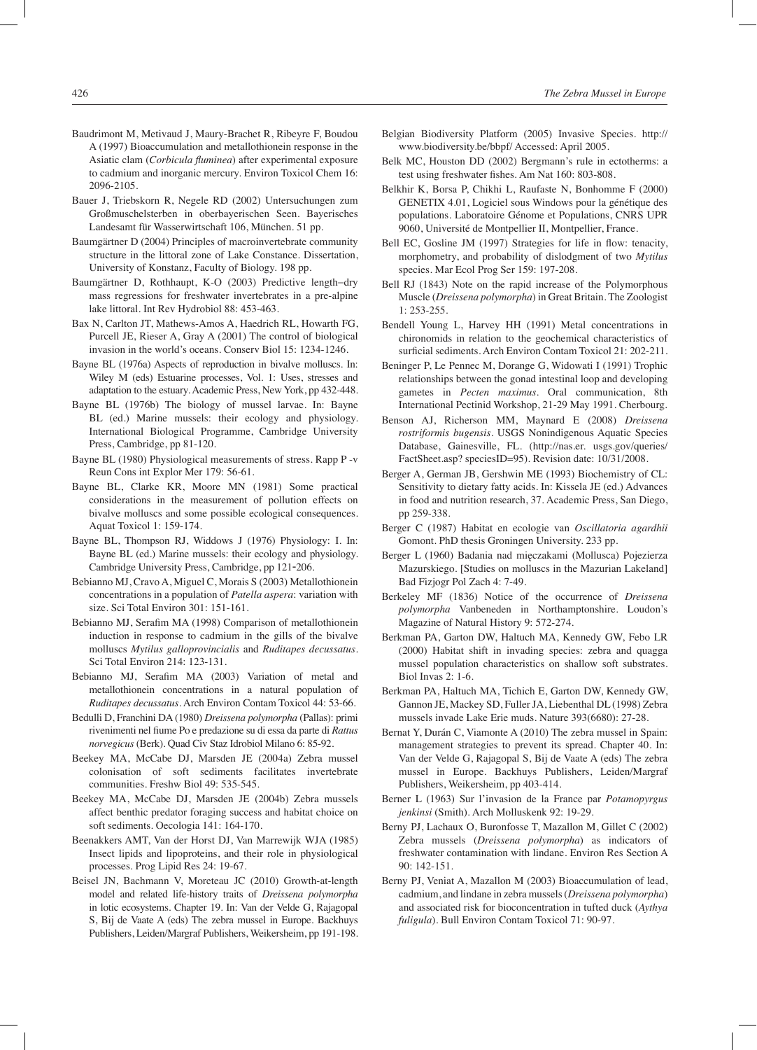Baudrimont M, Metivaud J, Maury-Brachet R, Ribeyre F, Boudou A (1997) Bioaccumulation and metallothionein response in the Asiatic clam (*Corbicula fluminea*) after experimental exposure to cadmium and inorganic mercury. Environ Toxicol Chem 16: 2096-2105.

Bauer J, Triebskorn R, Negele RD (2002) Untersuchungen zum Großmuschelsterben in oberbayerischen Seen. Bayerisches Landesamt für Wasserwirtschaft 106, München. 51 pp.

Baumgärtner D (2004) Principles of macroinvertebrate community structure in the littoral zone of Lake Constance. Dissertation, University of Konstanz, Faculty of Biology. 198 pp.

Baumgärtner D, Rothhaupt, K-O (2003) Predictive length–dry mass regressions for freshwater invertebrates in a pre-alpine lake littoral. Int Rev Hydrobiol 88: 453-463.

Bax N, Carlton JT, Mathews-Amos A, Haedrich RL, Howarth FG, Purcell JE, Rieser A, Gray A (2001) The control of biological invasion in the world's oceans. Conserv Biol 15: 1234-1246.

Bayne BL (1976a) Aspects of reproduction in bivalve molluscs. In: Wiley M (eds) Estuarine processes, Vol. 1: Uses, stresses and adaptation to the estuary. Academic Press, New York, pp 432-448.

Bayne BL (1976b) The biology of mussel larvae. In: Bayne BL (ed.) Marine mussels: their ecology and physiology. International Biological Programme, Cambridge University Press, Cambridge, pp 81-120.

Bayne BL (1980) Physiological measurements of stress. Rapp P -v Reun Cons int Explor Mer 179: 56-61.

Bayne BL, Clarke KR, Moore MN (1981) Some practical considerations in the measurement of pollution effects on bivalve molluscs and some possible ecological consequences. Aquat Toxicol 1: 159-174.

Bayne BL, Thompson RJ, Widdows J (1976) Physiology: I. In: Bayne BL (ed.) Marine mussels: their ecology and physiology. Cambridge University Press, Cambridge, pp 121-206.

Bebianno MJ, Cravo A, Miguel C, Morais S (2003) Metallothionein concentrations in a population of *Patella aspera*: variation with size. Sci Total Environ 301: 151-161.

Bebianno MJ, Serafim MA (1998) Comparison of metallothionein induction in response to cadmium in the gills of the bivalve molluscs *Mytilus galloprovincialis* and *Ruditapes decussatus*. Sci Total Environ 214: 123-131.

Bebianno MJ, Serafim MA (2003) Variation of metal and metallothionein concentrations in a natural population of *Ruditapes decussatus*. Arch Environ Contam Toxicol 44: 53-66.

Bedulli D, Franchini DA (1980) *Dreissena polymorpha* (Pallas): primi rinvenimenti nel fiume Po e predazione su di essa da parte di *Rattus norvegicus* (Berk). Quad Civ Staz Idrobiol Milano 6: 85-92.

Beekey MA, McCabe DJ, Marsden JE (2004a) Zebra mussel colonisation of soft sediments facilitates invertebrate communities. Freshw Biol 49: 535-545.

Beekey MA, McCabe DJ, Marsden JE (2004b) Zebra mussels affect benthic predator foraging success and habitat choice on soft sediments. Oecologia 141: 164-170.

Beenakkers AMT, Van der Horst DJ, Van Marrewijk WJA (1985) Insect lipids and lipoproteins, and their role in physiological processes. Prog Lipid Res 24: 19-67.

Beisel JN, Bachmann V, Moreteau JC (2010) Growth-at-length model and related life-history traits of *Dreissena polymorpha* in lotic ecosystems. Chapter 19. In: Van der Velde G, Rajagopal S, Bij de Vaate A (eds) The zebra mussel in Europe. Backhuys Publishers, Leiden/Margraf Publishers, Weikersheim, pp 191-198.

Belgian Biodiversity Platform (2005) Invasive Species. http://www.biodiversity.be/bbpf/ Accessed: April 2005.

Belk MC, Houston DD (2002) Bergmann's rule in ectotherms: a test using freshwater fishes. Am Nat 160: 803-808.

Belkhir K, Borsa P, Chikhi L, Raufaste N, Bonhomme F (2000) GENETIX 4.01, Logiciel sous Windows pour la génétique des populations. Laboratoire Génome et Populations, CNRS UPR 9060, Université de Montpellier II, Montpellier, France.

Bell EC, Gosline JM (1997) Strategies for life in flow: tenacity, morphometry, and probability of dislodgment of two *Mytilus* species. Mar Ecol Prog Ser 159: 197-208.

Bell RJ (1843) Note on the rapid increase of the Polymorphous Muscle (*Dreissena polymorpha*) in Great Britain. The Zoologist 1: 253-255.

Bendell Young L, Harvey HH (1991) Metal concentrations in chironomids in relation to the geochemical characteristics of surficial sediments. Arch Environ Contam Toxicol 21: 202-211.

Beninger P, Le Pennec M, Dorange G, Widowati I (1991) Trophic relationships between the gonad intestinal loop and developing gametes in *Pecten maximus*. Oral communication, 8th International Pectinid Workshop, 21-29 May 1991. Cherbourg.

Benson AJ, Richerson MM, Maynard E (2008) *Dreissena rostriformis bugensis*. USGS Nonindigenous Aquatic Species Database, Gainesville, FL. (http://nas.er. usgs.gov/queries/FactSheet.asp? speciesID=95). Revision date: 10/31/2008.

Berger A, German JB, Gershwin ME (1993) Biochemistry of CL: Sensitivity to dietary fatty acids. In: Kissela JE (ed.) Advances in food and nutrition research, 37. Academic Press, San Diego, pp 259-338.

Berger C (1987) Habitat en ecologie van *Oscillatoria agardhii* Gomont. PhD thesis Groningen University. 233 pp.

Berger L (1960) Badania nad mięczakami (Mollusca) Pojezierza Mazurskiego. [Studies on molluscs in the Mazurian Lakeland] Bad Fizjogr Pol Zach 4: 7-49.

Berkeley MF (1836) Notice of the occurrence of *Dreissena polymorpha* Vanbeneden in Northamptonshire. Loudon's Magazine of Natural History 9: 572-274.

Berkman PA, Garton DW, Haltuch MA, Kennedy GW, Febo LR (2000) Habitat shift in invading species: zebra and quagga mussel population characteristics on shallow soft substrates. Biol Invas 2: 1-6.

Berkman PA, Haltuch MA, Tichich E, Garton DW, Kennedy GW, Gannon JE, Mackey SD, Fuller JA, Liebenthal DL (1998) Zebra mussels invade Lake Erie muds. Nature 393(6680): 27-28.

Bernat Y, Durán C, Viamonte A (2010) The zebra mussel in Spain: management strategies to prevent its spread. Chapter 40. In: Van der Velde G, Rajagopal S, Bij de Vaate A (eds) The zebra mussel in Europe. Backhuys Publishers, Leiden/Margraf Publishers, Weikersheim, pp 403-414.

Berner L (1963) Sur l'invasion de la France par *Potamopyrgus jenkinsi* (Smith). Arch Molluskenk 92: 19-29.

Berny PJ, Lachaux O, Buronfosse T, Mazallon M, Gillet C (2002) Zebra mussels (*Dreissena polymorpha*) as indicators of freshwater contamination with lindane. Environ Res Section A 90: 142-151.

Berny PJ, Veniat A, Mazallon M (2003) Bioaccumulation of lead, cadmium, and lindane in zebra mussels (*Dreissena polymorpha*) and associated risk for bioconcentration in tufted duck (*Aythya fuligula*). Bull Environ Contam Toxicol 71: 90-97.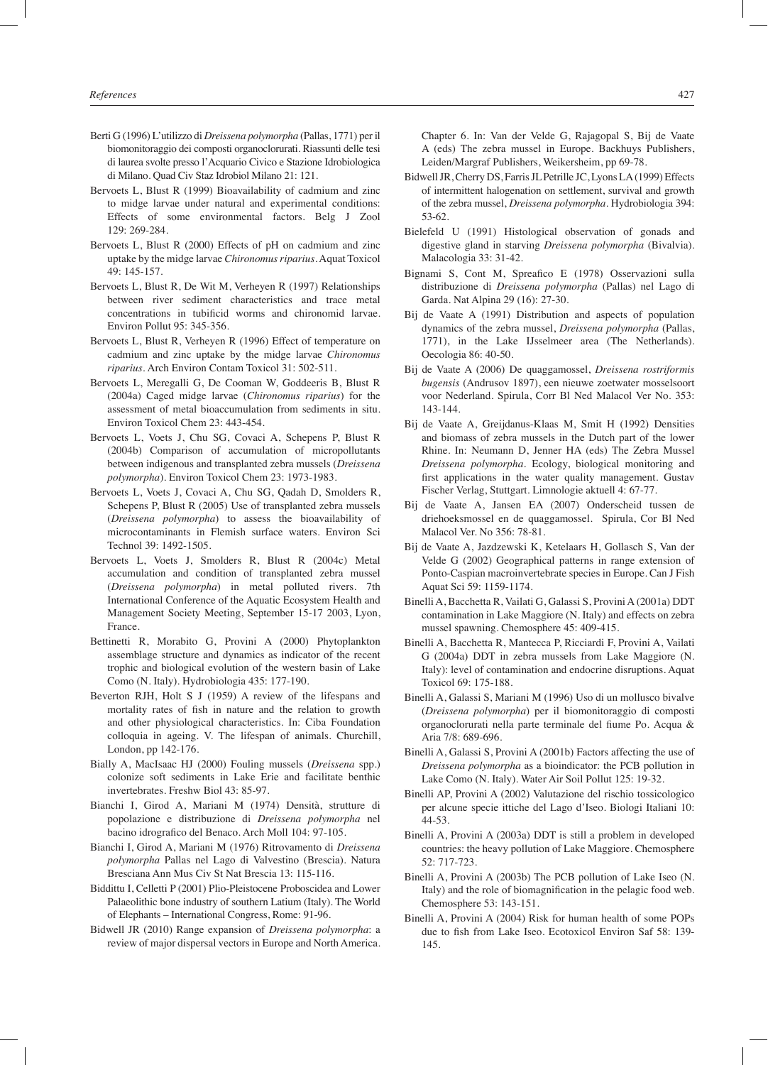Berti G (1996) L'utilizzo di *Dreissena polymorpha* (Pallas, 1771) per il biomonitoraggio dei composti organoclorurati. Riassunti delle tesi di laurea svolte presso l'Acquario Civico e Stazione Idrobiologica di Milano. Quad Civ Staz Idrobiol Milano 21: 121.

Bervoets L, Blust R (1999) Bioavailability of cadmium and zinc to midge larvae under natural and experimental conditions: Effects of some environmental factors. Belg J Zool 129: 269-284.

Bervoets L, Blust R (2000) Effects of pH on cadmium and zinc uptake by the midge larvae *Chironomus riparius*. Aquat Toxicol 49: 145-157.

Bervoets L, Blust R, De Wit M, Verheyen R (1997) Relationships between river sediment characteristics and trace metal concentrations in tubificid worms and chironomid larvae. Environ Pollut 95: 345-356.

Bervoets L, Blust R, Verheyen R (1996) Effect of temperature on cadmium and zinc uptake by the midge larvae *Chironomus riparius*. Arch Environ Contam Toxicol 31: 502-511.

Bervoets L, Meregalli G, De Cooman W, Goddeeris B, Blust R (2004a) Caged midge larvae (*Chironomus riparius*) for the assessment of metal bioaccumulation from sediments in situ. Environ Toxicol Chem 23: 443-454.

Bervoets L, Voets J, Chu SG, Covaci A, Schepens P, Blust R (2004b) Comparison of accumulation of micropollutants between indigenous and transplanted zebra mussels (*Dreissena polymorpha*). Environ Toxicol Chem 23: 1973-1983.

Bervoets L, Voets J, Covaci A, Chu SG, Qadah D, Smolders R, Schepens P, Blust R (2005) Use of transplanted zebra mussels (*Dreissena polymorpha*) to assess the bioavailability of microcontaminants in Flemish surface waters. Environ Sci Technol 39: 1492-1505.

Bervoets L, Voets J, Smolders R, Blust R (2004c) Metal accumulation and condition of transplanted zebra mussel (*Dreissena polymorpha*) in metal polluted rivers. 7th International Conference of the Aquatic Ecosystem Health and Management Society Meeting, September 15-17 2003, Lyon, France.

Bettinetti R, Morabito G, Provini A (2000) Phytoplankton assemblage structure and dynamics as indicator of the recent trophic and biological evolution of the western basin of Lake Como (N. Italy). Hydrobiologia 435: 177-190.

Beverton RJH, Holt S J (1959) A review of the lifespans and mortality rates of fish in nature and the relation to growth and other physiological characteristics. In: Ciba Foundation colloquia in ageing. V. The lifespan of animals. Churchill, London, pp 142-176.

Bially A, MacIsaac HJ (2000) Fouling mussels (*Dreissena* spp.) colonize soft sediments in Lake Erie and facilitate benthic invertebrates. Freshw Biol 43: 85-97.

Bianchi I, Girod A, Mariani M (1974) Densità, strutture di popolazione e distribuzione di *Dreissena polymorpha* nel bacino idrografico del Benaco. Arch Moll 104: 97-105.

Bianchi I, Girod A, Mariani M (1976) Ritrovamento di *Dreissena polymorpha* Pallas nel Lago di Valvestino (Brescia). Natura Bresciana Ann Mus Civ St Nat Brescia 13: 115-116.

Biddittu I, Celletti P (2001) Plio-Pleistocene Proboscidea and Lower Palaeolithic bone industry of southern Latium (Italy). The World of Elephants – International Congress, Rome: 91-96.

Bidwell JR (2010) Range expansion of *Dreissena polymorpha*: a review of major dispersal vectors in Europe and North America. Chapter 6. In: Van der Velde G, Rajagopal S, Bij de Vaate A (eds) The zebra mussel in Europe. Backhuys Publishers, Leiden/Margraf Publishers, Weikersheim, pp 69-78.

Bidwell JR, Cherry DS, Farris JL Petrille JC, Lyons LA (1999) Effects of intermittent halogenation on settlement, survival and growth of the zebra mussel, *Dreissena polymorpha*. Hydrobiologia 394: 53-62.

Bielefeld U (1991) Histological observation of gonads and digestive gland in starving *Dreissena polymorpha* (Bivalvia). Malacologia 33: 31-42.

Bignami S, Cont M, Spreafico E (1978) Osservazioni sulla distribuzione di *Dreissena polymorpha* (Pallas) nel Lago di Garda. Nat Alpina 29 (16): 27-30.

Bij de Vaate A (1991) Distribution and aspects of population dynamics of the zebra mussel, *Dreissena polymorpha* (Pallas, 1771), in the Lake IJsselmeer area (The Netherlands). Oecologia 86: 40-50.

Bij de Vaate A (2006) De quaggamossel, *Dreissena rostriformis bugensis* (Andrusov 1897), een nieuwe zoetwater mosselsoort voor Nederland. Spirula, Corr Bl Ned Malacol Ver No. 353: 143-144.

Bij de Vaate A, Greijdanus-Klaas M, Smit H (1992) Densities and biomass of zebra mussels in the Dutch part of the lower Rhine. In: Neumann D, Jenner HA (eds) The Zebra Mussel *Dreissena polymorpha*. Ecology, biological monitoring and first applications in the water quality management. Gustav Fischer Verlag, Stuttgart. Limnologie aktuell 4: 67-77.

Bij de Vaate A, Jansen EA (2007) Onderscheid tussen de driehoeksmossel en de quaggamossel. Spirula, Cor Bl Ned Malacol Ver. No 356: 78-81.

Bij de Vaate A, Jazdzewski K, Ketelaars H, Gollasch S, Van der Velde G (2002) Geographical patterns in range extension of Ponto-Caspian macroinvertebrate species in Europe. Can J Fish Aquat Sci 59: 1159-1174.

Binelli A, Bacchetta R, Vailati G, Galassi S, Provini A (2001a) DDT contamination in Lake Maggiore (N. Italy) and effects on zebra mussel spawning. Chemosphere 45: 409-415.

Binelli A, Bacchetta R, Mantecca P, Ricciardi F, Provini A, Vailati G (2004a) DDT in zebra mussels from Lake Maggiore (N. Italy): level of contamination and endocrine disruptions. Aquat Toxicol 69: 175-188.

Binelli A, Galassi S, Mariani M (1996) Uso di un mollusco bivalve (*Dreissena polymorpha*) per il biomonitoraggio di composti organoclorurati nella parte terminale del fiume Po. Acqua & Aria 7/8: 689-696.

Binelli A, Galassi S, Provini A (2001b) Factors affecting the use of *Dreissena polymorpha* as a bioindicator: the PCB pollution in Lake Como (N. Italy). Water Air Soil Pollut 125: 19-32.

Binelli AP, Provini A (2002) Valutazione del rischio tossicologico per alcune specie ittiche del Lago d'Iseo. Biologi Italiani 10: 44-53.

Binelli A, Provini A (2003a) DDT is still a problem in developed countries: the heavy pollution of Lake Maggiore. Chemosphere 52: 717-723.

Binelli A, Provini A (2003b) The PCB pollution of Lake Iseo (N. Italy) and the role of biomagnification in the pelagic food web. Chemosphere 53: 143-151.

Binelli A, Provini A (2004) Risk for human health of some POPs due to fish from Lake Iseo. Ecotoxicol Environ Saf 58: 139-145.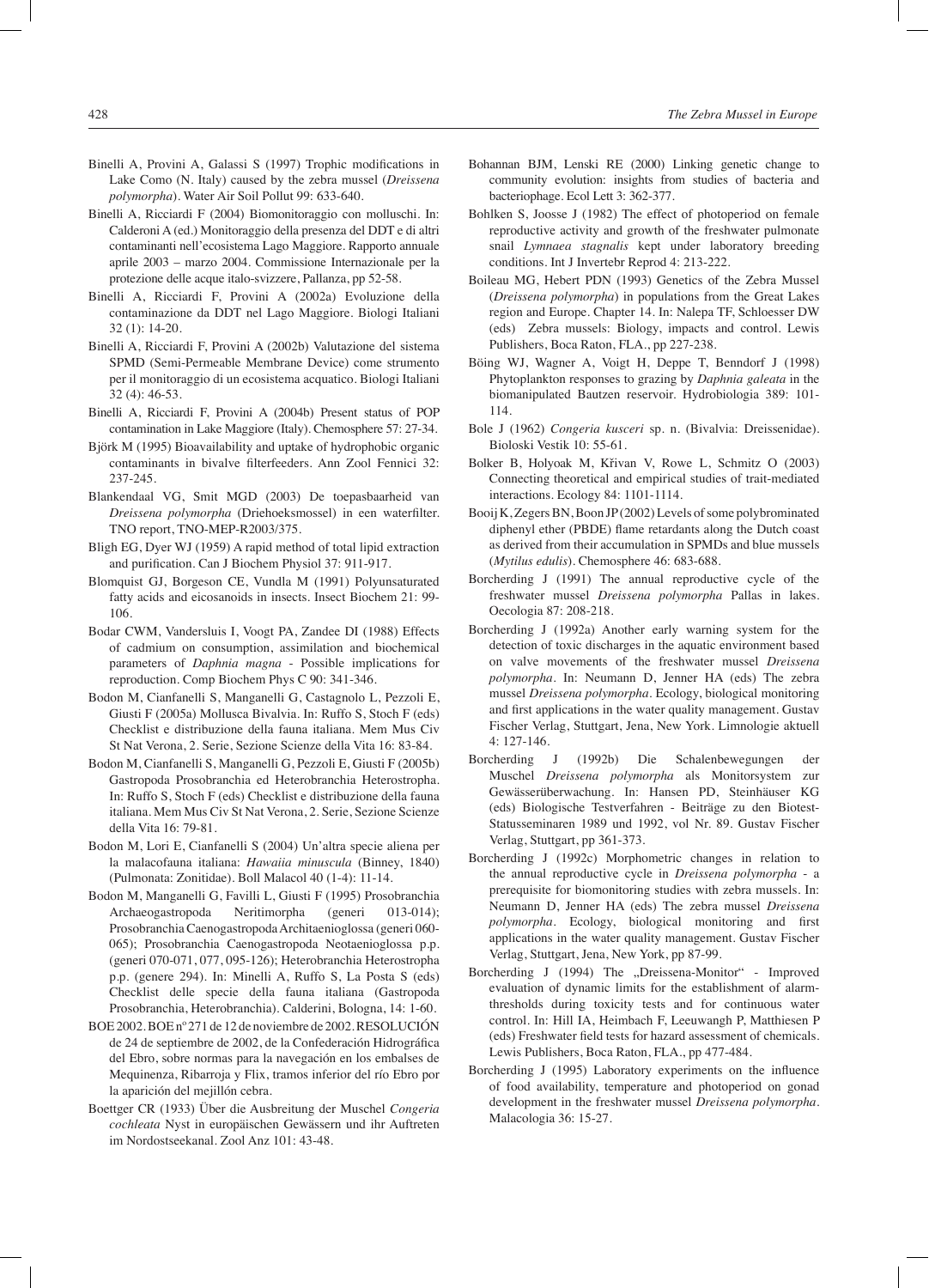Binelli A, Provini A, Galassi S (1997) Trophic modifications in Lake Como (N. Italy) caused by the zebra mussel (*Dreissena polymorpha*). Water Air Soil Pollut 99: 633-640.

Binelli A, Ricciardi F (2004) Biomonitoraggio con molluschi. In: Calderoni A (ed.) Monitoraggio della presenza del DDT e di altri contaminanti nell'ecosistema Lago Maggiore. Rapporto annuale aprile 2003 – marzo 2004. Commissione Internazionale per la protezione delle acque italo-svizzere, Pallanza, pp 52-58.

Binelli A, Ricciardi F, Provini A (2002a) Evoluzione della contaminazione da DDT nel Lago Maggiore. Biologi Italiani 32 (1): 14-20.

Binelli A, Ricciardi F, Provini A (2002b) Valutazione del sistema SPMD (Semi-Permeable Membrane Device) come strumento per il monitoraggio di un ecosistema acquatico. Biologi Italiani 32 (4): 46-53.

Binelli A, Ricciardi F, Provini A (2004b) Present status of POP contamination in Lake Maggiore (Italy). Chemosphere 57: 27-34.

Björk M (1995) Bioavailability and uptake of hydrophobic organic contaminants in bivalve filterfeeders. Ann Zool Fennici 32: 237-245.

Blankendaal VG, Smit MGD (2003) De toepasbaarheid van *Dreissena polymorpha* (Driehoeksmossel) in een waterfilter. TNO report, TNO-MEP-R2003/375.

Bligh EG, Dyer WJ (1959) A rapid method of total lipid extraction and purification. Can J Biochem Physiol 37: 911-917.

Blomquist GJ, Borgeson CE, Vundla M (1991) Polyunsaturated fatty acids and eicosanoids in insects. Insect Biochem 21: 99-106.

Bodar CWM, Vandersluis I, Voogt PA, Zandee DI (1988) Effects of cadmium on consumption, assimilation and biochemical parameters of *Daphnia magna* - Possible implications for reproduction. Comp Biochem Phys C 90: 341-346.

Bodon M, Cianfanelli S, Manganelli G, Castagnolo L, Pezzoli E, Giusti F (2005a) Mollusca Bivalvia. In: Ruffo S, Stoch F (eds) Checklist e distribuzione della fauna italiana. Mem Mus Civ St Nat Verona, 2. Serie, Sezione Scienze della Vita 16: 83-84.

Bodon M, Cianfanelli S, Manganelli G, Pezzoli E, Giusti F (2005b) Gastropoda Prosobranchia ed Heterobranchia Heterostropha. In: Ruffo S, Stoch F (eds) Checklist e distribuzione della fauna italiana. Mem Mus Civ St Nat Verona, 2. Serie, Sezione Scienze della Vita 16: 79-81.

Bodon M, Lori E, Cianfanelli S (2004) Un'altra specie aliena per la malacofauna italiana: *Hawaiia minuscula* (Binney, 1840) (Pulmonata: Zonitidae). Boll Malacol 40 (1-4): 11-14.

Bodon M, Manganelli G, Favilli L, Giusti F (1995) Prosobranchia Archaeogastropoda Neritimorpha (generi 013-014); Prosobranchia Caenogastropoda Architaenioglossa (generi 060-065); Prosobranchia Caenogastropoda Neotaenioglossa p.p. (generi 070-071, 077, 095-126); Heterobranchia Heterostropha p.p. (genere 294). In: Minelli A, Ruffo S, La Posta S (eds) Checklist delle specie della fauna italiana (Gastropoda Prosobranchia, Heterobranchia). Calderini, Bologna, 14: 1-60.

BOE 2002. BOE nº 271 de 12 de noviembre de 2002. RESOLUCIÓN de 24 de septiembre de 2002, de la Confederación Hidrográfica del Ebro, sobre normas para la navegación en los embalses de Mequinenza, Ribarroja y Flix, tramos inferior del río Ebro por la aparición del mejillón cebra.

Boettger CR (1933) Über die Ausbreitung der Muschel *Congeria cochleata* Nyst in europäischen Gewässern und ihr Auftreten im Nordostseekanal. Zool Anz 101: 43-48.

Bohannan BJM, Lenski RE (2000) Linking genetic change to community evolution: insights from studies of bacteria and bacteriophage. Ecol Lett 3: 362-377.

Bohlken S, Joosse J (1982) The effect of photoperiod on female reproductive activity and growth of the freshwater pulmonate snail *Lymnaea stagnalis* kept under laboratory breeding conditions. Int J Invertebr Reprod 4: 213-222.

Boileau MG, Hebert PDN (1993) Genetics of the Zebra Mussel (*Dreissena polymorpha*) in populations from the Great Lakes region and Europe. Chapter 14. In: Nalepa TF, Schloesser DW (eds) Zebra mussels: Biology, impacts and control. Lewis Publishers, Boca Raton, FLA., pp 227-238.

Böing WJ, Wagner A, Voigt H, Deppe T, Benndorf J (1998) Phytoplankton responses to grazing by *Daphnia galeata* in the biomanipulated Bautzen reservoir. Hydrobiologia 389: 101-114.

Bole J (1962) *Congeria kusceri* sp. n. (Bivalvia: Dreissenidae). Bioloski Vestik 10: 55-61.

Bolker B, Holyoak M, Křivan V, Rowe L, Schmitz O (2003) Connecting theoretical and empirical studies of trait-mediated interactions. Ecology 84: 1101-1114.

Booij K, Zegers BN, Boon JP (2002) Levels of some polybrominated diphenyl ether (PBDE) flame retardants along the Dutch coast as derived from their accumulation in SPMDs and blue mussels (*Mytilus edulis*). Chemosphere 46: 683-688.

Borcherding J (1991) The annual reproductive cycle of the freshwater mussel *Dreissena polymorpha* Pallas in lakes. Oecologia 87: 208-218.

Borcherding J (1992a) Another early warning system for the detection of toxic discharges in the aquatic environment based on valve movements of the freshwater mussel *Dreissena polymorpha*. In: Neumann D, Jenner HA (eds) The zebra mussel *Dreissena polymorpha*. Ecology, biological monitoring and first applications in the water quality management. Gustav Fischer Verlag, Stuttgart, Jena, New York. Limnologie aktuell 4: 127-146.

Borcherding J (1992b) Die Schalenbewegungen der Muschel *Dreissena polymorpha* als Monitorsystem zur Gewässerüberwachung. In: Hansen PD, Steinhäuser KG (eds) Biologische Testverfahren - Beiträge zu den Biotest-Statusseminaren 1989 und 1992, vol Nr. 89. Gustav Fischer Verlag, Stuttgart, pp 361-373.

Borcherding J (1992c) Morphometric changes in relation to the annual reproductive cycle in *Dreissena polymorpha* - a prerequisite for biomonitoring studies with zebra mussels. In: Neumann D, Jenner HA (eds) The zebra mussel *Dreissena polymorpha*. Ecology, biological monitoring and first applications in the water quality management. Gustav Fischer Verlag, Stuttgart, Jena, New York, pp 87-99.

Borcherding J (1994) The „Dreissena-Monitor" - Improved evaluation of dynamic limits for the establishment of alarm-thresholds during toxicity tests and for continuous water control. In: Hill IA, Heimbach F, Leeuwangh P, Matthiessen P (eds) Freshwater field tests for hazard assessment of chemicals. Lewis Publishers, Boca Raton, FLA., pp 477-484.

Borcherding J (1995) Laboratory experiments on the influence of food availability, temperature and photoperiod on gonad development in the freshwater mussel *Dreissena polymorpha*. Malacologia 36: 15-27.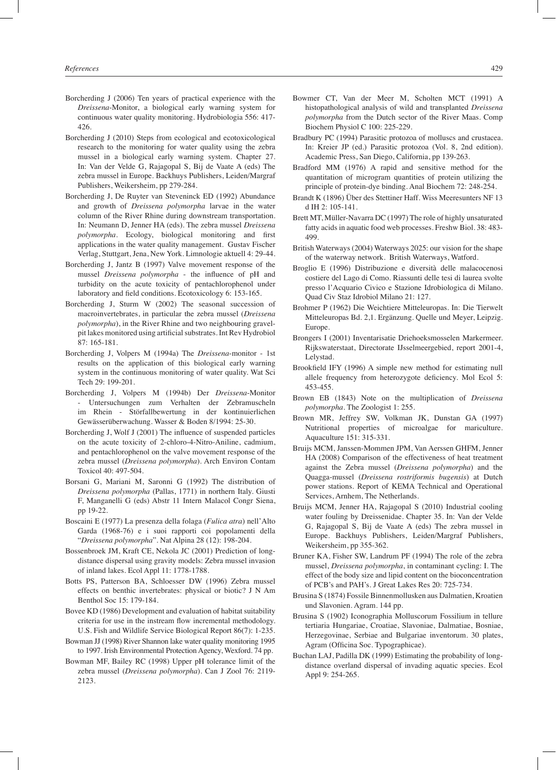Borcherding J (2006) Ten years of practical experience with the *Dreissena*-Monitor, a biological early warning system for continuous water quality monitoring. Hydrobiologia 556: 417-426.

Borcherding J (2010) Steps from ecological and ecotoxicological research to the monitoring for water quality using the zebra mussel in a biological early warning system. Chapter 27. In: Van der Velde G, Rajagopal S, Bij de Vaate A (eds) The zebra mussel in Europe. Backhuys Publishers, Leiden/Margraf Publishers, Weikersheim, pp 279-284.

Borcherding J, De Ruyter van Steveninck ED (1992) Abundance and growth of *Dreissena polymorpha* larvae in the water column of the River Rhine during downstream transportation. In: Neumann D, Jenner HA (eds). The zebra mussel *Dreissena polymorpha*. Ecology, biological monitoring and first applications in the water quality management. Gustav Fischer Verlag, Stuttgart, Jena, New York. Limnologie aktuell 4: 29-44.

Borcherding J, Jantz B (1997) Valve movement response of the mussel *Dreissena polymorpha* - the influence of pH and turbidity on the acute toxicity of pentachlorophenol under laboratory and field conditions. Ecotoxicology 6: 153-165.

Borcherding J, Sturm W (2002) The seasonal succession of macroinvertebrates, in particular the zebra mussel (*Dreissena polymorpha*), in the River Rhine and two neighbouring gravel-pit lakes monitored using artificial substrates. Int Rev Hydrobiol 87: 165-181.

Borcherding J, Volpers M (1994a) The *Dreissena*-monitor - 1st results on the application of this biological early warning system in the continuous monitoring of water quality. Wat Sci Tech 29: 199-201.

Borcherding J, Volpers M (1994b) Der *Dreissena*-Monitor - Untersuchungen zum Verhalten der Zebramuscheln im Rhein - Störfallbewertung in der kontinuierlichen Gewässerüberwachung. Wasser & Boden 8/1994: 25-30.

Borcherding J, Wolf J (2001) The influence of suspended particles on the acute toxicity of 2-chloro-4-Nitro-Aniline, cadmium, and pentachlorophenol on the valve movement response of the zebra mussel (*Dreissena polymorpha*). Arch Environ Contam Toxicol 40: 497-504.

Borsani G, Mariani M, Saronni G (1992) The distribution of *Dreissena polymorpha* (Pallas, 1771) in northern Italy. Giusti F, Manganelli G (eds) Abstr 11 Intern Malacol Congr Siena, pp 19-22.

Boscaini E (1977) La presenza della folaga (*Fulica atra*) nell'Alto Garda (1968-76) e i suoi rapporti coi popolamenti della "*Dreissena polymorpha*". Nat Alpina 28 (12): 198-204.

Bossenbroek JM, Kraft CE, Nekola JC (2001) Prediction of long-distance dispersal using gravity models: Zebra mussel invasion of inland lakes. Ecol Appl 11: 1778-1788.

Botts PS, Patterson BA, Schloesser DW (1996) Zebra mussel effects on benthic invertebrates: physical or biotic? J N Am Benthol Soc 15: 179-184.

Bovee KD (1986) Development and evaluation of habitat suitability criteria for use in the instream flow incremental methodology. U.S. Fish and Wildlife Service Biological Report 86(7): 1-235.

Bowman JJ (1998) River Shannon lake water quality monitoring 1995 to 1997. Irish Environmental Protection Agency, Wexford. 74 pp.

Bowman MF, Bailey RC (1998) Upper pH tolerance limit of the zebra mussel (*Dreissena polymorpha*). Can J Zool 76: 2119-2123.

Bowmer CT, Van der Meer M, Scholten MCT (1991) A histopathological analysis of wild and transplanted *Dreissena polymorpha* from the Dutch sector of the River Maas. Comp Biochem Physiol C 100: 225-229.

Bradbury PC (1994) Parasitic protozoa of molluscs and crustacea. In: Kreier JP (ed.) Parasitic protozoa (Vol. 8, 2nd edition). Academic Press, San Diego, California, pp 139-263.

Bradford MM (1976) A rapid and sensitive method for the quantitation of microgram quantities of protein utilizing the principle of protein-dye binding. Anal Biochem 72: 248-254.

Brandt K (1896) Über des Stettiner Haff. Wiss Meeresunters NF 13 d IH 2: 105-141.

Brett MT, Müller-Navarra DC (1997) The role of highly unsaturated fatty acids in aquatic food web processes. Freshw Biol. 38: 483-499.

British Waterways (2004) Waterways 2025: our vision for the shape of the waterway network. British Waterways, Watford.

Broglio E (1996) Distribuzione e diversità delle malacocenosi costiere del Lago di Como. Riassunti delle tesi di laurea svolte presso l'Acquario Civico e Stazione Idrobiologica di Milano. Quad Civ Staz Idrobiol Milano 21: 127.

Brohmer P (1962) Die Weichtiere Mitteleuropas. In: Die Tierwelt Mitteleuropas Bd. 2,1. Ergänzung. Quelle und Meyer, Leipzig. Europe.

Brongers I (2001) Inventarisatie Driehoeksmosselen Markermeer. Rijkswaterstaat, Directorate IJsselmeergebied, report 2001-4, Lelystad.

Brookfield IFY (1996) A simple new method for estimating null allele frequency from heterozygote deficiency. Mol Ecol 5: 453-455.

Brown EB (1843) Note on the multiplication of *Dreissena polymorpha*. The Zoologist 1: 255.

Brown MR, Jeffrey SW, Volkman JK, Dunstan GA (1997) Nutritional properties of microalgae for mariculture. Aquaculture 151: 315-331.

Bruijs MCM, Janssen-Mommen JPM, Van Aerssen GHFM, Jenner HA (2008) Comparison of the effectiveness of heat treatment against the Zebra mussel (*Dreissena polymorpha*) and the Quagga-mussel (*Dreissena rostriformis bugensis*) at Dutch power stations. Report of KEMA Technical and Operational Services, Arnhem, The Netherlands.

Bruijs MCM, Jenner HA, Rajagopal S (2010) Industrial cooling water fouling by Dreissenidae. Chapter 35. In: Van der Velde G, Rajagopal S, Bij de Vaate A (eds) The zebra mussel in Europe. Backhuys Publishers, Leiden/Margraf Publishers, Weikersheim, pp 355-362.

Bruner KA, Fisher SW, Landrum PF (1994) The role of the zebra mussel, *Dreissena polymorpha*, in contaminant cycling: I. The effect of the body size and lipid content on the bioconcentration of PCB's and PAH's. J Great Lakes Res 20: 725-734.

Brusina S (1874) Fossile Binnenmollusken aus Dalmatien, Kroatien und Slavonien. Agram. 144 pp.

Brusina S (1902) Iconographia Molluscorum Fossilium in tellure tertiaria Hungariae, Croatiae, Slavoniae, Dalmatiae, Bosniae, Herzegovinae, Serbiae and Bulgariae inventorum. 30 plates, Agram (Officina Soc. Typographicae).

Buchan LAJ, Padilla DK (1999) Estimating the probability of long-distance overland dispersal of invading aquatic species. Ecol Appl 9: 254-265.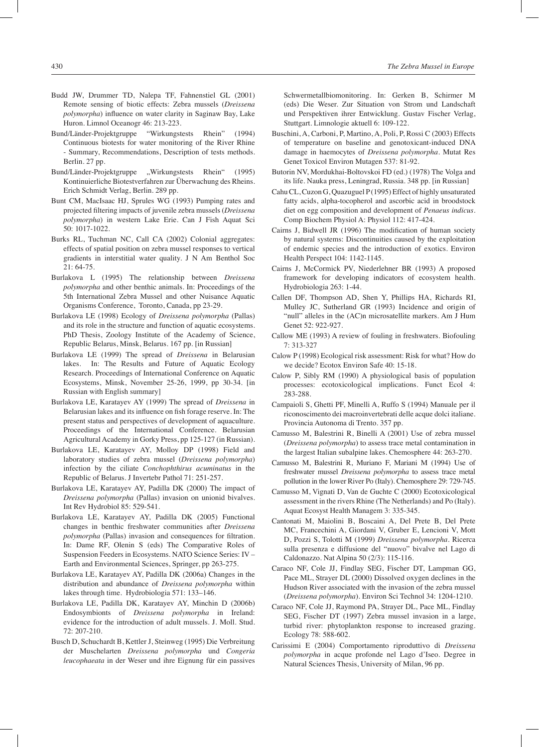Budd JW, Drummer TD, Nalepa TF, Fahnenstiel GL (2001) Remote sensing of biotic effects: Zebra mussels (*Dreissena polymorpha*) influence on water clarity in Saginaw Bay, Lake Huron. Limnol Oceanogr 46: 213-223.

Bund/Länder-Projektgruppe "Wirkungstests Rhein" (1994) Continuous biotests for water monitoring of the River Rhine - Summary, Recommendations, Description of tests methods. Berlin. 27 pp.

Bund/Länder-Projektgruppe „Wirkungstests Rhein" (1995) Kontinuierliche Biotestverfahren zur Überwachung des Rheins. Erich Schmidt Verlag, Berlin. 289 pp.

Bunt CM, MacIsaac HJ, Sprules WG (1993) Pumping rates and projected filtering impacts of juvenile zebra mussels (*Dreissena polymorpha*) in western Lake Erie. Can J Fish Aquat Sci 50: 1017-1022.

Burks RL, Tuchman NC, Call CA (2002) Colonial aggregates: effects of spatial position on zebra mussel responses to vertical gradients in interstitial water quality. J N Am Benthol Soc 21: 64-75.

Burlakova L (1995) The relationship between *Dreissena polymorpha* and other benthic animals. In: Proceedings of the 5th International Zebra Mussel and other Nuisance Aquatic Organisms Conference, Toronto, Canada, pp 23-29.

Burlakova LE (1998) Ecology of *Dreissena polymorpha* (Pallas) and its role in the structure and function of aquatic ecosystems. PhD Thesis, Zoology Institute of the Academy of Science, Republic Belarus, Minsk, Belarus. 167 pp. [in Russian]

Burlakova LE (1999) The spread of *Dreissena* in Belarusian lakes. In: The Results and Future of Aquatic Ecology Research. Proceedings of International Conference on Aquatic Ecosystems, Minsk, November 25-26, 1999, pp 30-34. [in Russian with English summary]

Burlakova LE, Karatayev AY (1999) The spread of *Dreissena* in Belarusian lakes and its influence on fish forage reserve. In: The present status and perspectives of development of aquaculture. Proceedings of the International Conference. Belarusian Agricultural Academy in Gorky Press, pp 125-127 (in Russian).

Burlakova LE, Karatayev AY, Molloy DP (1998) Field and laboratory studies of zebra mussel (*Dreissena polymorpha*) infection by the ciliate *Conchophthirus acuminatus* in the Republic of Belarus. J Invertebr Pathol 71: 251-257.

Burlakova LE, Karatayev AY, Padilla DK (2000) The impact of *Dreissena polymorpha* (Pallas) invasion on unionid bivalves. Int Rev Hydrobiol 85: 529-541.

Burlakova LE, Karatayev AY, Padilla DK (2005) Functional changes in benthic freshwater communities after *Dreissena polymorpha* (Pallas) invasion and consequences for filtration. In: Dame RF, Olenin S (eds) The Comparative Roles of Suspension Feeders in Ecosystems. NATO Science Series: IV – Earth and Environmental Sciences, Springer, pp 263-275.

Burlakova LE, Karatayev AY, Padilla DK (2006a) Changes in the distribution and abundance of *Dreissena polymorpha* within lakes through time. Hydrobiologia 571: 133–146.

Burlakova LE, Padilla DK, Karatayev AY, Minchin D (2006b) Endosymbionts of *Dreissena polymorpha* in Ireland: evidence for the introduction of adult mussels. J. Moll. Stud. 72: 207-210.

Busch D, Schuchardt B, Kettler J, Steinweg (1995) Die Verbreitung der Muschelarten *Dreissena polymorpha* und *Congeria leucophaeata* in der Weser und ihre Eignung für ein passives Schwermetallbiomonitoring. In: Gerken B, Schirmer M (eds) Die Weser. Zur Situation von Strom und Landschaft und Perspektiven ihrer Entwicklung. Gustav Fischer Verlag, Stuttgart. Limnologie aktuell 6: 109-122.

Buschini, A, Carboni, P, Martino, A, Poli, P, Rossi C (2003) Effects of temperature on baseline and genotoxicant-induced DNA damage in haemocytes of *Dreissena polymorpha*. Mutat Res Genet Toxicol Environ Mutagen 537: 81-92.

Butorin NV, Mordukhai-Boltovskoi FD (ed.) (1978) The Volga and its life. Nauka press, Leningrad, Russia. 348 pp. [in Russian]

Cahu CL, Cuzon G, Quazuguel P (1995) Effect of highly unsaturated fatty acids, alpha-tocopherol and ascorbic acid in broodstock diet on egg composition and development of *Penaeus indicus*. Comp Biochem Physiol A: Physiol 112: 417-424.

Cairns J, Bidwell JR (1996) The modification of human society by natural systems: Discontinuities caused by the exploitation of endemic species and the introduction of exotics. Environ Health Perspect 104: 1142-1145.

Cairns J, McCormick PV, Niederlehner BR (1993) A proposed framework for developing indicators of ecosystem health. Hydrobiologia 263: 1-44.

Callen DF, Thompson AD, Shen Y, Phillips HA, Richards RI, Mulley JC, Sutherland GR (1993) Incidence and origin of "null" alleles in the (AC)n microsatellite markers. Am J Hum Genet 52: 922-927.

Callow ME (1993) A review of fouling in freshwaters. Biofouling 7: 313-327

Calow P (1998) Ecological risk assessment: Risk for what? How do we decide? Ecotox Environ Safe 40: 15-18.

Calow P, Sibly RM (1990) A physiological basis of population processes: ecotoxicological implications. Funct Ecol 4: 283-288.

Campaioli S, Ghetti PF, Minelli A, Ruffo S (1994) Manuale per il riconoscimento dei macroinvertebrati delle acque dolci italiane. Provincia Autonoma di Trento. 357 pp.

Camusso M, Balestrini R, Binelli A (2001) Use of zebra mussel (*Dreissena polymorpha*) to assess trace metal contamination in the largest Italian subalpine lakes. Chemosphere 44: 263-270.

Camusso M, Balestrini R, Muriano F, Mariani M (1994) Use of freshwater mussel *Dreissena polymorpha* to assess trace metal pollution in the lower River Po (Italy). Chemosphere 29: 729-745.

Camusso M, Vignati D, Van de Guchte C (2000) Ecotoxicological assessment in the rivers Rhine (The Netherlands) and Po (Italy). Aquat Ecosyst Health Managem 3: 335-345.

Cantonati M, Maiolini B, Boscaini A, Del Prete B, Del Prete MC, Francechini A, Giordani V, Gruber E, Lencioni V, Mott D, Pozzi S, Tolotti M (1999) *Dreissena polymorpha*. Ricerca sulla presenza e diffusione del "nuovo" bivalve nel Lago di Caldonazzo. Nat Alpina 50 (2/3): 115-116.

Caraco NF, Cole JJ, Findlay SEG, Fischer DT, Lampman GG, Pace ML, Strayer DL (2000) Dissolved oxygen declines in the Hudson River associated with the invasion of the zebra mussel (*Dreissena polymorpha*). Environ Sci Technol 34: 1204-1210.

Caraco NF, Cole JJ, Raymond PA, Strayer DL, Pace ML, Findlay SEG, Fischer DT (1997) Zebra mussel invasion in a large, turbid river: phytoplankton response to increased grazing. Ecology 78: 588-602.

Carissimi E (2004) Comportamento riproduttivo di *Dreissena polymorpha* in acque profonde nel Lago d'Iseo. Degree in Natural Sciences Thesis, University of Milan, 96 pp.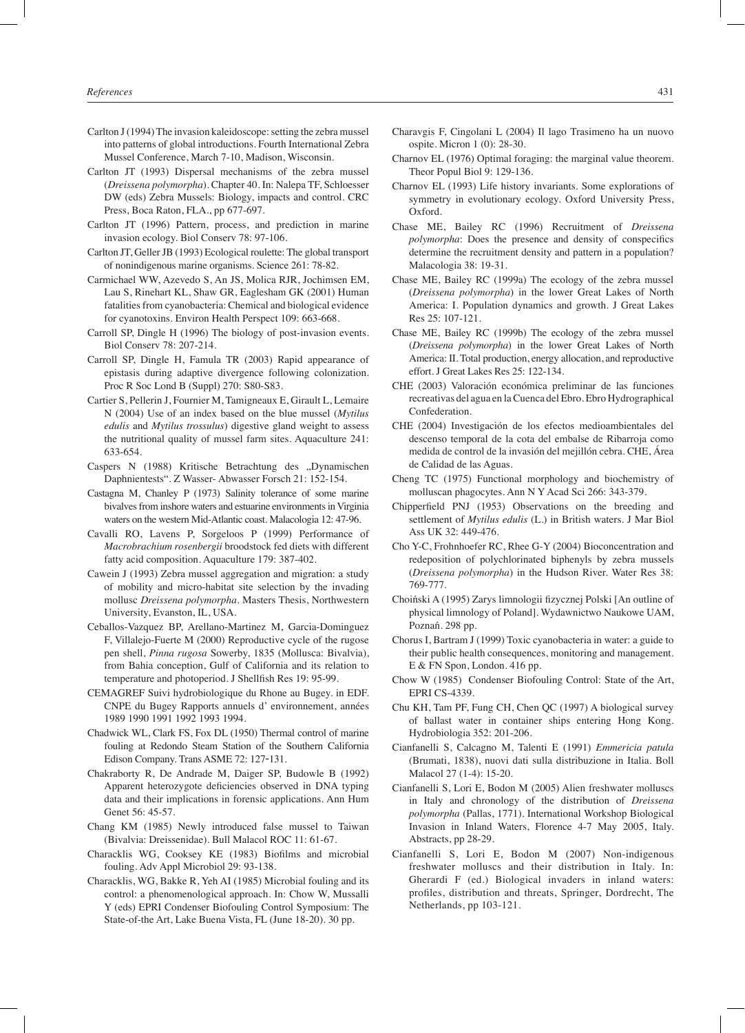Carlton J (1994) The invasion kaleidoscope: setting the zebra mussel into patterns of global introductions. Fourth International Zebra Mussel Conference, March 7-10, Madison, Wisconsin.

Carlton JT (1993) Dispersal mechanisms of the zebra mussel (*Dreissena polymorpha*). Chapter 40. In: Nalepa TF, Schloesser DW (eds) Zebra Mussels: Biology, impacts and control. CRC Press, Boca Raton, FLA., pp 677-697.

Carlton JT (1996) Pattern, process, and prediction in marine invasion ecology. Biol Conserv 78: 97-106.

Carlton JT, Geller JB (1993) Ecological roulette: The global transport of nonindigenous marine organisms. Science 261: 78-82.

Carmichael WW, Azevedo S, An JS, Molica RJR, Jochimsen EM, Lau S, Rinehart KL, Shaw GR, Eaglesham GK (2001) Human fatalities from cyanobacteria: Chemical and biological evidence for cyanotoxins. Environ Health Perspect 109: 663-668.

Carroll SP, Dingle H (1996) The biology of post-invasion events. Biol Conserv 78: 207-214.

Carroll SP, Dingle H, Famula TR (2003) Rapid appearance of epistasis during adaptive divergence following colonization. Proc R Soc Lond B (Suppl) 270: S80-S83.

Cartier S, Pellerin J, Fournier M, Tamigneaux E, Girault L, Lemaire N (2004) Use of an index based on the blue mussel (*Mytilus edulis* and *Mytilus trossulus*) digestive gland weight to assess the nutritional quality of mussel farm sites. Aquaculture 241: 633-654.

Caspers N (1988) Kritische Betrachtung des „Dynamischen Daphnientests". Z Wasser- Abwasser Forsch 21: 152-154.

Castagna M, Chanley P (1973) Salinity tolerance of some marine bivalves from inshore waters and estuarine environments in Virginia waters on the western Mid-Atlantic coast. Malacologia 12: 47-96.

Cavalli RO, Lavens P, Sorgeloos P (1999) Performance of *Macrobrachium rosenbergii* broodstock fed diets with different fatty acid composition. Aquaculture 179: 387-402.

Cawein J (1993) Zebra mussel aggregation and migration: a study of mobility and micro-habitat site selection by the invading mollusc *Dreissena polymorpha*. Masters Thesis, Northwestern University, Evanston, IL, USA.

Ceballos-Vazquez BP, Arellano-Martinez M, Garcia-Dominguez F, Villalejo-Fuerte M (2000) Reproductive cycle of the rugose pen shell, *Pinna rugosa* Sowerby, 1835 (Mollusca: Bivalvia), from Bahia conception, Gulf of California and its relation to temperature and photoperiod. J Shellfish Res 19: 95-99.

CEMAGREF Suivi hydrobiologique du Rhone au Bugey. in EDF. CNPE du Bugey Rapports annuels d' environnement, années 1989 1990 1991 1992 1993 1994.

Chadwick WL, Clark FS, Fox DL (1950) Thermal control of marine fouling at Redondo Steam Station of the Southern California Edison Company. Trans ASME 72: 127-131.

Chakraborty R, De Andrade M, Daiger SP, Budowle B (1992) Apparent heterozygote deficiencies observed in DNA typing data and their implications in forensic applications. Ann Hum Genet 56: 45-57.

Chang KM (1985) Newly introduced false mussel to Taiwan (Bivalvia: Dreissenidae). Bull Malacol ROC 11: 61-67.

Characklis WG, Cooksey KE (1983) Biofilms and microbial fouling. Adv Appl Microbiol 29: 93-138.

Characklis, WG, Bakke R, Yeh AI (1985) Microbial fouling and its control: a phenomenological approach. In: Chow W, Mussalli Y (eds) EPRI Condenser Biofouling Control Symposium: The State-of-the Art, Lake Buena Vista, FL (June 18-20). 30 pp.

Charavgis F, Cingolani L (2004) Il lago Trasimeno ha un nuovo ospite. Micron 1 (0): 28-30.

Charnov EL (1976) Optimal foraging: the marginal value theorem. Theor Popul Biol 9: 129-136.

Charnov EL (1993) Life history invariants. Some explorations of symmetry in evolutionary ecology. Oxford University Press, Oxford.

Chase ME, Bailey RC (1996) Recruitment of *Dreissena polymorpha*: Does the presence and density of conspecifics determine the recruitment density and pattern in a population? Malacologia 38: 19-31.

Chase ME, Bailey RC (1999a) The ecology of the zebra mussel (*Dreissena polymorpha*) in the lower Great Lakes of North America: I. Population dynamics and growth. J Great Lakes Res 25: 107-121.

Chase ME, Bailey RC (1999b) The ecology of the zebra mussel (*Dreissena polymorpha*) in the lower Great Lakes of North America: II. Total production, energy allocation, and reproductive effort. J Great Lakes Res 25: 122-134.

CHE (2003) Valoración económica preliminar de las funciones recreativas del agua en la Cuenca del Ebro. Ebro Hydrographical Confederation.

CHE (2004) Investigación de los efectos medioambientales del descenso temporal de la cota del embalse de Ribarroja como medida de control de la invasión del mejillón cebra. CHE, Área de Calidad de las Aguas.

Cheng TC (1975) Functional morphology and biochemistry of molluscan phagocytes. Ann N Y Acad Sci 266: 343-379.

Chipperfield PNJ (1953) Observations on the breeding and settlement of *Mytilus edulis* (L.) in British waters. J Mar Biol Ass UK 32: 449-476.

Cho Y-C, Frohnhoefer RC, Rhee G-Y (2004) Bioconcentration and redeposition of polychlorinated biphenyls by zebra mussels (*Dreissena polymorpha*) in the Hudson River. Water Res 38: 769-777.

Choiński A (1995) Zarys limnologii fizycznej Polski [An outline of physical limnology of Poland]. Wydawnictwo Naukowe UAM, Poznań. 298 pp.

Chorus I, Bartram J (1999) Toxic cyanobacteria in water: a guide to their public health consequences, monitoring and management. E & FN Spon, London. 416 pp.

Chow W (1985) Condenser Biofouling Control: State of the Art, EPRI CS-4339.

Chu KH, Tam PF, Fung CH, Chen QC (1997) A biological survey of ballast water in container ships entering Hong Kong. Hydrobiologia 352: 201-206.

Cianfanelli S, Calcagno M, Talenti E (1991) *Emmericia patula* (Brumati, 1838), nuovi dati sulla distribuzione in Italia. Boll Malacol 27 (1-4): 15-20.

Cianfanelli S, Lori E, Bodon M (2005) Alien freshwater molluscs in Italy and chronology of the distribution of *Dreissena polymorpha* (Pallas, 1771). International Workshop Biological Invasion in Inland Waters, Florence 4-7 May 2005, Italy. Abstracts, pp 28-29.

Cianfanelli S, Lori E, Bodon M (2007) Non-indigenous freshwater molluscs and their distribution in Italy. In: Gherardi F (ed.) Biological invaders in inland waters: profiles, distribution and threats, Springer, Dordrecht, The Netherlands, pp 103-121.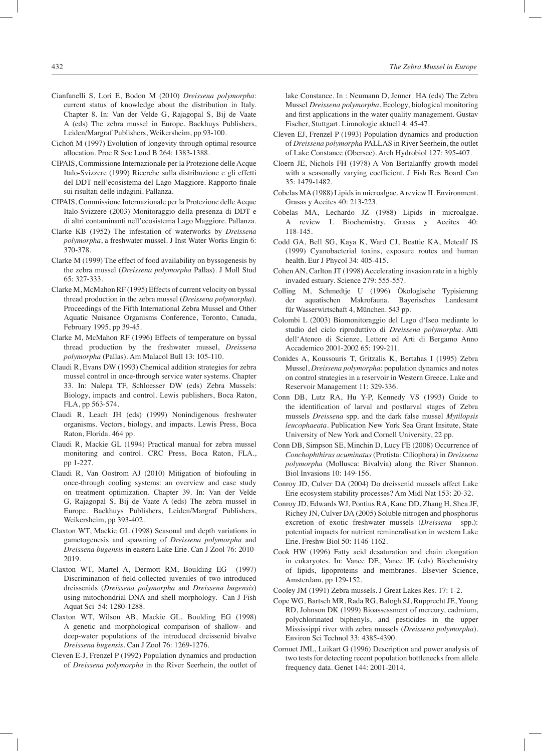Cianfanelli S, Lori E, Bodon M (2010) *Dreissena polymorpha*: current status of knowledge about the distribution in Italy. Chapter 8. In: Van der Velde G, Rajagopal S, Bij de Vaate A (eds) The zebra mussel in Europe. Backhuys Publishers, Leiden/Margraf Publishers, Weikersheim, pp 93-100.

Cichoń M (1997) Evolution of longevity through optimal resource allocation. Proc R Soc Lond B 264: 1383-1388.

CIPAIS, Commissione Internazionale per la Protezione delle Acque Italo-Svizzere (1999) Ricerche sulla distribuzione e gli effetti del DDT nell'ecosistema del Lago Maggiore. Rapporto finale sui risultati delle indagini. Pallanza.

CIPAIS, Commissione Internazionale per la Protezione delle Acque Italo-Svizzere (2003) Monitoraggio della presenza di DDT e di altri contaminanti nell'ecosistema Lago Maggiore. Pallanza.

Clarke KB (1952) The infestation of waterworks by *Dreissena polymorpha*, a freshwater mussel. J Inst Water Works Engin 6: 370-378.

Clarke M (1999) The effect of food availability on byssogenesis by the zebra mussel (*Dreissena polymorpha* Pallas). J Moll Stud 65: 327-333.

Clarke M, McMahon RF (1995) Effects of current velocity on byssal thread production in the zebra mussel (*Dreissena polymorpha*). Proceedings of the Fifth International Zebra Mussel and Other Aquatic Nuisance Organisms Conference, Toronto, Canada, February 1995, pp 39-45.

Clarke M, McMahon RF (1996) Effects of temperature on byssal thread production by the freshwater mussel, *Dreissena polymorpha* (Pallas). Am Malacol Bull 13: 105-110.

Claudi R, Evans DW (1993) Chemical addition strategies for zebra mussel control in once-through service water systems. Chapter 33. In: Nalepa TF, Schloesser DW (eds) Zebra Mussels: Biology, impacts and control. Lewis publishers, Boca Raton, FLA, pp 563-574.

Claudi R, Leach JH (eds) (1999) Nonindigenous freshwater organisms. Vectors, biology, and impacts. Lewis Press, Boca Raton, Florida. 464 pp.

Claudi R, Mackie GL (1994) Practical manual for zebra mussel monitoring and control. CRC Press, Boca Raton, FLA., pp 1-227.

Claudi R, Van Oostrom AJ (2010) Mitigation of biofouling in once-through cooling systems: an overview and case study on treatment optimization. Chapter 39. In: Van der Velde G, Rajagopal S, Bij de Vaate A (eds) The zebra mussel in Europe. Backhuys Publishers, Leiden/Margraf Publishers, Weikersheim, pp 393-402.

Claxton WT, Mackie GL (1998) Seasonal and depth variations in gametogenesis and spawning of *Dreissena polymorpha* and *Dreissena bugensis* in eastern Lake Erie. Can J Zool 76: 2010-2019.

Claxton WT, Martel A, Dermott RM, Boulding EG (1997) Discrimination of field-collected juveniles of two introduced dreissenids (*Dreissena polymorpha* and *Dreissena bugensis*) using mitochondrial DNA and shell morphology. Can J Fish Aquat Sci 54: 1280-1288.

Claxton WT, Wilson AB, Mackie GL, Boulding EG (1998) A genetic and morphological comparison of shallow- and deep-water populations of the introduced dreissenid bivalve *Dreissena bugensis*. Can J Zool 76: 1269-1276.

Cleven E-J, Frenzel P (1992) Population dynamics and production of *Dreissena polymorpha* in the River Seerhein, the outlet of lake Constance. In : Neumann D, Jenner HA (eds) The Zebra Mussel *Dreissena polymorpha*. Ecology, biological monitoring and first applications in the water quality management. Gustav Fischer, Stuttgart. Limnologie aktuell 4: 45-47.

Cleven EJ, Frenzel P (1993) Population dynamics and production of *Dreissena polymorpha* PALLAS in River Seerhein, the outlet of Lake Constance (Obersee). Arch Hydrobiol 127: 395-407.

Cloern JE, Nichols FH (1978) A Von Bertalanffy growth model with a seasonally varying coefficient. J Fish Res Board Can 35: 1479-1482.

Cobelas MA (1988) Lipids in microalgae. A review II. Environment. Grasas y Aceites 40: 213-223.

Cobelas MA, Lechardo JZ (1988) Lipids in microalgae. A review I. Biochemistry. Grasas y Aceites 40: 118-145.

Codd GA, Bell SG, Kaya K, Ward CJ, Beattie KA, Metcalf JS (1999) Cyanobacterial toxins, exposure routes and human health. Eur J Phycol 34: 405-415.

Cohen AN, Carlton JT (1998) Accelerating invasion rate in a highly invaded estuary. Science 279: 555-557.

Colling M, Schmedtje U (1996) Ökologische Typisierung der aquatischen Makrofauna. Bayerisches Landesamt für Wasserwirtschaft 4, München. 543 pp.

Colombi L (2003) Biomonitoraggio del Lago d'Iseo mediante lo studio del ciclo riproduttivo di *Dreissena polymorpha*. Atti dell'Ateneo di Scienze, Lettere ed Arti di Bergamo Anno Accademico 2001-2002 65: 199-211.

Conides A, Koussouris T, Gritzalis K, Bertahas I (1995) Zebra Mussel, *Dreissena polymorpha*: population dynamics and notes on control strategies in a reservoir in Western Greece. Lake and Reservoir Management 11: 329-336.

Conn DB, Lutz RA, Hu Y-P, Kennedy VS (1993) Guide to the identification of larval and postlarval stages of Zebra mussels *Dreissena* spp. and the dark false mussel *Mytilopsis leucophaeata*. Publication New York Sea Grant Insitute, State University of New York and Cornell University, 22 pp.

Conn DB, Simpson SE, Minchin D, Lucy FE (2008) Occurrence of *Conchophthirus acuminatus* (Protista: Ciliophora) in *Dreissena polymorpha* (Mollusca: Bivalvia) along the River Shannon. Biol Invasions 10: 149-156.

Conroy JD, Culver DA (2004) Do dreissenid mussels affect Lake Erie ecosystem stability processes? Am Midl Nat 153: 20-32.

Conroy JD, Edwards WJ, Pontius RA, Kane DD, Zhang H, Shea JF, Richey JN, Culver DA (2005) Soluble nitrogen and phosphorus excretion of exotic freshwater mussels (*Dreissena* spp.): potential impacts for nutrient remineralisation in western Lake Erie. Freshw Biol 50: 1146-1162.

Cook HW (1996) Fatty acid desaturation and chain elongation in eukaryotes. In: Vance DE, Vance JE (eds) Biochemistry of lipids, lipoproteins and membranes. Elsevier Science, Amsterdam, pp 129-152.

Cooley JM (1991) Zebra mussels. J Great Lakes Res. 17: 1-2.

Cope WG, Bartsch MR, Rada RG, Balogh SJ, Rupprecht JE, Young RD, Johnson DK (1999) Bioassessment of mercury, cadmium, polychlorinated biphenyls, and pesticides in the upper Mississippi river with zebra mussels (*Dreissena polymorpha*). Environ Sci Technol 33: 4385-4390.

Cornuet JML, Luikart G (1996) Description and power analysis of two tests for detecting recent population bottlenecks from allele frequency data. Genet 144: 2001-2014.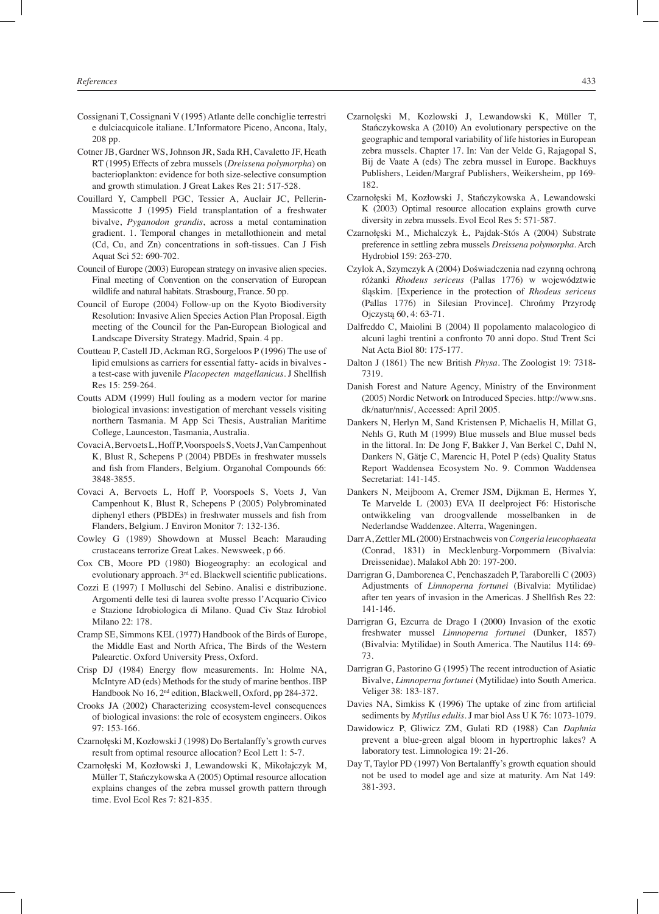Cossignani T, Cossignani V (1995) Atlante delle conchiglie terrestri e dulciacquicole italiane. L'Informatore Piceno, Ancona, Italy, 208 pp.

Cotner JB, Gardner WS, Johnson JR, Sada RH, Cavaletto JF, Heath RT (1995) Effects of zebra mussels (*Dreissena polymorpha*) on bacterioplankton: evidence for both size-selective consumption and growth stimulation. J Great Lakes Res 21: 517-528.

Couillard Y, Campbell PGC, Tessier A, Auclair JC, Pellerin-Massicotte J (1995) Field transplantation of a freshwater bivalve, *Pyganodon grandis*, across a metal contamination gradient. 1. Temporal changes in metallothionein and metal (Cd, Cu, and Zn) concentrations in soft-tissues. Can J Fish Aquat Sci 52: 690-702.

Council of Europe (2003) European strategy on invasive alien species. Final meeting of Convention on the conservation of European wildlife and natural habitats. Strasbourg, France. 50 pp.

Council of Europe (2004) Follow-up on the Kyoto Biodiversity Resolution: Invasive Alien Species Action Plan Proposal. Eigth meeting of the Council for the Pan-European Biological and Landscape Diversity Strategy. Madrid, Spain. 4 pp.

Coutteau P, Castell JD, Ackman RG, Sorgeloos P (1996) The use of lipid emulsions as carriers for essential fatty- acids in bivalves - a test-case with juvenile *Placopecten magellanicus*. J Shellfish Res 15: 259-264.

Coutts ADM (1999) Hull fouling as a modern vector for marine biological invasions: investigation of merchant vessels visiting northern Tasmania. M App Sci Thesis, Australian Maritime College, Launceston, Tasmania, Australia.

Covaci A, Bervoets L, Hoff P, Voorspoels S, Voets J, Van Campenhout K, Blust R, Schepens P (2004) PBDEs in freshwater mussels and fish from Flanders, Belgium. Organohal Compounds 66: 3848-3855.

Covaci A, Bervoets L, Hoff P, Voorspoels S, Voets J, Van Campenhout K, Blust R, Schepens P (2005) Polybrominated diphenyl ethers (PBDEs) in freshwater mussels and fish from Flanders, Belgium. J Environ Monitor 7: 132-136.

Cowley G (1989) Showdown at Mussel Beach: Marauding crustaceans terrorize Great Lakes. Newsweek, p 66.

Cox CB, Moore PD (1980) Biogeography: an ecological and evolutionary approach. 3rd ed. Blackwell scientific publications.

Cozzi E (1997) I Molluschi del Sebino. Analisi e distribuzione. Argomenti delle tesi di laurea svolte presso l'Acquario Civico e Stazione Idrobiologica di Milano. Quad Civ Staz Idrobiol Milano 22: 178.

Cramp SE, Simmons KEL (1977) Handbook of the Birds of Europe, the Middle East and North Africa, The Birds of the Western Palearctic. Oxford University Press, Oxford.

Crisp DJ (1984) Energy flow measurements. In: Holme NA, McIntyre AD (eds) Methods for the study of marine benthos. IBP Handbook No 16, 2nd edition, Blackwell, Oxford, pp 284-372.

Crooks JA (2002) Characterizing ecosystem-level consequences of biological invasions: the role of ecosystem engineers. Oikos 97: 153-166.

Czarnołęski M, Kozłowski J (1998) Do Bertalanffy's growth curves result from optimal resource allocation? Ecol Lett 1: 5-7.

Czarnołęski M, Kozłowski J, Lewandowski K, Mikołajczyk M, Müller T, Stańczykowska A (2005) Optimal resource allocation explains changes of the zebra mussel growth pattern through time. Evol Ecol Res 7: 821-835.

Czarnolęski M, Kozlowski J, Lewandowski K, Müller T, Stańczykowska A (2010) An evolutionary perspective on the geographic and temporal variability of life histories in European zebra mussels. Chapter 17. In: Van der Velde G, Rajagopal S, Bij de Vaate A (eds) The zebra mussel in Europe. Backhuys Publishers, Leiden/Margraf Publishers, Weikersheim, pp 169-182.

Czarnołęski M, Kozłowski J, Stańczykowska A, Lewandowski K (2003) Optimal resource allocation explains growth curve diversity in zebra mussels. Evol Ecol Res 5: 571-587.

Czarnołęski M., Michalczyk Ł, Pajdak-Stós A (2004) Substrate preference in settling zebra mussels *Dreissena polymorpha*. Arch Hydrobiol 159: 263-270.

Czylok A, Szymczyk A (2004) Doświadczenia nad czynną ochroną różanki *Rhodeus sericeus* (Pallas 1776) w województwie śląskim. [Experience in the protection of *Rhodeus sericeus* (Pallas 1776) in Silesian Province]. Chrońmy Przyrodę Ojczystą 60, 4: 63-71.

Dalfreddo C, Maiolini B (2004) Il popolamento malacologico di alcuni laghi trentini a confronto 70 anni dopo. Stud Trent Sci Nat Acta Biol 80: 175-177.

Dalton J (1861) The new British *Physa*. The Zoologist 19: 7318-7319.

Danish Forest and Nature Agency, Ministry of the Environment (2005) Nordic Network on Introduced Species. http://www.sns.dk/natur/nnis/, Accessed: April 2005.

Dankers N, Herlyn M, Sand Kristensen P, Michaelis H, Millat G, Nehls G, Ruth M (1999) Blue mussels and Blue mussel beds in the littoral. In: De Jong F, Bakker J, Van Berkel C, Dahl N, Dankers N, Gätje C, Marencic H, Potel P (eds) Quality Status Report Waddensea Ecosystem No. 9. Common Waddensea Secretariat: 141-145.

Dankers N, Meijboom A, Cremer JSM, Dijkman E, Hermes Y, Te Marvelde L (2003) EVA II deelproject F6: Historische ontwikkeling van droogvallende mosselbanken in de Nederlandse Waddenzee. Alterra, Wageningen.

Darr A, Zettler ML (2000) Erstnachweis von *Congeria leucophaeata* (Conrad, 1831) in Mecklenburg-Vorpommern (Bivalvia: Dreissenidae). Malakol Abh 20: 197-200.

Darrigran G, Damborenea C, Penchaszadeh P, Taraborelli C (2003) Adjustments of *Limnoperna fortunei* (Bivalvia: Mytilidae) after ten years of invasion in the Americas. J Shellfish Res 22: 141-146.

Darrigran G, Ezcurra de Drago I (2000) Invasion of the exotic freshwater mussel *Limnoperna fortunei* (Dunker, 1857) (Bivalvia: Mytilidae) in South America. The Nautilus 114: 69-73.

Darrigran G, Pastorino G (1995) The recent introduction of Asiatic Bivalve, *Limnoperna fortunei* (Mytilidae) into South America. Veliger 38: 183-187.

Davies NA, Simkiss K (1996) The uptake of zinc from artificial sediments by *Mytilus edulis*. J mar biol Ass U K 76: 1073-1079.

Dawidowicz P, Gliwicz ZM, Gulati RD (1988) Can *Daphnia* prevent a blue-green algal bloom in hypertrophic lakes? A laboratory test. Limnologica 19: 21-26.

Day T, Taylor PD (1997) Von Bertalanffy's growth equation should not be used to model age and size at maturity. Am Nat 149: 381-393.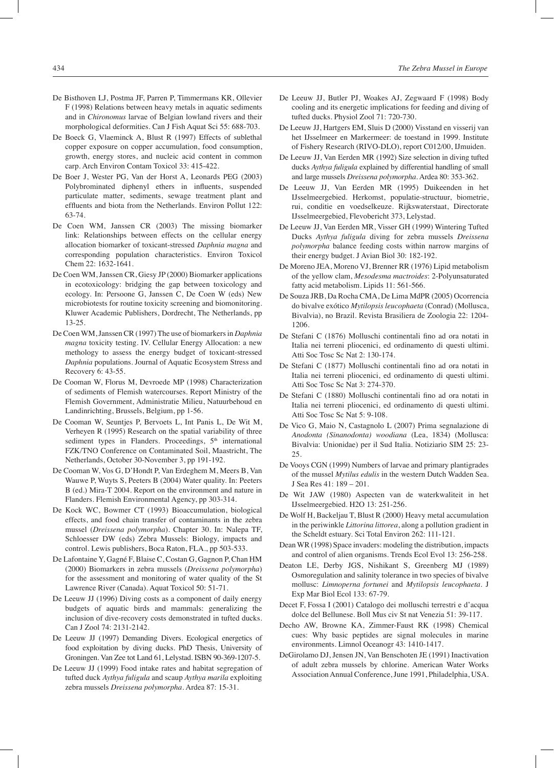De Bisthoven LJ, Postma JF, Parren P, Timmermans KR, Ollevier F (1998) Relations between heavy metals in aquatic sediments and in *Chironomus* larvae of Belgian lowland rivers and their morphological deformities. Can J Fish Aquat Sci 55: 688-703.

De Boeck G, Vlaeminck A, Blust R (1997) Effects of sublethal copper exposure on copper accumulation, food consumption, growth, energy stores, and nucleic acid content in common carp. Arch Environ Contam Toxicol 33: 415-422.

De Boer J, Wester PG, Van der Horst A, Leonards PEG (2003) Polybrominated diphenyl ethers in influents, suspended particulate matter, sediments, sewage treatment plant and effluents and biota from the Netherlands. Environ Pollut 122: 63-74.

De Coen WM, Janssen CR (2003) The missing biomarker link: Relationships between effects on the cellular energy allocation biomarker of toxicant-stressed *Daphnia magna* and corresponding population characteristics. Environ Toxicol Chem 22: 1632-1641.

De Coen WM, Janssen CR, Giesy JP (2000) Biomarker applications in ecotoxicology: bridging the gap between toxicology and ecology. In: Persoone G, Janssen C, De Coen W (eds) New microbiotests for routine toxicity screening and biomonitoring. Kluwer Academic Publishers, Dordrecht, The Netherlands, pp 13-25.

De Coen WM, Janssen CR (1997) The use of biomarkers in *Daphnia magna* toxicity testing. IV. Cellular Energy Allocation: a new methology to assess the energy budget of toxicant-stressed *Daphnia* populations. Journal of Aquatic Ecosystem Stress and Recovery 6: 43-55.

De Cooman W, Florus M, Devroede MP (1998) Characterization of sediments of Flemish watercourses. Report Ministry of the Flemish Government, Administratie Milieu, Natuurbehoud en Landinrichting, Brussels, Belgium, pp 1-56.

De Cooman W, Seuntjes P, Bervoets L, Int Panis L, De Wit M, Verheyen R (1995) Research on the spatial variability of three sediment types in Flanders. Proceedings, 5th international FZK/TNO Conference on Contaminated Soil, Maastricht, The Netherlands, October 30-November 3, pp 191-192.

De Cooman W, Vos G, D'Hondt P, Van Erdeghem M, Meers B, Van Wauwe P, Wuyts S, Peeters B (2004) Water quality. In: Peeters B (ed.) Mira-T 2004. Report on the environment and nature in Flanders. Flemish Environmental Agency, pp 303-314.

De Kock WC, Bowmer CT (1993) Bioaccumulation, biological effects, and food chain transfer of contaminants in the zebra mussel (*Dreissena polymorpha*). Chapter 30. In: Nalepa TF, Schloesser DW (eds) Zebra Mussels: Biology, impacts and control. Lewis publishers, Boca Raton, FLA., pp 503-533.

De Lafontaine Y, Gagné F, Blaise C, Costan G, Gagnon P, Chan HM (2000) Biomarkers in zebra mussels (*Dreissena polymorpha*) for the assessment and monitoring of water quality of the St Lawrence River (Canada). Aquat Toxicol 50: 51-71.

De Leeuw JJ (1996) Diving costs as a component of daily energy budgets of aquatic birds and mammals: generalizing the inclusion of dive-recovery costs demonstrated in tufted ducks. Can J Zool 74: 2131-2142.

De Leeuw JJ (1997) Demanding Divers. Ecological energetics of food exploitation by diving ducks. PhD Thesis, University of Groningen. Van Zee tot Land 61, Lelystad. ISBN 90-369-1207-5.

De Leeuw JJ (1999) Food intake rates and habitat segregation of tufted duck *Aythya fuligula* and scaup *Aythya marila* exploiting zebra mussels *Dreissena polymorpha*. Ardea 87: 15-31.

De Leeuw JJ, Butler PJ, Woakes AJ, Zegwaard F (1998) Body cooling and its energetic implications for feeding and diving of tufted ducks. Physiol Zool 71: 720-730.

De Leeuw JJ, Hartgers EM, Sluis D (2000) Visstand en visserij van het IJsselmeer en Markermeer: de toestand in 1999. Institute of Fishery Research (RIVO-DLO), report C012/00, IJmuiden.

De Leeuw JJ, Van Eerden MR (1992) Size selection in diving tufted ducks *Aythya fuligula* explained by differential handling of small and large mussels *Dreissena polymorpha*. Ardea 80: 353-362.

De Leeuw JJ, Van Eerden MR (1995) Duikeenden in het IJsselmeergebied. Herkomst, populatie-structuur, biometrie, rui, conditie en voedselkeuze. Rijkswaterstaat, Directorate IJsselmeergebied, Flevobericht 373, Lelystad.

De Leeuw JJ, Van Eerden MR, Visser GH (1999) Wintering Tufted Ducks *Aythya fuligula* diving for zebra mussels *Dreissena polymorpha* balance feeding costs within narrow margins of their energy budget. J Avian Biol 30: 182-192.

De Moreno JEA, Moreno VJ, Brenner RR (1976) Lipid metabolism of the yellow clam, *Mesodesma mactroides*: 2-Polyunsaturated fatty acid metabolism. Lipids 11: 561-566.

De Souza JRB, Da Rocha CMA, De Lima MdPR (2005) Ocorrencia do bivalve exótico *Mytilopsis leucophaeta* (Conrad) (Mollusca, Bivalvia), no Brazil. Revista Brasiliera de Zoologia 22: 1204-1206.

De Stefani C (1876) Molluschi continentali fino ad ora notati in Italia nei terreni pliocenici, ed ordinamento di questi ultimi. Atti Soc Tosc Sc Nat 2: 130-174.

De Stefani C (1877) Molluschi continentali fino ad ora notati in Italia nei terreni pliocenici, ed ordinamento di questi ultimi. Atti Soc Tosc Sc Nat 3: 274-370.

De Stefani C (1880) Molluschi continentali fino ad ora notati in Italia nei terreni pliocenici, ed ordinamento di questi ultimi. Atti Soc Tosc Sc Nat 5: 9-108.

De Vico G, Maio N, Castagnolo L (2007) Prima segnalazione di *Anodonta (Sinanodonta) woodiana* (Lea, 1834) (Mollusca: Bivalvia: Unionidae) per il Sud Italia. Notiziario SIM 25: 23-25.

De Vooys CGN (1999) Numbers of larvae and primary plantigrades of the mussel *Mytilus edulis* in the western Dutch Wadden Sea. J Sea Res 41: 189 – 201.

De Wit JAW (1980) Aspecten van de waterkwaliteit in het IJsselmeergebied. H2O 13: 251-256.

De Wolf H, Backeljau T, Blust R (2000) Heavy metal accumulation in the periwinkle *Littorina littorea*, along a pollution gradient in the Scheldt estuary. Sci Total Environ 262: 111-121.

Dean WR (1998) Space invaders: modeling the distribution, impacts and control of alien organisms. Trends Ecol Evol 13: 256-258.

Deaton LE, Derby JGS, Nishikant S, Greenberg MJ (1989) Osmoregulation and salinity tolerance in two species of bivalve mollusc: *Limnoperna fortunei* and *Mytilopsis leucophaeta*. J Exp Mar Biol Ecol 133: 67-79.

Decet F, Fossa I (2001) Catalogo dei molluschi terrestri e d'acqua dolce del Bellunese. Boll Mus civ St nat Venezia 51: 39-117.

Decho AW, Browne KA, Zimmer-Faust RK (1998) Chemical cues: Why basic peptides are signal molecules in marine environments. Limnol Oceanogr 43: 1410-1417.

DeGirolamo DJ, Jensen JN, Van Benschoten JE (1991) Inactivation of adult zebra mussels by chlorine. American Water Works Association Annual Conference, June 1991, Philadelphia, USA.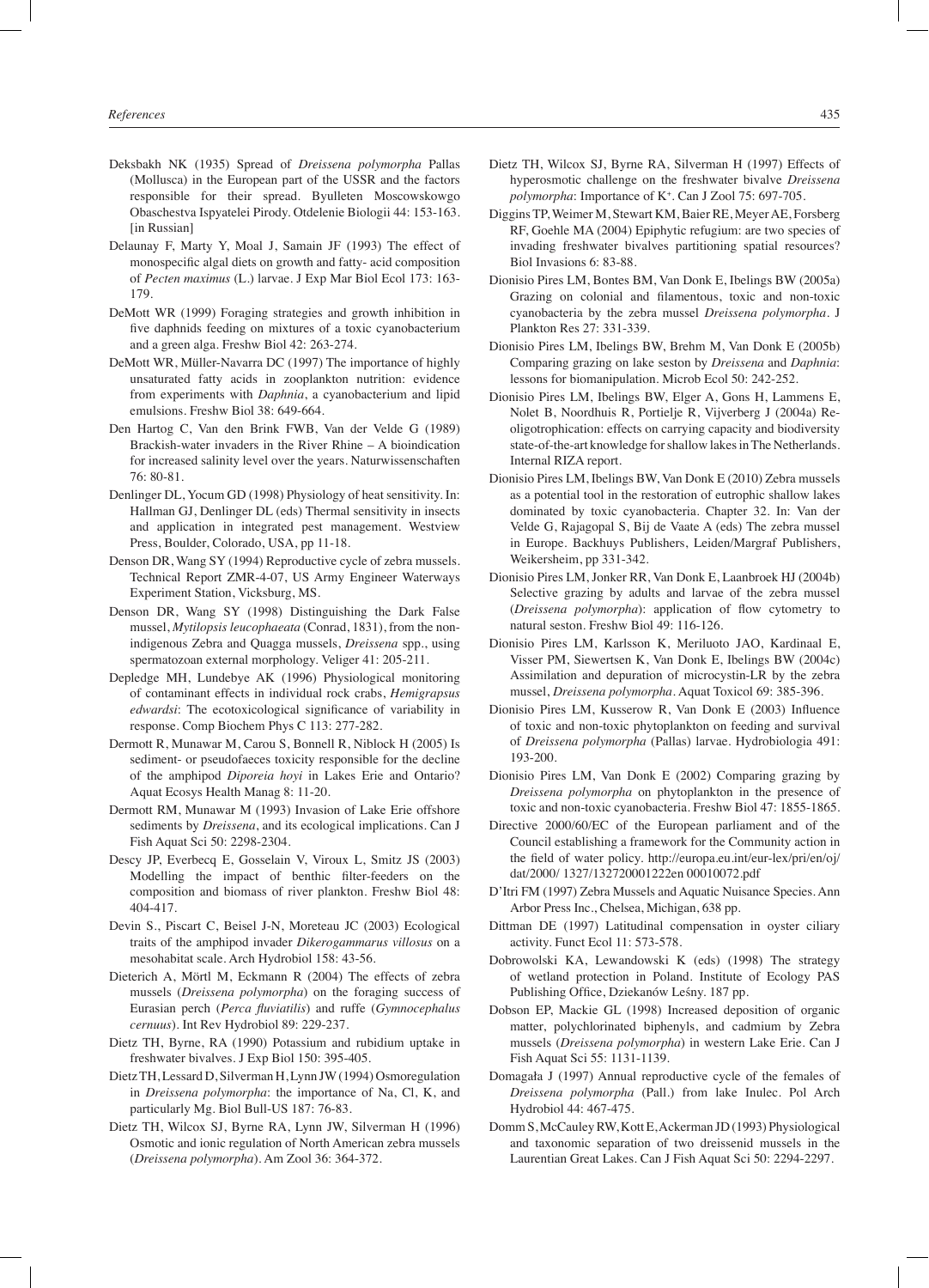Deksbakh NK (1935) Spread of *Dreissena polymorpha* Pallas (Mollusca) in the European part of the USSR and the factors responsible for their spread. Byulleten Moscowskowgo Obaschestva Ispyatelei Pirody. Otdelenie Biologii 44: 153-163. [in Russian]

Delaunay F, Marty Y, Moal J, Samain JF (1993) The effect of monospecific algal diets on growth and fatty- acid composition of *Pecten maximus* (L.) larvae. J Exp Mar Biol Ecol 173: 163-179.

DeMott WR (1999) Foraging strategies and growth inhibition in five daphnids feeding on mixtures of a toxic cyanobacterium and a green alga. Freshw Biol 42: 263-274.

DeMott WR, Müller-Navarra DC (1997) The importance of highly unsaturated fatty acids in zooplankton nutrition: evidence from experiments with *Daphnia*, a cyanobacterium and lipid emulsions. Freshw Biol 38: 649-664.

Den Hartog C, Van den Brink FWB, Van der Velde G (1989) Brackish-water invaders in the River Rhine – A bioindication for increased salinity level over the years. Naturwissenschaften 76: 80-81.

Denlinger DL, Yocum GD (1998) Physiology of heat sensitivity. In: Hallman GJ, Denlinger DL (eds) Thermal sensitivity in insects and application in integrated pest management. Westview Press, Boulder, Colorado, USA, pp 11-18.

Denson DR, Wang SY (1994) Reproductive cycle of zebra mussels. Technical Report ZMR-4-07, US Army Engineer Waterways Experiment Station, Vicksburg, MS.

Denson DR, Wang SY (1998) Distinguishing the Dark False mussel, *Mytilopsis leucophaeata* (Conrad, 1831), from the non-indigenous Zebra and Quagga mussels, *Dreissena* spp., using spermatozoan external morphology. Veliger 41: 205-211.

Depledge MH, Lundebye AK (1996) Physiological monitoring of contaminant effects in individual rock crabs, *Hemigrapsus edwardsi*: The ecotoxicological significance of variability in response. Comp Biochem Phys C 113: 277-282.

Dermott R, Munawar M, Carou S, Bonnell R, Niblock H (2005) Is sediment- or pseudofaeces toxicity responsible for the decline of the amphipod *Diporeia hoyi* in Lakes Erie and Ontario? Aquat Ecosys Health Manag 8: 11-20.

Dermott RM, Munawar M (1993) Invasion of Lake Erie offshore sediments by *Dreissena*, and its ecological implications. Can J Fish Aquat Sci 50: 2298-2304.

Descy JP, Everbecq E, Gosselain V, Viroux L, Smitz JS (2003) Modelling the impact of benthic filter-feeders on the composition and biomass of river plankton. Freshw Biol 48: 404-417.

Devin S., Piscart C, Beisel J-N, Moreteau JC (2003) Ecological traits of the amphipod invader *Dikerogammarus villosus* on a mesohabitat scale. Arch Hydrobiol 158: 43-56.

Dieterich A, Mörtl M, Eckmann R (2004) The effects of zebra mussels (*Dreissena polymorpha*) on the foraging success of Eurasian perch (*Perca fluviatilis*) and ruffe (*Gymnocephalus cernuus*). Int Rev Hydrobiol 89: 229-237.

Dietz TH, Byrne, RA (1990) Potassium and rubidium uptake in freshwater bivalves. J Exp Biol 150: 395-405.

Dietz TH, Lessard D, Silverman H, Lynn JW (1994) Osmoregulation in *Dreissena polymorpha*: the importance of Na, Cl, K, and particularly Mg. Biol Bull-US 187: 76-83.

Dietz TH, Wilcox SJ, Byrne RA, Lynn JW, Silverman H (1996) Osmotic and ionic regulation of North American zebra mussels (*Dreissena polymorpha*). Am Zool 36: 364-372.

Dietz TH, Wilcox SJ, Byrne RA, Silverman H (1997) Effects of hyperosmotic challenge on the freshwater bivalve *Dreissena polymorpha*: Importance of $K^+$. Can J Zool 75: 697-705.

Diggins TP, Weimer M, Stewart KM, Baier RE, Meyer AE, Forsberg RF, Goehle MA (2004) Epiphytic refugium: are two species of invading freshwater bivalves partitioning spatial resources? Biol Invasions 6: 83-88.

Dionisio Pires LM, Bontes BM, Van Donk E, Ibelings BW (2005a) Grazing on colonial and filamentous, toxic and non-toxic cyanobacteria by the zebra mussel *Dreissena polymorpha*. J Plankton Res 27: 331-339.

Dionisio Pires LM, Ibelings BW, Brehm M, Van Donk E (2005b) Comparing grazing on lake seston by *Dreissena* and *Daphnia*: lessons for biomanipulation. Microb Ecol 50: 242-252.

Dionisio Pires LM, Ibelings BW, Elger A, Gons H, Lammens E, Nolet B, Noordhuis R, Portielje R, Vijverberg J (2004a) Re-oligotrophication: effects on carrying capacity and biodiversity state-of-the-art knowledge for shallow lakes in The Netherlands. Internal RIZA report.

Dionisio Pires LM, Ibelings BW, Van Donk E (2010) Zebra mussels as a potential tool in the restoration of eutrophic shallow lakes dominated by toxic cyanobacteria. Chapter 32. In: Van der Velde G, Rajagopal S, Bij de Vaate A (eds) The zebra mussel in Europe. Backhuys Publishers, Leiden/Margraf Publishers, Weikersheim, pp 331-342.

Dionisio Pires LM, Jonker RR, Van Donk E, Laanbroek HJ (2004b) Selective grazing by adults and larvae of the zebra mussel (*Dreissena polymorpha*): application of flow cytometry to natural seston. Freshw Biol 49: 116-126.

Dionisio Pires LM, Karlsson K, Meriluoto JAO, Kardinaal E, Visser PM, Siewertsen K, Van Donk E, Ibelings BW (2004c) Assimilation and depuration of microcystin-LR by the zebra mussel, *Dreissena polymorpha*. Aquat Toxicol 69: 385-396.

Dionisio Pires LM, Kusserow R, Van Donk E (2003) Influence of toxic and non-toxic phytoplankton on feeding and survival of *Dreissena polymorpha* (Pallas) larvae. Hydrobiologia 491: 193-200.

Dionisio Pires LM, Van Donk E (2002) Comparing grazing by *Dreissena polymorpha* on phytoplankton in the presence of toxic and non-toxic cyanobacteria. Freshw Biol 47: 1855-1865.

Directive 2000/60/EC of the European parliament and of the Council establishing a framework for the Community action in the field of water policy. http://europa.eu.int/eur-lex/pri/en/oj/dat/2000/ 1327/132720001222en 00010072.pdf

D'Itri FM (1997) Zebra Mussels and Aquatic Nuisance Species. Ann Arbor Press Inc., Chelsea, Michigan, 638 pp.

Dittman DE (1997) Latitudinal compensation in oyster ciliary activity. Funct Ecol 11: 573-578.

Dobrowolski KA, Lewandowski K (eds) (1998) The strategy of wetland protection in Poland. Institute of Ecology PAS Publishing Office, Dziekanów Leśny. 187 pp.

Dobson EP, Mackie GL (1998) Increased deposition of organic matter, polychlorinated biphenyls, and cadmium by Zebra mussels (*Dreissena polymorpha*) in western Lake Erie. Can J Fish Aquat Sci 55: 1131-1139.

Domagała J (1997) Annual reproductive cycle of the females of *Dreissena polymorpha* (Pall.) from lake Inulec. Pol Arch Hydrobiol 44: 467-475.

Domm S, McCauley RW, Kott E, Ackerman JD (1993) Physiological and taxonomic separation of two dreissenid mussels in the Laurentian Great Lakes. Can J Fish Aquat Sci 50: 2294-2297.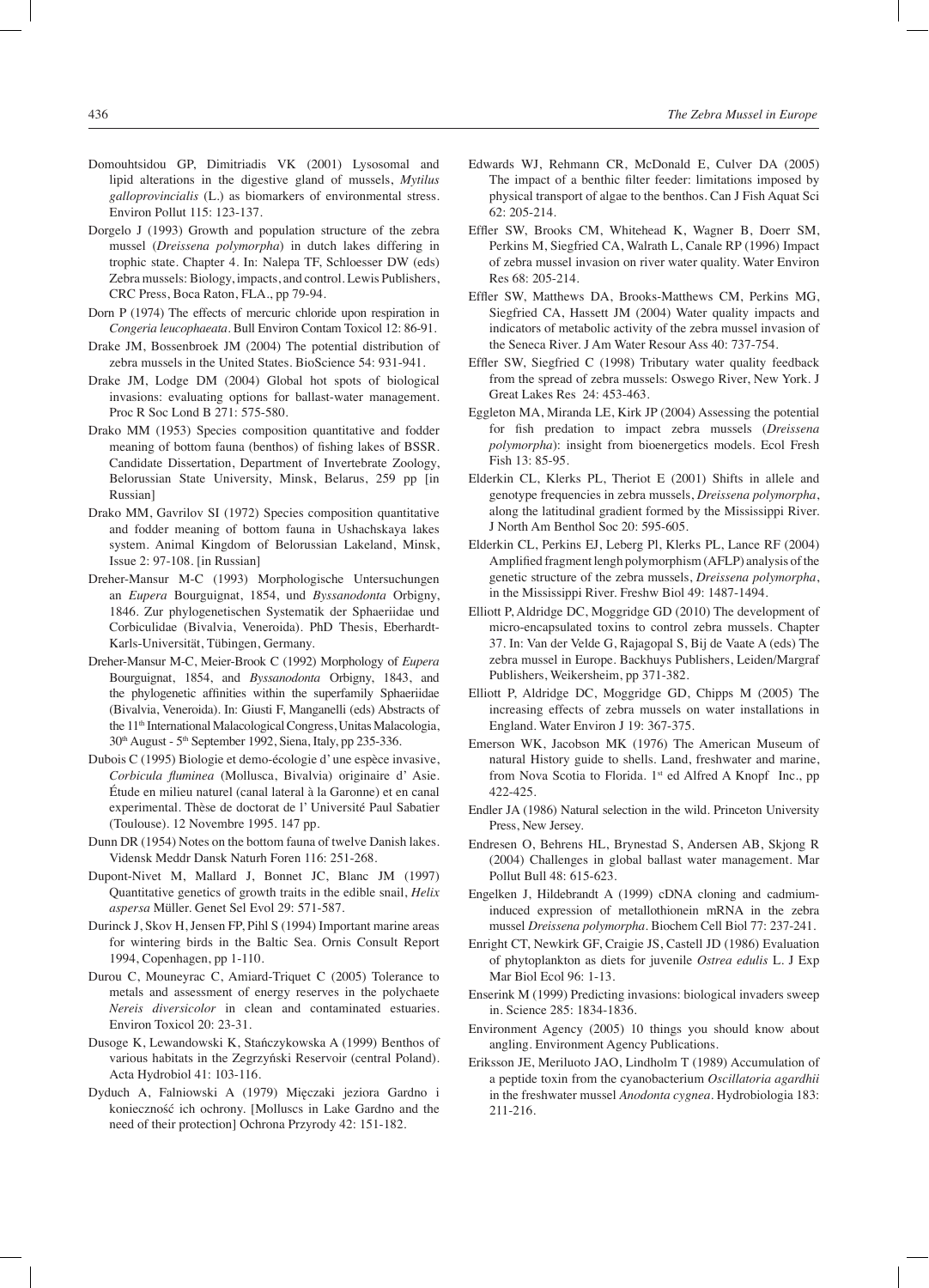Domouhtsidou GP, Dimitriadis VK (2001) Lysosomal and lipid alterations in the digestive gland of mussels, *Mytilus galloprovincialis* (L.) as biomarkers of environmental stress. Environ Pollut 115: 123-137.

Dorgelo J (1993) Growth and population structure of the zebra mussel (*Dreissena polymorpha*) in dutch lakes differing in trophic state. Chapter 4. In: Nalepa TF, Schloesser DW (eds) Zebra mussels: Biology, impacts, and control. Lewis Publishers, CRC Press, Boca Raton, FLA., pp 79-94.

Dorn P (1974) The effects of mercuric chloride upon respiration in *Congeria leucophaeata*. Bull Environ Contam Toxicol 12: 86-91.

Drake JM, Bossenbroek JM (2004) The potential distribution of zebra mussels in the United States. BioScience 54: 931-941.

Drake JM, Lodge DM (2004) Global hot spots of biological invasions: evaluating options for ballast-water management. Proc R Soc Lond B 271: 575-580.

Drako MM (1953) Species composition quantitative and fodder meaning of bottom fauna (benthos) of fishing lakes of BSSR. Candidate Dissertation, Department of Invertebrate Zoology, Belorussian State University, Minsk, Belarus, 259 pp [in Russian]

Drako MM, Gavrilov SI (1972) Species composition quantitative and fodder meaning of bottom fauna in Ushachskaya lakes system. Animal Kingdom of Belorussian Lakeland, Minsk, Issue 2: 97-108. [in Russian]

Dreher-Mansur M-C (1993) Morphologische Untersuchungen an *Eupera* Bourguignat, 1854, und *Byssanodonta* Orbigny, 1846. Zur phylogenetischen Systematik der Sphaeriidae und Corbiculidae (Bivalvia, Veneroida). PhD Thesis, Eberhardt-Karls-Universität, Tübingen, Germany.

Dreher-Mansur M-C, Meier-Brook C (1992) Morphology of *Eupera* Bourguignat, 1854, and *Byssanodonta* Orbigny, 1843, and the phylogenetic affinities within the superfamily Sphaeriidae (Bivalvia, Veneroida). In: Giusti F, Manganelli (eds) Abstracts of the 11th International Malacological Congress, Unitas Malacologia, 30th August - 5th September 1992, Siena, Italy, pp 235-336.

Dubois C (1995) Biologie et demo-écologie d' une espèce invasive, *Corbicula fluminea* (Mollusca, Bivalvia) originaire d' Asie. Étude en milieu naturel (canal lateral à la Garonne) et en canal experimental. Thèse de doctorat de l' Université Paul Sabatier (Toulouse). 12 Novembre 1995. 147 pp.

Dunn DR (1954) Notes on the bottom fauna of twelve Danish lakes. Vidensk Meddr Dansk Naturh Foren 116: 251-268.

Dupont-Nivet M, Mallard J, Bonnet JC, Blanc JM (1997) Quantitative genetics of growth traits in the edible snail, *Helix aspersa* Müller. Genet Sel Evol 29: 571-587.

Durinck J, Skov H, Jensen FP, Pihl S (1994) Important marine areas for wintering birds in the Baltic Sea. Ornis Consult Report 1994, Copenhagen, pp 1-110.

Durou C, Mouneyrac C, Amiard-Triquet C (2005) Tolerance to metals and assessment of energy reserves in the polychaete *Nereis diversicolor* in clean and contaminated estuaries. Environ Toxicol 20: 23-31.

Dusoge K, Lewandowski K, Stańczykowska A (1999) Benthos of various habitats in the Zegrzyński Reservoir (central Poland). Acta Hydrobiol 41: 103-116.

Dyduch A, Falniowski A (1979) Mięczaki jeziora Gardno i konieczność ich ochrony. [Molluscs in Lake Gardno and the need of their protection] Ochrona Przyrody 42: 151-182.

Edwards WJ, Rehmann CR, McDonald E, Culver DA (2005) The impact of a benthic filter feeder: limitations imposed by physical transport of algae to the benthos. Can J Fish Aquat Sci 62: 205-214.

Effler SW, Brooks CM, Whitehead K, Wagner B, Doerr SM, Perkins M, Siegfried CA, Walrath L, Canale RP (1996) Impact of zebra mussel invasion on river water quality. Water Environ Res 68: 205-214.

Effler SW, Matthews DA, Brooks-Matthews CM, Perkins MG, Siegfried CA, Hassett JM (2004) Water quality impacts and indicators of metabolic activity of the zebra mussel invasion of the Seneca River. J Am Water Resour Ass 40: 737-754.

Effler SW, Siegfried C (1998) Tributary water quality feedback from the spread of zebra mussels: Oswego River, New York. J Great Lakes Res 24: 453-463.

Eggleton MA, Miranda LE, Kirk JP (2004) Assessing the potential for fish predation to impact zebra mussels (*Dreissena polymorpha*): insight from bioenergetics models. Ecol Fresh Fish 13: 85-95.

Elderkin CL, Klerks PL, Theriot E (2001) Shifts in allele and genotype frequencies in zebra mussels, *Dreissena polymorpha*, along the latitudinal gradient formed by the Mississippi River. J North Am Benthol Soc 20: 595-605.

Elderkin CL, Perkins EJ, Leberg Pl, Klerks PL, Lance RF (2004) Amplified fragment lengh polymorphism (AFLP) analysis of the genetic structure of the zebra mussels, *Dreissena polymorpha*, in the Mississippi River. Freshw Biol 49: 1487-1494.

Elliott P, Aldridge DC, Moggridge GD (2010) The development of micro-encapsulated toxins to control zebra mussels. Chapter 37. In: Van der Velde G, Rajagopal S, Bij de Vaate A (eds) The zebra mussel in Europe. Backhuys Publishers, Leiden/Margraf Publishers, Weikersheim, pp 371-382.

Elliott P, Aldridge DC, Moggridge GD, Chipps M (2005) The increasing effects of zebra mussels on water installations in England. Water Environ J 19: 367-375.

Emerson WK, Jacobson MK (1976) The American Museum of natural History guide to shells. Land, freshwater and marine, from Nova Scotia to Florida. 1st ed Alfred A Knopf Inc., pp 422-425.

Endler JA (1986) Natural selection in the wild. Princeton University Press, New Jersey.

Endresen O, Behrens HL, Brynestad S, Andersen AB, Skjong R (2004) Challenges in global ballast water management. Mar Pollut Bull 48: 615-623.

Engelken J, Hildebrandt A (1999) cDNA cloning and cadmium-induced expression of metallothionein mRNA in the zebra mussel *Dreissena polymorpha*. Biochem Cell Biol 77: 237-241.

Enright CT, Newkirk GF, Craigie JS, Castell JD (1986) Evaluation of phytoplankton as diets for juvenile *Ostrea edulis* L. J Exp Mar Biol Ecol 96: 1-13.

Enserink M (1999) Predicting invasions: biological invaders sweep in. Science 285: 1834-1836.

Environment Agency (2005) 10 things you should know about angling. Environment Agency Publications.

Eriksson JE, Meriluoto JAO, Lindholm T (1989) Accumulation of a peptide toxin from the cyanobacterium *Oscillatoria agardhii* in the freshwater mussel *Anodonta cygnea*. Hydrobiologia 183: 211-216.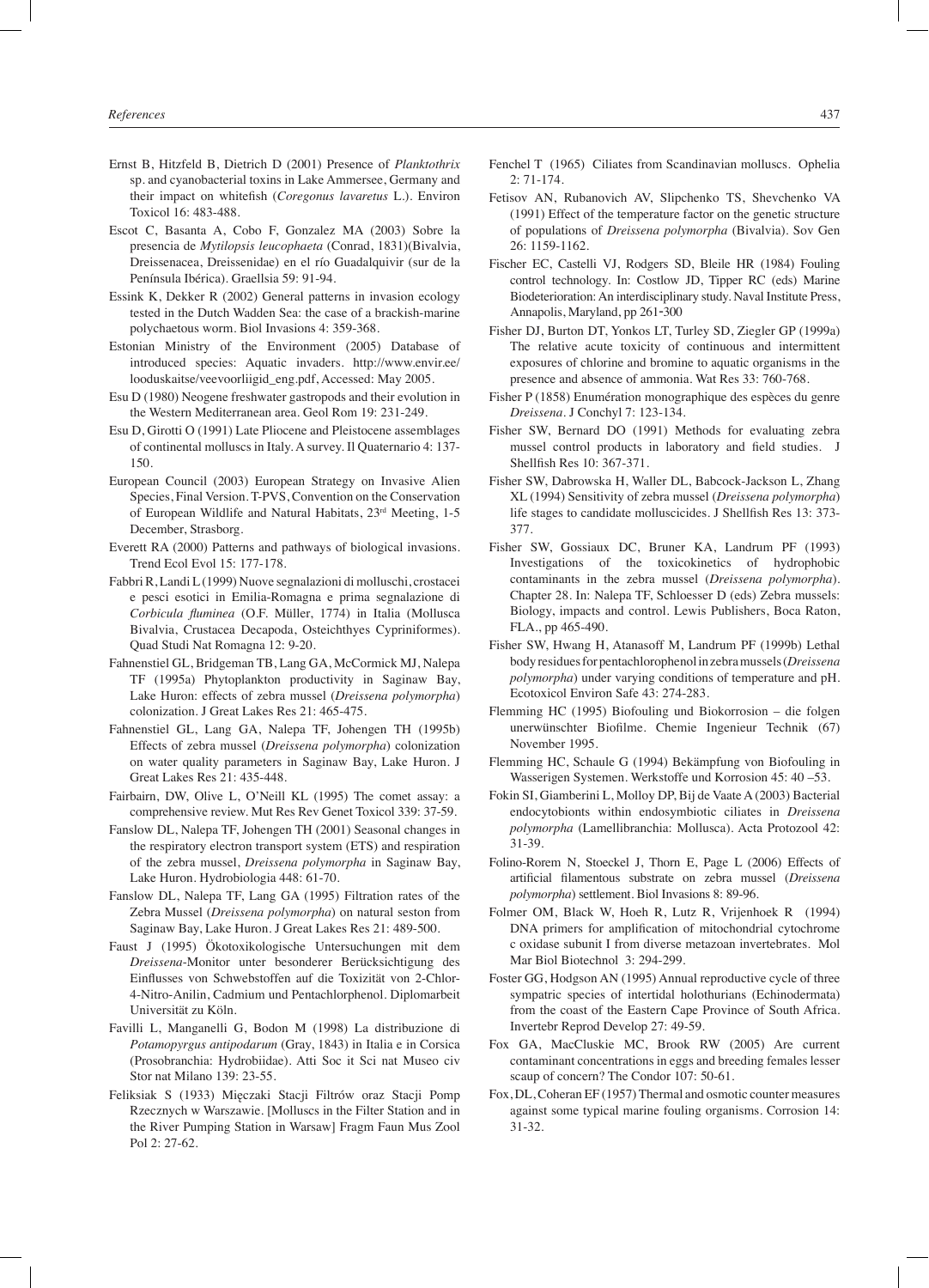Ernst B, Hitzfeld B, Dietrich D (2001) Presence of *Planktothrix* sp. and cyanobacterial toxins in Lake Ammersee, Germany and their impact on whitefish (*Coregonus lavaretus* L.). Environ Toxicol 16: 483-488.

Escot C, Basanta A, Cobo F, Gonzalez MA (2003) Sobre la presencia de *Mytilopsis leucophaeta* (Conrad, 1831)(Bivalvia, Dreissenacea, Dreissenidae) en el río Guadalquivir (sur de la Península Ibérica). Graellsia 59: 91-94.

Essink K, Dekker R (2002) General patterns in invasion ecology tested in the Dutch Wadden Sea: the case of a brackish-marine polychaetous worm. Biol Invasions 4: 359-368.

Estonian Ministry of the Environment (2005) Database of introduced species: Aquatic invaders. http://www.envir.ee/looduskaitse/veevoorliigid_eng.pdf, Accessed: May 2005.

Esu D (1980) Neogene freshwater gastropods and their evolution in the Western Mediterranean area. Geol Rom 19: 231-249.

Esu D, Girotti O (1991) Late Pliocene and Pleistocene assemblages of continental molluscs in Italy. A survey. Il Quaternario 4: 137-150.

European Council (2003) European Strategy on Invasive Alien Species, Final Version. T-PVS, Convention on the Conservation of European Wildlife and Natural Habitats, 23rd Meeting, 1-5 December, Strasborg.

Everett RA (2000) Patterns and pathways of biological invasions. Trend Ecol Evol 15: 177-178.

Fabbri R, Landi L (1999) Nuove segnalazioni di molluschi, crostacei e pesci esotici in Emilia-Romagna e prima segnalazione di *Corbicula fluminea* (O.F. Müller, 1774) in Italia (Mollusca Bivalvia, Crustacea Decapoda, Osteichthyes Cypriniformes). Quad Studi Nat Romagna 12: 9-20.

Fahnenstiel GL, Bridgeman TB, Lang GA, McCormick MJ, Nalepa TF (1995a) Phytoplankton productivity in Saginaw Bay, Lake Huron: effects of zebra mussel (*Dreissena polymorpha*) colonization. J Great Lakes Res 21: 465-475.

Fahnenstiel GL, Lang GA, Nalepa TF, Johengen TH (1995b) Effects of zebra mussel (*Dreissena polymorpha*) colonization on water quality parameters in Saginaw Bay, Lake Huron. J Great Lakes Res 21: 435-448.

Fairbairn, DW, Olive L, O'Neill KL (1995) The comet assay: a comprehensive review. Mut Res Rev Genet Toxicol 339: 37-59.

Fanslow DL, Nalepa TF, Johengen TH (2001) Seasonal changes in the respiratory electron transport system (ETS) and respiration of the zebra mussel, *Dreissena polymorpha* in Saginaw Bay, Lake Huron. Hydrobiologia 448: 61-70.

Fanslow DL, Nalepa TF, Lang GA (1995) Filtration rates of the Zebra Mussel (*Dreissena polymorpha*) on natural seston from Saginaw Bay, Lake Huron. J Great Lakes Res 21: 489-500.

Faust J (1995) Ökotoxikologische Untersuchungen mit dem *Dreissena*-Monitor unter besonderer Berücksichtigung des Einflusses von Schwebstoffen auf die Toxizität von 2-Chlor-4-Nitro-Anilin, Cadmium und Pentachlorphenol. Diplomarbeit Universität zu Köln.

Favilli L, Manganelli G, Bodon M (1998) La distribuzione di *Potamopyrgus antipodarum* (Gray, 1843) in Italia e in Corsica (Prosobranchia: Hydrobiidae). Atti Soc it Sci nat Museo civ Stor nat Milano 139: 23-55.

Feliksiak S (1933) Mięczaki Stacji Filtrów oraz Stacji Pomp Rzecznych w Warszawie. [Molluscs in the Filter Station and in the River Pumping Station in Warsaw] Fragm Faun Mus Zool Pol 2: 27-62.

Fenchel T (1965) Ciliates from Scandinavian molluscs. Ophelia 2: 71-174.

Fetisov AN, Rubanovich AV, Slipchenko TS, Shevchenko VA (1991) Effect of the temperature factor on the genetic structure of populations of *Dreissena polymorpha* (Bivalvia). Sov Gen 26: 1159-1162.

Fischer EC, Castelli VJ, Rodgers SD, Bleile HR (1984) Fouling control technology. In: Costlow JD, Tipper RC (eds) Marine Biodeterioration: An interdisciplinary study. Naval Institute Press, Annapolis, Maryland, pp 261-300

Fisher DJ, Burton DT, Yonkos LT, Turley SD, Ziegler GP (1999a) The relative acute toxicity of continuous and intermittent exposures of chlorine and bromine to aquatic organisms in the presence and absence of ammonia. Wat Res 33: 760-768.

Fisher P (1858) Enumération monographique des espèces du genre *Dreissena*. J Conchyl 7: 123-134.

Fisher SW, Bernard DO (1991) Methods for evaluating zebra mussel control products in laboratory and field studies. J Shellfish Res 10: 367-371.

Fisher SW, Dabrowska H, Waller DL, Babcock-Jackson L, Zhang XL (1994) Sensitivity of zebra mussel (*Dreissena polymorpha*) life stages to candidate molluscicides. J Shellfish Res 13: 373-377.

Fisher SW, Gossiaux DC, Bruner KA, Landrum PF (1993) Investigations of the toxicokinetics of hydrophobic contaminants in the zebra mussel (*Dreissena polymorpha*). Chapter 28. In: Nalepa TF, Schloesser D (eds) Zebra mussels: Biology, impacts and control. Lewis Publishers, Boca Raton, FLA., pp 465-490.

Fisher SW, Hwang H, Atanasoff M, Landrum PF (1999b) Lethal body residues for pentachlorophenol in zebra mussels (*Dreissena polymorpha*) under varying conditions of temperature and pH. Ecotoxicol Environ Safe 43: 274-283.

Flemming HC (1995) Biofouling und Biokorrosion – die folgen unerwünschter Biofilme. Chemie Ingenieur Technik (67) November 1995.

Flemming HC, Schaule G (1994) Bekämpfung von Biofouling in Wasserigen Systemen. Werkstoffe und Korrosion 45: 40 –53.

Fokin SI, Giamberini L, Molloy DP, Bij de Vaate A (2003) Bacterial endocytobionts within endosymbiotic ciliates in *Dreissena polymorpha* (Lamellibranchia: Mollusca). Acta Protozool 42: 31-39.

Folino-Rorem N, Stoeckel J, Thorn E, Page L (2006) Effects of artificial filamentous substrate on zebra mussel (*Dreissena polymorpha*) settlement. Biol Invasions 8: 89-96.

Folmer OM, Black W, Hoeh R, Lutz R, Vrijenhoek R (1994) DNA primers for amplification of mitochondrial cytochrome c oxidase subunit I from diverse metazoan invertebrates. Mol Mar Biol Biotechnol 3: 294-299.

Foster GG, Hodgson AN (1995) Annual reproductive cycle of three sympatric species of intertidal holothurians (Echinodermata) from the coast of the Eastern Cape Province of South Africa. Invertebr Reprod Develop 27: 49-59.

Fox GA, MacCluskie MC, Brook RW (2005) Are current contaminant concentrations in eggs and breeding females lesser scaup of concern? The Condor 107: 50-61.

Fox, DL, Coheran EF (1957) Thermal and osmotic counter measures against some typical marine fouling organisms. Corrosion 14: 31-32.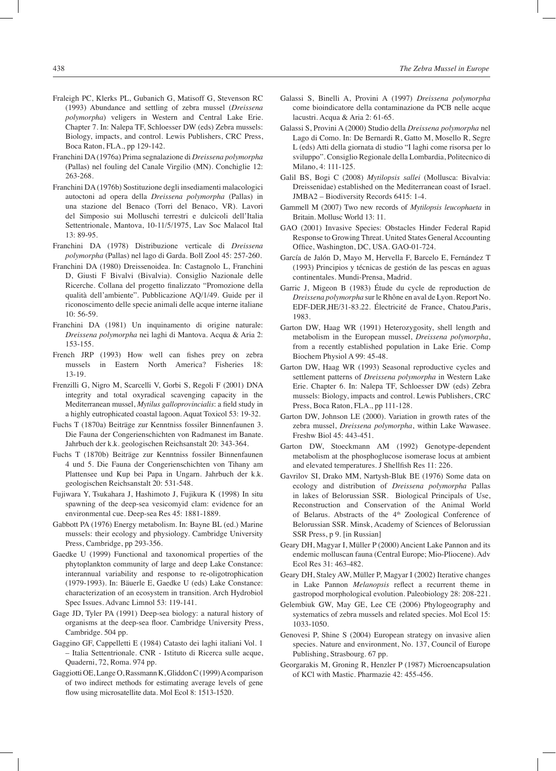Fraleigh PC, Klerks PL, Gubanich G, Matisoff G, Stevenson RC (1993) Abundance and settling of zebra mussel (*Dreissena polymorpha*) veligers in Western and Central Lake Erie. Chapter 7. In: Nalepa TF, Schloesser DW (eds) Zebra mussels: Biology, impacts, and control. Lewis Publishers, CRC Press, Boca Raton, FLA., pp 129-142.

Franchini DA (1976a) Prima segnalazione di *Dreissena polymorpha* (Pallas) nel fouling del Canale Virgilio (MN). Conchiglie 12: 263-268.

Franchini DA (1976b) Sostituzione degli insediamenti malacologici autoctoni ad opera della *Dreissena polymorpha* (Pallas) in una stazione del Benaco (Torri del Benaco, VR). Lavori del Simposio sui Molluschi terrestri e dulcicoli dell'Italia Settentrionale, Mantova, 10-11/5/1975, Lav Soc Malacol Ital 13: 89-95.

Franchini DA (1978) Distribuzione verticale di *Dreissena polymorpha* (Pallas) nel lago di Garda. Boll Zool 45: 257-260.

Franchini DA (1980) Dreissenoidea. In: Castagnolo L, Franchini D, Giusti F Bivalvi (Bivalvia). Consiglio Nazionale delle Ricerche. Collana del progetto finalizzato "Promozione della qualità dell'ambiente". Pubblicazione AQ/1/49. Guide per il riconoscimento delle specie animali delle acque interne italiane 10: 56-59.

Franchini DA (1981) Un inquinamento di origine naturale: *Dreissena polymorpha* nei laghi di Mantova. Acqua & Aria 2: 153-155.

French JRP (1993) How well can fishes prey on zebra mussels in Eastern North America? Fisheries 18: 13-19.

Frenzilli G, Nigro M, Scarcelli V, Gorbi S, Regoli F (2001) DNA integrity and total oxyradical scavenging capacity in the Mediterranean mussel, *Mytilus galloprovincialis*: a field study in a highly eutrophicated coastal lagoon. Aquat Toxicol 53: 19-32.

Fuchs T (1870a) Beiträge zur Kenntniss fossiler Binnenfaunen 3. Die Fauna der Congerienschichten von Radmanest im Banate. Jahrbuch der k.k. geologischen Reichsanstalt 20: 343-364.

Fuchs T (1870b) Beiträge zur Kenntniss fossiler Binnenfaunen 4 und 5. Die Fauna der Congerienschichten von Tihany am Plattensee und Kup bei Papa in Ungarn. Jahrbuch der k.k. geologischen Reichsanstalt 20: 531-548.

Fujiwara Y, Tsukahara J, Hashimoto J, Fujikura K (1998) In situ spawning of the deep-sea vesicomyid clam: evidence for an environmental cue. Deep-sea Res 45: 1881-1889.

Gabbott PA (1976) Energy metabolism. In: Bayne BL (ed.) Marine mussels: their ecology and physiology. Cambridge University Press, Cambridge, pp 293-356.

Gaedke U (1999) Functional and taxonomical properties of the phytoplankton community of large and deep Lake Constance: interannual variability and response to re-oligotrophication (1979-1993). In: Bäuerle E, Gaedke U (eds) Lake Constance: characterization of an ecosystem in transition. Arch Hydrobiol Spec Issues. Advanc Limnol 53: 119-141.

Gage JD, Tyler PA (1991) Deep-sea biology: a natural history of organisms at the deep-sea floor. Cambridge University Press, Cambridge. 504 pp.

Gaggino GF, Cappelletti E (1984) Catasto dei laghi italiani Vol. 1 – Italia Settentrionale. CNR - Istituto di Ricerca sulle acque, Quaderni, 72, Roma. 974 pp.

Gaggiotti OE, Lange O, Rassmann K, Gliddon C (1999) A comparison of two indirect methods for estimating average levels of gene flow using microsatellite data. Mol Ecol 8: 1513-1520.

Galassi S, Binelli A, Provini A (1997) *Dreissena polymorpha* come bioindicatore della contaminazione da PCB nelle acque lacustri. Acqua & Aria 2: 61-65.

Galassi S, Provini A (2000) Studio della *Dreissena polymorpha* nel Lago di Como. In: De Bernardi R, Gatto M, Mosello R, Segre L (eds) Atti della giornata di studio "I laghi come risorsa per lo sviluppo". Consiglio Regionale della Lombardia, Politecnico di Milano, 4: 111-125.

Galil BS, Bogi C (2008) *Mytilopsis sallei* (Mollusca: Bivalvia: Dreissenidae) established on the Mediterranean coast of Israel. JMBA2 – Biodiversity Records 6415: 1-4.

Gammell M (2007) Two new records of *Mytilopsis leucophaeta* in Britain. Mollusc World 13: 11.

GAO (2001) Invasive Species: Obstacles Hinder Federal Rapid Response to Growing Threat. United States General Accounting Office, Washington, DC, USA. GAO-01-724.

García de Jalón D, Mayo M, Hervella F, Barcelo E, Fernández T (1993) Principios y técnicas de gestión de las pescas en aguas continentales. Mundi-Prensa, Madrid.

Garric J, Migeon B (1983) Étude du cycle de reproduction de *Dreissena polymorpha* sur le Rhône en aval de Lyon. Report No. EDF-DER,HE/31-83.22. Électricité de France, Chatou,Paris, 1983.

Garton DW, Haag WR (1991) Heterozygosity, shell length and metabolism in the European mussel, *Dreissena polymorpha*, from a recently established population in Lake Erie. Comp Biochem Physiol A 99: 45-48.

Garton DW, Haag WR (1993) Seasonal reproductive cycles and settlement patterns of *Dreissena polymorpha* in Western Lake Erie. Chapter 6. In: Nalepa TF, Schloesser DW (eds) Zebra mussels: Biology, impacts and control. Lewis Publishers, CRC Press, Boca Raton, FLA., pp 111-128.

Garton DW, Johnson LE (2000). Variation in growth rates of the zebra mussel, *Dreissena polymorpha*, within Lake Wawasee. Freshw Biol 45: 443-451.

Garton DW, Stoeckmann AM (1992) Genotype-dependent metabolism at the phosphoglucose isomerase locus at ambient and elevated temperatures. J Shellfish Res 11: 226.

Gavrilov SI, Drako MM, Nartysh-Bluk BE (1976) Some data on ecology and distribution of *Dreissena polymorpha* Pallas in lakes of Belorussian SSR. Biological Principals of Use, Reconstruction and Conservation of the Animal World of Belarus. Abstracts of the 4th Zoological Conference of Belorussian SSR. Minsk, Academy of Sciences of Belorussian SSR Press, p 9. [in Russian]

Geary DH, Magyar I, Müller P (2000) Ancient Lake Pannon and its endemic molluscan fauna (Central Europe; Mio-Pliocene). Adv Ecol Res 31: 463-482.

Geary DH, Staley AW, Müller P, Magyar I (2002) Iterative changes in Lake Pannon *Melanopsis* reflect a recurrent theme in gastropod morphological evolution. Paleobiology 28: 208-221.

Gelembiuk GW, May GE, Lee CE (2006) Phylogeography and systematics of zebra mussels and related species. Mol Ecol 15: 1033-1050.

Genovesi P, Shine S (2004) European strategy on invasive alien species. Nature and environment, No. 137, Council of Europe Publishing, Strasbourg. 67 pp.

Georgarakis M, Groning R, Henzler P (1987) Microencapsulation of KCl with Mastic. Pharmazie 42: 455-456.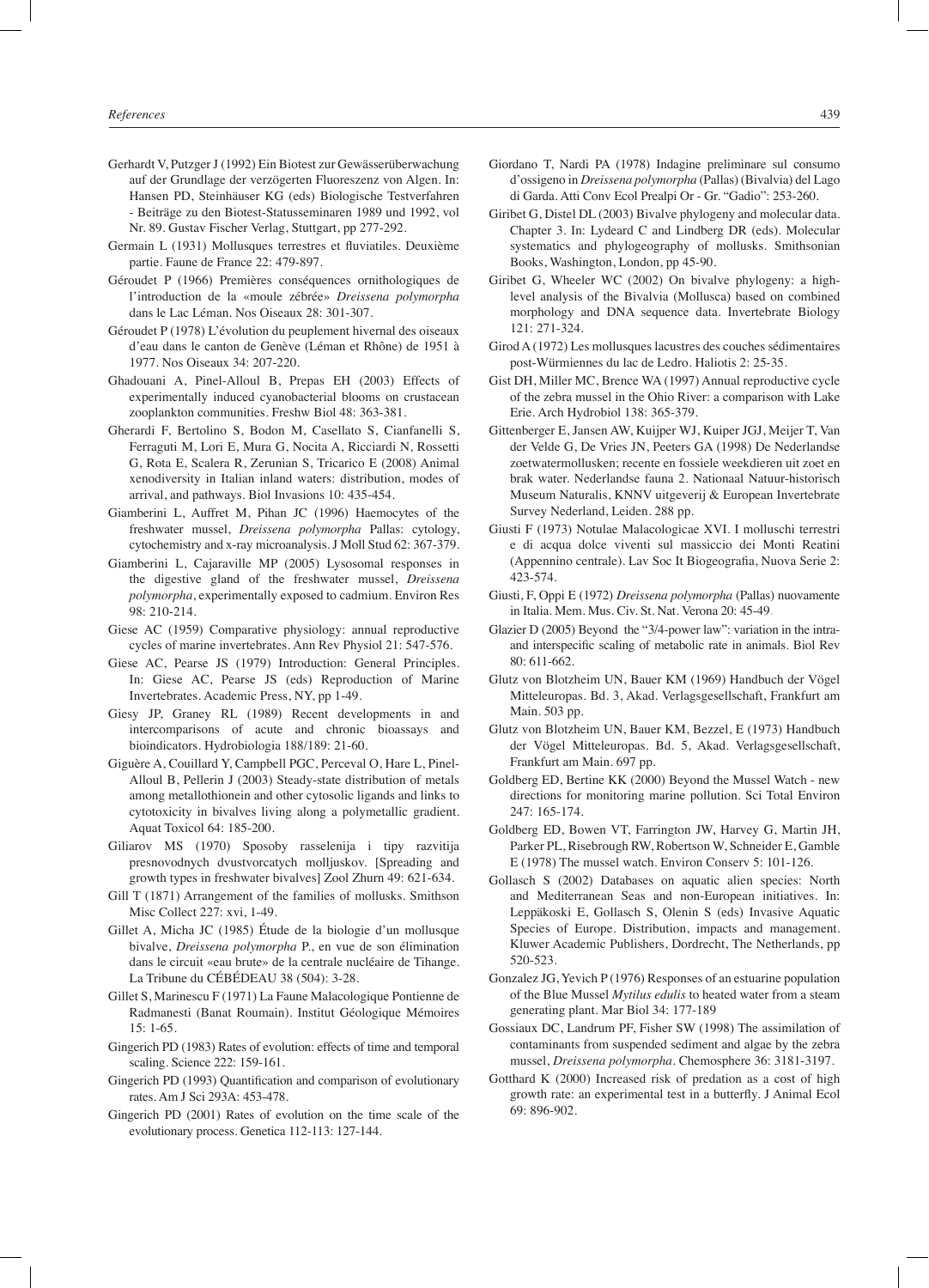Gerhardt V, Putzger J (1992) Ein Biotest zur Gewässerüberwachung auf der Grundlage der verzögerten Fluoreszenz von Algen. In: Hansen PD, Steinhäuser KG (eds) Biologische Testverfahren - Beiträge zu den Biotest-Statusseminaren 1989 und 1992, vol Nr. 89. Gustav Fischer Verlag, Stuttgart, pp 277-292.

Germain L (1931) Mollusques terrestres et fluviatiles. Deuxième partie. Faune de France 22: 479-897.

Géroudet P (1966) Premières conséquences ornithologiques de l'introduction de la «moule zébrée» *Dreissena polymorpha* dans le Lac Léman. Nos Oiseaux 28: 301-307.

Géroudet P (1978) L'évolution du peuplement hivernal des oiseaux d'eau dans le canton de Genève (Léman et Rhône) de 1951 à 1977. Nos Oiseaux 34: 207-220.

Ghadouani A, Pinel-Alloul B, Prepas EH (2003) Effects of experimentally induced cyanobacterial blooms on crustacean zooplankton communities. Freshw Biol 48: 363-381.

Gherardi F, Bertolino S, Bodon M, Casellato S, Cianfanelli S, Ferraguti M, Lori E, Mura G, Nocita A, Ricciardi N, Rossetti G, Rota E, Scalera R, Zerunian S, Tricarico E (2008) Animal xenodiversity in Italian inland waters: distribution, modes of arrival, and pathways. Biol Invasions 10: 435-454.

Giamberini L, Auffret M, Pihan JC (1996) Haemocytes of the freshwater mussel, *Dreissena polymorpha* Pallas: cytology, cytochemistry and x-ray microanalysis. J Moll Stud 62: 367-379.

Giamberini L, Cajaraville MP (2005) Lysosomal responses in the digestive gland of the freshwater mussel, *Dreissena polymorpha*, experimentally exposed to cadmium. Environ Res 98: 210-214.

Giese AC (1959) Comparative physiology: annual reproductive cycles of marine invertebrates. Ann Rev Physiol 21: 547-576.

Giese AC, Pearse JS (1979) Introduction: General Principles. In: Giese AC, Pearse JS (eds) Reproduction of Marine Invertebrates. Academic Press, NY, pp 1-49.

Giesy JP, Graney RL (1989) Recent developments in and intercomparisons of acute and chronic bioassays and bioindicators. Hydrobiologia 188/189: 21-60.

Higuère A, Couillard Y, Campbell PGC, Perceval O, Hare L, Pinel-Alloul B, Pellerin J (2003) Steady-state distribution of metals among metallothionein and other cytosolic ligands and links to cytotoxicity in bivalves living along a polymetallic gradient. Aquat Toxicol 64: 185-200.

Giliarov MS (1970) Sposoby rasselenija i tipy razvitija presnovodnych dvustvorcatych molljuskov. [Spreading and growth types in freshwater bivalves] Zool Zhurn 49: 621-634.

Gill T (1871) Arrangement of the families of mollusks. Smithson Misc Collect 227: xvi, 1-49.

Gillet A, Micha JC (1985) Étude de la biologie d'un mollusque bivalve, *Dreissena polymorpha* P., en vue de son élimination dans le circuit «eau brute» de la centrale nucléaire de Tihange. La Tribune du CÉBÉDEAU 38 (504): 3-28.

Gillet S, Marinescu F (1971) La Faune Malacologique Pontienne de Radmanesti (Banat Roumain). Institut Géologique Mémoires 15: 1-65.

Gingerich PD (1983) Rates of evolution: effects of time and temporal scaling. Science 222: 159-161.

Gingerich PD (1993) Quantification and comparison of evolutionary rates. Am J Sci 293A: 453-478.

Gingerich PD (2001) Rates of evolution on the time scale of the evolutionary process. Genetica 112-113: 127-144.

Giordano T, Nardi PA (1978) Indagine preliminare sul consumo d'ossigeno in *Dreissena polymorpha* (Pallas) (Bivalvia) del Lago di Garda. Atti Conv Ecol Prealpi Or - Gr. "Gadio": 253-260.

Giribet G, Distel DL (2003) Bivalve phylogeny and molecular data. Chapter 3. In: Lydeard C and Lindberg DR (eds). Molecular systematics and phylogeography of mollusks. Smithsonian Books, Washington, London, pp 45-90.

Giribet G, Wheeler WC (2002) On bivalve phylogeny: a high-level analysis of the Bivalvia (Mollusca) based on combined morphology and DNA sequence data. Invertebrate Biology 121: 271-324.

Girod A (1972) Les mollusques lacustres des couches sédimentaires post-Würmiennes du lac de Ledro. Haliotis 2: 25-35.

Gist DH, Miller MC, Brence WA (1997) Annual reproductive cycle of the zebra mussel in the Ohio River: a comparison with Lake Erie. Arch Hydrobiol 138: 365-379.

Gittenberger E, Jansen AW, Kuijper WJ, Kuiper JGJ, Meijer T, Van der Velde G, De Vries JN, Peeters GA (1998) De Nederlandse zoetwatermollusken; recente en fossiele weekdieren uit zoet en brak water. Nederlandse fauna 2. Nationaal Natuur-historisch Museum Naturalis, KNNV uitgeverij & European Invertebrate Survey Nederland, Leiden. 288 pp.

Giusti F (1973) Notulae Malacologicae XVI. I molluschi terrestri e di acqua dolce viventi sul massiccio dei Monti Reatini (Appennino centrale). Lav Soc It Biogeografia, Nuova Serie 2: 423-574.

Giusti, F, Oppi E (1972) *Dreissena polymorpha* (Pallas) nuovamente in Italia. Mem. Mus. Civ. St. Nat. Verona 20: 45-49.

Glazier D (2005) Beyond the "3/4-power law": variation in the intra- and interspecific scaling of metabolic rate in animals. Biol Rev 80: 611-662.

Glutz von Blotzheim UN, Bauer KM (1969) Handbuch der Vögel Mitteleuropas. Bd. 3, Akad. Verlagsgesellschaft, Frankfurt am Main. 503 pp.

Glutz von Blotzheim UN, Bauer KM, Bezzel, E (1973) Handbuch der Vögel Mitteleuropas. Bd. 5, Akad. Verlagsgesellschaft, Frankfurt am Main. 697 pp.

Goldberg ED, Bertine KK (2000) Beyond the Mussel Watch - new directions for monitoring marine pollution. Sci Total Environ 247: 165-174.

Goldberg ED, Bowen VT, Farrington JW, Harvey G, Martin JH, Parker PL, Risebrough RW, Robertson W, Schneider E, Gamble E (1978) The mussel watch. Environ Conserv 5: 101-126.

Gollasch S (2002) Databases on aquatic alien species: North and Mediterranean Seas and non-European initiatives. In: Leppäkoski E, Gollasch S, Olenin S (eds) Invasive Aquatic Species of Europe. Distribution, impacts and management. Kluwer Academic Publishers, Dordrecht, The Netherlands, pp 520-523.

Gonzalez JG, Yevich P (1976) Responses of an estuarine population of the Blue Mussel *Mytilus edulis* to heated water from a steam generating plant. Mar Biol 34: 177-189

Gossiaux DC, Landrum PF, Fisher SW (1998) The assimilation of contaminants from suspended sediment and algae by the zebra mussel, *Dreissena polymorpha*. Chemosphere 36: 3181-3197.

Gotthard K (2000) Increased risk of predation as a cost of high growth rate: an experimental test in a butterfly. J Animal Ecol 69: 896-902.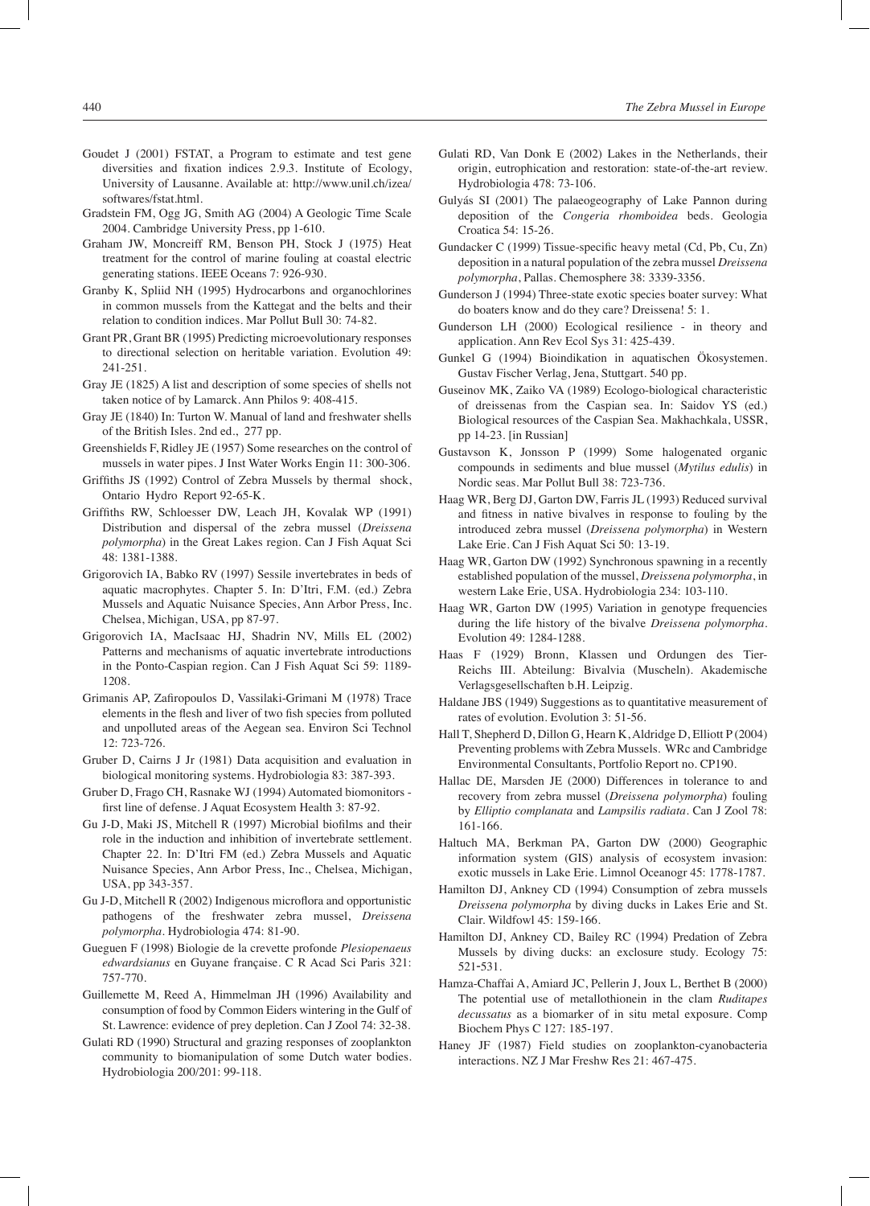Goudet J (2001) FSTAT, a Program to estimate and test gene diversities and fixation indices 2.9.3. Institute of Ecology, University of Lausanne. Available at: http://www.unil.ch/izea/softwares/fstat.html.

Gradstein FM, Ogg JG, Smith AG (2004) A Geologic Time Scale 2004. Cambridge University Press, pp 1-610.

Graham JW, Moncreiff RM, Benson PH, Stock J (1975) Heat treatment for the control of marine fouling at coastal electric generating stations. IEEE Oceans 7: 926-930.

Granby K, Spliid NH (1995) Hydrocarbons and organochlorines in common mussels from the Kattegat and the belts and their relation to condition indices. Mar Pollut Bull 30: 74-82.

Grant PR, Grant BR (1995) Predicting microevolutionary responses to directional selection on heritable variation. Evolution 49: 241-251.

Gray JE (1825) A list and description of some species of shells not taken notice of by Lamarck. Ann Philos 9: 408-415.

Gray JE (1840) In: Turton W. Manual of land and freshwater shells of the British Isles. 2nd ed., 277 pp.

Greenshields F, Ridley JE (1957) Some researches on the control of mussels in water pipes. J Inst Water Works Engin 11: 300-306.

Griffiths JS (1992) Control of Zebra Mussels by thermal shock, Ontario Hydro Report 92-65-K.

Griffiths RW, Schloesser DW, Leach JH, Kovalak WP (1991) Distribution and dispersal of the zebra mussel (*Dreissena polymorpha*) in the Great Lakes region. Can J Fish Aquat Sci 48: 1381-1388.

Grigorovich IA, Babko RV (1997) Sessile invertebrates in beds of aquatic macrophytes. Chapter 5. In: D'Itri, F.M. (ed.) Zebra Mussels and Aquatic Nuisance Species, Ann Arbor Press, Inc. Chelsea, Michigan, USA, pp 87-97.

Grigorovich IA, MacIsaac HJ, Shadrin NV, Mills EL (2002) Patterns and mechanisms of aquatic invertebrate introductions in the Ponto-Caspian region. Can J Fish Aquat Sci 59: 1189-1208.

Grimanis AP, Zafiropoulos D, Vassilaki-Grimani M (1978) Trace elements in the flesh and liver of two fish species from polluted and unpolluted areas of the Aegean sea. Environ Sci Technol 12: 723-726.

Gruber D, Cairns J Jr (1981) Data acquisition and evaluation in biological monitoring systems. Hydrobiologia 83: 387-393.

Gruber D, Frago CH, Rasnake WJ (1994) Automated biomonitors - first line of defense. J Aquat Ecosystem Health 3: 87-92.

Gu J-D, Maki JS, Mitchell R (1997) Microbial biofilms and their role in the induction and inhibition of invertebrate settlement. Chapter 22. In: D'Itri FM (ed.) Zebra Mussels and Aquatic Nuisance Species, Ann Arbor Press, Inc., Chelsea, Michigan, USA, pp 343-357.

Gu J-D, Mitchell R (2002) Indigenous microflora and opportunistic pathogens of the freshwater zebra mussel, *Dreissena polymorpha*. Hydrobiologia 474: 81-90.

Gueguen F (1998) Biologie de la crevette profonde *Plesiopenaeus edwardsianus* en Guyane française. C R Acad Sci Paris 321: 757-770.

Guillemette M, Reed A, Himmelman JH (1996) Availability and consumption of food by Common Eiders wintering in the Gulf of St. Lawrence: evidence of prey depletion. Can J Zool 74: 32-38.

Gulati RD (1990) Structural and grazing responses of zooplankton community to biomanipulation of some Dutch water bodies. Hydrobiologia 200/201: 99-118.

Gulati RD, Van Donk E (2002) Lakes in the Netherlands, their origin, eutrophication and restoration: state-of-the-art review. Hydrobiologia 478: 73-106.

Gulyás SI (2001) The palaeogeography of Lake Pannon during deposition of the *Congeria rhomboidea* beds. Geologia Croatica 54: 15-26.

Gundacker C (1999) Tissue-specific heavy metal (Cd, Pb, Cu, Zn) deposition in a natural population of the zebra mussel *Dreissena polymorpha*, Pallas. Chemosphere 38: 3339-3356.

Gunderson J (1994) Three-state exotic species boater survey: What do boaters know and do they care? Dreissena! 5: 1.

Gunderson LH (2000) Ecological resilience - in theory and application. Ann Rev Ecol Sys 31: 425-439.

Gunkel G (1994) Bioindikation in aquatischen Ökosystemen. Gustav Fischer Verlag, Jena, Stuttgart. 540 pp.

Guseinov MK, Zaiko VA (1989) Ecologo-biological characteristic of dreissenas from the Caspian sea. In: Saidov YS (ed.) Biological resources of the Caspian Sea. Makhachkala, USSR, pp 14-23. [in Russian]

Gustavson K, Jonsson P (1999) Some halogenated organic compounds in sediments and blue mussel (*Mytilus edulis*) in Nordic seas. Mar Pollut Bull 38: 723-736.

Haag WR, Berg DJ, Garton DW, Farris JL (1993) Reduced survival and fitness in native bivalves in response to fouling by the introduced zebra mussel (*Dreissena polymorpha*) in Western Lake Erie. Can J Fish Aquat Sci 50: 13-19.

Haag WR, Garton DW (1992) Synchronous spawning in a recently established population of the mussel, *Dreissena polymorpha*, in western Lake Erie, USA. Hydrobiologia 234: 103-110.

Haag WR, Garton DW (1995) Variation in genotype frequencies during the life history of the bivalve *Dreissena polymorpha*. Evolution 49: 1284-1288.

Haas F (1929) Bronn, Klassen und Ordungen des Tier-Reichs III. Abteilung: Bivalvia (Muscheln). Akademische Verlagsgesellschaften b.H. Leipzig.

Haldane JBS (1949) Suggestions as to quantitative measurement of rates of evolution. Evolution 3: 51-56.

Hall T, Shepherd D, Dillon G, Hearn K, Aldridge D, Elliott P (2004) Preventing problems with Zebra Mussels. WRc and Cambridge Environmental Consultants, Portfolio Report no. CP190.

Hallac DE, Marsden JE (2000) Differences in tolerance to and recovery from zebra mussel (*Dreissena polymorpha*) fouling by *Elliptio complanata* and *Lampsilis radiata*. Can J Zool 78: 161-166.

Haltuch MA, Berkman PA, Garton DW (2000) Geographic information system (GIS) analysis of ecosystem invasion: exotic mussels in Lake Erie. Limnol Oceanogr 45: 1778-1787.

Hamilton DJ, Ankney CD (1994) Consumption of zebra mussels *Dreissena polymorpha* by diving ducks in Lakes Erie and St. Clair. Wildfowl 45: 159-166.

Hamilton DJ, Ankney CD, Bailey RC (1994) Predation of Zebra Mussels by diving ducks: an exclosure study. Ecology 75: 521-531.

Hamza-Chaffai A, Amiard JC, Pellerin J, Joux L, Berthet B (2000) The potential use of metallothionein in the clam *Ruditapes decussatus* as a biomarker of in situ metal exposure. Comp Biochem Phys C 127: 185-197.

Haney JF (1987) Field studies on zooplankton-cyanobacteria interactions. NZ J Mar Freshw Res 21: 467-475.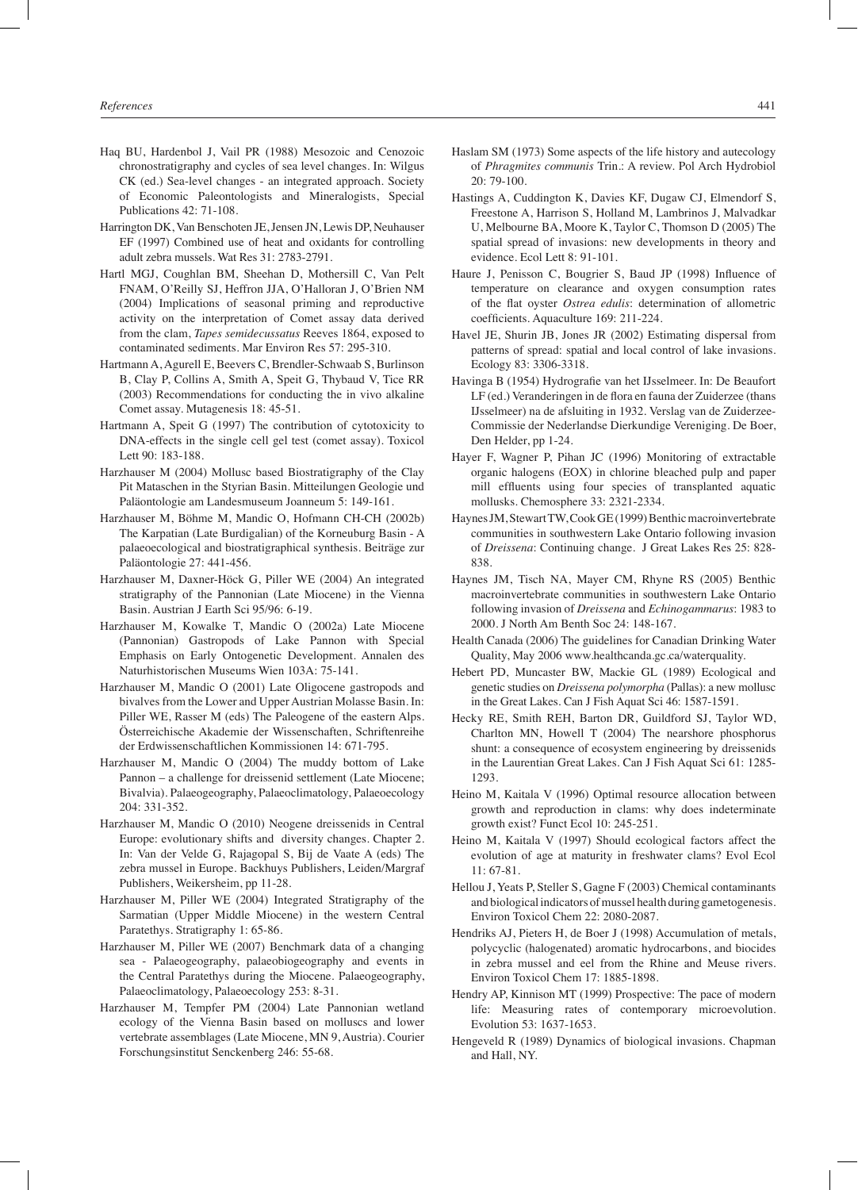Haq BU, Hardenbol J, Vail PR (1988) Mesozoic and Cenozoic chronostratigraphy and cycles of sea level changes. In: Wilgus CK (ed.) Sea-level changes - an integrated approach. Society of Economic Paleontologists and Mineralogists, Special Publications 42: 71-108.

Harrington DK, Van Benschoten JE, Jensen JN, Lewis DP, Neuhauser EF (1997) Combined use of heat and oxidants for controlling adult zebra mussels. Wat Res 31: 2783-2791.

Hartl MGJ, Coughlan BM, Sheehan D, Mothersill C, Van Pelt FNAM, O'Reilly SJ, Heffron JJA, O'Halloran J, O'Brien NM (2004) Implications of seasonal priming and reproductive activity on the interpretation of Comet assay data derived from the clam, *Tapes semidecussatus* Reeves 1864, exposed to contaminated sediments. Mar Environ Res 57: 295-310.

Hartmann A, Agurell E, Beevers C, Brendler-Schwaab S, Burlinson B, Clay P, Collins A, Smith A, Speit G, Thybaud V, Tice RR (2003) Recommendations for conducting the in vivo alkaline Comet assay. Mutagenesis 18: 45-51.

Hartmann A, Speit G (1997) The contribution of cytotoxicity to DNA-effects in the single cell gel test (comet assay). Toxicol Lett 90: 183-188.

Harzhauser M (2004) Mollusc based Biostratigraphy of the Clay Pit Mataschen in the Styrian Basin. Mitteilungen Geologie und Paläontologie am Landesmuseum Joanneum 5: 149-161.

Harzhauser M, Böhme M, Mandic O, Hofmann CH-CH (2002b) The Karpatian (Late Burdigalian) of the Korneuburg Basin - A palaeoecological and biostratigraphical synthesis. Beiträge zur Paläontologie 27: 441-456.

Harzhauser M, Daxner-Höck G, Piller WE (2004) An integrated stratigraphy of the Pannonian (Late Miocene) in the Vienna Basin. Austrian J Earth Sci 95/96: 6-19.

Harzhauser M, Kowalke T, Mandic O (2002a) Late Miocene (Pannonian) Gastropods of Lake Pannon with Special Emphasis on Early Ontogenetic Development. Annalen des Naturhistorischen Museums Wien 103A: 75-141.

Harzhauser M, Mandic O (2001) Late Oligocene gastropods and bivalves from the Lower and Upper Austrian Molasse Basin. In: Piller WE, Rasser M (eds) The Paleogene of the eastern Alps. Österreichische Akademie der Wissenschaften, Schriftenreihe der Erdwissenschaftlichen Kommissionen 14: 671-795.

Harzhauser M, Mandic O (2004) The muddy bottom of Lake Pannon – a challenge for dreissenid settlement (Late Miocene; Bivalvia). Palaeogeography, Palaeoclimatology, Palaeoecology 204: 331-352.

Harzhauser M, Mandic O (2010) Neogene dreissenids in Central Europe: evolutionary shifts and diversity changes. Chapter 2. In: Van der Velde G, Rajagopal S, Bij de Vaate A (eds) The zebra mussel in Europe. Backhuys Publishers, Leiden/Margraf Publishers, Weikersheim, pp 11-28.

Harzhauser M, Piller WE (2004) Integrated Stratigraphy of the Sarmatian (Upper Middle Miocene) in the western Central Paratethys. Stratigraphy 1: 65-86.

Harzhauser M, Piller WE (2007) Benchmark data of a changing sea - Palaeogeography, palaeobiogeography and events in the Central Paratethys during the Miocene. Palaeogeography, Palaeoclimatology, Palaeoecology 253: 8-31.

Harzhauser M, Tempfer PM (2004) Late Pannonian wetland ecology of the Vienna Basin based on molluscs and lower vertebrate assemblages (Late Miocene, MN 9, Austria). Courier Forschungsinstitut Senckenberg 246: 55-68.

Haslam SM (1973) Some aspects of the life history and autecology of *Phragmites communis* Trin.: A review. Pol Arch Hydrobiol 20: 79-100.

Hastings A, Cuddington K, Davies KF, Dugaw CJ, Elmendorf S, Freestone A, Harrison S, Holland M, Lambrinos J, Malvadkar U, Melbourne BA, Moore K, Taylor C, Thomson D (2005) The spatial spread of invasions: new developments in theory and evidence. Ecol Lett 8: 91-101.

Haure J, Penisson C, Bougrier S, Baud JP (1998) Influence of temperature on clearance and oxygen consumption rates of the flat oyster *Ostrea edulis*: determination of allometric coefficients. Aquaculture 169: 211-224.

Havel JE, Shurin JB, Jones JR (2002) Estimating dispersal from patterns of spread: spatial and local control of lake invasions. Ecology 83: 3306-3318.

Havinga B (1954) Hydrografie van het IJsselmeer. In: De Beaufort LF (ed.) Veranderingen in de flora en fauna der Zuiderzee (thans IJsselmeer) na de afsluiting in 1932. Verslag van de Zuiderzee-Commissie der Nederlandse Dierkundige Vereniging. De Boer, Den Helder, pp 1-24.

Hayer F, Wagner P, Pihan JC (1996) Monitoring of extractable organic halogens (EOX) in chlorine bleached pulp and paper mill effluents using four species of transplanted aquatic mollusks. Chemosphere 33: 2321-2334.

Haynes JM, Stewart TW, Cook GE (1999) Benthic macroinvertebrate communities in southwestern Lake Ontario following invasion of *Dreissena*: Continuing change. J Great Lakes Res 25: 828-838.

Haynes JM, Tisch NA, Mayer CM, Rhyne RS (2005) Benthic macroinvertebrate communities in southwestern Lake Ontario following invasion of *Dreissena* and *Echinogammarus*: 1983 to 2000. J North Am Benth Soc 24: 148-167.

Health Canada (2006) The guidelines for Canadian Drinking Water Quality, May 2006 www.healthcanda.gc.ca/waterquality.

Hebert PD, Muncaster BW, Mackie GL (1989) Ecological and genetic studies on *Dreissena polymorpha* (Pallas): a new mollusc in the Great Lakes. Can J Fish Aquat Sci 46: 1587-1591.

Hecky RE, Smith REH, Barton DR, Guildford SJ, Taylor WD, Charlton MN, Howell T (2004) The nearshore phosphorus shunt: a consequence of ecosystem engineering by dreissenids in the Laurentian Great Lakes. Can J Fish Aquat Sci 61: 1285-1293.

Heino M, Kaitala V (1996) Optimal resource allocation between growth and reproduction in clams: why does indeterminate growth exist? Funct Ecol 10: 245-251.

Heino M, Kaitala V (1997) Should ecological factors affect the evolution of age at maturity in freshwater clams? Evol Ecol 11: 67-81.

Hellou J, Yeats P, Steller S, Gagne F (2003) Chemical contaminants and biological indicators of mussel health during gametogenesis. Environ Toxicol Chem 22: 2080-2087.

Hendriks AJ, Pieters H, de Boer J (1998) Accumulation of metals, polycyclic (halogenated) aromatic hydrocarbons, and biocides in zebra mussel and eel from the Rhine and Meuse rivers. Environ Toxicol Chem 17: 1885-1898.

Hendry AP, Kinnison MT (1999) Prospective: The pace of modern life: Measuring rates of contemporary microevolution. Evolution 53: 1637-1653.

Hengeveld R (1989) Dynamics of biological invasions. Chapman and Hall, NY.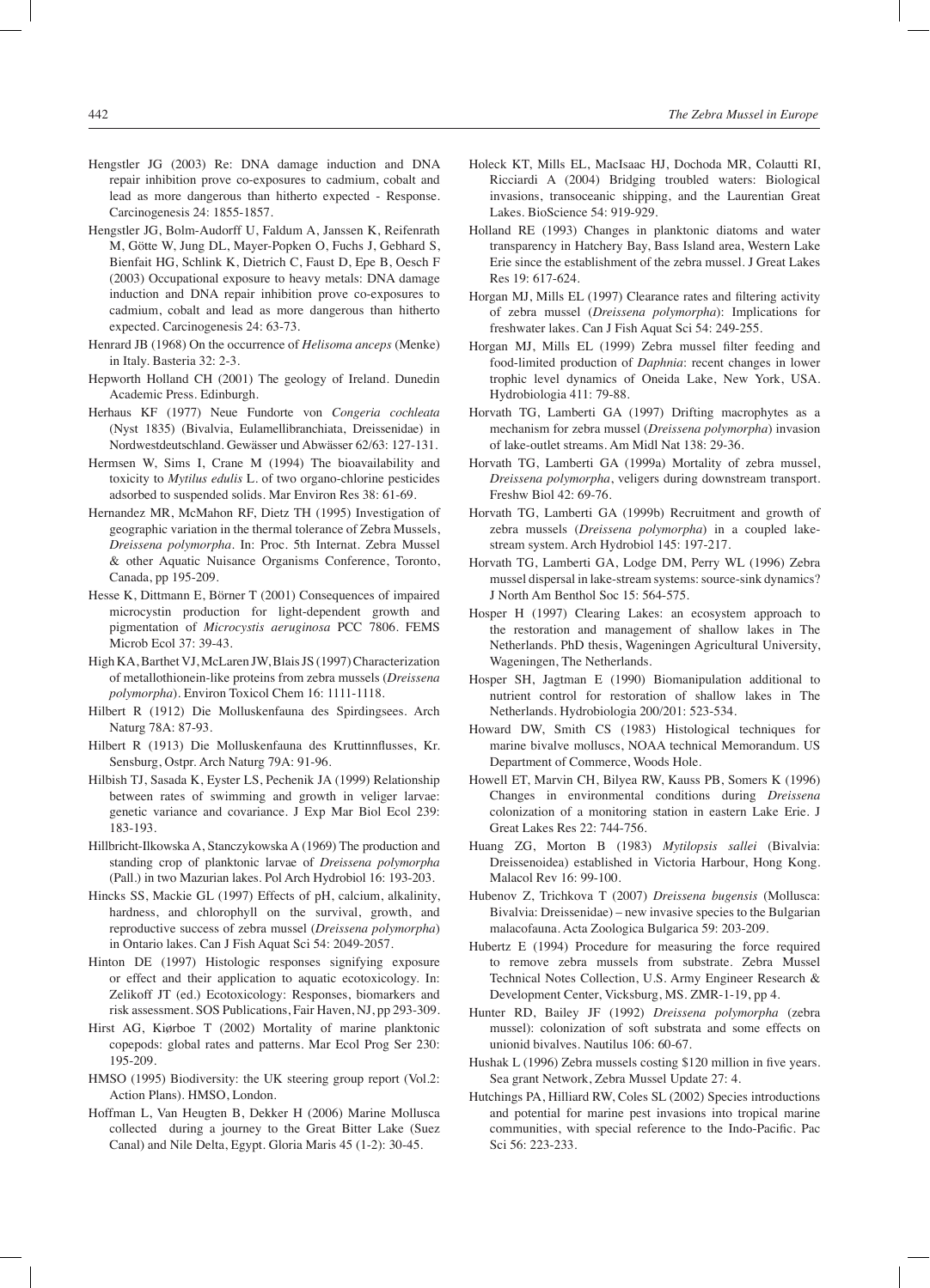Hengstler JG (2003) Re: DNA damage induction and DNA repair inhibition prove co-exposures to cadmium, cobalt and lead as more dangerous than hitherto expected - Response. Carcinogenesis 24: 1855-1857.

Hengstler JG, Bolm-Audorff U, Faldum A, Janssen K, Reifenrath M, Götte W, Jung DL, Mayer-Popken O, Fuchs J, Gebhard S, Bienfait HG, Schlink K, Dietrich C, Faust D, Epe B, Oesch F (2003) Occupational exposure to heavy metals: DNA damage induction and DNA repair inhibition prove co-exposures to cadmium, cobalt and lead as more dangerous than hitherto expected. Carcinogenesis 24: 63-73.

Henrard JB (1968) On the occurrence of *Helisoma anceps* (Menke) in Italy. Basteria 32: 2-3.

Hepworth Holland CH (2001) The geology of Ireland. Dunedin Academic Press. Edinburgh.

Herhaus KF (1977) Neue Fundorte von *Congeria cochleata* (Nyst 1835) (Bivalvia, Eulamellibranchiata, Dreissenidae) in Nordwestdeutschland. Gewässer und Abwässer 62/63: 127-131.

Hermsen W, Sims I, Crane M (1994) The bioavailability and toxicity to *Mytilus edulis* L. of two organo-chlorine pesticides adsorbed to suspended solids. Mar Environ Res 38: 61-69.

Hernandez MR, McMahon RF, Dietz TH (1995) Investigation of geographic variation in the thermal tolerance of Zebra Mussels, *Dreissena polymorpha*. In: Proc. 5th Internat. Zebra Mussel & other Aquatic Nuisance Organisms Conference, Toronto, Canada, pp 195-209.

Hesse K, Dittmann E, Börner T (2001) Consequences of impaired microcystin production for light-dependent growth and pigmentation of *Microcystis aeruginosa* PCC 7806. FEMS Microb Ecol 37: 39-43.

High KA, Barthet VJ, McLaren JW, Blais JS (1997) Characterization of metallothionein-like proteins from zebra mussels (*Dreissena polymorpha*). Environ Toxicol Chem 16: 1111-1118.

Hilbert R (1912) Die Molluskenfauna des Spirdingsees. Arch Naturg 78A: 87-93.

Hilbert R (1913) Die Molluskenfauna des Kruttinnflusses, Kr. Sensburg, Ostpr. Arch Naturg 79A: 91-96.

Hilbish TJ, Sasada K, Eyster LS, Pechenik JA (1999) Relationship between rates of swimming and growth in veliger larvae: genetic variance and covariance. J Exp Mar Biol Ecol 239: 183-193.

Hillbricht-Ilkowska A, Stanczykowska A (1969) The production and standing crop of planktonic larvae of *Dreissena polymorpha* (Pall.) in two Mazurian lakes. Pol Arch Hydrobiol 16: 193-203.

Hincks SS, Mackie GL (1997) Effects of pH, calcium, alkalinity, hardness, and chlorophyll on the survival, growth, and reproductive success of zebra mussel (*Dreissena polymorpha*) in Ontario lakes. Can J Fish Aquat Sci 54: 2049-2057.

Hinton DE (1997) Histologic responses signifying exposure or effect and their application to aquatic ecotoxicology. In: Zelikoff JT (ed.) Ecotoxicology: Responses, biomarkers and risk assessment. SOS Publications, Fair Haven, NJ, pp 293-309.

Hirst AG, Kiørboe T (2002) Mortality of marine planktonic copepods: global rates and patterns. Mar Ecol Prog Ser 230: 195-209.

HMSO (1995) Biodiversity: the UK steering group report (Vol.2: Action Plans). HMSO, London.

Hoffman L, Van Heugten B, Dekker H (2006) Marine Mollusca collected during a journey to the Great Bitter Lake (Suez Canal) and Nile Delta, Egypt. Gloria Maris 45 (1-2): 30-45.

Holeck KT, Mills EL, MacIsaac HJ, Dochoda MR, Colautti RI, Ricciardi A (2004) Bridging troubled waters: Biological invasions, transoceanic shipping, and the Laurentian Great Lakes. BioScience 54: 919-929.

Holland RE (1993) Changes in planktonic diatoms and water transparency in Hatchery Bay, Bass Island area, Western Lake Erie since the establishment of the zebra mussel. J Great Lakes Res 19: 617-624.

Horgan MJ, Mills EL (1997) Clearance rates and filtering activity of zebra mussel (*Dreissena polymorpha*): Implications for freshwater lakes. Can J Fish Aquat Sci 54: 249-255.

Horgan MJ, Mills EL (1999) Zebra mussel filter feeding and food-limited production of *Daphnia*: recent changes in lower trophic level dynamics of Oneida Lake, New York, USA. Hydrobiologia 411: 79-88.

Horvath TG, Lamberti GA (1997) Drifting macrophytes as a mechanism for zebra mussel (*Dreissena polymorpha*) invasion of lake-outlet streams. Am Midl Nat 138: 29-36.

Horvath TG, Lamberti GA (1999a) Mortality of zebra mussel, *Dreissena polymorpha*, veligers during downstream transport. Freshw Biol 42: 69-76.

Horvath TG, Lamberti GA (1999b) Recruitment and growth of zebra mussels (*Dreissena polymorpha*) in a coupled lake-stream system. Arch Hydrobiol 145: 197-217.

Horvath TG, Lamberti GA, Lodge DM, Perry WL (1996) Zebra mussel dispersal in lake-stream systems: source-sink dynamics? J North Am Benthol Soc 15: 564-575.

Hosper H (1997) Clearing Lakes: an ecosystem approach to the restoration and management of shallow lakes in The Netherlands. PhD thesis, Wageningen Agricultural University, Wageningen, The Netherlands.

Hosper SH, Jagtman E (1990) Biomanipulation additional to nutrient control for restoration of shallow lakes in The Netherlands. Hydrobiologia 200/201: 523-534.

Howard DW, Smith CS (1983) Histological techniques for marine bivalve molluscs, NOAA technical Memorandum. US Department of Commerce, Woods Hole.

Howell ET, Marvin CH, Bilyea RW, Kauss PB, Somers K (1996) Changes in environmental conditions during *Dreissena* colonization of a monitoring station in eastern Lake Erie. J Great Lakes Res 22: 744-756.

Huang ZG, Morton B (1983) *Mytilopsis sallei* (Bivalvia: Dreissenoidea) established in Victoria Harbour, Hong Kong. Malacol Rev 16: 99-100.

Hubenov Z, Trichkova T (2007) *Dreissena bugensis* (Mollusca: Bivalvia: Dreissenidae) – new invasive species to the Bulgarian malacofauna. Acta Zoologica Bulgarica 59: 203-209.

Hubertz E (1994) Procedure for measuring the force required to remove zebra mussels from substrate. Zebra Mussel Technical Notes Collection, U.S. Army Engineer Research & Development Center, Vicksburg, MS. ZMR-1-19, pp 4.

Hunter RD, Bailey JF (1992) *Dreissena polymorpha* (zebra mussel): colonization of soft substrata and some effects on unionid bivalves. Nautilus 106: 60-67.

Hushak L (1996) Zebra mussels costing $120 million in five years. Sea grant Network, Zebra Mussel Update 27: 4.

Hutchings PA, Hilliard RW, Coles SL (2002) Species introductions and potential for marine pest invasions into tropical marine communities, with special reference to the Indo-Pacific. Pac Sci 56: 223-233.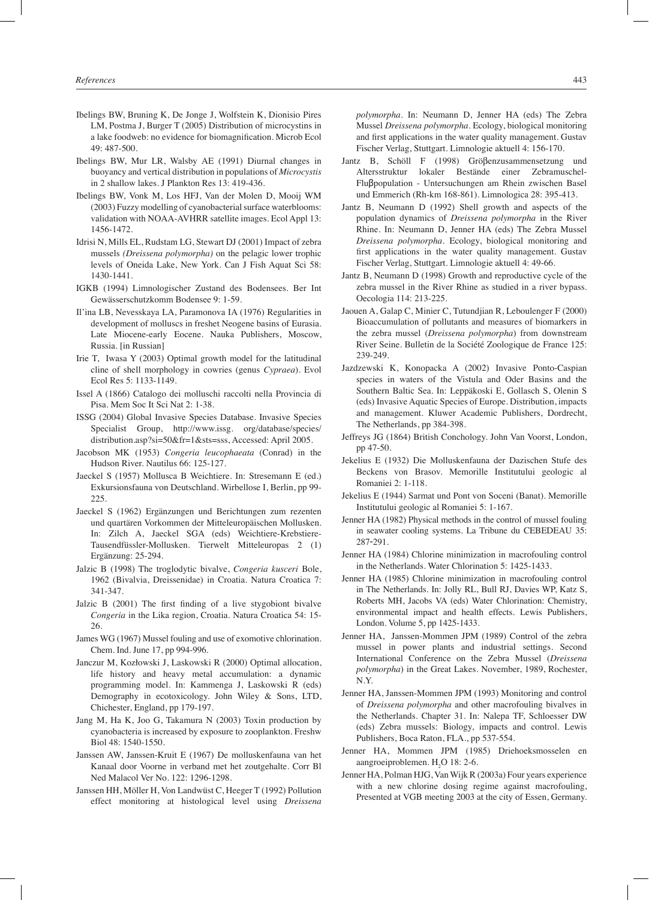Ibelings BW, Bruning K, De Jonge J, Wolfstein K, Dionisio Pires LM, Postma J, Burger T (2005) Distribution of microcystins in a lake foodweb: no evidence for biomagnification. Microb Ecol 49: 487-500.

Ibelings BW, Mur LR, Walsby AE (1991) Diurnal changes in buoyancy and vertical distribution in populations of *Microcystis* in 2 shallow lakes. J Plankton Res 13: 419-436.

Ibelings BW, Vonk M, Los HFJ, Van der Molen D, Mooij WM (2003) Fuzzy modelling of cyanobacterial surface waterblooms: validation with NOAA-AVHRR satellite images. Ecol Appl 13: 1456-1472.

Idrisi N, Mills EL, Rudstam LG, Stewart DJ (2001) Impact of zebra mussels *(Dreissena polymorpha)* on the pelagic lower trophic levels of Oneida Lake, New York. Can J Fish Aquat Sci 58: 1430-1441.

IGKB (1994) Limnologischer Zustand des Bodensees. Ber Int Gewässerschutzkomm Bodensee 9: 1-59.

Il'ina LB, Nevesskaya LA, Paramonova IA (1976) Regularities in development of molluscs in freshet Neogene basins of Eurasia. Late Miocene-early Eocene. Nauka Publishers, Moscow, Russia. [in Russian]

Irie T, Iwasa Y (2003) Optimal growth model for the latitudinal cline of shell morphology in cowries (genus *Cypraea*). Evol Ecol Res 5: 1133-1149.

Issel A (1866) Catalogo dei molluschi raccolti nella Provincia di Pisa. Mem Soc It Sci Nat 2: 1-38.

ISSG (2004) Global Invasive Species Database. Invasive Species Specialist Group, http://www.issg. org/database/species/distribution.asp?si=50&fr=1&sts=sss, Accessed: April 2005.

Jacobson MK (1953) *Congeria leucophaeata* (Conrad) in the Hudson River. Nautilus 66: 125-127.

Jaeckel S (1957) Mollusca B Weichtiere. In: Stresemann E (ed.) Exkursionsfauna von Deutschland. Wirbellose I, Berlin, pp 99-225.

Jaeckel S (1962) Ergänzungen und Berichtungen zum rezenten und quartären Vorkommen der Mitteleuropäischen Mollusken. In: Zilch A, Jaeckel SGA (eds) Weichtiere-Krebstiere-Tausendfüssler-Mollusken. Tierwelt Mitteleuropas 2 (1) Ergänzung: 25-294.

Jalzic B (1998) The troglodytic bivalve, *Congeria kusceri* Bole, 1962 (Bivalvia, Dreissenidae) in Croatia. Natura Croatica 7: 341-347.

Jalzic B (2001) The first finding of a live stygobiont bivalve *Congeria* in the Lika region, Croatia. Natura Croatica 54: 15-26.

James WG (1967) Mussel fouling and use of exomotive chlorination. Chem. Ind. June 17, pp 994-996.

Janczur M, Kozłowski J, Laskowski R (2000) Optimal allocation, life history and heavy metal accumulation: a dynamic programming model. In: Kammenga J, Laskowski R (eds) Demography in ecotoxicology. John Wiley & Sons, LTD, Chichester, England, pp 179-197.

Jang M, Ha K, Joo G, Takamura N (2003) Toxin production by cyanobacteria is increased by exposure to zooplankton. Freshw Biol 48: 1540-1550.

Janssen AW, Janssen-Kruit E (1967) De molluskenfauna van het Kanaal door Voorne in verband met het zoutgehalte. Corr Bl Ned Malacol Ver No. 122: 1296-1298.

Janssen HH, Möller H, Von Landwüst C, Heeger T (1992) Pollution effect monitoring at histological level using *Dreissena polymorpha*. In: Neumann D, Jenner HA (eds) The Zebra Mussel *Dreissena polymorpha*. Ecology, biological monitoring and first applications in the water quality management. Gustav Fischer Verlag, Stuttgart. Limnologie aktuell 4: 156-170.

Jantz B, Schöll F (1998) Gröβenzusammensetzung und Altersstruktur lokaler Bestände einer Zebramuschel-Fluβpopulation - Untersuchungen am Rhein zwischen Basel und Emmerich (Rh-km 168-861). Limnologica 28: 395-413.

Jantz B, Neumann D (1992) Shell growth and aspects of the population dynamics of *Dreissena polymorpha* in the River Rhine. In: Neumann D, Jenner HA (eds) The Zebra Mussel *Dreissena polymorpha*. Ecology, biological monitoring and first applications in the water quality management. Gustav Fischer Verlag, Stuttgart. Limnologie aktuell 4: 49-66.

Jantz B, Neumann D (1998) Growth and reproductive cycle of the zebra mussel in the River Rhine as studied in a river bypass. Oecologia 114: 213-225.

Jaouen A, Galap C, Minier C, Tutundjian R, Leboulenger F (2000) Bioaccumulation of pollutants and measures of biomarkers in the zebra mussel (*Dreissena polymorpha*) from downstream River Seine. Bulletin de la Société Zoologique de France 125: 239-249.

Jazdzewski K, Konopacka A (2002) Invasive Ponto-Caspian species in waters of the Vistula and Oder Basins and the Southern Baltic Sea. In: Leppäkoski E, Gollasch S, Olenin S (eds) Invasive Aquatic Species of Europe. Distribution, impacts and management. Kluwer Academic Publishers, Dordrecht, The Netherlands, pp 384-398.

Jeffreys JG (1864) British Conchology. John Van Voorst, London, pp 47-50.

Jekelius E (1932) Die Molluskenfauna der Dazischen Stufe des Beckens von Brasov. Memorille Institutului geologic al Romaniei 2: 1-118.

Jekelius E (1944) Sarmat und Pont von Soceni (Banat). Memorille Institutului geologic al Romaniei 5: 1-167.

Jenner HA (1982) Physical methods in the control of mussel fouling in seawater cooling systems. La Tribune du CEBEDEAU 35: 287-291.

Jenner HA (1984) Chlorine minimization in macrofouling control in the Netherlands. Water Chlorination 5: 1425-1433.

Jenner HA (1985) Chlorine minimization in macrofouling control in The Netherlands. In: Jolly RL, Bull RJ, Davies WP, Katz S, Roberts MH, Jacobs VA (eds) Water Chlorination: Chemistry, environmental impact and health effects. Lewis Publishers, London. Volume 5, pp 1425-1433.

Jenner HA, Janssen-Mommen JPM (1989) Control of the zebra mussel in power plants and industrial settings. Second International Conference on the Zebra Mussel (*Dreissena polymorpha*) in the Great Lakes. November, 1989, Rochester, N.Y.

Jenner HA, Janssen-Mommen JPM (1993) Monitoring and control of *Dreissena polymorpha* and other macrofouling bivalves in the Netherlands. Chapter 31. In: Nalepa TF, Schloesser DW (eds) Zebra mussels: Biology, impacts and control. Lewis Publishers, Boca Raton, FLA., pp 537-554.

Jenner HA, Mommen JPM (1985) Driehoeksmosselen en aangroeiproblemen. $H_2O$ 18: 2-6.

Jenner HA, Polman HJG, Van Wijk R (2003a) Four years experience with a new chlorine dosing regime against macrofouling, Presented at VGB meeting 2003 at the city of Essen, Germany.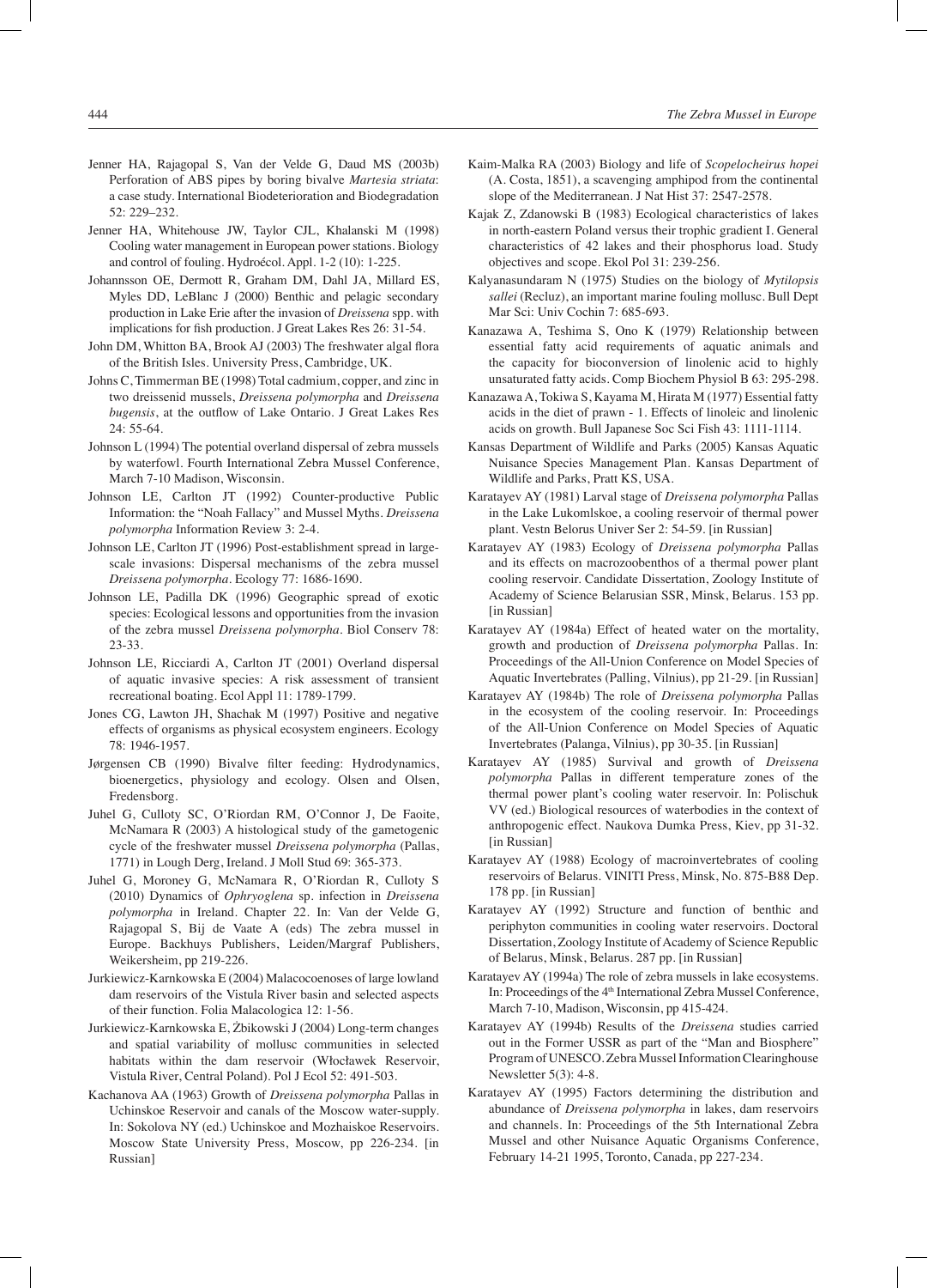Jenner HA, Rajagopal S, Van der Velde G, Daud MS (2003b) Perforation of ABS pipes by boring bivalve *Martesia striata*: a case study. International Biodeterioration and Biodegradation 52: 229–232.

Jenner HA, Whitehouse JW, Taylor CJL, Khalanski M (1998) Cooling water management in European power stations. Biology and control of fouling. Hydroécol. Appl. 1-2 (10): 1-225.

Johannsson OE, Dermott R, Graham DM, Dahl JA, Millard ES, Myles DD, LeBlanc J (2000) Benthic and pelagic secondary production in Lake Erie after the invasion of *Dreissena* spp. with implications for fish production. J Great Lakes Res 26: 31-54.

John DM, Whitton BA, Brook AJ (2003) The freshwater algal flora of the British Isles. University Press, Cambridge, UK.

Johns C, Timmerman BE (1998) Total cadmium, copper, and zinc in two dreissenid mussels, *Dreissena polymorpha* and *Dreissena bugensis*, at the outflow of Lake Ontario. J Great Lakes Res 24: 55-64.

Johnson L (1994) The potential overland dispersal of zebra mussels by waterfowl. Fourth International Zebra Mussel Conference, March 7-10 Madison, Wisconsin.

Johnson LE, Carlton JT (1992) Counter-productive Public Information: the "Noah Fallacy" and Mussel Myths. *Dreissena polymorpha* Information Review 3: 2-4.

Johnson LE, Carlton JT (1996) Post-establishment spread in large-scale invasions: Dispersal mechanisms of the zebra mussel *Dreissena polymorpha*. Ecology 77: 1686-1690.

Johnson LE, Padilla DK (1996) Geographic spread of exotic species: Ecological lessons and opportunities from the invasion of the zebra mussel *Dreissena polymorpha*. Biol Conserv 78: 23-33.

Johnson LE, Ricciardi A, Carlton JT (2001) Overland dispersal of aquatic invasive species: A risk assessment of transient recreational boating. Ecol Appl 11: 1789-1799.

Jones CG, Lawton JH, Shachak M (1997) Positive and negative effects of organisms as physical ecosystem engineers. Ecology 78: 1946-1957.

Jørgensen CB (1990) Bivalve filter feeding: Hydrodynamics, bioenergetics, physiology and ecology. Olsen and Olsen, Fredensborg.

Juhel G, Culloty SC, O'Riordan RM, O'Connor J, De Faoite, McNamara R (2003) A histological study of the gametogenic cycle of the freshwater mussel *Dreissena polymorpha* (Pallas, 1771) in Lough Derg, Ireland. J Moll Stud 69: 365-373.

Juhel G, Moroney G, McNamara R, O'Riordan R, Culloty S (2010) Dynamics of *Ophryoglena* sp. infection in *Dreissena polymorpha* in Ireland. Chapter 22. In: Van der Velde G, Rajagopal S, Bij de Vaate A (eds) The zebra mussel in Europe. Backhuys Publishers, Leiden/Margraf Publishers, Weikersheim, pp 219-226.

Jurkiewicz-Karnkowska E (2004) Malacocoenoses of large lowland dam reservoirs of the Vistula River basin and selected aspects of their function. Folia Malacologica 12: 1-56.

Jurkiewicz-Karnkowska E, Żbikowski J (2004) Long-term changes and spatial variability of mollusc communities in selected habitats within the dam reservoir (Włocławek Reservoir, Vistula River, Central Poland). Pol J Ecol 52: 491-503.

Kachanova AA (1963) Growth of *Dreissena polymorpha* Pallas in Uchinskoe Reservoir and canals of the Moscow water-supply. In: Sokolova NY (ed.) Uchinskoe and Mozhaiskoe Reservoirs. Moscow State University Press, Moscow, pp 226-234. [in Russian]

Kaim-Malka RA (2003) Biology and life of *Scopelocheirus hopei* (A. Costa, 1851), a scavenging amphipod from the continental slope of the Mediterranean. J Nat Hist 37: 2547-2578.

Kajak Z, Zdanowski B (1983) Ecological characteristics of lakes in north-eastern Poland versus their trophic gradient I. General characteristics of 42 lakes and their phosphorus load. Study objectives and scope. Ekol Pol 31: 239-256.

Kalyanasundaram N (1975) Studies on the biology of *Mytilopsis sallei* (Recluz), an important marine fouling mollusc. Bull Dept Mar Sci: Univ Cochin 7: 685-693.

Kanazawa A, Teshima S, Ono K (1979) Relationship between essential fatty acid requirements of aquatic animals and the capacity for bioconversion of linolenic acid to highly unsaturated fatty acids. Comp Biochem Physiol B 63: 295-298.

Kanazawa A, Tokiwa S, Kayama M, Hirata M (1977) Essential fatty acids in the diet of prawn - 1. Effects of linoleic and linolenic acids on growth. Bull Japanese Soc Sci Fish 43: 1111-1114.

Kansas Department of Wildlife and Parks (2005) Kansas Aquatic Nuisance Species Management Plan. Kansas Department of Wildlife and Parks, Pratt KS, USA.

Karatayev AY (1981) Larval stage of *Dreissena polymorpha* Pallas in the Lake Lukomlskoe, a cooling reservoir of thermal power plant. Vestn Belorus Univer Ser 2: 54-59. [in Russian]

Karatayev AY (1983) Ecology of *Dreissena polymorpha* Pallas and its effects on macrozoobenthos of a thermal power plant cooling reservoir. Candidate Dissertation, Zoology Institute of Academy of Science Belarusian SSR, Minsk, Belarus. 153 pp. [in Russian]

Karatayev AY (1984a) Effect of heated water on the mortality, growth and production of *Dreissena polymorpha* Pallas. In: Proceedings of the All-Union Conference on Model Species of Aquatic Invertebrates (Palling, Vilnius), pp 21-29. [in Russian]

Karatayev AY (1984b) The role of *Dreissena polymorpha* Pallas in the ecosystem of the cooling reservoir. In: Proceedings of the All-Union Conference on Model Species of Aquatic Invertebrates (Palanga, Vilnius), pp 30-35. [in Russian]

Karatayev AY (1985) Survival and growth of *Dreissena polymorpha* Pallas in different temperature zones of the thermal power plant's cooling water reservoir. In: Polischuk VV (ed.) Biological resources of waterbodies in the context of anthropogenic effect. Naukova Dumka Press, Kiev, pp 31-32. [in Russian]

Karatayev AY (1988) Ecology of macroinvertebrates of cooling reservoirs of Belarus. VINITI Press, Minsk, No. 875-B88 Dep. 178 pp. [in Russian]

Karatayev AY (1992) Structure and function of benthic and periphyton communities in cooling water reservoirs. Doctoral Dissertation, Zoology Institute of Academy of Science Republic of Belarus, Minsk, Belarus. 287 pp. [in Russian]

Karatayev AY (1994a) The role of zebra mussels in lake ecosystems. In: Proceedings of the 4th International Zebra Mussel Conference, March 7-10, Madison, Wisconsin, pp 415-424.

Karatayev AY (1994b) Results of the *Dreissena* studies carried out in the Former USSR as part of the "Man and Biosphere" Program of UNESCO. Zebra Mussel Information Clearinghouse Newsletter 5(3): 4-8.

Karatayev AY (1995) Factors determining the distribution and abundance of *Dreissena polymorpha* in lakes, dam reservoirs and channels. In: Proceedings of the 5th International Zebra Mussel and other Nuisance Aquatic Organisms Conference, February 14-21 1995, Toronto, Canada, pp 227-234.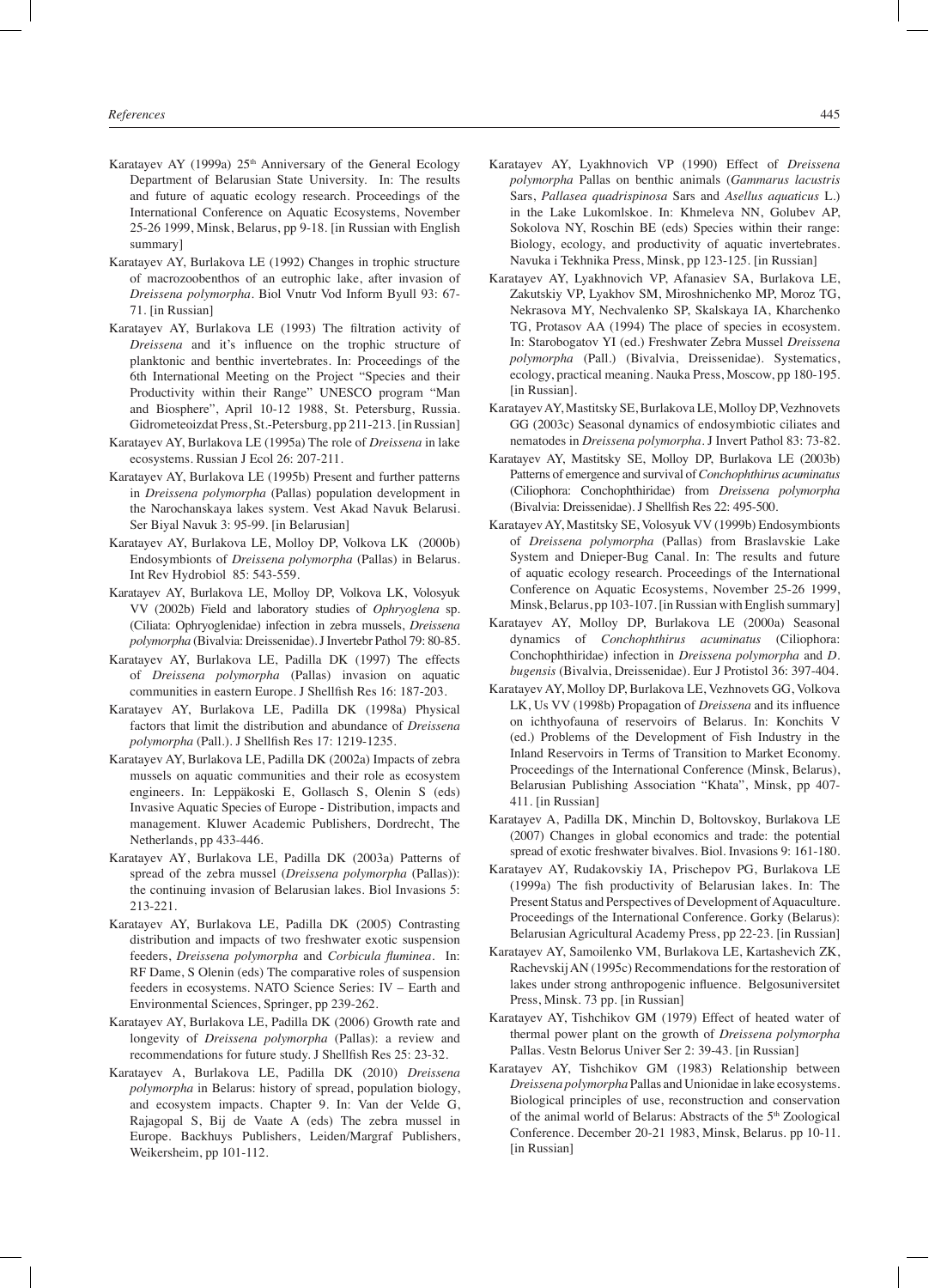Karatayev AY (1999a) 25th Anniversary of the General Ecology Department of Belarusian State University. In: The results and future of aquatic ecology research. Proceedings of the International Conference on Aquatic Ecosystems, November 25-26 1999, Minsk, Belarus, pp 9-18. [in Russian with English summary]

Karatayev AY, Burlakova LE (1992) Changes in trophic structure of macrozoobenthos of an eutrophic lake, after invasion of *Dreissena polymorpha*. Biol Vnutr Vod Inform Byull 93: 67-71. [in Russian]

Karatayev AY, Burlakova LE (1993) The filtration activity of *Dreissena* and it's influence on the trophic structure of planktonic and benthic invertebrates. In: Proceedings of the 6th International Meeting on the Project "Species and their Productivity within their Range" UNESCO program "Man and Biosphere", April 10-12 1988, St. Petersburg, Russia. Gidrometeoizdat Press, St.-Petersburg, pp 211-213. [in Russian]

Karatayev AY, Burlakova LE (1995a) The role of *Dreissena* in lake ecosystems. Russian J Ecol 26: 207-211.

Karatayev AY, Burlakova LE (1995b) Present and further patterns in *Dreissena polymorpha* (Pallas) population development in the Narochanskaya lakes system. Vest Akad Navuk Belarusi. Ser Biyal Navuk 3: 95-99. [in Belarusian]

Karatayev AY, Burlakova LE, Molloy DP, Volkova LK (2000b) Endosymbionts of *Dreissena polymorpha* (Pallas) in Belarus. Int Rev Hydrobiol 85: 543-559.

Karatayev AY, Burlakova LE, Molloy DP, Volkova LK, Volosyuk VV (2002b) Field and laboratory studies of *Ophryoglena* sp. (Ciliata: Ophryoglenidae) infection in zebra mussels, *Dreissena polymorpha* (Bivalvia: Dreissenidae). J Invertebr Pathol 79: 80-85.

Karatayev AY, Burlakova LE, Padilla DK (1997) The effects of *Dreissena polymorpha* (Pallas) invasion on aquatic communities in eastern Europe. J Shellfish Res 16: 187-203.

Karatayev AY, Burlakova LE, Padilla DK (1998a) Physical factors that limit the distribution and abundance of *Dreissena polymorpha* (Pall.). J Shellfish Res 17: 1219-1235.

Karatayev AY, Burlakova LE, Padilla DK (2002a) Impacts of zebra mussels on aquatic communities and their role as ecosystem engineers. In: Leppäkoski E, Gollasch S, Olenin S (eds) Invasive Aquatic Species of Europe - Distribution, impacts and management. Kluwer Academic Publishers, Dordrecht, The Netherlands, pp 433-446.

Karatayev AY, Burlakova LE, Padilla DK (2003a) Patterns of spread of the zebra mussel (*Dreissena polymorpha* (Pallas)): the continuing invasion of Belarusian lakes. Biol Invasions 5: 213-221.

Karatayev AY, Burlakova LE, Padilla DK (2005) Contrasting distribution and impacts of two freshwater exotic suspension feeders, *Dreissena polymorpha* and *Corbicula fluminea*. In: RF Dame, S Olenin (eds) The comparative roles of suspension feeders in ecosystems. NATO Science Series: IV – Earth and Environmental Sciences, Springer, pp 239-262.

Karatayev AY, Burlakova LE, Padilla DK (2006) Growth rate and longevity of *Dreissena polymorpha* (Pallas): a review and recommendations for future study. J Shellfish Res 25: 23-32.

Karatayev A, Burlakova LE, Padilla DK (2010) *Dreissena polymorpha* in Belarus: history of spread, population biology, and ecosystem impacts. Chapter 9. In: Van der Velde G, Rajagopal S, Bij de Vaate A (eds) The zebra mussel in Europe. Backhuys Publishers, Leiden/Margraf Publishers, Weikersheim, pp 101-112.

Karatayev AY, Lyakhnovich VP (1990) Effect of *Dreissena polymorpha* Pallas on benthic animals (*Gammarus lacustris* Sars, *Pallasea quadrispinosa* Sars and *Asellus aquaticus* L.) in the Lake Lukomlskoe. In: Khmeleva NN, Golubev AP, Sokolova NY, Roschin BE (eds) Species within their range: Biology, ecology, and productivity of aquatic invertebrates. Navuka i Tekhnika Press, Minsk, pp 123-125. [in Russian]

Karatayev AY, Lyakhnovich VP, Afanasiev SA, Burlakova LE, Zakutskiy VP, Lyakhov SM, Miroshnichenko MP, Moroz TG, Nekrasova MY, Nechvalenko SP, Skalskaya IA, Kharchenko TG, Protasov AA (1994) The place of species in ecosystem. In: Starobogatov YI (ed.) Freshwater Zebra Mussel *Dreissena polymorpha* (Pall.) (Bivalvia, Dreissenidae). Systematics, ecology, practical meaning. Nauka Press, Moscow, pp 180-195. [in Russian]

Karatayev AY, Mastitsky SE, Burlakova LE, Molloy DP, Vezhnovets GG (2003c) Seasonal dynamics of endosymbiotic ciliates and nematodes in *Dreissena polymorpha*. J Invert Pathol 83: 73-82.

Karatayev AY, Mastitsky SE, Molloy DP, Burlakova LE (2003b) Patterns of emergence and survival of *Conchophthirus acuminatus* (Ciliophora: Conchophthiridae) from *Dreissena polymorpha* (Bivalvia: Dreissenidae). J Shellfish Res 22: 495-500.

Karatayev AY, Mastitsky SE, Volosyuk VV (1999b) Endosymbionts of *Dreissena polymorpha* (Pallas) from Braslavskie Lake System and Dnieper-Bug Canal. In: The results and future of aquatic ecology research. Proceedings of the International Conference on Aquatic Ecosystems, November 25-26 1999, Minsk, Belarus, pp 103-107. [in Russian with English summary]

Karatayev AY, Molloy DP, Burlakova LE (2000a) Seasonal dynamics of *Conchophthirus acuminatus* (Ciliophora: Conchophthiridae) infection in *Dreissena polymorpha* and *D. bugensis* (Bivalvia, Dreissenidae). Eur J Protistol 36: 397-404.

Karatayev AY, Molloy DP, Burlakova LE, Vezhnovets GG, Volkova LK, Us VV (1998b) Propagation of *Dreissena* and its influence on ichthyofauna of reservoirs of Belarus. In: Konchits V (ed.) Problems of the Development of Fish Industry in the Inland Reservoirs in Terms of Transition to Market Economy. Proceedings of the International Conference (Minsk, Belarus), Belarusian Publishing Association "Khata", Minsk, pp 407-411. [in Russian]

Karatayev A, Padilla DK, Minchin D, Boltovskoy, Burlakova LE (2007) Changes in global economics and trade: the potential spread of exotic freshwater bivalves. Biol. Invasions 9: 161-180.

Karatayev AY, Rudakovskiy IA, Prischepov PG, Burlakova LE (1999a) The fish productivity of Belarusian lakes. In: The Present Status and Perspectives of Development of Aquaculture. Proceedings of the International Conference. Gorky (Belarus): Belarusian Agricultural Academy Press, pp 22-23. [in Russian]

Karatayev AY, Samoilenko VM, Burlakova LE, Kartashevich ZK, Rachevskij AN (1995c) Recommendations for the restoration of lakes under strong anthropogenic influence. Belgosuniversitet Press, Minsk. 73 pp. [in Russian]

Karatayev AY, Tishchikov GM (1979) Effect of heated water of thermal power plant on the growth of *Dreissena polymorpha* Pallas. Vestn Belorus Univer Ser 2: 39-43. [in Russian]

Karatayev AY, Tishchikov GM (1983) Relationship between *Dreissena polymorpha* Pallas and Unionidae in lake ecosystems. Biological principles of use, reconstruction and conservation of the animal world of Belarus: Abstracts of the 5th Zoological Conference. December 20-21 1983, Minsk, Belarus. pp 10-11. [in Russian]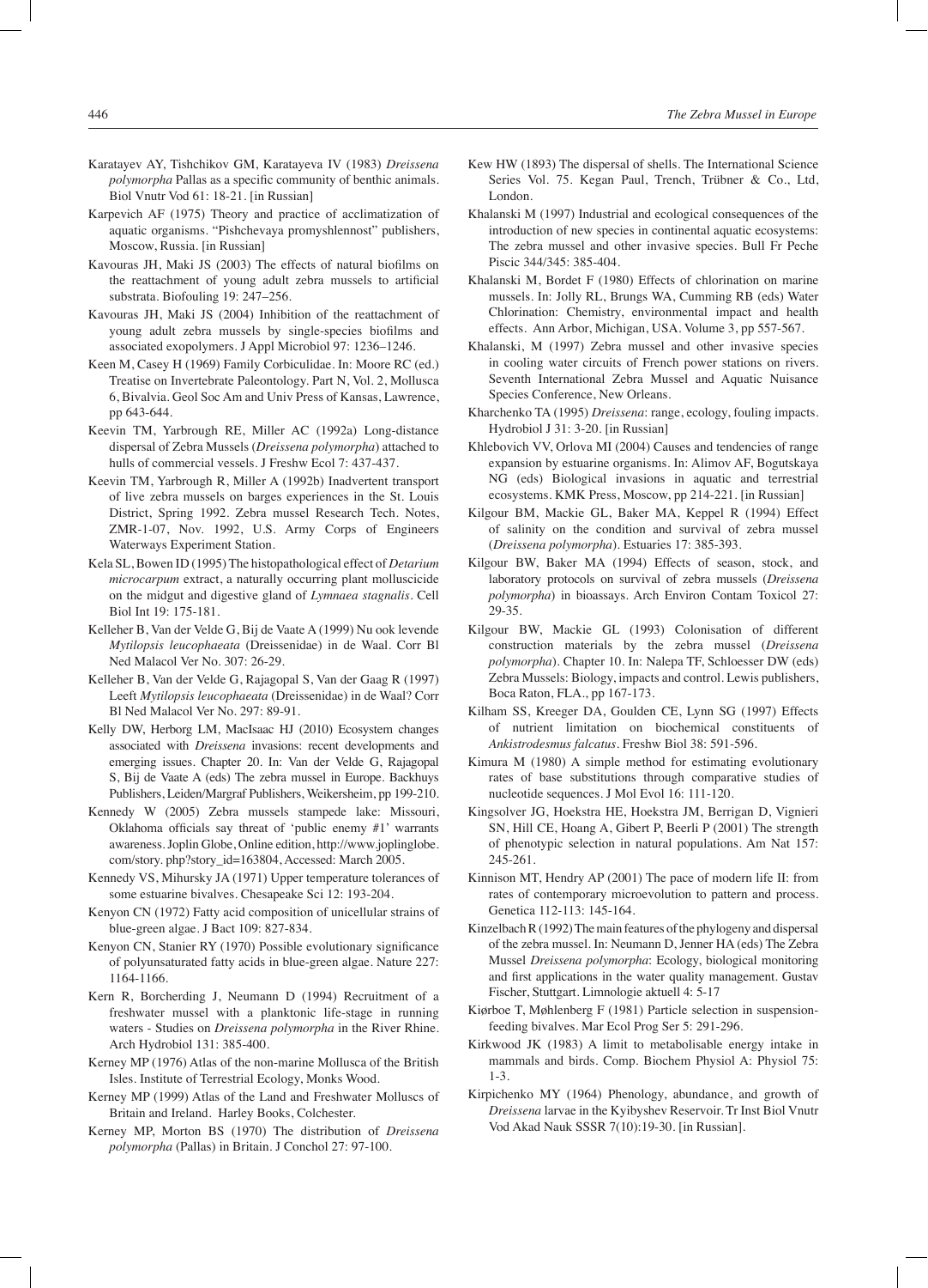Karatayev AY, Tishchikov GM, Karatayeva IV (1983) *Dreissena polymorpha* Pallas as a specific community of benthic animals. Biol Vnutr Vod 61: 18-21. [in Russian]

Karpevich AF (1975) Theory and practice of acclimatization of aquatic organisms. "Pishchevaya promyshlennost" publishers, Moscow, Russia. [in Russian]

Kavouras JH, Maki JS (2003) The effects of natural biofilms on the reattachment of young adult zebra mussels to artificial substrata. Biofouling 19: 247–256.

Kavouras JH, Maki JS (2004) Inhibition of the reattachment of young adult zebra mussels by single-species biofilms and associated exopolymers. J Appl Microbiol 97: 1236–1246.

Keen M, Casey H (1969) Family Corbiculidae. In: Moore RC (ed.) Treatise on Invertebrate Paleontology. Part N, Vol. 2, Mollusca 6, Bivalvia. Geol Soc Am and Univ Press of Kansas, Lawrence, pp 643-644.

Keevin TM, Yarbrough RE, Miller AC (1992a) Long-distance dispersal of Zebra Mussels (*Dreissena polymorpha*) attached to hulls of commercial vessels. J Freshw Ecol 7: 437-437.

Keevin TM, Yarbrough R, Miller A (1992b) Inadvertent transport of live zebra mussels on barges experiences in the St. Louis District, Spring 1992. Zebra mussel Research Tech. Notes, ZMR-1-07, Nov. 1992, U.S. Army Corps of Engineers Waterways Experiment Station.

Kela SL, Bowen ID (1995) The histopathological effect of *Detarium microcarpum* extract, a naturally occurring plant molluscicide on the midgut and digestive gland of *Lymnaea stagnalis*. Cell Biol Int 19: 175-181.

Kelleher B, Van der Velde G, Bij de Vaate A (1999) Nu ook levende *Mytilopsis leucophaeata* (Dreissenidae) in de Waal. Corr Bl Ned Malacol Ver No. 307: 26-29.

Kelleher B, Van der Velde G, Rajagopal S, Van der Gaag R (1997) Leeft *Mytilopsis leucophaeata* (Dreissenidae) in de Waal? Corr Bl Ned Malacol Ver No. 297: 89-91.

Kelly DW, Herborg LM, MacIsaac HJ (2010) Ecosystem changes associated with *Dreissena* invasions: recent developments and emerging issues. Chapter 20. In: Van der Velde G, Rajagopal S, Bij de Vaate A (eds) The zebra mussel in Europe. Backhuys Publishers, Leiden/Margraf Publishers, Weikersheim, pp 199-210.

Kennedy W (2005) Zebra mussels stampede lake: Missouri, Oklahoma officials say threat of 'public enemy #1' warrants awareness. Joplin Globe, Online edition, http://www.joplinglobe.com/story. php?story_id=163804, Accessed: March 2005.

Kennedy VS, Mihursky JA (1971) Upper temperature tolerances of some estuarine bivalves. Chesapeake Sci 12: 193-204.

Kenyon CN (1972) Fatty acid composition of unicellular strains of blue-green algae. J Bact 109: 827-834.

Kenyon CN, Stanier RY (1970) Possible evolutionary significance of polyunsaturated fatty acids in blue-green algae. Nature 227: 1164-1166.

Kern R, Borcherding J, Neumann D (1994) Recruitment of a freshwater mussel with a planktonic life-stage in running waters - Studies on *Dreissena polymorpha* in the River Rhine. Arch Hydrobiol 131: 385-400.

Kerney MP (1976) Atlas of the non-marine Mollusca of the British Isles. Institute of Terrestrial Ecology, Monks Wood.

Kerney MP (1999) Atlas of the Land and Freshwater Molluscs of Britain and Ireland. Harley Books, Colchester.

Kerney MP, Morton BS (1970) The distribution of *Dreissena polymorpha* (Pallas) in Britain. J Conchol 27: 97-100.

Kew HW (1893) The dispersal of shells. The International Science Series Vol. 75. Kegan Paul, Trench, Trübner & Co., Ltd, London.

Khalanski M (1997) Industrial and ecological consequences of the introduction of new species in continental aquatic ecosystems: The zebra mussel and other invasive species. Bull Fr Peche Piscic 344/345: 385-404.

Khalanski M, Bordet F (1980) Effects of chlorination on marine mussels. In: Jolly RL, Brungs WA, Cumming RB (eds) Water Chlorination: Chemistry, environmental impact and health effects. Ann Arbor, Michigan, USA. Volume 3, pp 557-567.

Khalanski, M (1997) Zebra mussel and other invasive species in cooling water circuits of French power stations on rivers. Seventh International Zebra Mussel and Aquatic Nuisance Species Conference, New Orleans.

Kharchenko TA (1995) *Dreissena*: range, ecology, fouling impacts. Hydrobiol J 31: 3-20. [in Russian]

Khlebovich VV, Orlova MI (2004) Causes and tendencies of range expansion by estuarine organisms. In: Alimov AF, Bogutskaya NG (eds) Biological invasions in aquatic and terrestrial ecosystems. KMK Press, Moscow, pp 214-221. [in Russian]

Kilgour BM, Mackie GL, Baker MA, Keppel R (1994) Effect of salinity on the condition and survival of zebra mussel (*Dreissena polymorpha*). Estuaries 17: 385-393.

Kilgour BW, Baker MA (1994) Effects of season, stock, and laboratory protocols on survival of zebra mussels (*Dreissena polymorpha*) in bioassays. Arch Environ Contam Toxicol 27: 29-35.

Kilgour BW, Mackie GL (1993) Colonisation of different construction materials by the zebra mussel (*Dreissena polymorpha*). Chapter 10. In: Nalepa TF, Schloesser DW (eds) Zebra Mussels: Biology, impacts and control. Lewis publishers, Boca Raton, FLA., pp 167-173.

Kilham SS, Kreeger DA, Goulden CE, Lynn SG (1997) Effects of nutrient limitation on biochemical constituents of *Ankistrodesmus falcatus*. Freshw Biol 38: 591-596.

Kimura M (1980) A simple method for estimating evolutionary rates of base substitutions through comparative studies of nucleotide sequences. J Mol Evol 16: 111-120.

Kingsolver JG, Hoekstra HE, Hoekstra JM, Berrigan D, Vignieri SN, Hill CE, Hoang A, Gibert P, Beerli P (2001) The strength of phenotypic selection in natural populations. Am Nat 157: 245-261.

Kinnison MT, Hendry AP (2001) The pace of modern life II: from rates of contemporary microevolution to pattern and process. Genetica 112-113: 145-164.

Kinzelbach R (1992) The main features of the phylogeny and dispersal of the zebra mussel. In: Neumann D, Jenner HA (eds) The Zebra Mussel *Dreissena polymorpha*: Ecology, biological monitoring and first applications in the water quality management. Gustav Fischer, Stuttgart. Limnologie aktuell 4: 5-17

Kiørboe T, Møhlenberg F (1981) Particle selection in suspension-feeding bivalves. Mar Ecol Prog Ser 5: 291-296.

Kirkwood JK (1983) A limit to metabolisable energy intake in mammals and birds. Comp. Biochem Physiol A: Physiol 75: 1-3.

Kirpichenko MY (1964) Phenology, abundance, and growth of *Dreissena* larvae in the Kyibyshev Reservoir. Tr Inst Biol Vnutr Vod Akad Nauk SSSR 7(10):19-30. [in Russian].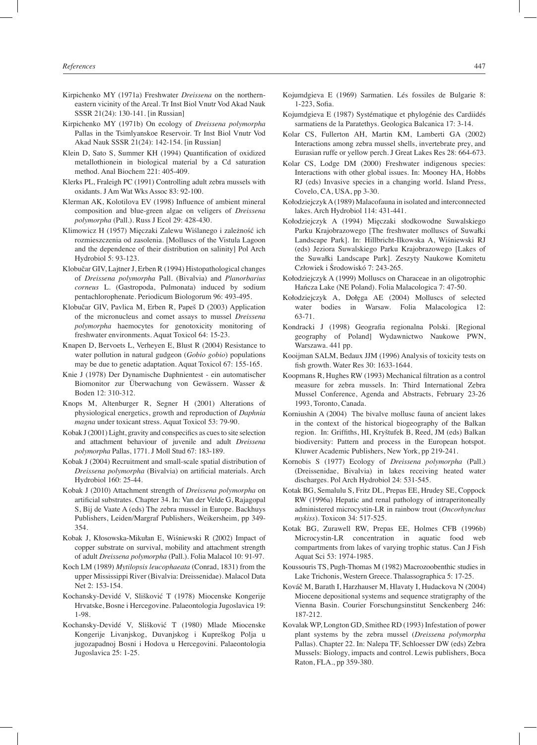Kirpichenko MY (1971a) Freshwater *Dreissena* on the northern-eastern vicinity of the Areal. Tr Inst Biol Vnutr Vod Akad Nauk SSSR 21(24): 130-141. [in Russian]

Kirpichenko MY (1971b) On ecology of *Dreissena polymorpha* Pallas in the Tsimlyanskoe Reservoir. Tr Inst Biol Vnutr Vod Akad Nauk SSSR 21(24): 142-154. [in Russian]

Klein D, Sato S, Summer KH (1994) Quantification of oxidized metallothionein in biological material by a Cd saturation method. Anal Biochem 221: 405-409.

Klerks PL, Fraleigh PC (1991) Controlling adult zebra mussels with oxidants. J Am Wat Wks Assoc 83: 92-100.

Klerman AK, Kolotilova EV (1998) Influence of ambient mineral composition and blue-green algae on veligers of *Dreissena polymorpha* (Pall.). Russ J Ecol 29: 428-430.

Klimowicz H (1957) Mięczaki Zalewu Wiślanego i zależność ich rozmieszczenia od zasolenia. [Molluscs of the Vistula Lagoon and the dependence of their distribution on salinity] Pol Arch Hydrobiol 5: 93-123.

Klobučar GIV, Lajtner J, Erben R (1994) Histopathological changes of *Dreissena polymorpha* Pall. (Bivalvia) and *Planorbarius corneus* L. (Gastropoda, Pulmonata) induced by sodium pentachlorophenate. Periodicum Biologorum 96: 493-495.

Klobučar GIV, Pavlica M, Erben R, Papeš D (2003) Application of the micronucleus and comet assays to mussel *Dreissena polymorpha* haemocytes for genotoxicity monitoring of freshwater environments. Aquat Toxicol 64: 15-23.

Knapen D, Bervoets L, Verheyen E, Blust R (2004) Resistance to water pollution in natural gudgeon (*Gobio gobio*) populations may be due to genetic adaptation. Aquat Toxicol 67: 155-165.

Knie J (1978) Der Dynamische Daphnientest - ein automatischer Biomonitor zur Überwachung von Gewässern. Wasser & Boden 12: 310-312.

Knops M, Altenburger R, Segner H (2001) Alterations of physiological energetics, growth and reproduction of *Daphnia magna* under toxicant stress. Aquat Toxicol 53: 79-90.

Kobak J (2001) Light, gravity and conspecifics as cues to site selection and attachment behaviour of juvenile and adult *Dreissena polymorpha* Pallas, 1771. J Moll Stud 67: 183-189.

Kobak J (2004) Recruitment and small-scale spatial distribution of *Dreissena polymorpha* (Bivalvia) on artificial materials. Arch Hydrobiol 160: 25-44.

Kobak J (2010) Attachment strength of *Dreissena polymorpha* on artificial substrates. Chapter 34. In: Van der Velde G, Rajagopal S, Bij de Vaate A (eds) The zebra mussel in Europe. Backhuys Publishers, Leiden/Margraf Publishers, Weikersheim, pp 349-354.

Kobak J, Kłosowska-Mikułan E, Wiśniewski R (2002) Impact of copper substrate on survival, mobility and attachment strength of adult *Dreissena polymorpha* (Pall.). Folia Malacol 10: 91-97.

Koch LM (1989) *Mytilopsis leucophaeata* (Conrad, 1831) from the upper Mississippi River (Bivalvia: Dreissenidae). Malacol Data Net 2: 153-154.

Kochansky-Devidé V, Slišković T (1978) Miocenske Kongerije Hrvatske, Bosne i Hercegovine. Palaeontologia Jugoslavica 19: 1-98.

Kochansky-Devidé V, Slišković T (1980) Mlade Miocenske Kongerije Livanjskog, Duvanjskog i Kupreškog Polja u jugozapadnoj Bosni i Hodova u Hercegovini. Palaeontologia Jugoslavica 25: 1-25.

Kojumdgieva E (1969) Sarmatien. Lés fossiles de Bulgarie 8: 1-223, Sofia.

Kojumdgieva E (1987) Systématique et phylogénie des Cardiidés sarmatiens de la Paratethys. Geologica Balcanica 17: 3-14.

Kolar CS, Fullerton AH, Martin KM, Lamberti GA (2002) Interactions among zebra mussel shells, invertebrate prey, and Eurasian ruffe or yellow perch. J Great Lakes Res 28: 664-673.

Kolar CS, Lodge DM (2000) Freshwater indigenous species: Interactions with other global issues. In: Mooney HA, Hobbs RJ (eds) Invasive species in a changing world. Island Press, Covelo, CA, USA, pp 3-30.

Kołodziejczyk A (1989) Malacofauna in isolated and interconnected lakes. Arch Hydrobiol 114: 431-441.

Kołodziejczyk A (1994) Mięczaki słodkowodne Suwalskiego Parku Krajobrazowego [The freshwater molluscs of Suwałki Landscape Park]. In: Hillbricht-Ilkowska A, Wiśniewski RJ (eds) Jeziora Suwalskiego Parku Krajobrazowego [Lakes of the Suwałki Landscape Park]. Zeszyty Naukowe Komitetu Człowiek i Środowiskó 7: 243-265.

Kołodziejczyk A (1999) Molluscs on Characeae in an oligotrophic Hańcza Lake (NE Poland). Folia Malacologica 7: 47-50.

Kołodziejczyk A, Dołęga AE (2004) Molluscs of selected water bodies in Warsaw. Folia Malacologica 12: 63-71.

Kondracki J (1998) Geografia regionalna Polski. [Regional geography of Poland] Wydawnictwo Naukowe PWN, Warszawa. 441 pp.

Kooijman SALM, Bedaux JJM (1996) Analysis of toxicity tests on fish growth. Water Res 30: 1633-1644.

Koopmans R, Hughes RW (1993) Mechanical filtration as a control measure for zebra mussels. In: Third International Zebra Mussel Conference, Agenda and Abstracts, February 23-26 1993, Toronto, Canada.

Korniushin A (2004) The bivalve mollusc fauna of ancient lakes in the context of the historical biogeography of the Balkan region. In: Griffiths, HI, Kryštufek B, Reed, JM (eds) Balkan biodiversity: Pattern and process in the European hotspot. Kluwer Academic Publishers, New York, pp 219-241.

Kornobis S (1977) Ecology of *Dreissena polymorpha* (Pall.) (Dreissenidae, Bivalvia) in lakes receiving heated water discharges. Pol Arch Hydrobiol 24: 531-545.

Kotak BG, Semalulu S, Fritz DL, Prepas EE, Hrudey SE, Coppock RW (1996a) Hepatic and renal pathology of intraperitoneally administered microcystin-LR in rainbow trout (*Oncorhynchus mykiss*). Toxicon 34: 517-525.

Kotak BG, Zurawell RW, Prepas EE, Holmes CFB (1996b) Microcystin-LR concentration in aquatic food web compartments from lakes of varying trophic status. Can J Fish Aquat Sci 53: 1974-1985.

Koussouris TS, Pugh-Thomas M (1982) Macrozoobenthic studies in Lake Trichonis, Western Greece. Thalassographica 5: 17-25.

Kováč M, Barath I, Harzhauser M, Hlavaty I, Hudackova N (2004) Miocene depositional systems and sequence stratigraphy of the Vienna Basin. Courier Forschungsinstitut Senckenberg 246: 187-212.

Kovalak WP, Longton GD, Smithee RD (1993) Infestation of power plant systems by the zebra mussel (*Dreissena polymorpha* Pallas). Chapter 22. In: Nalepa TF, Schloesser DW (eds) Zebra Mussels: Biology, impacts and control. Lewis publishers, Boca Raton, FLA., pp 359-380.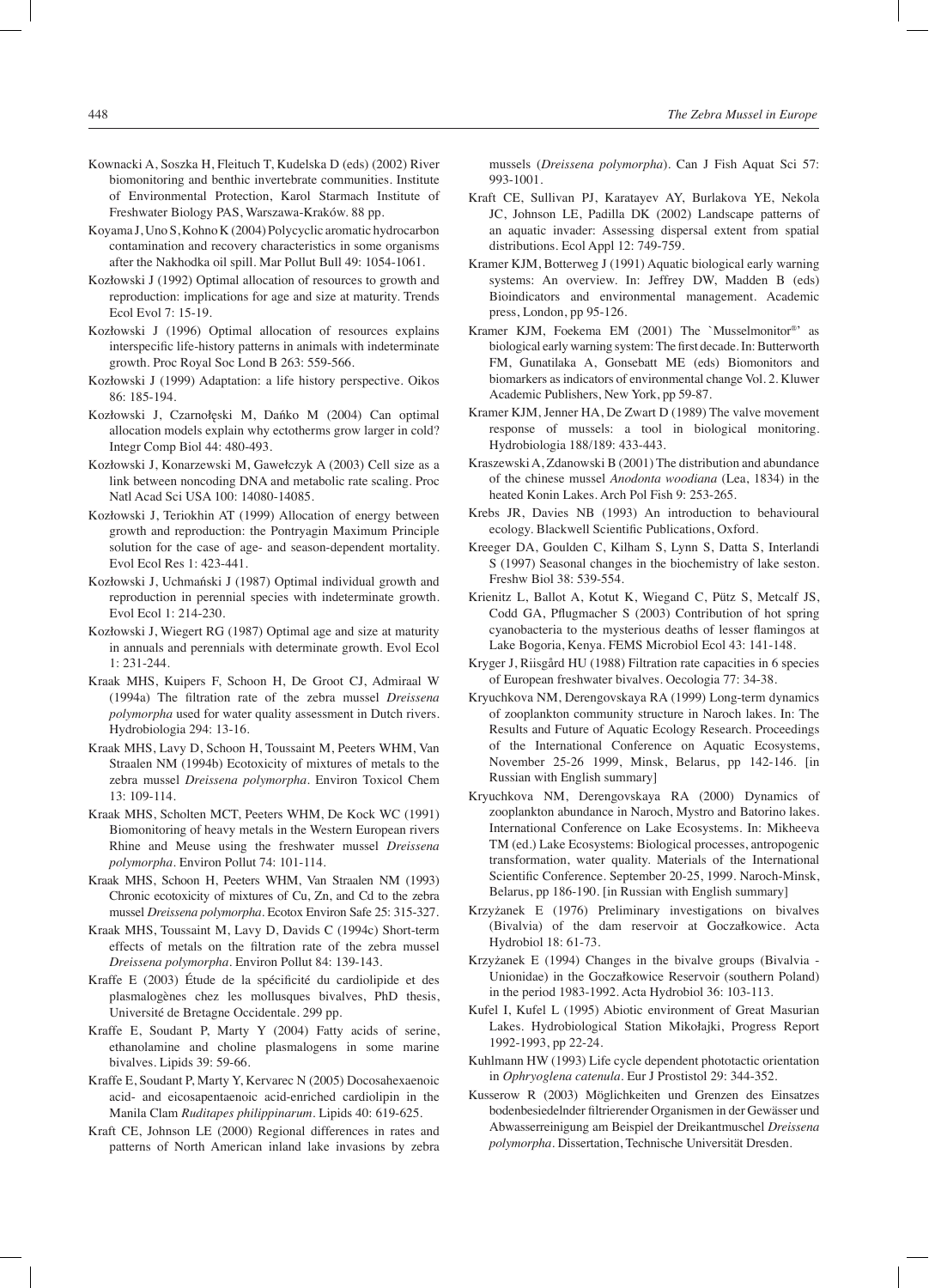Kownacki A, Soszka H, Fleituch T, Kudelska D (eds) (2002) River biomonitoring and benthic invertebrate communities. Institute of Environmental Protection, Karol Starmach Institute of Freshwater Biology PAS, Warszawa-Kraków. 88 pp.

Koyama J, Uno S, Kohno K (2004) Polycyclic aromatic hydrocarbon contamination and recovery characteristics in some organisms after the Nakhodka oil spill. Mar Pollut Bull 49: 1054-1061.

Kozłowski J (1992) Optimal allocation of resources to growth and reproduction: implications for age and size at maturity. Trends Ecol Evol 7: 15-19.

Kozłowski J (1996) Optimal allocation of resources explains interspecific life-history patterns in animals with indeterminate growth. Proc Royal Soc Lond B 263: 559-566.

Kozłowski J (1999) Adaptation: a life history perspective. Oikos 86: 185-194.

Kozłowski J, Czarnołęski M, Dańko M (2004) Can optimal allocation models explain why ectotherms grow larger in cold? Integr Comp Biol 44: 480-493.

Kozłowski J, Konarzewski M, Gawełczyk A (2003) Cell size as a link between noncoding DNA and metabolic rate scaling. Proc Natl Acad Sci USA 100: 14080-14085.

Kozłowski J, Teriokhin AT (1999) Allocation of energy between growth and reproduction: the Pontryagin Maximum Principle solution for the case of age- and season-dependent mortality. Evol Ecol Res 1: 423-441.

Kozłowski J, Uchmański J (1987) Optimal individual growth and reproduction in perennial species with indeterminate growth. Evol Ecol 1: 214-230.

Kozłowski J, Wiegert RG (1987) Optimal age and size at maturity in annuals and perennials with determinate growth. Evol Ecol 1: 231-244.

Kraak MHS, Kuipers F, Schoon H, De Groot CJ, Admiraal W (1994a) The filtration rate of the zebra mussel *Dreissena polymorpha* used for water quality assessment in Dutch rivers. Hydrobiologia 294: 13-16.

Kraak MHS, Lavy D, Schoon H, Toussaint M, Peeters WHM, Van Straalen NM (1994b) Ecotoxicity of mixtures of metals to the zebra mussel *Dreissena polymorpha*. Environ Toxicol Chem 13: 109-114.

Kraak MHS, Scholten MCT, Peeters WHM, De Kock WC (1991) Biomonitoring of heavy metals in the Western European rivers Rhine and Meuse using the freshwater mussel *Dreissena polymorpha*. Environ Pollut 74: 101-114.

Kraak MHS, Schoon H, Peeters WHM, Van Straalen NM (1993) Chronic ecotoxicity of mixtures of Cu, Zn, and Cd to the zebra mussel *Dreissena polymorpha*. Ecotox Environ Safe 25: 315-327.

Kraak MHS, Toussaint M, Lavy D, Davids C (1994c) Short-term effects of metals on the filtration rate of the zebra mussel *Dreissena polymorpha*. Environ Pollut 84: 139-143.

Kraffe E (2003) Étude de la spécificité du cardiolipide et des plasmalogènes chez les mollusques bivalves, PhD thesis, Université de Bretagne Occidentale. 299 pp.

Kraffe E, Soudant P, Marty Y (2004) Fatty acids of serine, ethanolamine and choline plasmalogens in some marine bivalves. Lipids 39: 59-66.

Kraffe E, Soudant P, Marty Y, Kervarec N (2005) Docosahexaenoic acid- and eicosapentaenoic acid-enriched cardiolipin in the Manila Clam *Ruditapes philippinarum*. Lipids 40: 619-625.

Kraft CE, Johnson LE (2000) Regional differences in rates and patterns of North American inland lake invasions by zebra mussels (*Dreissena polymorpha*). Can J Fish Aquat Sci 57: 993-1001.

Kraft CE, Sullivan PJ, Karatayev AY, Burlakova YE, Nekola JC, Johnson LE, Padilla DK (2002) Landscape patterns of an aquatic invader: Assessing dispersal extent from spatial distributions. Ecol Appl 12: 749-759.

Kramer KJM, Botterweg J (1991) Aquatic biological early warning systems: An overview. In: Jeffrey DW, Madden B (eds) Bioindicators and environmental management. Academic press, London, pp 95-126.

Kramer KJM, Foekema EM (2001) The `Musselmonitor®' as biological early warning system: The first decade. In: Butterworth FM, Gunatilaka A, Gonsebatt ME (eds) Biomonitors and biomarkers as indicators of environmental change Vol. 2. Kluwer Academic Publishers, New York, pp 59-87.

Kramer KJM, Jenner HA, De Zwart D (1989) The valve movement response of mussels: a tool in biological monitoring. Hydrobiologia 188/189: 433-443.

Kraszewski A, Zdanowski B (2001) The distribution and abundance of the chinese mussel *Anodonta woodiana* (Lea, 1834) in the heated Konin Lakes. Arch Pol Fish 9: 253-265.

Krebs JR, Davies NB (1993) An introduction to behavioural ecology. Blackwell Scientific Publications, Oxford.

Kreeger DA, Goulden C, Kilham S, Lynn S, Datta S, Interlandi S (1997) Seasonal changes in the biochemistry of lake seston. Freshw Biol 38: 539-554.

Krienitz L, Ballot A, Kotut K, Wiegand C, Pütz S, Metcalf JS, Codd GA, Pflugmacher S (2003) Contribution of hot spring cyanobacteria to the mysterious deaths of lesser flamingos at Lake Bogoria, Kenya. FEMS Microbiol Ecol 43: 141-148.

Kryger J, Riisgård HU (1988) Filtration rate capacities in 6 species of European freshwater bivalves. Oecologia 77: 34-38.

Kryuchkova NM, Derengovskaya RA (1999) Long-term dynamics of zooplankton community structure in Naroch lakes. In: The Results and Future of Aquatic Ecology Research. Proceedings of the International Conference on Aquatic Ecosystems, November 25-26 1999, Minsk, Belarus, pp 142-146. [in Russian with English summary]

Kryuchkova NM, Derengovskaya RA (2000) Dynamics of zooplankton abundance in Naroch, Mystro and Batorino lakes. International Conference on Lake Ecosystems. In: Mikheeva TM (ed.) Lake Ecosystems: Biological processes, antropogenic transformation, water quality. Materials of the International Scientific Conference. September 20-25, 1999. Naroch-Minsk, Belarus, pp 186-190. [in Russian with English summary]

Krzyżanek E (1976) Preliminary investigations on bivalves (Bivalvia) of the dam reservoir at Goczałkowice. Acta Hydrobiol 18: 61-73.

Krzyżanek E (1994) Changes in the bivalve groups (Bivalvia - Unionidae) in the Goczałkowice Reservoir (southern Poland) in the period 1983-1992. Acta Hydrobiol 36: 103-113.

Kufel I, Kufel L (1995) Abiotic environment of Great Masurian Lakes. Hydrobiological Station Mikołajki, Progress Report 1992-1993, pp 22-24.

Kuhlmann HW (1993) Life cycle dependent phototactic orientation in *Ophryoglena catenula*. Eur J Prostistol 29: 344-352.

Kusserow R (2003) Möglichkeiten und Grenzen des Einsatzes bodenbesiedelnder filtrierender Organismen in der Gewässer und Abwasserreinigung am Beispiel der Dreikantmuschel *Dreissena polymorpha*. Dissertation, Technische Universität Dresden.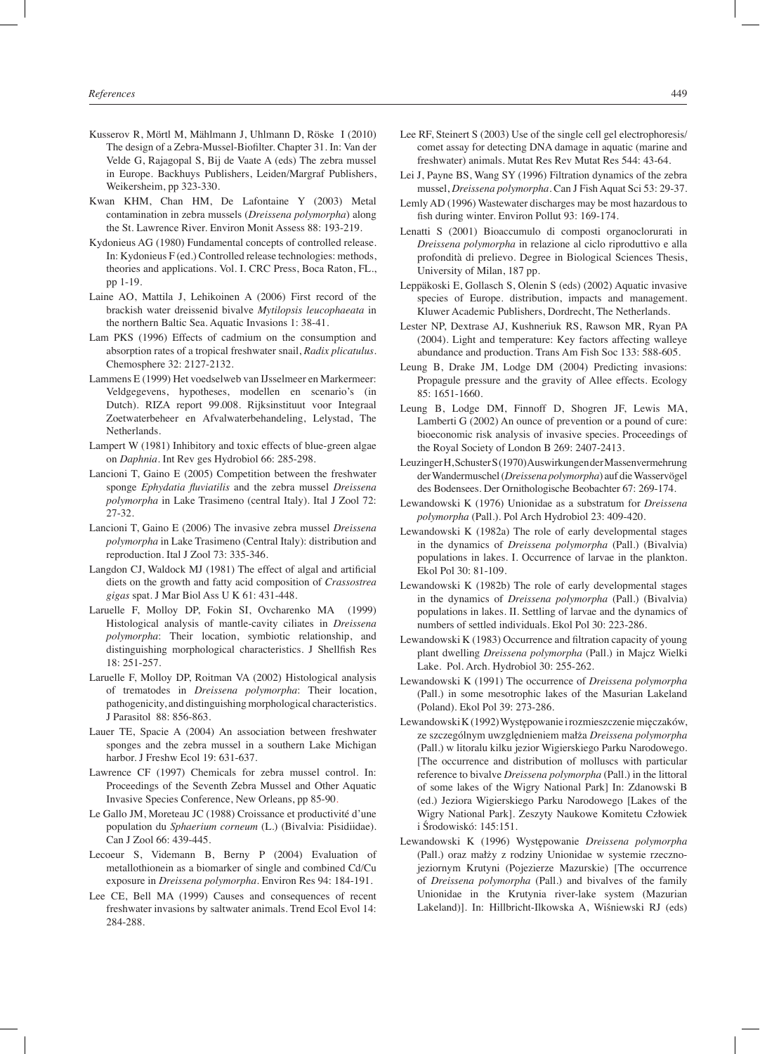Kusserov R, Mörtl M, Mählmann J, Uhlmann D, Röske I (2010) The design of a Zebra-Mussel-Biofilter. Chapter 31. In: Van der Velde G, Rajagopal S, Bij de Vaate A (eds) The zebra mussel in Europe. Backhuys Publishers, Leiden/Margraf Publishers, Weikersheim, pp 323-330.

Kwan KHM, Chan HM, De Lafontaine Y (2003) Metal contamination in zebra mussels (*Dreissena polymorpha*) along the St. Lawrence River. Environ Monit Assess 88: 193-219.

Kydonieus AG (1980) Fundamental concepts of controlled release. In: Kydonieus F (ed.) Controlled release technologies: methods, theories and applications. Vol. I. CRC Press, Boca Raton, FL., pp 1-19.

Laine AO, Mattila J, Lehikoinen A (2006) First record of the brackish water dreissenid bivalve *Mytilopsis leucophaeata* in the northern Baltic Sea. Aquatic Invasions 1: 38-41.

Lam PKS (1996) Effects of cadmium on the consumption and absorption rates of a tropical freshwater snail, *Radix plicatulus*. Chemosphere 32: 2127-2132.

Lammens E (1999) Het voedselweb van IJsselmeer en Markermeer: Veldgegevens, hypotheses, modellen en scenario's (in Dutch). RIZA report 99.008. Rijksinstituut voor Integraal Zoetwaterbeheer en Afvalwaterbehandeling, Lelystad, The Netherlands.

Lampert W (1981) Inhibitory and toxic effects of blue-green algae on *Daphnia*. Int Rev ges Hydrobiol 66: 285-298.

Lancioni T, Gaino E (2005) Competition between the freshwater sponge *Ephydatia fluviatilis* and the zebra mussel *Dreissena polymorpha* in Lake Trasimeno (central Italy). Ital J Zool 72: 27-32.

Lancioni T, Gaino E (2006) The invasive zebra mussel *Dreissena polymorpha* in Lake Trasimeno (Central Italy): distribution and reproduction. Ital J Zool 73: 335-346.

Langdon CJ, Waldock MJ (1981) The effect of algal and artificial diets on the growth and fatty acid composition of *Crassostrea gigas* spat. J Mar Biol Ass U K 61: 431-448.

Laruelle F, Molloy DP, Fokin SI, Ovcharenko MA (1999) Histological analysis of mantle-cavity ciliates in *Dreissena polymorpha*: Their location, symbiotic relationship, and distinguishing morphological characteristics. J Shellfish Res 18: 251-257.

Laruelle F, Molloy DP, Roitman VA (2002) Histological analysis of trematodes in *Dreissena polymorpha*: Their location, pathogenicity, and distinguishing morphological characteristics. J Parasitol 88: 856-863.

Lauer TE, Spacie A (2004) An association between freshwater sponges and the zebra mussel in a southern Lake Michigan harbor. J Freshw Ecol 19: 631-637.

Lawrence CF (1997) Chemicals for zebra mussel control. In: Proceedings of the Seventh Zebra Mussel and Other Aquatic Invasive Species Conference, New Orleans, pp 85-90.

Le Gallo JM, Moreteau JC (1988) Croissance et productivité d'une population du *Sphaerium corneum* (L.) (Bivalvia: Pisidiidae). Can J Zool 66: 439-445.

Lecoeur S, Videmann B, Berny P (2004) Evaluation of metallothionein as a biomarker of single and combined Cd/Cu exposure in *Dreissena polymorpha*. Environ Res 94: 184-191.

Lee CE, Bell MA (1999) Causes and consequences of recent freshwater invasions by saltwater animals. Trend Ecol Evol 14: 284-288.

Lee RF, Steinert S (2003) Use of the single cell gel electrophoresis/comet assay for detecting DNA damage in aquatic (marine and freshwater) animals. Mutat Res Rev Mutat Res 544: 43-64.

Lei J, Payne BS, Wang SY (1996) Filtration dynamics of the zebra mussel, *Dreissena polymorpha*. Can J Fish Aquat Sci 53: 29-37.

Lemly AD (1996) Wastewater discharges may be most hazardous to fish during winter. Environ Pollut 93: 169-174.

Lenatti S (2001) Bioaccumulo di composti organoclorurati in *Dreissena polymorpha* in relazione al ciclo riproduttivo e alla profondità di prelievo. Degree in Biological Sciences Thesis, University of Milan, 187 pp.

Leppäkoski E, Gollasch S, Olenin S (eds) (2002) Aquatic invasive species of Europe. distribution, impacts and management. Kluwer Academic Publishers, Dordrecht, The Netherlands.

Lester NP, Dextrase AJ, Kushneriuk RS, Rawson MR, Ryan PA (2004). Light and temperature: Key factors affecting walleye abundance and production. Trans Am Fish Soc 133: 588-605.

Leung B, Drake JM, Lodge DM (2004) Predicting invasions: Propagule pressure and the gravity of Allee effects. Ecology 85: 1651-1660.

Leung B, Lodge DM, Finnoff D, Shogren JF, Lewis MA, Lamberti G (2002) An ounce of prevention or a pound of cure: bioeconomic risk analysis of invasive species. Proceedings of the Royal Society of London B 269: 2407-2413.

Leuzinger H, Schuster S (1970) Auswirkungen der Massenvermehrung der Wandermuschel (*Dreissena polymorpha*) auf die Wasservögel des Bodensees. Der Ornithologische Beobachter 67: 269-174.

Lewandowski K (1976) Unionidae as a substratum for *Dreissena polymorpha* (Pall.). Pol Arch Hydrobiol 23: 409-420.

Lewandowski K (1982a) The role of early developmental stages in the dynamics of *Dreissena polymorpha* (Pall.) (Bivalvia) populations in lakes. I. Occurrence of larvae in the plankton. Ekol Pol 30: 81-109.

Lewandowski K (1982b) The role of early developmental stages in the dynamics of *Dreissena polymorpha* (Pall.) (Bivalvia) populations in lakes. II. Settling of larvae and the dynamics of numbers of settled individuals. Ekol Pol 30: 223-286.

Lewandowski K (1983) Occurrence and filtration capacity of young plant dwelling *Dreissena polymorpha* (Pall.) in Majcz Wielki Lake. Pol. Arch. Hydrobiol 30: 255-262.

Lewandowski K (1991) The occurrence of *Dreissena polymorpha* (Pall.) in some mesotrophic lakes of the Masurian Lakeland (Poland). Ekol Pol 39: 273-286.

Lewandowski K (1992) Występowanie i rozmieszczenie mięczaków, ze szczególnym uwzględnieniem małża *Dreissena polymorpha* (Pall.) w litoralu kilku jezior Wigierskiego Parku Narodowego. [The occurrence and distribution of molluscs with particular reference to bivalve *Dreissena polymorpha* (Pall.) in the littoral of some lakes of the Wigry National Park] In: Zdanowski B (ed.) Jeziora Wigierskiego Parku Narodowego [Lakes of the Wigry National Park]. Zeszyty Naukowe Komitetu Człowiek i Środowiskó: 145:151.

Lewandowski K (1996) Występowanie *Dreissena polymorpha* (Pall.) oraz małży z rodziny Unionidae w systemie rzeczno-jeziornym Krutyni (Pojezierze Mazurskie) [The occurrence of *Dreissena polymorpha* (Pall.) and bivalves of the family Unionidae in the Krutynia river-lake system (Mazurian Lakeland)]. In: Hillbricht-Ilkowska A, Wiśniewski RJ (eds)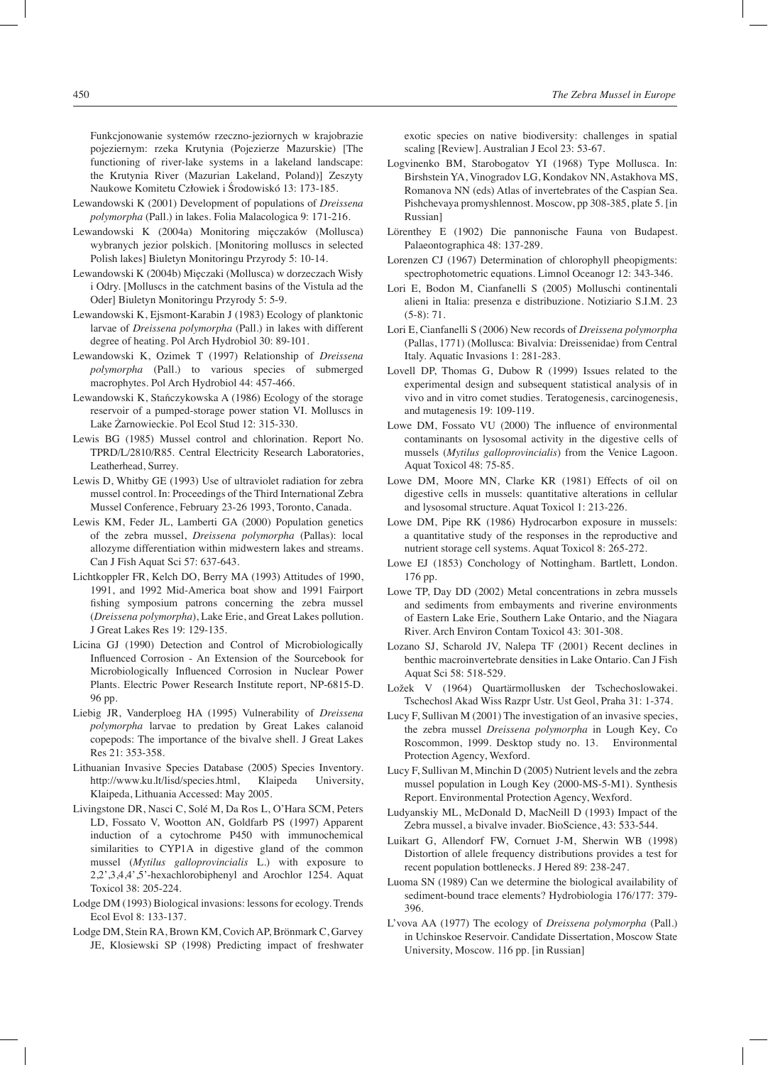Funkcjonowanie systemów rzeczno-jeziornych w krajobrazie pojeziernym: rzeka Krutynia (Pojezierze Mazurskie) [The functioning of river-lake systems in a lakeland landscape: the Krutynia River (Mazurian Lakeland, Poland)] Zeszyty Naukowe Komitetu Człowiek i Środowiskó 13: 173-185.

Lewandowski K (2001) Development of populations of *Dreissena polymorpha* (Pall.) in lakes. Folia Malacologica 9: 171-216.

Lewandowski K (2004a) Monitoring mięczaków (Mollusca) wybranych jezior polskich. [Monitoring molluscs in selected Polish lakes] Biuletyn Monitoringu Przyrody 5: 10-14.

Lewandowski K (2004b) Mięczaki (Mollusca) w dorzeczach Wisły i Odry. [Molluscs in the catchment basins of the Vistula ad the Oder] Biuletyn Monitoringu Przyrody 5: 5-9.

Lewandowski K, Ejsmont-Karabin J (1983) Ecology of planktonic larvae of *Dreissena polymorpha* (Pall.) in lakes with different degree of heating. Pol Arch Hydrobiol 30: 89-101.

Lewandowski K, Ozimek T (1997) Relationship of *Dreissena polymorpha* (Pall.) to various species of submerged macrophytes. Pol Arch Hydrobiol 44: 457-466.

Lewandowski K, Stańczykowska A (1986) Ecology of the storage reservoir of a pumped-storage power station VI. Molluscs in Lake Żarnowieckie. Pol Ecol Stud 12: 315-330.

Lewis BG (1985) Mussel control and chlorination. Report No. TPRD/L/2810/R85. Central Electricity Research Laboratories, Leatherhead, Surrey.

Lewis D, Whitby GE (1993) Use of ultraviolet radiation for zebra mussel control. In: Proceedings of the Third International Zebra Mussel Conference, February 23-26 1993, Toronto, Canada.

Lewis KM, Feder JL, Lamberti GA (2000) Population genetics of the zebra mussel, *Dreissena polymorpha* (Pallas): local allozyme differentiation within midwestern lakes and streams. Can J Fish Aquat Sci 57: 637-643.

Lichtkoppler FR, Kelch DO, Berry MA (1993) Attitudes of 1990, 1991, and 1992 Mid-America boat show and 1991 Fairport fishing symposium patrons concerning the zebra mussel (*Dreissena polymorpha*), Lake Erie, and Great Lakes pollution. J Great Lakes Res 19: 129-135.

Licina GJ (1990) Detection and Control of Microbiologically Influenced Corrosion - An Extension of the Sourcebook for Microbiologically Influenced Corrosion in Nuclear Power Plants. Electric Power Research Institute report, NP-6815-D. 96 pp.

Liebig JR, Vanderploeg HA (1995) Vulnerability of *Dreissena polymorpha* larvae to predation by Great Lakes calanoid copepods: The importance of the bivalve shell. J Great Lakes Res 21: 353-358.

Lithuanian Invasive Species Database (2005) Species Inventory. http://www.ku.lt/lisd/species.html, Klaipeda University, Klaipeda, Lithuania Accessed: May 2005.

Livingstone DR, Nasci C, Solé M, Da Ros L, O'Hara SCM, Peters LD, Fossato V, Wootton AN, Goldfarb PS (1997) Apparent induction of a cytochrome P450 with immunochemical similarities to CYP1A in digestive gland of the common mussel (*Mytilus galloprovincialis* L.) with exposure to 2,2',3,4,4',5'-hexachlorobiphenyl and Arochlor 1254. Aquat Toxicol 38: 205-224.

Lodge DM (1993) Biological invasions: lessons for ecology. Trends Ecol Evol 8: 133-137.

Lodge DM, Stein RA, Brown KM, Covich AP, Brönmark C, Garvey JE, Klosiewski SP (1998) Predicting impact of freshwater exotic species on native biodiversity: challenges in spatial scaling [Review]. Australian J Ecol 23: 53-67.

Logvinenko BM, Starobogatov YI (1968) Type Mollusca. In: Birshstein YA, Vinogradov LG, Kondakov NN, Astakhova MS, Romanova NN (eds) Atlas of invertebrates of the Caspian Sea. Pishchevaya promyshlennost. Moscow, pp 308-385, plate 5. [in Russian]

Lörenthey E (1902) Die pannonische Fauna von Budapest. Palaeontographica 48: 137-289.

Lorenzen CJ (1967) Determination of chlorophyll pheopigments: spectrophotometric equations. Limnol Oceanogr 12: 343-346.

Lori E, Bodon M, Cianfanelli S (2005) Molluschi continentali alieni in Italia: presenza e distribuzione. Notiziario S.I.M. 23 (5-8): 71.

Lori E, Cianfanelli S (2006) New records of *Dreissena polymorpha* (Pallas, 1771) (Mollusca: Bivalvia: Dreissenidae) from Central Italy. Aquatic Invasions 1: 281-283.

Lovell DP, Thomas G, Dubow R (1999) Issues related to the experimental design and subsequent statistical analysis of in vivo and in vitro comet studies. Teratogenesis, carcinogenesis, and mutagenesis 19: 109-119.

Lowe DM, Fossato VU (2000) The influence of environmental contaminants on lysosomal activity in the digestive cells of mussels (*Mytilus galloprovincialis*) from the Venice Lagoon. Aquat Toxicol 48: 75-85.

Lowe DM, Moore MN, Clarke KR (1981) Effects of oil on digestive cells in mussels: quantitative alterations in cellular and lysosomal structure. Aquat Toxicol 1: 213-226.

Lowe DM, Pipe RK (1986) Hydrocarbon exposure in mussels: a quantitative study of the responses in the reproductive and nutrient storage cell systems. Aquat Toxicol 8: 265-272.

Lowe EJ (1853) Conchology of Nottingham. Bartlett, London. 176 pp.

Lowe TP, Day DD (2002) Metal concentrations in zebra mussels and sediments from embayments and riverine environments of Eastern Lake Erie, Southern Lake Ontario, and the Niagara River. Arch Environ Contam Toxicol 43: 301-308.

Lozano SJ, Scharold JV, Nalepa TF (2001) Recent declines in benthic macroinvertebrate densities in Lake Ontario. Can J Fish Aquat Sci 58: 518-529.

Ložek V (1964) Quartärmollusken der Tschechoslowakei. Tschechosl Akad Wiss Razpr Ustr. Ust Geol, Praha 31: 1-374.

Lucy F, Sullivan M (2001) The investigation of an invasive species, the zebra mussel *Dreissena polymorpha* in Lough Key, Co Roscommon, 1999. Desktop study no. 13. Environmental Protection Agency, Wexford.

Lucy F, Sullivan M, Minchin D (2005) Nutrient levels and the zebra mussel population in Lough Key (2000-MS-5-M1). Synthesis Report. Environmental Protection Agency, Wexford.

Ludyanskiy ML, McDonald D, MacNeill D (1993) Impact of the Zebra mussel, a bivalve invader. BioScience, 43: 533-544.

Luikart G, Allendorf FW, Cornuet J-M, Sherwin WB (1998) Distortion of allele frequency distributions provides a test for recent population bottlenecks. J Hered 89: 238-247.

Luoma SN (1989) Can we determine the biological availability of sediment-bound trace elements? Hydrobiologia 176/177: 379-396.

L'vova AA (1977) The ecology of *Dreissena polymorpha* (Pall.) in Uchinskoe Reservoir. Candidate Dissertation, Moscow State University, Moscow. 116 pp. [in Russian]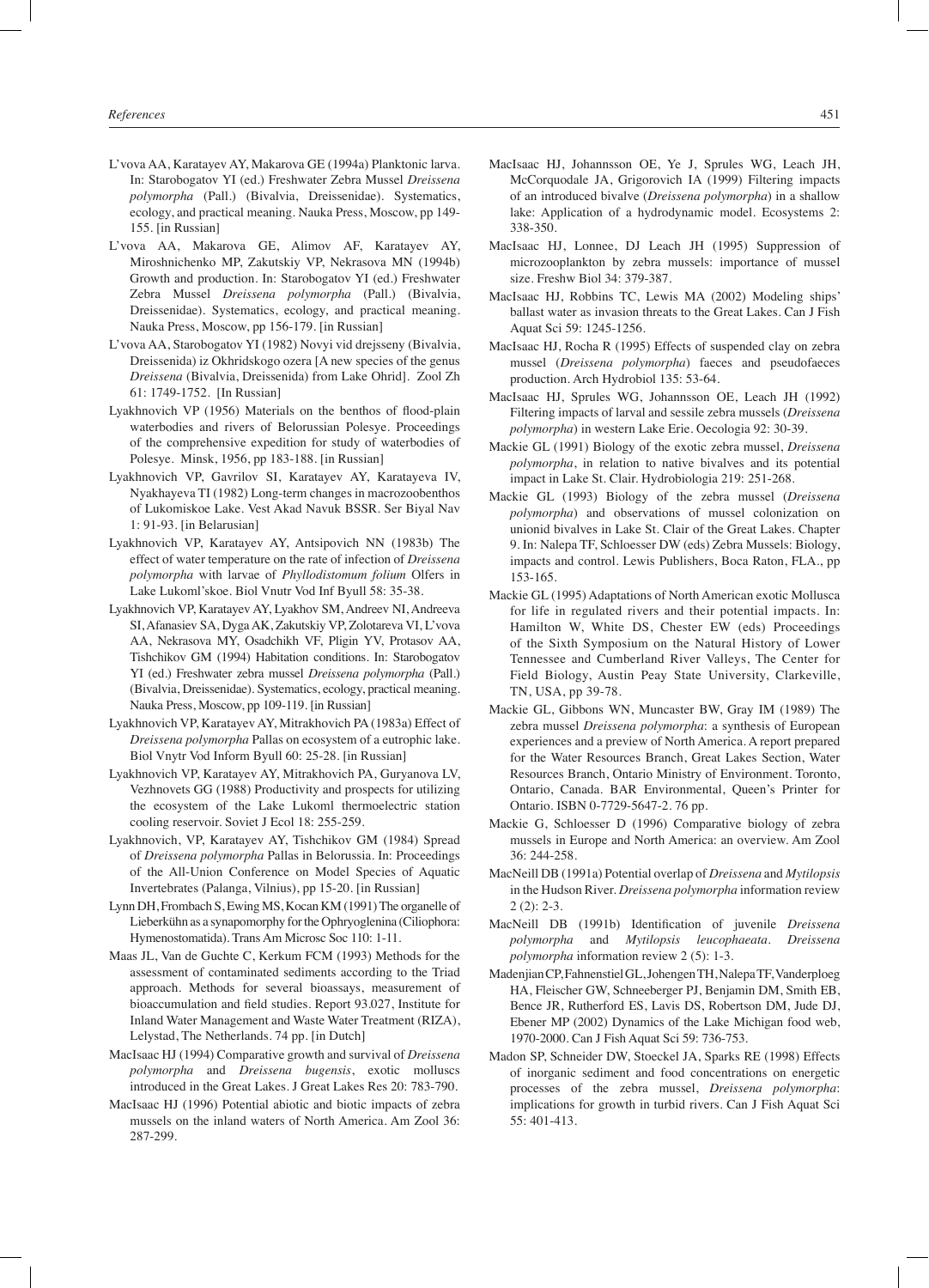L'vova AA, Karatayev AY, Makarova GE (1994a) Planktonic larva. In: Starobogatov YI (ed.) Freshwater Zebra Mussel *Dreissena polymorpha* (Pall.) (Bivalvia, Dreissenidae). Systematics, ecology, and practical meaning. Nauka Press, Moscow, pp 149-155. [in Russian]

L'vova AA, Makarova GE, Alimov AF, Karatayev AY, Miroshnichenko MP, Zakutskiy VP, Nekrasova MN (1994b) Growth and production. In: Starobogatov YI (ed.) Freshwater Zebra Mussel *Dreissena polymorpha* (Pall.) (Bivalvia, Dreissenidae). Systematics, ecology, and practical meaning. Nauka Press, Moscow, pp 156-179. [in Russian]

L'vova AA, Starobogatov YI (1982) Novyi vid drejsseny (Bivalvia, Dreissenida) iz Okhridskogo ozera [A new species of the genus *Dreissena* (Bivalvia, Dreissenida) from Lake Ohrid]. Zool Zh 61: 1749-1752. [In Russian]

Lyakhnovich VP (1956) Materials on the benthos of flood-plain waterbodies and rivers of Belorussian Polesye. Proceedings of the comprehensive expedition for study of waterbodies of Polesye. Minsk, 1956, pp 183-188. [in Russian]

Lyakhnovich VP, Gavrilov SI, Karatayev AY, Karatayeva IV, Nyakhayeva TI (1982) Long-term changes in macrozoobenthos of Lukomiskoe Lake. Vest Akad Navuk BSSR. Ser Biyal Nav 1: 91-93. [in Belarusian]

Lyakhnovich VP, Karatayev AY, Antsipovich NN (1983b) The effect of water temperature on the rate of infection of *Dreissena polymorpha* with larvae of *Phyllodistomum folium* Olfers in Lake Lukoml'skoe. Biol Vnutr Vod Inf Byull 58: 35-38.

Lyakhnovich VP, Karatayev AY, Lyakhov SM, Andreev NI, Andreeva SI, Afanasiev SA, Dyga AK, Zakutskiy VP, Zolotareva VI, L'vova AA, Nekrasova MY, Osadchikh VF, Pligin YV, Protasov AA, Tishchikov GM (1994) Habitation conditions. In: Starobogatov YI (ed.) Freshwater zebra mussel *Dreissena polymorpha* (Pall.) (Bivalvia, Dreissenidae). Systematics, ecology, practical meaning. Nauka Press, Moscow, pp 109-119. [in Russian]

Lyakhnovich VP, Karatayev AY, Mitrakhovich PA (1983a) Effect of *Dreissena polymorpha* Pallas on ecosystem of a eutrophic lake. Biol Vnytr Vod Inform Byull 60: 25-28. [in Russian]

Lyakhnovich VP, Karatayev AY, Mitrakhovich PA, Guryanova LV, Vezhnovets GG (1988) Productivity and prospects for utilizing the ecosystem of the Lake Lukoml thermoelectric station cooling reservoir. Soviet J Ecol 18: 255-259.

Lyakhnovich, VP, Karatayev AY, Tishchikov GM (1984) Spread of *Dreissena polymorpha* Pallas in Belorussia. In: Proceedings of the All-Union Conference on Model Species of Aquatic Invertebrates (Palanga, Vilnius), pp 15-20. [in Russian]

Lynn DH, Frombach S, Ewing MS, Kocan KM (1991) The organelle of Lieberkühn as a synapomorphy for the Ophryoglenina (Ciliophora: Hymenostomatida). Trans Am Microsc Soc 110: 1-11.

Maas JL, Van de Guchte C, Kerkum FCM (1993) Methods for the assessment of contaminated sediments according to the Triad approach. Methods for several bioassays, measurement of bioaccumulation and field studies. Report 93.027, Institute for Inland Water Management and Waste Water Treatment (RIZA), Lelystad, The Netherlands. 74 pp. [in Dutch]

MacIsaac HJ (1994) Comparative growth and survival of *Dreissena polymorpha* and *Dreissena bugensis*, exotic molluscs introduced in the Great Lakes. J Great Lakes Res 20: 783-790.

MacIsaac HJ (1996) Potential abiotic and biotic impacts of zebra mussels on the inland waters of North America. Am Zool 36: 287-299.

MacIsaac HJ, Johannsson OE, Ye J, Sprules WG, Leach JH, McCorquodale JA, Grigorovich IA (1999) Filtering impacts of an introduced bivalve (*Dreissena polymorpha*) in a shallow lake: Application of a hydrodynamic model. Ecosystems 2: 338-350.

MacIsaac HJ, Lonnee, DJ Leach JH (1995) Suppression of microzooplankton by zebra mussels: importance of mussel size. Freshw Biol 34: 379-387.

MacIsaac HJ, Robbins TC, Lewis MA (2002) Modeling ships' ballast water as invasion threats to the Great Lakes. Can J Fish Aquat Sci 59: 1245-1256.

MacIsaac HJ, Rocha R (1995) Effects of suspended clay on zebra mussel (*Dreissena polymorpha*) faeces and pseudofaeces production. Arch Hydrobiol 135: 53-64.

MacIsaac HJ, Sprules WG, Johannsson OE, Leach JH (1992) Filtering impacts of larval and sessile zebra mussels (*Dreissena polymorpha*) in western Lake Erie. Oecologia 92: 30-39.

Mackie GL (1991) Biology of the exotic zebra mussel, *Dreissena polymorpha*, in relation to native bivalves and its potential impact in Lake St. Clair. Hydrobiologia 219: 251-268.

Mackie GL (1993) Biology of the zebra mussel (*Dreissena polymorpha*) and observations of mussel colonization on unionid bivalves in Lake St. Clair of the Great Lakes. Chapter 9. In: Nalepa TF, Schloesser DW (eds) Zebra Mussels: Biology, impacts and control. Lewis Publishers, Boca Raton, FLA., pp 153-165.

Mackie GL (1995) Adaptations of North American exotic Mollusca for life in regulated rivers and their potential impacts. In: Hamilton W, White DS, Chester EW (eds) Proceedings of the Sixth Symposium on the Natural History of Lower Tennessee and Cumberland River Valleys, The Center for Field Biology, Austin Peay State University, Clarkeville, TN, USA, pp 39-78.

Mackie GL, Gibbons WN, Muncaster BW, Gray IM (1989) The zebra mussel *Dreissena polymorpha*: a synthesis of European experiences and a preview of North America. A report prepared for the Water Resources Branch, Great Lakes Section, Water Resources Branch, Ontario Ministry of Environment. Toronto, Ontario, Canada. BAR Environmental, Queen's Printer for Ontario. ISBN 0-7729-5647-2. 76 pp.

Mackie G, Schloesser D (1996) Comparative biology of zebra mussels in Europe and North America: an overview. Am Zool 36: 244-258.

MacNeill DB (1991a) Potential overlap of *Dreissena* and *Mytilopsis* in the Hudson River. *Dreissena polymorpha* information review 2 (2): 2-3.

MacNeill DB (1991b) Identification of juvenile *Dreissena polymorpha* and *Mytilopsis leucophaeata*. *Dreissena polymorpha* information review 2 (5): 1-3.

Madenjian CP, Fahnenstiel GL, Johengen TH, Nalepa TF, Vanderploeg HA, Fleischer GW, Schneeberger PJ, Benjamin DM, Smith EB, Bence JR, Rutherford ES, Lavis DS, Robertson DM, Jude DJ, Ebener MP (2002) Dynamics of the Lake Michigan food web, 1970-2000. Can J Fish Aquat Sci 59: 736-753.

Madon SP, Schneider DW, Stoeckel JA, Sparks RE (1998) Effects of inorganic sediment and food concentrations on energetic processes of the zebra mussel, *Dreissena polymorpha*: implications for growth in turbid rivers. Can J Fish Aquat Sci 55: 401-413.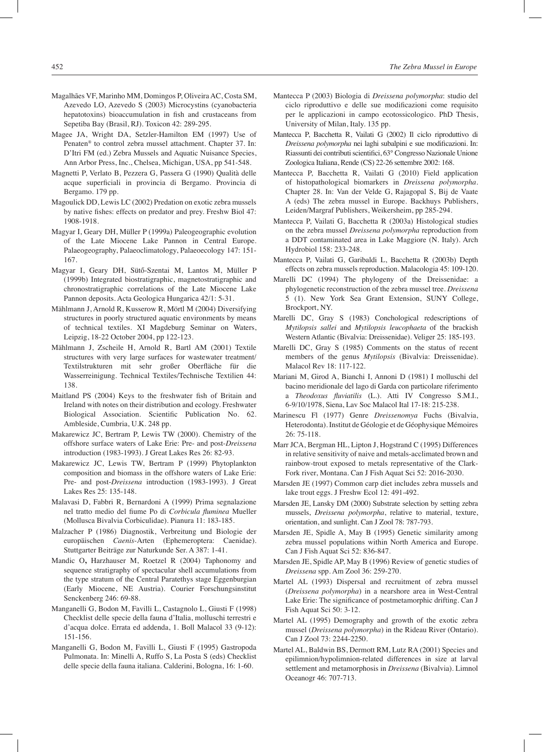Magalhães VF, Marinho MM, Domingos P, Oliveira AC, Costa SM, Azevedo LO, Azevedo S (2003) Microcystins (cyanobacteria hepatotoxins) bioaccumulation in fish and crustaceans from Sepetiba Bay (Brasil, RJ). Toxicon 42: 289-295.

Magee JA, Wright DA, Setzler-Hamilton EM (1997) Use of Penaten® to control zebra mussel attachment. Chapter 37. In: D'Itri FM (ed.) Zebra Mussels and Aquatic Nuisance Species, Ann Arbor Press, Inc., Chelsea, Michigan, USA, pp 541-548.

Magnetti P, Verlato B, Pezzera G, Passera G (1990) Qualità delle acque superficiali in provincia di Bergamo. Provincia di Bergamo. 179 pp.

Magoulick DD, Lewis LC (2002) Predation on exotic zebra mussels by native fishes: effects on predator and prey. Freshw Biol 47: 1908-1918.

Magyar I, Geary DH, Müller P (1999a) Paleogeographic evolution of the Late Miocene Lake Pannon in Central Europe. Palaeogeography, Palaeoclimatology, Palaeoecology 147: 151-167.

Magyar I, Geary DH, Sütő-Szentai M, Lantos M, Müller P (1999b) Integrated biostratigraphic, magnetostratigraphic and chronostratigraphic correlations of the Late Miocene Lake Pannon deposits. Acta Geologica Hungarica 42/1: 5-31.

Mählmann J, Arnold R, Kusserow R, Mörtl M (2004) Diversifying structures in poorly structured aquatic environments by means of technical textiles. XI Magdeburg Seminar on Waters, Leipzig, 18-22 October 2004, pp 122-123.

Mählmann J, Zscheile H, Arnold R, Bartl AM (2001) Textile structures with very large surfaces for wastewater treatment/ Textilstrukturen mit sehr großer Oberfläche für die Wasserreinigung. Technical Textiles/Technische Textilien 44: 138.

Maitland PS (2004) Keys to the freshwater fish of Britain and Ireland with notes on their distribution and ecology. Freshwater Biological Association. Scientific Publication No. 62. Ambleside, Cumbria, U.K. 248 pp.

Makarewicz JC, Bertram P, Lewis TW (2000). Chemistry of the offshore surface waters of Lake Erie: Pre- and post-*Dreissena* introduction (1983-1993). J Great Lakes Res 26: 82-93.

Makarewicz JC, Lewis TW, Bertram P (1999) Phytoplankton composition and biomass in the offshore waters of Lake Erie: Pre- and post-*Dreissena* introduction (1983-1993). J Great Lakes Res 25: 135-148.

Malavasi D, Fabbri R, Bernardoni A (1999) Prima segnalazione nel tratto medio del fiume Po di *Corbicula fluminea* Mueller (Mollusca Bivalvia Corbiculidae). Pianura 11: 183-185.

Malzacher P (1986) Diagnostik, Verbreitung und Biologie der europäischen *Caenis*-Arten (Ephemeroptera: Caenidae). Stuttgarter Beiträge zur Naturkunde Ser. A 387: 1-41.

Mandic O, Harzhauser M, Roetzel R (2004) Taphonomy and sequence stratigraphy of spectacular shell accumulations from the type stratum of the Central Paratethys stage Eggenburgian (Early Miocene, NE Austria). Courier Forschungsinstitut Senckenberg 246: 69-88.

Manganelli G, Bodon M, Favilli L, Castagnolo L, Giusti F (1998) Checklist delle specie della fauna d'Italia, molluschi terrestri e d'acqua dolce. Errata ed addenda, 1. Boll Malacol 33 (9-12): 151-156.

Manganelli G, Bodon M, Favilli L, Giusti F (1995) Gastropoda Pulmonata. In: Minelli A, Ruffo S, La Posta S (eds) Checklist delle specie della fauna italiana. Calderini, Bologna, 16: 1-60.

Mantecca P (2003) Biologia di *Dreissena polymorpha*: studio del ciclo riproduttivo e delle sue modificazioni come requisito per le applicazioni in campo ecotossicologico. PhD Thesis, University of Milan, Italy. 135 pp.

Mantecca P, Bacchetta R, Vailati G (2002) Il ciclo riproduttivo di *Dreissena polymorpha* nei laghi subalpini e sue modificazioni. In: Riassunti dei contributi scientifici, 63° Congresso Nazionale Unione Zoologica Italiana, Rende (CS) 22-26 settembre 2002: 168.

Mantecca P, Bacchetta R, Vailati G (2010) Field application of histopathological biomarkers in *Dreissena polymorpha*. Chapter 28. In: Van der Velde G, Rajagopal S, Bij de Vaate A (eds) The zebra mussel in Europe. Backhuys Publishers, Leiden/Margraf Publishers, Weikersheim, pp 285-294.

Mantecca P, Vailati G, Bacchetta R (2003a) Histological studies on the zebra mussel *Dreissena polymorpha* reproduction from a DDT contaminated area in Lake Maggiore (N. Italy). Arch Hydrobiol 158: 233-248.

Mantecca P, Vailati G, Garibaldi L, Bacchetta R (2003b) Depth effects on zebra mussels reproduction. Malacologia 45: 109-120.

Marelli DC (1994) The phylogeny of the Dreissenidae: a phylogenetic reconstruction of the zebra mussel tree. *Dreissena* 5 (1). New York Sea Grant Extension, SUNY College, Brockport, NY.

Marelli DC, Gray S (1983) Conchological redescriptions of *Mytilopsis sallei* and *Mytilopsis leucophaeta* of the brackish Western Atlantic (Bivalvia: Dreissenidae). Veliger 25: 185-193.

Marelli DC, Gray S (1985) Comments on the status of recent members of the genus *Mytilopsis* (Bivalvia: Dreissenidae). Malacol Rev 18: 117-122.

Mariani M, Girod A, Bianchi I, Annoni D (1981) I molluschi del bacino meridionale del lago di Garda con particolare riferimento a *Theodoxus fluviatilis* (L.). Atti IV Congresso S.M.I., 6-9/10/1978, Siena, Lav Soc Malacol Ital 17-18: 215-238.

Marinescu Fl (1977) Genre *Dreissenomya* Fuchs (Bivalvia, Heterodonta). Institut de Géologie et de Géophysique Mémoires 26: 75-118.

Marr JCA, Bergman HL, Lipton J, Hogstrand C (1995) Differences in relative sensitivity of naive and metals-acclimated brown and rainbow-trout exposed to metals representative of the Clark-Fork river, Montana. Can J Fish Aquat Sci 52: 2016-2030.

Marsden JE (1997) Common carp diet includes zebra mussels and lake trout eggs. J Freshw Ecol 12: 491-492.

Marsden JE, Lansky DM (2000) Substrate selection by setting zebra mussels, *Dreissena polymorpha*, relative to material, texture, orientation, and sunlight. Can J Zool 78: 787-793.

Marsden JE, Spidle A, May B (1995) Genetic similarity among zebra mussel populations within North America and Europe. Can J Fish Aquat Sci 52: 836-847.

Marsden JE, Spidle AP, May B (1996) Review of genetic studies of *Dreissena* spp. Am Zool 36: 259-270.

Martel AL (1993) Dispersal and recruitment of zebra mussel (*Dreissena polymorpha*) in a nearshore area in West-Central Lake Erie: The significance of postmetamorphic drifting. Can J Fish Aquat Sci 50: 3-12.

Martel AL (1995) Demography and growth of the exotic zebra mussel (*Dreissena polymorpha*) in the Rideau River (Ontario). Can J Zool 73: 2244-2250.

Martel AL, Baldwin BS, Dermott RM, Lutz RA (2001) Species and epilimnion/hypolimnion-related differences in size at larval settlement and metamorphosis in *Dreissena* (Bivalvia). Limnol Oceanogr 46: 707-713.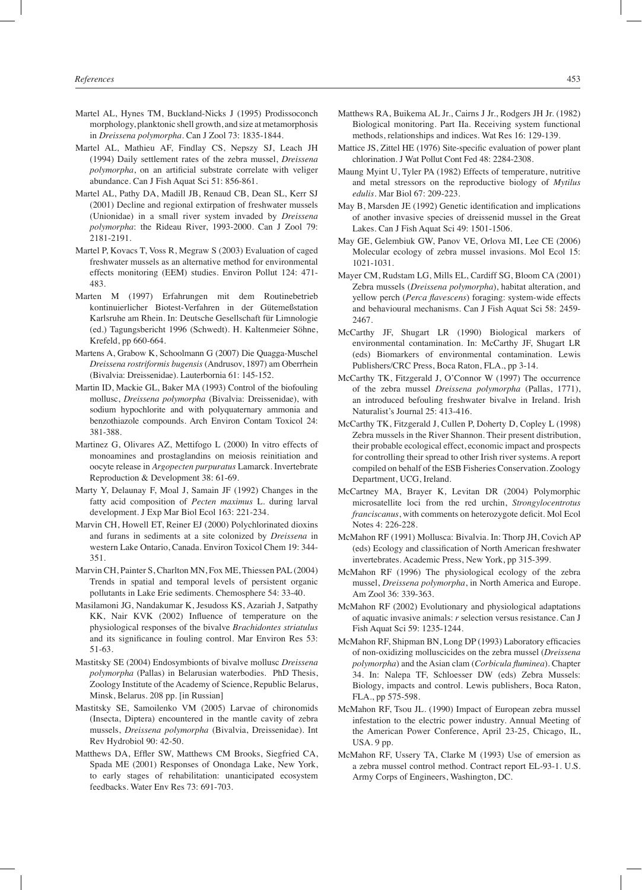Martel AL, Hynes TM, Buckland-Nicks J (1995) Prodissoconch morphology, planktonic shell growth, and size at metamorphosis in *Dreissena polymorpha*. Can J Zool 73: 1835-1844.

Martel AL, Mathieu AF, Findlay CS, Nepszy SJ, Leach JH (1994) Daily settlement rates of the zebra mussel, *Dreissena polymorpha*, on an artificial substrate correlate with veliger abundance. Can J Fish Aquat Sci 51: 856-861.

Martel AL, Pathy DA, Madill JB, Renaud CB, Dean SL, Kerr SJ (2001) Decline and regional extirpation of freshwater mussels (Unionidae) in a small river system invaded by *Dreissena polymorpha*: the Rideau River, 1993-2000. Can J Zool 79: 2181-2191.

Martel P, Kovacs T, Voss R, Megraw S (2003) Evaluation of caged freshwater mussels as an alternative method for environmental effects monitoring (EEM) studies. Environ Pollut 124: 471-483.

Marten M (1997) Erfahrungen mit dem Routinebetrieb kontinuierlicher Biotest-Verfahren in der Gütemeßstation Karlsruhe am Rhein. In: Deutsche Gesellschaft für Limnologie (ed.) Tagungsbericht 1996 (Schwedt). H. Kaltenmeier Söhne, Krefeld, pp 660-664.

Martens A, Grabow K, Schoolmann G (2007) Die Quagga-Muschel *Dreissena rostriformis bugensis* (Andrusov, 1897) am Oberrhein (Bivalvia: Dreissenidae). Lauterbornia 61: 145-152.

Martin ID, Mackie GL, Baker MA (1993) Control of the biofouling mollusc, *Dreissena polymorpha* (Bivalvia: Dreissenidae), with sodium hypochlorite and with polyquaternary ammonia and benzothiazole compounds. Arch Environ Contam Toxicol 24: 381-388.

Martinez G, Olivares AZ, Mettifogo L (2000) In vitro effects of monoamines and prostaglandins on meiosis reinitiation and oocyte release in *Argopecten purpuratus* Lamarck. Invertebrate Reproduction & Development 38: 61-69.

Marty Y, Delaunay F, Moal J, Samain JF (1992) Changes in the fatty acid composition of *Pecten maximus* L. during larval development. J Exp Mar Biol Ecol 163: 221-234.

Marvin CH, Howell ET, Reiner EJ (2000) Polychlorinated dioxins and furans in sediments at a site colonized by *Dreissena* in western Lake Ontario, Canada. Environ Toxicol Chem 19: 344-351.

Marvin CH, Painter S, Charlton MN, Fox ME, Thiessen PAL (2004) Trends in spatial and temporal levels of persistent organic pollutants in Lake Erie sediments. Chemosphere 54: 33-40.

Masilamoni JG, Nandakumar K, Jesudoss KS, Azariah J, Satpathy KK, Nair KVK (2002) Influence of temperature on the physiological responses of the bivalve *Brachidontes striatulus* and its significance in fouling control. Mar Environ Res 53: 51-63.

Mastitsky SE (2004) Endosymbionts of bivalve mollusc *Dreissena polymorpha* (Pallas) in Belarusian waterbodies. PhD Thesis, Zoology Institute of the Academy of Science, Republic Belarus, Minsk, Belarus. 208 pp. [in Russian]

Mastitsky SE, Samoilenko VM (2005) Larvae of chironomids (Insecta, Diptera) encountered in the mantle cavity of zebra mussels, *Dreissena polymorpha* (Bivalvia, Dreissenidae). Int Rev Hydrobiol 90: 42-50.

Matthews DA, Effler SW, Matthews CM Brooks, Siegfried CA, Spada ME (2001) Responses of Onondaga Lake, New York, to early stages of rehabilitation: unanticipated ecosystem feedbacks. Water Env Res 73: 691-703.

Matthews RA, Buikema AL Jr., Cairns J Jr., Rodgers JH Jr. (1982) Biological monitoring. Part IIa. Receiving system functional methods, relationships and indices. Wat Res 16: 129-139.

Mattice JS, Zittel HE (1976) Site-specific evaluation of power plant chlorination. J Wat Pollut Cont Fed 48: 2284-2308.

Maung Myint U, Tyler PA (1982) Effects of temperature, nutritive and metal stressors on the reproductive biology of *Mytilus edulis*. Mar Biol 67: 209-223.

May B, Marsden JE (1992) Genetic identification and implications of another invasive species of dreissenid mussel in the Great Lakes. Can J Fish Aquat Sci 49: 1501-1506.

May GE, Gelembiuk GW, Panov VE, Orlova MI, Lee CE (2006) Molecular ecology of zebra mussel invasions. Mol Ecol 15: 1021-1031.

Mayer CM, Rudstam LG, Mills EL, Cardiff SG, Bloom CA (2001) Zebra mussels (*Dreissena polymorpha*), habitat alteration, and yellow perch (*Perca flavescens*) foraging: system-wide effects and behavioural mechanisms. Can J Fish Aquat Sci 58: 2459-2467.

McCarthy JF, Shugart LR (1990) Biological markers of environmental contamination. In: McCarthy JF, Shugart LR (eds) Biomarkers of environmental contamination. Lewis Publishers/CRC Press, Boca Raton, FLA., pp 3-14.

McCarthy TK, Fitzgerald J, O'Connor W (1997) The occurrence of the zebra mussel *Dreissena polymorpha* (Pallas, 1771), an introduced befouling freshwater bivalve in Ireland. Irish Naturalist's Journal 25: 413-416.

McCarthy TK, Fitzgerald J, Cullen P, Doherty D, Copley L (1998) Zebra mussels in the River Shannon. Their present distribution, their probable ecological effect, economic impact and prospects for controlling their spread to other Irish river systems. A report compiled on behalf of the ESB Fisheries Conservation. Zoology Department, UCG, Ireland.

McCartney MA, Brayer K, Levitan DR (2004) Polymorphic microsatellite loci from the red urchin, *Strongylocentrotus franciscanus*, with comments on heterozygote deficit. Mol Ecol Notes 4: 226-228.

McMahon RF (1991) Mollusca: Bivalvia. In: Thorp JH, Covich AP (eds) Ecology and classification of North American freshwater invertebrates. Academic Press, New York, pp 315-399.

McMahon RF (1996) The physiological ecology of the zebra mussel, *Dreissena polymorpha*, in North America and Europe. Am Zool 36: 339-363.

McMahon RF (2002) Evolutionary and physiological adaptations of aquatic invasive animals: *r* selection versus resistance. Can J Fish Aquat Sci 59: 1235-1244.

McMahon RF, Shipman BN, Long DP (1993) Laboratory efficacies of non-oxidizing molluscicides on the zebra mussel (*Dreissena polymorpha*) and the Asian clam (*Corbicula fluminea*). Chapter 34. In: Nalepa TF, Schloesser DW (eds) Zebra Mussels: Biology, impacts and control. Lewis publishers, Boca Raton, FLA., pp 575-598.

McMahon RF, Tsou JL. (1990) Impact of European zebra mussel infestation to the electric power industry. Annual Meeting of the American Power Conference, April 23-25, Chicago, IL, USA. 9 pp.

McMahon RF, Ussery TA, Clarke M (1993) Use of emersion as a zebra mussel control method. Contract report EL-93-1. U.S. Army Corps of Engineers, Washington, DC.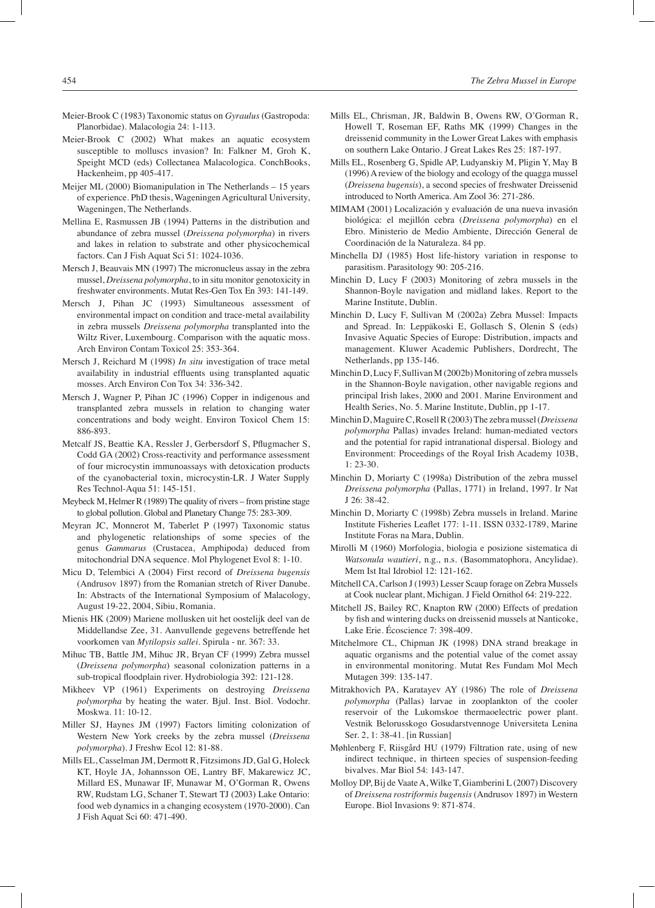Meier-Brook C (1983) Taxonomic status on *Gyraulus* (Gastropoda: Planorbidae). Malacologia 24: 1-113.

Meier-Brook C (2002) What makes an aquatic ecosystem susceptible to molluscs invasion? In: Falkner M, Groh K, Speight MCD (eds) Collectanea Malacologica. ConchBooks, Hackenheim, pp 405-417.

Meijer ML (2000) Biomanipulation in The Netherlands – 15 years of experience. PhD thesis, Wageningen Agricultural University, Wageningen, The Netherlands.

Mellina E, Rasmussen JB (1994) Patterns in the distribution and abundance of zebra mussel (*Dreissena polymorpha*) in rivers and lakes in relation to substrate and other physicochemical factors. Can J Fish Aquat Sci 51: 1024-1036.

Mersch J, Beauvais MN (1997) The micronucleus assay in the zebra mussel, *Dreissena polymorpha*, to in situ monitor genotoxicity in freshwater environments. Mutat Res-Gen Tox En 393: 141-149.

Mersch J, Pihan JC (1993) Simultaneous assessment of environmental impact on condition and trace-metal availability in zebra mussels *Dreissena polymorpha* transplanted into the Wiltz River, Luxembourg. Comparison with the aquatic moss. Arch Environ Contam Toxicol 25: 353-364.

Mersch J, Reichard M (1998) *In situ* investigation of trace metal availability in industrial effluents using transplanted aquatic mosses. Arch Environ Con Tox 34: 336-342.

Mersch J, Wagner P, Pihan JC (1996) Copper in indigenous and transplanted zebra mussels in relation to changing water concentrations and body weight. Environ Toxicol Chem 15: 886-893.

Metcalf JS, Beattie KA, Ressler J, Gerbersdorf S, Pflugmacher S, Codd GA (2002) Cross-reactivity and performance assessment of four microcystin immunoassays with detoxication products of the cyanobacterial toxin, microcystin-LR. J Water Supply Res Technol-Aqua 51: 145-151.

Meybeck M, Helmer R (1989) The quality of rivers – from pristine stage to global pollution. Global and Planetary Change 75: 283-309.

Meyran JC, Monnerot M, Taberlet P (1997) Taxonomic status and phylogenetic relationships of some species of the genus *Gammarus* (Crustacea, Amphipoda) deduced from mitochondrial DNA sequence. Mol Phylogenet Evol 8: 1-10.

Micu D, Telembici A (2004) First record of *Dreissena bugensis* (Andrusov 1897) from the Romanian stretch of River Danube. In: Abstracts of the International Symposium of Malacology, August 19-22, 2004, Sibiu, Romania.

Mienis HK (2009) Mariene mollusken uit het oostelijk deel van de Middellandse Zee, 31. Aanvullende gegevens betreffende het voorkomen van *Mytilopsis sallei*. Spirula - nr. 367: 33.

Mihuc TB, Battle JM, Mihuc JR, Bryan CF (1999) Zebra mussel (*Dreissena polymorpha*) seasonal colonization patterns in a sub-tropical floodplain river. Hydrobiologia 392: 121-128.

Mikheev VP (1961) Experiments on destroying *Dreissena polymorpha* by heating the water. Bjul. Inst. Biol. Vodochr. Moskwa. 11: 10-12.

Miller SJ, Haynes JM (1997) Factors limiting colonization of Western New York creeks by the zebra mussel (*Dreissena polymorpha*). J Freshw Ecol 12: 81-88.

Mills EL, Casselman JM, Dermott R, Fitzsimons JD, Gal G, Holeck KT, Hoyle JA, Johannsson OE, Lantry BF, Makarewicz JC, Millard ES, Munawar IF, Munawar M, O'Gorman R, Owens RW, Rudstam LG, Schaner T, Stewart TJ (2003) Lake Ontario: food web dynamics in a changing ecosystem (1970-2000). Can J Fish Aquat Sci 60: 471-490.

Mills EL, Chrisman, JR, Baldwin B, Owens RW, O'Gorman R, Howell T, Roseman EF, Raths MK (1999) Changes in the dreissenid community in the Lower Great Lakes with emphasis on southern Lake Ontario. J Great Lakes Res 25: 187-197.

Mills EL, Rosenberg G, Spidle AP, Ludyanskiy M, Pligin Y, May B (1996) A review of the biology and ecology of the quagga mussel (*Dreissena bugensis*), a second species of freshwater Dreissenid introduced to North America. Am Zool 36: 271-286.

MIMAM (2001) Localización y evaluación de una nueva invasión biológica: el mejillón cebra (*Dreissena polymorpha*) en el Ebro. Ministerio de Medio Ambiente, Dirección General de Coordinación de la Naturaleza. 84 pp.

Minchella DJ (1985) Host life-history variation in response to parasitism. Parasitology 90: 205-216.

Minchin D, Lucy F (2003) Monitoring of zebra mussels in the Shannon-Boyle navigation and midland lakes. Report to the Marine Institute, Dublin.

Minchin D, Lucy F, Sullivan M (2002a) Zebra Mussel: Impacts and Spread. In: Leppäkoski E, Gollasch S, Olenin S (eds) Invasive Aquatic Species of Europe: Distribution, impacts and management. Kluwer Academic Publishers, Dordrecht, The Netherlands, pp 135-146.

Minchin D, Lucy F, Sullivan M (2002b) Monitoring of zebra mussels in the Shannon-Boyle navigation, other navigable regions and principal Irish lakes, 2000 and 2001. Marine Environment and Health Series, No. 5. Marine Institute, Dublin, pp 1-17.

Minchin D, Maguire C, Rosell R (2003) The zebra mussel (*Dreissena polymorpha* Pallas) invades Ireland: human-mediated vectors and the potential for rapid intranational dispersal. Biology and Environment: Proceedings of the Royal Irish Academy 103B, 1: 23-30.

Minchin D, Moriarty C (1998a) Distribution of the zebra mussel *Dreissena polymorpha* (Pallas, 1771) in Ireland, 1997. Ir Nat J 26: 38-42.

Minchin D, Moriarty C (1998b) Zebra mussels in Ireland. Marine Institute Fisheries Leaflet 177: 1-11. ISSN 0332-1789, Marine Institute Foras na Mara, Dublin.

Mirolli M (1960) Morfologia, biologia e posizione sistematica di *Watsonula wautieri*, n.g., n.s. (Basommatophora, Ancylidae). Mem Ist Ital Idrobiol 12: 121-162.

Mitchell CA, Carlson J (1993) Lesser Scaup forage on Zebra Mussels at Cook nuclear plant, Michigan. J Field Ornithol 64: 219-222.

Mitchell JS, Bailey RC, Knapton RW (2000) Effects of predation by fish and wintering ducks on dreissenid mussels at Nanticoke, Lake Erie. Écoscience 7: 398-409.

Mitchelmore CL, Chipman JK (1998) DNA strand breakage in aquatic organisms and the potential value of the comet assay in environmental monitoring. Mutat Res Fundam Mol Mech Mutagen 399: 135-147.

Mitrakhovich PA, Karatayev AY (1986) The role of *Dreissena polymorpha* (Pallas) larvae in zooplankton of the cooler reservoir of the Lukomskoe thermaoelectric power plant. Vestnik Belorusskogo Gosudarstvennoge Universiteta Lenina Ser. 2, 1: 38-41. [in Russian]

Møhlenberg F, Riisgård HU (1979) Filtration rate, using of new indirect technique, in thirteen species of suspension-feeding bivalves. Mar Biol 54: 143-147.

Molloy DP, Bij de Vaate A, Wilke T, Giamberini L (2007) Discovery of *Dreissena rostriformis bugensis* (Andrusov 1897) in Western Europe. Biol Invasions 9: 871-874.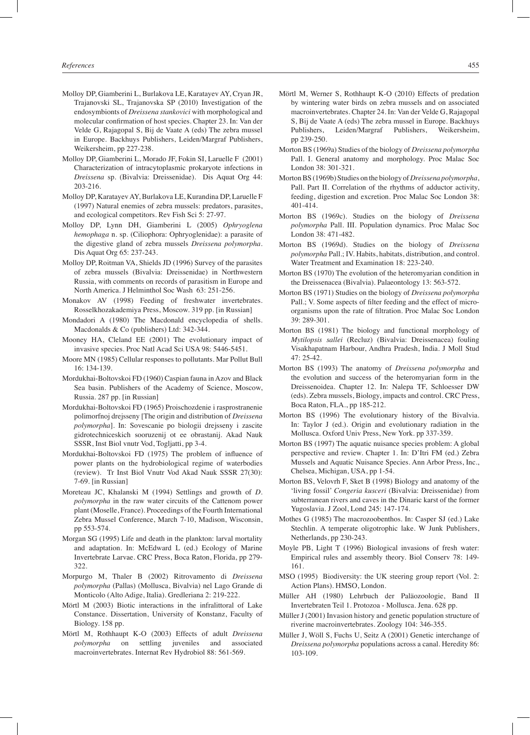Molloy DP, Giamberini L, Burlakova LE, Karatayev AY, Cryan JR, Trajanovski SL, Trajanovska SP (2010) Investigation of the endosymbionts of *Dreissena stankovici* with morphological and molecular confirmation of host species. Chapter 23. In: Van der Velde G, Rajagopal S, Bij de Vaate A (eds) The zebra mussel in Europe. Backhuys Publishers, Leiden/Margraf Publishers, Weikersheim, pp 227-238.

Molloy DP, Giamberini L, Morado JF, Fokin SI, Laruelle F (2001) Characterization of intracytoplasmic prokaryote infections in *Dreissena* sp. (Bivalvia: Dreissenidae). Dis Aquat Org 44: 203-216.

Molloy DP, Karatayev AY, Burlakova LE, Kurandina DP, Laruelle F (1997) Natural enemies of zebra mussels: predators, parasites, and ecological competitors. Rev Fish Sci 5: 27-97.

Molloy DP, Lynn DH, Giamberini L (2005) *Ophryoglena hemophaga* n. sp. (Ciliophora: Ophryoglenidae): a parasite of the digestive gland of zebra mussels *Dreissena polymorpha*. Dis Aquat Org 65: 237-243.

Molloy DP, Roitman VA, Shields JD (1996) Survey of the parasites of zebra mussels (Bivalvia: Dreissenidae) in Northwestern Russia, with comments on records of parasitism in Europe and North America. J Helminthol Soc Wash 63: 251-256.

Monakov AV (1998) Feeding of freshwater invertebrates. Rosselkhozakademiya Press, Moscow. 319 pp. [in Russian]

Mondadori A (1980) The Macdonald encyclopedia of shells. Macdonalds & Co (publishers) Ltd: 342-344.

Mooney HA, Cleland EE (2001) The evolutionary impact of invasive species. Proc Natl Acad Sci USA 98: 5446-5451.

Moore MN (1985) Cellular responses to pollutants. Mar Pollut Bull 16: 134-139.

Mordukhai-Boltovskoi FD (1960) Caspian fauna in Azov and Black Sea basin. Publishers of the Academy of Science, Moscow, Russia. 287 pp. [in Russian]

Mordukhai-Boltovskoi FD (1965) Proischozdenie i rasprostranenie polimorfnoj drejsseny [The origin and distribution of *Dreissena polymorpha*]. In: Sovescanie po biologii drejsseny i zascite gidrotechniceskich sooruzenij ot ee obrastanij. Akad Nauk SSSR, Inst Biol vnutr Vod, Togljatti, pp 3-4.

Mordukhai-Boltovskoi FD (1975) The problem of influence of power plants on the hydrobiological regime of waterbodies (review). Tr Inst Biol Vnutr Vod Akad Nauk SSSR 27(30): 7-69. [in Russian]

Moreteau JC, Khalanski M (1994) Settlings and growth of *D. polymorpha* in the raw water circuits of the Cattenom power plant (Moselle, France). Proceedings of the Fourth International Zebra Mussel Conference, March 7-10, Madison, Wisconsin, pp 553-574.

Morgan SG (1995) Life and death in the plankton: larval mortality and adaptation. In: McEdward L (ed.) Ecology of Marine Invertebrate Larvae. CRC Press, Boca Raton, Florida, pp 279-322.

Morpurgo M, Thaler B (2002) Ritrovamento di *Dreissena polymorpha* (Pallas) (Mollusca, Bivalvia) nel Lago Grande di Monticolo (Alto Adige, Italia). Gredleriana 2: 219-222.

Mörtl M (2003) Biotic interactions in the infralittoral of Lake Constance. Dissertation, University of Konstanz, Faculty of Biology. 158 pp.

Mörtl M, Rothhaupt K-O (2003) Effects of adult *Dreissena polymorpha* on settling juveniles and associated macroinvertebrates. Internat Rev Hydrobiol 88: 561-569.

Mörtl M, Werner S, Rothhaupt K-O (2010) Effects of predation by wintering water birds on zebra mussels and on associated macroinvertebrates. Chapter 24. In: Van der Velde G, Rajagopal S, Bij de Vaate A (eds) The zebra mussel in Europe. Backhuys Publishers, Leiden/Margraf Publishers, Weikersheim, pp 239-250.

Morton BS (1969a) Studies of the biology of *Dreissena polymorpha* Pall. I. General anatomy and morphology. Proc Malac Soc London 38: 301-321.

Morton BS (1969b) Studies on the biology of *Dreissena polymorpha*, Pall. Part II. Correlation of the rhythms of adductor activity, feeding, digestion and excretion. Proc Malac Soc London 38: 401-414.

Morton BS (1969c). Studies on the biology of *Dreissena polymorpha* Pall. III. Population dynamics. Proc Malac Soc London 38: 471-482.

Morton BS (1969d). Studies on the biology of *Dreissena polymorpha* Pall.; IV. Habits, habitats, distribution, and control. Water Treatment and Examination 18: 223-240.

Morton BS (1970) The evolution of the heteromyarian condition in the Dreissenacea (Bivalvia). Palaeontology 13: 563-572.

Morton BS (1971) Studies on the biology of *Dreissena polymorpha* Pall.; V. Some aspects of filter feeding and the effect of micro-organisms upon the rate of filtration. Proc Malac Soc London 39: 289-301.

Morton BS (1981) The biology and functional morphology of *Mytilopsis sallei* (Recluz) (Bivalvia: Dreissenacea) fouling Visakhapatnam Harbour, Andhra Pradesh, India. J Moll Stud 47: 25-42.

Morton BS (1993) The anatomy of *Dreissena polymorpha* and the evolution and success of the heteromyarian form in the Dreissenoidea. Chapter 12. In: Nalepa TF, Schloesser DW (eds). Zebra mussels, Biology, impacts and control. CRC Press, Boca Raton, FLA., pp 185-212.

Morton BS (1996) The evolutionary history of the Bivalvia. In: Taylor J (ed.). Origin and evolutionary radiation in the Mollusca. Oxford Univ Press, New York. pp 337-359.

Morton BS (1997) The aquatic nuisance species problem: A global perspective and review. Chapter 1. In: D'Itri FM (ed.) Zebra Mussels and Aquatic Nuisance Species. Ann Arbor Press, Inc., Chelsea, Michigan, USA, pp 1-54.

Morton BS, Velovrh F, Sket B (1998) Biology and anatomy of the 'living fossil' *Congeria kusceri* (Bivalvia: Dreissenidae) from subterranean rivers and caves in the Dinaric karst of the former Yugoslavia. J Zool, Lond 245: 147-174.

Mothes G (1985) The macrozoobenthos. In: Casper SJ (ed.) Lake Stechlin. A temperate oligotrophic lake. W Junk Publishers, Netherlands, pp 230-243.

Moyle PB, Light T (1996) Biological invasions of fresh water: Empirical rules and assembly theory. Biol Conserv 78: 149-161.

MSO (1995) Biodiversity: the UK steering group report (Vol. 2: Action Plans). HMSO, London.

Müller AH (1980) Lehrbuch der Paläozoologie, Band II Invertebraten Teil 1. Protozoa - Mollusca. Jena. 628 pp.

Müller J (2001) Invasion history and genetic population structure of riverine macroinvertebrates. Zoology 104: 346-355.

Müller J, Wöll S, Fuchs U, Seitz A (2001) Genetic interchange of *Dreissena polymorpha* populations across a canal. Heredity 86: 103-109.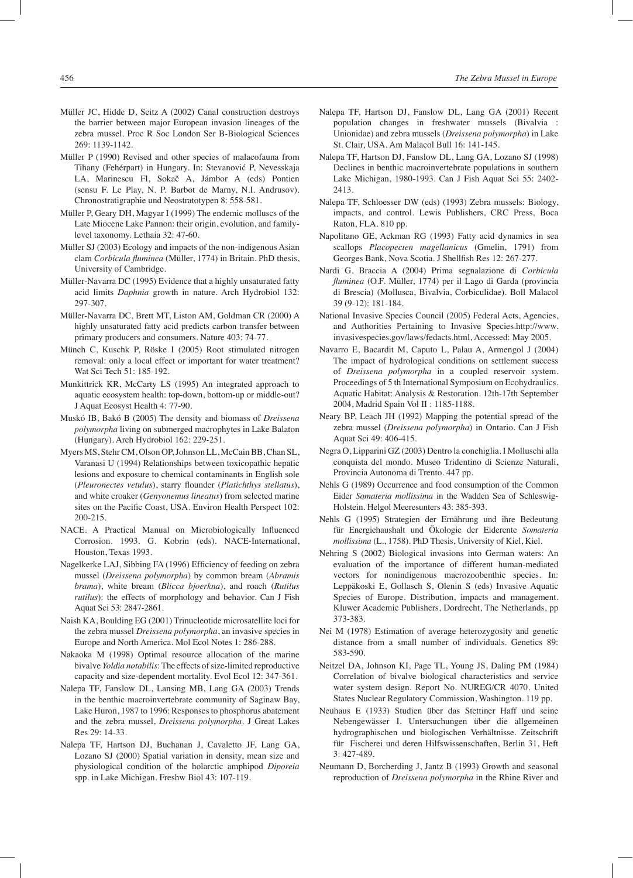Müller JC, Hidde D, Seitz A (2002) Canal construction destroys the barrier between major European invasion lineages of the zebra mussel. Proc R Soc London Ser B-Biological Sciences 269: 1139-1142.

Müller P (1990) Revised and other species of malacofauna from Tihany (Fehérpart) in Hungary. In: Stevanović P, Nevesskaja LA, Marinescu Fl, Sokač A, Jámbor A (eds) Pontien (sensu F. Le Play, N. P. Barbot de Marny, N.I. Andrusov). Chronostratigraphie und Neostratotypen 8: 558-581.

Müller P, Geary DH, Magyar I (1999) The endemic molluscs of the Late Miocene Lake Pannon: their origin, evolution, and family-level taxonomy. Lethaia 32: 47-60.

Müller SJ (2003) Ecology and impacts of the non-indigenous Asian clam *Corbicula fluminea* (Müller, 1774) in Britain. PhD thesis, University of Cambridge.

Müller-Navarra DC (1995) Evidence that a highly unsaturated fatty acid limits *Daphnia* growth in nature. Arch Hydrobiol 132: 297-307.

Müller-Navarra DC, Brett MT, Liston AM, Goldman CR (2000) A highly unsaturated fatty acid predicts carbon transfer between primary producers and consumers. Nature 403: 74-77.

Münch C, Kuschk P, Röske I (2005) Root stimulated nitrogen removal: only a local effect or important for water treatment? Wat Sci Tech 51: 185-192.

Munkittrick KR, McCarty LS (1995) An integrated approach to aquatic ecosystem health: top-down, bottom-up or middle-out? J Aquat Ecosyst Health 4: 77-90.

Muskó IB, Bakó B (2005) The density and biomass of *Dreissena polymorpha* living on submerged macrophytes in Lake Balaton (Hungary). Arch Hydrobiol 162: 229-251.

Myers MS, Stehr CM, Olson OP, Johnson LL, McCain BB, Chan SL, Varanasi U (1994) Relationships between toxicopathic hepatic lesions and exposure to chemical contaminants in English sole (*Pleuronectes vetulus*), starry flounder (*Platichthys stellatus*), and white croaker (*Genyonemus lineatus*) from selected marine sites on the Pacific Coast, USA. Environ Health Perspect 102: 200-215.

NACE. A Practical Manual on Microbiologically Influenced Corrosion. 1993. G. Kobrin (eds). NACE-International, Houston, Texas 1993.

Nagelkerke LAJ, Sibbing FA (1996) Efficiency of feeding on zebra mussel (*Dreissena polymorpha*) by common bream (*Abramis brama*), white bream (*Blicca bjoerkna*), and roach (*Rutilus rutilus*): the effects of morphology and behavior. Can J Fish Aquat Sci 53: 2847-2861.

Naish KA, Boulding EG (2001) Trinucleotide microsatellite loci for the zebra mussel *Dreissena polymorpha*, an invasive species in Europe and North America. Mol Ecol Notes 1: 286-288.

Nakaoka M (1998) Optimal resource allocation of the marine bivalve *Yoldia notabilis*: The effects of size-limited reproductive capacity and size-dependent mortality. Evol Ecol 12: 347-361.

Nalepa TF, Fanslow DL, Lansing MB, Lang GA (2003) Trends in the benthic macroinvertebrate community of Saginaw Bay, Lake Huron, 1987 to 1996: Responses to phosphorus abatement and the zebra mussel, *Dreissena polymorpha*. J Great Lakes Res 29: 14-33.

Nalepa TF, Hartson DJ, Buchanan J, Cavaletto JF, Lang GA, Lozano SJ (2000) Spatial variation in density, mean size and physiological condition of the holarctic amphipod *Diporeia* spp. in Lake Michigan. Freshw Biol 43: 107-119.

Nalepa TF, Hartson DJ, Fanslow DL, Lang GA (2001) Recent population changes in freshwater mussels (Bivalvia : Unionidae) and zebra mussels (*Dreissena polymorpha*) in Lake St. Clair, USA. Am Malacol Bull 16: 141-145.

Nalepa TF, Hartson DJ, Fanslow DL, Lang GA, Lozano SJ (1998) Declines in benthic macroinvertebrate populations in southern Lake Michigan, 1980-1993. Can J Fish Aquat Sci 55: 2402-2413.

Nalepa TF, Schloesser DW (eds) (1993) Zebra mussels: Biology, impacts, and control. Lewis Publishers, CRC Press, Boca Raton, FLA. 810 pp.

Napolitano GE, Ackman RG (1993) Fatty acid dynamics in sea scallops *Placopecten magellanicus* (Gmelin, 1791) from Georges Bank, Nova Scotia. J Shellfish Res 12: 267-277.

Nardi G, Braccia A (2004) Prima segnalazione di *Corbicula fluminea* (O.F. Müller, 1774) per il Lago di Garda (provincia di Brescia) (Mollusca, Bivalvia, Corbiculidae). Boll Malacol 39 (9-12): 181-184.

National Invasive Species Council (2005) Federal Acts, Agencies, and Authorities Pertaining to Invasive Species.http://www.invasivespecies.gov/laws/fedacts.html, Accessed: May 2005.

Navarro E, Bacardit M, Caputo L, Palau A, Armengol J (2004) The impact of hydrological conditions on settlement success of *Dreissena polymorpha* in a coupled reservoir system. Proceedings of 5 th International Symposium on Ecohydraulics. Aquatic Habitat: Analysis & Restoration. 12th-17th September 2004, Madrid Spain Vol II : 1185-1188.

Neary BP, Leach JH (1992) Mapping the potential spread of the zebra mussel (*Dreissena polymorpha*) in Ontario. Can J Fish Aquat Sci 49: 406-415.

Negra O, Lipparini GZ (2003) Dentro la conchiglia. I Molluschi alla conquista del mondo. Museo Tridentino di Scienze Naturali, Provincia Autonoma di Trento. 447 pp.

Nehls G (1989) Occurrence and food consumption of the Common Eider *Somateria mollissima* in the Wadden Sea of Schleswig-Holstein. Helgol Meeresunters 43: 385-393.

Nehls G (1995) Strategien der Ernährung und ihre Bedeutung für Energiehaushalt und Ökologie der Eiderente *Somateria mollissima* (L., 1758). PhD Thesis, University of Kiel, Kiel.

Nehring S (2002) Biological invasions into German waters: An evaluation of the importance of different human-mediated vectors for nonindigenous macrozoobenthic species. In: Leppäkoski E, Gollasch S, Olenin S (eds) Invasive Aquatic Species of Europe. Distribution, impacts and management. Kluwer Academic Publishers, Dordrecht, The Netherlands, pp 373-383.

Nei M (1978) Estimation of average heterozygosity and genetic distance from a small number of individuals. Genetics 89: 583-590.

Neitzel DA, Johnson KI, Page TL, Young JS, Daling PM (1984) Correlation of bivalve biological characteristics and service water system design. Report No. NUREG/CR 4070. United States Nuclear Regulatory Commission, Washington. 119 pp.

Neuhaus E (1933) Studien über das Stettiner Haff und seine Nebengewässer I. Untersuchungen über die allgemeinen hydrographischen und biologischen Verhältnisse. Zeitschrift für Fischerei und deren Hilfswissenschaften, Berlin 31, Heft 3: 427-489.

Neumann D, Borcherding J, Jantz B (1993) Growth and seasonal reproduction of *Dreissena polymorpha* in the Rhine River and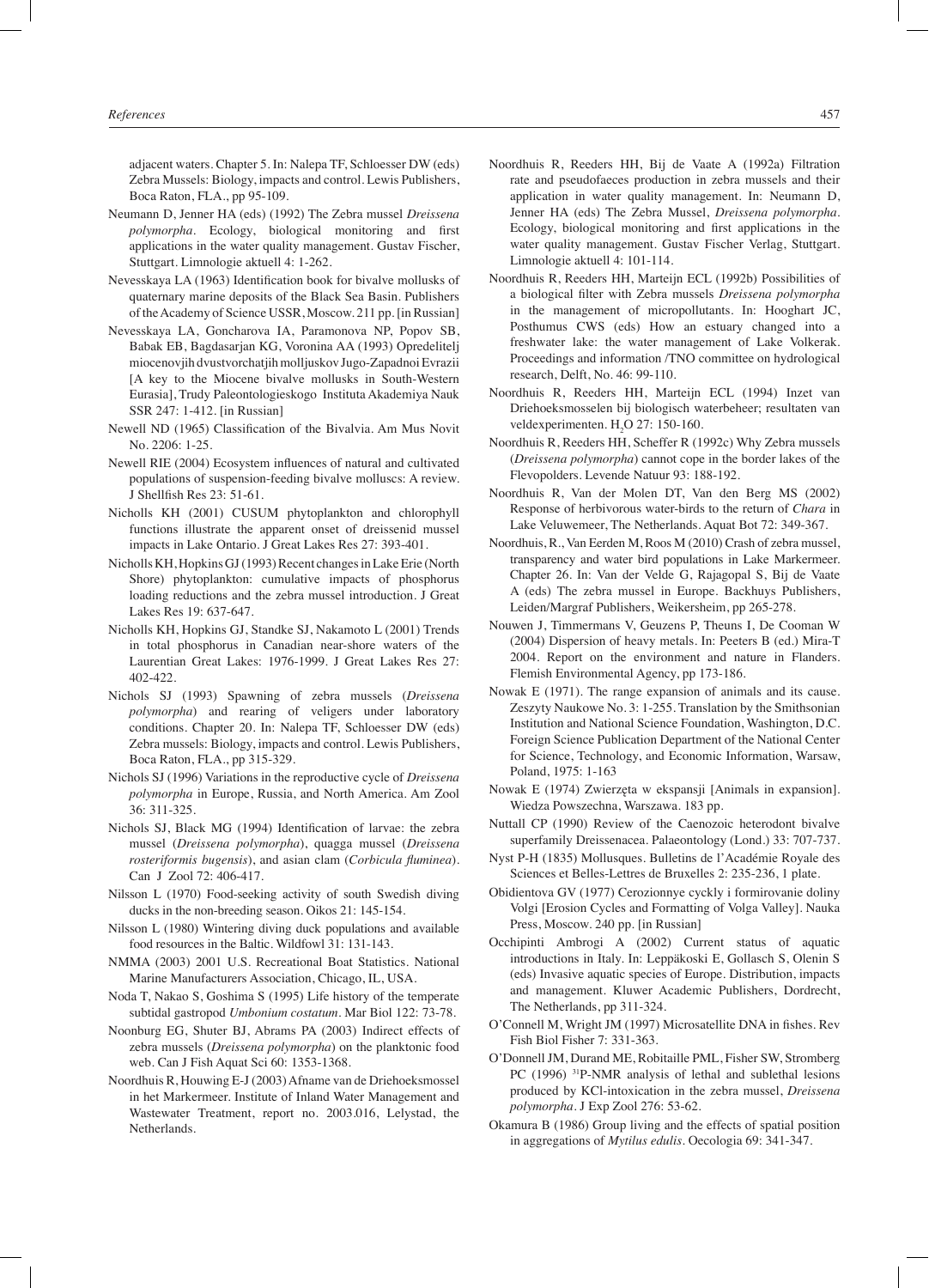adjacent waters. Chapter 5. In: Nalepa TF, Schloesser DW (eds) Zebra Mussels: Biology, impacts and control. Lewis Publishers, Boca Raton, FLA., pp 95-109.

Neumann D, Jenner HA (eds) (1992) The Zebra mussel *Dreissena polymorpha*. Ecology, biological monitoring and first applications in the water quality management. Gustav Fischer, Stuttgart. Limnologie aktuell 4: 1-262.

Nevesskaya LA (1963) Identification book for bivalve mollusks of quaternary marine deposits of the Black Sea Basin. Publishers of the Academy of Science USSR, Moscow. 211 pp. [in Russian]

Nevesskaya LA, Goncharova IA, Paramonova NP, Popov SB, Babak EB, Bagdasarjan KG, Voronina AA (1993) Opredelitelj miocenovjih dvustvorchatjih molljuskov Jugo-Zapadnoi Evrazii [A key to the Miocene bivalve mollusks in South-Western Eurasia], Trudy Paleontologieskogo Instituta Akademiya Nauk SSR 247: 1-412. [in Russian]

Newell ND (1965) Classification of the Bivalvia. Am Mus Novit No. 2206: 1-25.

Newell RIE (2004) Ecosystem influences of natural and cultivated populations of suspension-feeding bivalve molluscs: A review. J Shellfish Res 23: 51-61.

Nicholls KH (2001) CUSUM phytoplankton and chlorophyll functions illustrate the apparent onset of dreissenid mussel impacts in Lake Ontario. J Great Lakes Res 27: 393-401.

Nicholls KH, Hopkins GJ (1993) Recent changes in Lake Erie (North Shore) phytoplankton: cumulative impacts of phosphorus loading reductions and the zebra mussel introduction. J Great Lakes Res 19: 637-647.

Nicholls KH, Hopkins GJ, Standke SJ, Nakamoto L (2001) Trends in total phosphorus in Canadian near-shore waters of the Laurentian Great Lakes: 1976-1999. J Great Lakes Res 27: 402-422.

Nichols SJ (1993) Spawning of zebra mussels (*Dreissena polymorpha*) and rearing of veligers under laboratory conditions. Chapter 20. In: Nalepa TF, Schloesser DW (eds) Zebra mussels: Biology, impacts and control. Lewis Publishers, Boca Raton, FLA., pp 315-329.

Nichols SJ (1996) Variations in the reproductive cycle of *Dreissena polymorpha* in Europe, Russia, and North America. Am Zool 36: 311-325.

Nichols SJ, Black MG (1994) Identification of larvae: the zebra mussel (*Dreissena polymorpha*), quagga mussel (*Dreissena rosteriformis bugensis*), and asian clam (*Corbicula fluminea*). Can J Zool 72: 406-417.

Nilsson L (1970) Food-seeking activity of south Swedish diving ducks in the non-breeding season. Oikos 21: 145-154.

Nilsson L (1980) Wintering diving duck populations and available food resources in the Baltic. Wildfowl 31: 131-143.

NMMA (2003) 2001 U.S. Recreational Boat Statistics. National Marine Manufacturers Association, Chicago, IL, USA.

Noda T, Nakao S, Goshima S (1995) Life history of the temperate subtidal gastropod *Umbonium costatum*. Mar Biol 122: 73-78.

Noonburg EG, Shuter BJ, Abrams PA (2003) Indirect effects of zebra mussels (*Dreissena polymorpha*) on the planktonic food web. Can J Fish Aquat Sci 60: 1353-1368.

Noordhuis R, Houwing E-J (2003) Afname van de Driehoeksmossel in het Markermeer. Institute of Inland Water Management and Wastewater Treatment, report no. 2003.016, Lelystad, the Netherlands.

Noordhuis R, Reeders HH, Bij de Vaate A (1992a) Filtration rate and pseudofaeces production in zebra mussels and their application in water quality management. In: Neumann D, Jenner HA (eds) The Zebra Mussel, *Dreissena polymorpha*. Ecology, biological monitoring and first applications in the water quality management. Gustav Fischer Verlag, Stuttgart. Limnologie aktuell 4: 101-114.

Noordhuis R, Reeders HH, Marteijn ECL (1992b) Possibilities of a biological filter with Zebra mussels *Dreissena polymorpha* in the management of micropollutants. In: Hooghart JC, Posthumus CWS (eds) How an estuary changed into a freshwater lake: the water management of Lake Volkerak. Proceedings and information /TNO committee on hydrological research, Delft, No. 46: 99-110.

Noordhuis R, Reeders HH, Marteijn ECL (1994) Inzet van Driehoeksmosselen bij biologisch waterbeheer; resultaten van veldexperimenten. $H_2O$ 27: 150-160.

Noordhuis R, Reeders HH, Scheffer R (1992c) Why Zebra mussels (*Dreissena polymorpha*) cannot cope in the border lakes of the Flevopolders. Levende Natuur 93: 188-192.

Noordhuis R, Van der Molen DT, Van den Berg MS (2002) Response of herbivorous water-birds to the return of *Chara* in Lake Veluwemeer, The Netherlands. Aquat Bot 72: 349-367.

Noordhuis, R., Van Eerden M, Roos M (2010) Crash of zebra mussel, transparency and water bird populations in Lake Markermeer. Chapter 26. In: Van der Velde G, Rajagopal S, Bij de Vaate A (eds) The zebra mussel in Europe. Backhuys Publishers, Leiden/Margraf Publishers, Weikersheim, pp 265-278.

Nouwen J, Timmermans V, Geuzens P, Theuns I, De Cooman W (2004) Dispersion of heavy metals. In: Peeters B (ed.) Mira-T 2004. Report on the environment and nature in Flanders. Flemish Environmental Agency, pp 173-186.

Nowak E (1971). The range expansion of animals and its cause. Zeszyty Naukowe No. 3: 1-255. Translation by the Smithsonian Institution and National Science Foundation, Washington, D.C. Foreign Science Publication Department of the National Center for Science, Technology, and Economic Information, Warsaw, Poland, 1975: 1-163

Nowak E (1974) Zwierzęta w ekspansji [Animals in expansion]. Wiedza Powszechna, Warszawa. 183 pp.

Nuttall CP (1990) Review of the Caenozoic heterodont bivalve superfamily Dreissenacea. Palaeontology (Lond.) 33: 707-737.

Nyst P-H (1835) Mollusques. Bulletins de l'Académie Royale des Sciences et Belles-Lettres de Bruxelles 2: 235-236, 1 plate.

Obidientova GV (1977) Cerozionnye cyckly i formirovanie doliny Volgi [Erosion Cycles and Formatting of Volga Valley]. Nauka Press, Moscow. 240 pp. [in Russian]

Occhipinti Ambrogi A (2002) Current status of aquatic introductions in Italy. In: Leppäkoski E, Gollasch S, Olenin S (eds) Invasive aquatic species of Europe. Distribution, impacts and management. Kluwer Academic Publishers, Dordrecht, The Netherlands, pp 311-324.

O'Connell M, Wright JM (1997) Microsatellite DNA in fishes. Rev Fish Biol Fisher 7: 331-363.

O'Donnell JM, Durand ME, Robitaille PML, Fisher SW, Stromberg PC (1996) $^{31}$P-NMR analysis of lethal and sublethal lesions produced by KCl-intoxication in the zebra mussel, *Dreissena polymorpha*. J Exp Zool 276: 53-62.

Okamura B (1986) Group living and the effects of spatial position in aggregations of *Mytilus edulis*. Oecologia 69: 341-347.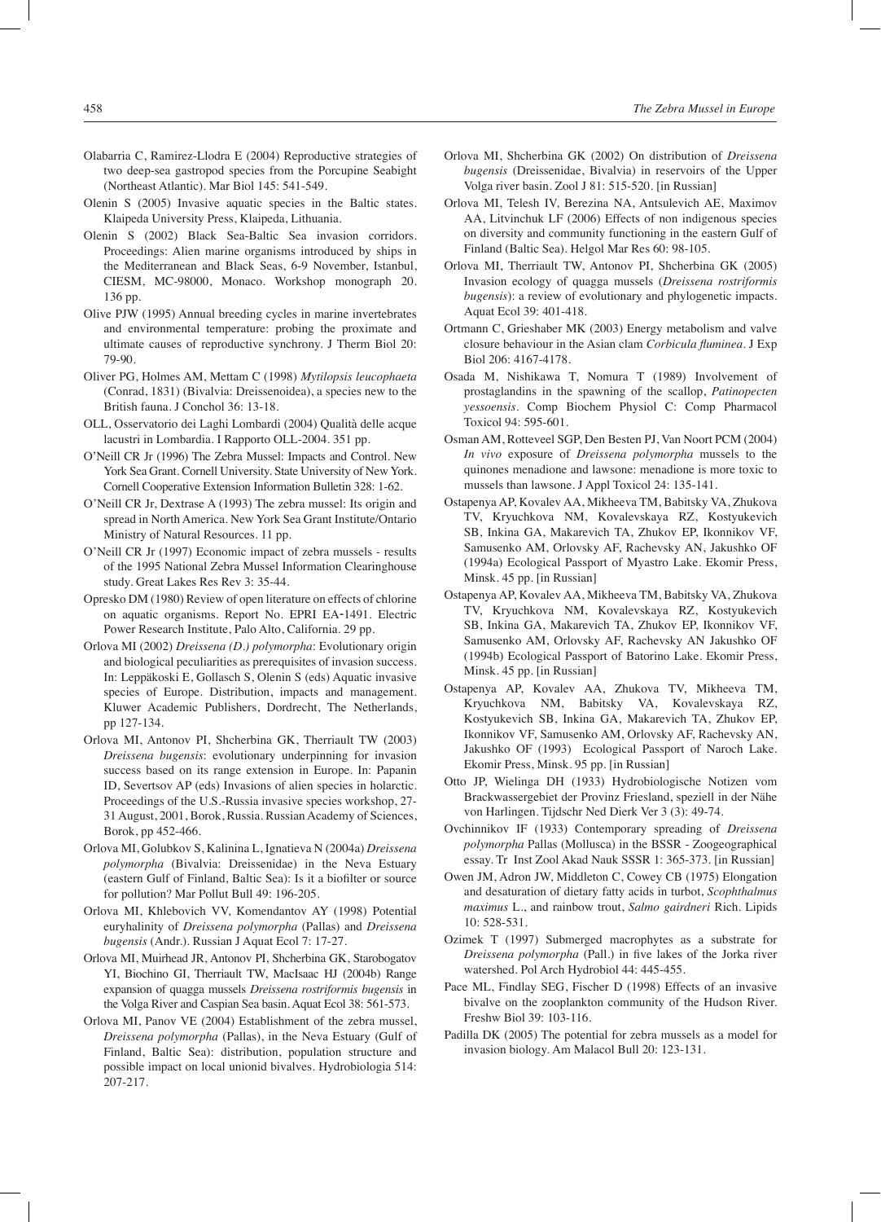Olabarria C, Ramirez-Llodra E (2004) Reproductive strategies of two deep-sea gastropod species from the Porcupine Seabight (Northeast Atlantic). Mar Biol 145: 541-549.

Olenin S (2005) Invasive aquatic species in the Baltic states. Klaipeda University Press, Klaipeda, Lithuania.

Olenin S (2002) Black Sea-Baltic Sea invasion corridors. Proceedings: Alien marine organisms introduced by ships in the Mediterranean and Black Seas, 6-9 November, Istanbul, CIESM, MC-98000, Monaco. Workshop monograph 20. 136 pp.

Olive PJW (1995) Annual breeding cycles in marine invertebrates and environmental temperature: probing the proximate and ultimate causes of reproductive synchrony. J Therm Biol 20: 79-90.

Oliver PG, Holmes AM, Mettam C (1998) *Mytilopsis leucophaeta* (Conrad, 1831) (Bivalvia: Dreissenoidea), a species new to the British fauna. J Conchol 36: 13-18.

OLL, Osservatorio dei Laghi Lombardi (2004) Qualità delle acque lacustri in Lombardia. I Rapporto OLL-2004. 351 pp.

O'Neill CR Jr (1996) The Zebra Mussel: Impacts and Control. New York Sea Grant. Cornell University. State University of New York. Cornell Cooperative Extension Information Bulletin 328: 1-62.

O'Neill CR Jr, Dextrase A (1993) The zebra mussel: Its origin and spread in North America. New York Sea Grant Institute/Ontario Ministry of Natural Resources. 11 pp.

O'Neill CR Jr (1997) Economic impact of zebra mussels - results of the 1995 National Zebra Mussel Information Clearinghouse study. Great Lakes Res Rev 3: 35-44.

Opresko DM (1980) Review of open literature on effects of chlorine on aquatic organisms. Report No. EPRI EA-1491. Electric Power Research Institute, Palo Alto, California. 29 pp.

Orlova MI (2002) *Dreissena (D.) polymorpha*: Evolutionary origin and biological peculiarities as prerequisites of invasion success. In: Leppäkoski E, Gollasch S, Olenin S (eds) Aquatic invasive species of Europe. Distribution, impacts and management. Kluwer Academic Publishers, Dordrecht, The Netherlands, pp 127-134.

Orlova MI, Antonov PI, Shcherbina GK, Therriault TW (2003) *Dreissena bugensis*: evolutionary underpinning for invasion success based on its range extension in Europe. In: Papanin ID, Severtsov AP (eds) Invasions of alien species in holarctic. Proceedings of the U.S.-Russia invasive species workshop, 27-31 August, 2001, Borok, Russia. Russian Academy of Sciences, Borok, pp 452-466.

Orlova MI, Golubkov S, Kalinina L, Ignatieva N (2004a) *Dreissena polymorpha* (Bivalvia: Dreissenidae) in the Neva Estuary (eastern Gulf of Finland, Baltic Sea): Is it a biofilter or source for pollution? Mar Pollut Bull 49: 196-205.

Orlova MI, Khlebovich VV, Komendantov AY (1998) Potential euryhalinity of *Dreissena polymorpha* (Pallas) and *Dreissena bugensis* (Andr.). Russian J Aquat Ecol 7: 17-27.

Orlova MI, Muirhead JR, Antonov PI, Shcherbina GK, Starobogatov YI, Biochino GI, Therriault TW, MacIsaac HJ (2004b) Range expansion of quagga mussels *Dreissena rostriformis bugensis* in the Volga River and Caspian Sea basin. Aquat Ecol 38: 561-573.

Orlova MI, Panov VE (2004) Establishment of the zebra mussel, *Dreissena polymorpha* (Pallas), in the Neva Estuary (Gulf of Finland, Baltic Sea): distribution, population structure and possible impact on local unionid bivalves. Hydrobiologia 514: 207-217.

Orlova MI, Shcherbina GK (2002) On distribution of *Dreissena bugensis* (Dreissenidae, Bivalvia) in reservoirs of the Upper Volga river basin. Zool J 81: 515-520. [in Russian]

Orlova MI, Telesh IV, Berezina NA, Antsulevich AE, Maximov AA, Litvinchuk LF (2006) Effects of non indigenous species on diversity and community functioning in the eastern Gulf of Finland (Baltic Sea). Helgol Mar Res 60: 98-105.

Orlova MI, Therriault TW, Antonov PI, Shcherbina GK (2005) Invasion ecology of quagga mussels (*Dreissena rostriformis bugensis*): a review of evolutionary and phylogenetic impacts. Aquat Ecol 39: 401-418.

Ortmann C, Grieshaber MK (2003) Energy metabolism and valve closure behaviour in the Asian clam *Corbicula fluminea*. J Exp Biol 206: 4167-4178.

Osada M, Nishikawa T, Nomura T (1989) Involvement of prostaglandins in the spawning of the scallop, *Patinopecten yessoensis*. Comp Biochem Physiol C: Comp Pharmacol Toxicol 94: 595-601.

Osman AM, Rotteveel SGP, Den Besten PJ, Van Noort PCM (2004) *In vivo* exposure of *Dreissena polymorpha* mussels to the quinones menadione and lawsone: menadione is more toxic to mussels than lawsone. J Appl Toxicol 24: 135-141.

Ostapenya AP, Kovalev AA, Mikheeva TM, Babitsky VA, Zhukova TV, Kryuchkova NM, Kovalevskaya RZ, Kostyukevich SB, Inkina GA, Makarevich TA, Zhukov EP, Ikonnikov VF, Samusenko AM, Orlovsky AF, Rachevsky AN, Jakushko OF (1994a) Ecological Passport of Myastro Lake. Ekomir Press, Minsk. 45 pp. [in Russian]

Ostapenya AP, Kovalev AA, Mikheeva TM, Babitsky VA, Zhukova TV, Kryuchkova NM, Kovalevskaya RZ, Kostyukevich SB, Inkina GA, Makarevich TA, Zhukov EP, Ikonnikov VF, Samusenko AM, Orlovsky AF, Rachevsky AN Jakushko OF (1994b) Ecological Passport of Batorino Lake. Ekomir Press, Minsk. 45 pp. [in Russian]

Ostapenya AP, Kovalev AA, Zhukova TV, Mikheeva TM, Kryuchkova NM, Babitsky VA, Kovalevskaya RZ, Kostyukevich SB, Inkina GA, Makarevich TA, Zhukov EP, Ikonnikov VF, Samusenko AM, Orlovsky AF, Rachevsky AN, Jakushko OF (1993) Ecological Passport of Naroch Lake. Ekomir Press, Minsk. 95 pp. [in Russian]

Otto JP, Wielinga DH (1933) Hydrobiologische Notizen vom Brackwassergebiet der Provinz Friesland, speziell in der Nähe von Harlingen. Tijdschr Ned Dierk Ver 3 (3): 49-74.

Ovchinnikov IF (1933) Contemporary spreading of *Dreissena polymorpha* Pallas (Mollusca) in the BSSR - Zoogeographical essay. Tr Inst Zool Akad Nauk SSSR 1: 365-373. [in Russian]

Owen JM, Adron JW, Middleton C, Cowey CB (1975) Elongation and desaturation of dietary fatty acids in turbot, *Scophthalmus maximus* L., and rainbow trout, *Salmo gairdneri* Rich. Lipids 10: 528-531.

Ozimek T (1997) Submerged macrophytes as a substrate for *Dreissena polymorpha* (Pall.) in five lakes of the Jorka river watershed. Pol Arch Hydrobiol 44: 445-455.

Pace ML, Findlay SEG, Fischer D (1998) Effects of an invasive bivalve on the zooplankton community of the Hudson River. Freshw Biol 39: 103-116.

Padilla DK (2005) The potential for zebra mussels as a model for invasion biology. Am Malacol Bull 20: 123-131.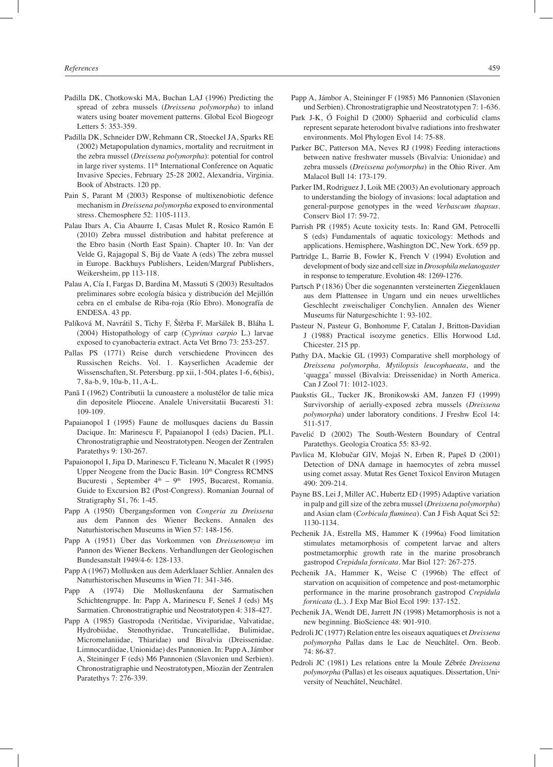Padilla DK, Chotkowski MA, Buchan LAJ (1996) Predicting the spread of zebra mussels (*Dreissena polymorpha*) to inland waters using boater movement patterns. Global Ecol Biogeogr Letters 5: 353-359.

Padilla DK, Schneider DW, Rehmann CR, Stoeckel JA, Sparks RE (2002) Metapopulation dynamics, mortality and recruitment in the zebra mussel (*Dreissena polymorpha*): potential for control in large river systems. 11th International Conference on Aquatic Invasive Species, February 25-28 2002, Alexandria, Virginia. Book of Abstracts. 120 pp.

Pain S, Parant M (2003) Response of multixenobiotic defence mechanism in *Dreissena polymorpha* exposed to environmental stress. Chemosphere 52: 1105-1113.

Palau Ibars A, Cia Abaurre I, Casas Mulet R, Rosico Ramón E (2010) Zebra mussel distribution and habitat preference at the Ebro basin (North East Spain). Chapter 10. In: Van der Velde G, Rajagopal S, Bij de Vaate A (eds) The zebra mussel in Europe. Backhuys Publishers, Leiden/Margraf Publishers, Weikersheim, pp 113-118.

Palau A, Cía I, Fargas D, Bardina M, Massuti S (2003) Resultados preliminares sobre ecología básica y distribución del Mejillón cebra en el embalse de Ríba-roja (Río Ebro). Monografía de ENDESA. 43 pp.

Palíková M, Navrátil S, Tichy F, Štěrba F, Maršálek B, Bláha L (2004) Histopathology of carp (*Cyprinus carpio* L.) larvae exposed to cyanobacteria extract. Acta Vet Brno 73: 253-257.

Pallas PS (1771) Reise durch verschiedene Provincen des Russischen Reichs. Vol. 1. Kayserlichen Academie der Wissenschaften, St. Petersburg. pp xii, 1-504, plates 1-6, 6(bis), 7, 8a-b, 9, 10a-b, 11, A-L.

Panã I (1962) Contributii la cunoastere a molustélor de talie mica din depositele Pliocene. Analele Universitatii Bucaresti 31: 109-109.

Papaianopol I (1995) Faune de mollusques daciens du Bassin Dacique. In: Marinescu F, Papaianopol I (eds) Dacien, PL1. Chronostratigraphie und Neostratotypen. Neogen der Zentralen Paratethys 9: 130-267.

Papaionopol I, Jipa D, Marinescu F, Ticleanu N, Macalet R (1995) Upper Neogene from the Dacic Basin. 10th Congress RCMNS Bucuresti , September 4th – 9th 1995, Bucarest, Romania. Guide to Excursion B2 (Post-Congress). Romanian Journal of Stratigraphy S1, 76: 1-45.

Papp A (1950) Übergangsformen von *Congeria* zu *Dreissena* aus dem Pannon des Wiener Beckens. Annalen des Naturhistorischen Museums in Wien 57: 148-156.

Papp A (1951) Über das Vorkommen von *Dreissenomya* im Pannon des Wiener Beckens. Verhandlungen der Geologischen Bundesanstalt 1949/4-6: 128-133.

Papp A (1967) Mollusken aus dem Aderklaaer Schlier. Annalen des Naturhistorischen Museums in Wien 71: 341-346.

Papp A (1974) Die Molluskenfauna der Sarmatischen Schichtengruppe. In: Papp A, Marinescu F, Seneš J (eds) M5 Sarmatien. Chronostratigraphie und Neostratotypen 4: 318-427.

Papp A (1985) Gastropoda (Neritidae, Viviparidae, Valvatidae, Hydrobiidae, Stenothyridae, Truncatellidae, Bulimidae, Micromelaniidae, Thiaridae) und Bivalvia (Dreissenidae. Limnocardiidae, Unionidae) des Pannonien. In: Papp A, Jámbor A, Steininger F (eds) M6 Pannonien (Slavonien und Serbien). Chronostratigraphie und Neostratotypen, Miozän der Zentralen Paratethys 7: 276-339.

Papp A, Jámbor A, Steininger F (1985) M6 Pannonien (Slavonien und Serbien). Chronostratigraphie und Neostratotypen 7: 1-636.

Park J-K, Ó Foighil D (2000) Sphaeriid and corbiculid clams represent separate heterodont bivalve radiations into freshwater environments. Mol Phylogen Evol 14: 75-88.

Parker BC, Patterson MA, Neves RJ (1998) Feeding interactions between native freshwater mussels (Bivalvia: Unionidae) and zebra mussels (*Dreissena polymorpha*) in the Ohio River. Am Malacol Bull 14: 173-179.

Parker IM, Rodriguez J, Loik ME (2003) An evolutionary approach to understanding the biology of invasions: local adaptation and general-purpose genotypes in the weed *Verbascum thapsus*. Conserv Biol 17: 59-72.

Parrish PR (1985) Acute toxicity tests. In: Rand GM, Petrocelli S (eds) Fundamentals of aquatic toxicology: Methods and applications. Hemisphere, Washington DC, New York. 659 pp.

Partridge L, Barrie B, Fowler K, French V (1994) Evolution and development of body size and cell size in *Drosophila melanogaster* in response to temperature. Evolution 48: 1269-1276.

Partsch P (1836) Über die sogenannten versteinerten Ziegenklauen aus dem Plattensee in Ungarn und ein neues urweltliches Geschlecht zweischaliger Conchylien. Annalen des Wiener Museums für Naturgeschichte 1: 93-102.

Pasteur N, Pasteur G, Bonhomme F, Catalan J, Britton-Davidian J (1988) Practical isozyme genetics. Ellis Horwood Ltd, Chicester. 215 pp.

Pathy DA, Mackie GL (1993) Comparative shell morphology of *Dreissena polymorpha, Mytilopsis leucophaeata*, and the 'quagga' mussel (Bivalvia: Dreissenidae) in North America. Can J Zool 71: 1012-1023.

Paukstis GL, Tucker JK, Bronikowski AM, Janzen FJ (1999) Survivorship of aerially-exposed zebra mussels (*Dreissena polymorpha*) under laboratory conditions. J Freshw Ecol 14: 511-517.

Pavelić D (2002) The South-Western Boundary of Central Paratethys. Geologia Croatica 55: 83-92.

Pavlica M, Klobučar GIV, Mojaš N, Erben R, Papeš D (2001) Detection of DNA damage in haemocytes of zebra mussel using comet assay. Mutat Res Genet Toxicol Environ Mutagen 490: 209-214.

Payne BS, Lei J, Miller AC, Hubertz ED (1995) Adaptive variation in palp and gill size of the zebra mussel (*Dreissena polymorpha*) and Asian clam (*Corbicula fluminea*). Can J Fish Aquat Sci 52: 1130-1134.

Pechenik JA, Estrella MS, Hammer K (1996a) Food limitation stimulates metamorphosis of competent larvae and alters postmetamorphic growth rate in the marine prosobranch gastropod *Crepidula fornicata*. Mar Biol 127: 267-275.

Pechenik JA, Hammer K, Weise C (1996b) The effect of starvation on acquisition of competence and post-metamorphic performance in the marine prosobranch gastropod *Crepidula fornicata* (L.). J Exp Mar Biol Ecol 199: 137-152.

Pechenik JA, Wendt DE, Jarrett JN (1998) Metamorphosis is not a new beginning. BioScience 48: 901-910.

Pedroli JC (1977) Relation entre les oiseaux aquatiques et *Dreissena polymorpha* Pallas dans le Lac de Neuchâtel. Orn. Beob. 74: 86-87.

Pedroli JC (1981) Les relations entre la Moule Zébrée *Dreissena polymorpha* (Pallas) et les oiseaux aquatiques. Dissertation, University of Neuchâtel, Neuchâtel.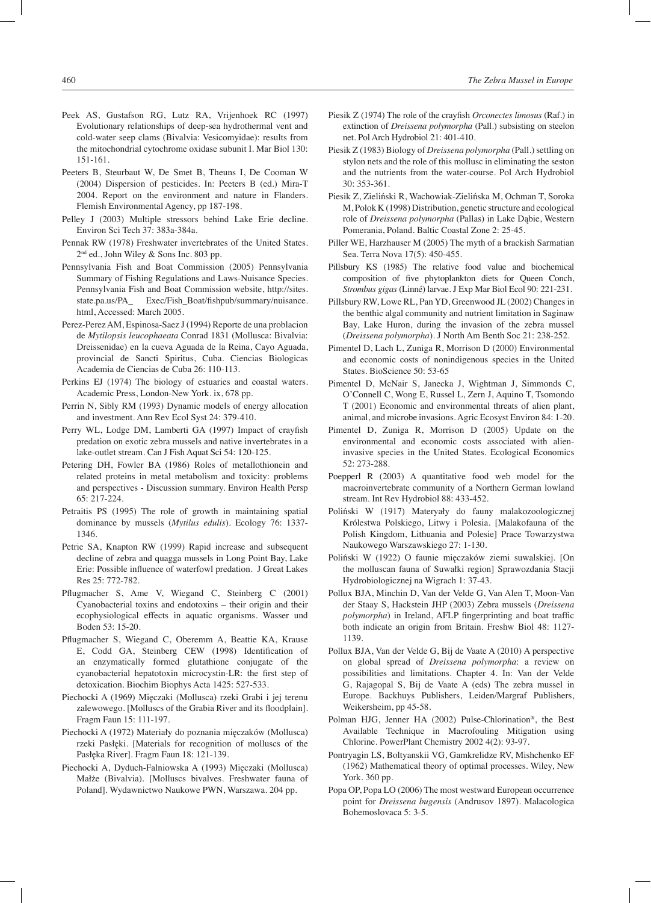Peek AS, Gustafson RG, Lutz RA, Vrijenhoek RC (1997) Evolutionary relationships of deep-sea hydrothermal vent and cold-water seep clams (Bivalvia: Vesicomyidae): results from the mitochondrial cytochrome oxidase subunit I. Mar Biol 130: 151-161.

Peeters B, Steurbaut W, De Smet B, Theuns I, De Cooman W (2004) Dispersion of pesticides. In: Peeters B (ed.) Mira-T 2004. Report on the environment and nature in Flanders. Flemish Environmental Agency, pp 187-198.

Pelley J (2003) Multiple stressors behind Lake Erie decline. Environ Sci Tech 37: 383a-384a.

Pennak RW (1978) Freshwater invertebrates of the United States. 2nd ed., John Wiley & Sons Inc. 803 pp.

Pennsylvania Fish and Boat Commission (2005) Pennsylvania Summary of Fishing Regulations and Laws-Nuisance Species. Pennsylvania Fish and Boat Commission website, http://sites.state.pa.us/PA_ Exec/Fish_Boat/fishpub/summary/nuisance.html, Accessed: March 2005.

Perez-Perez AM, Espinosa-Saez J (1994) Reporte de una problacion de *Mytilopsis leucophaeata* Conrad 1831 (Mollusca: Bivalvia: Dreissenidae) en la cueva Aguada de la Reina, Cayo Aguada, provincial de Sancti Spiritus, Cuba. Ciencias Biologicas Academia de Ciencias de Cuba 26: 110-113.

Perkins EJ (1974) The biology of estuaries and coastal waters. Academic Press, London-New York. ix, 678 pp.

Perrin N, Sibly RM (1993) Dynamic models of energy allocation and investment. Ann Rev Ecol Syst 24: 379-410.

Perry WL, Lodge DM, Lamberti GA (1997) Impact of crayfish predation on exotic zebra mussels and native invertebrates in a lake-outlet stream. Can J Fish Aquat Sci 54: 120-125.

Petering DH, Fowler BA (1986) Roles of metallothionein and related proteins in metal metabolism and toxicity: problems and perspectives - Discussion summary. Environ Health Persp 65: 217-224.

Petraitis PS (1995) The role of growth in maintaining spatial dominance by mussels (*Mytilus edulis*). Ecology 76: 1337-1346.

Petrie SA, Knapton RW (1999) Rapid increase and subsequent decline of zebra and quagga mussels in Long Point Bay, Lake Erie: Possible influence of waterfowl predation. J Great Lakes Res 25: 772-782.

Pflugmacher S, Ame V, Wiegand C, Steinberg C (2001) Cyanobacterial toxins and endotoxins – their origin and their ecophysiological effects in aquatic organisms. Wasser und Boden 53: 15-20.

Pflugmacher S, Wiegand C, Oberemm A, Beattie KA, Krause E, Codd GA, Steinberg CEW (1998) Identification of an enzymatically formed glutathione conjugate of the cyanobacterial hepatotoxin microcystin-LR: the first step of detoxication. Biochim Biophys Acta 1425: 527-533.

Piechocki A (1969) Mięczaki (Mollusca) rzeki Grabi i jej terenu zalewowego. [Molluscs of the Grabia River and its floodplain]. Fragm Faun 15: 111-197.

Piechocki A (1972) Materiały do poznania mięczaków (Mollusca) rzeki Pasłęki. [Materials for recognition of molluscs of the Pasłęka River]. Fragm Faun 18: 121-139.

Piechocki A, Dyduch-Falniowska A (1993) Mięczaki (Mollusca) Małże (Bivalvia). [Molluscs bivalves. Freshwater fauna of Poland]. Wydawnictwo Naukowe PWN, Warszawa. 204 pp.

Piesik Z (1974) The role of the crayfish *Orconectes limosus* (Raf.) in extinction of *Dreissena polymorpha* (Pall.) subsisting on steelon net. Pol Arch Hydrobiol 21: 401-410.

Piesik Z (1983) Biology of *Dreissena polymorpha* (Pall.) settling on stylon nets and the role of this mollusc in eliminating the seston and the nutrients from the water-course. Pol Arch Hydrobiol 30: 353-361.

Piesik Z, Zieliński R, Wachowiak-Zielińska M, Ochman T, Soroka M, Polok K (1998) Distribution, genetic structure and ecological role of *Dreissena polymorpha* (Pallas) in Lake Dąbie, Western Pomerania, Poland. Baltic Coastal Zone 2: 25-45.

Piller WE, Harzhauser M (2005) The myth of a brackish Sarmatian Sea. Terra Nova 17(5): 450-455.

Pillsbury KS (1985) The relative food value and biochemical composition of five phytoplankton diets for Queen Conch, *Strombus gigas* (Linné) larvae. J Exp Mar Biol Ecol 90: 221-231.

Pillsbury RW, Lowe RL, Pan YD, Greenwood JL (2002) Changes in the benthic algal community and nutrient limitation in Saginaw Bay, Lake Huron, during the invasion of the zebra mussel (*Dreissena polymorpha*). J North Am Benth Soc 21: 238-252.

Pimentel D, Lach L, Zuniga R, Morrison D (2000) Environmental and economic costs of nonindigenous species in the United States. BioScience 50: 53-65

Pimentel D, McNair S, Janecka J, Wightman J, Simmonds C, O'Connell C, Wong E, Russel L, Zern J, Aquino T, Tsomondo T (2001) Economic and environmental threats of alien plant, animal, and microbe invasions. Agric Ecosyst Environ 84: 1-20.

Pimentel D, Zuniga R, Morrison D (2005) Update on the environmental and economic costs associated with alien-invasive species in the United States. Ecological Economics 52: 273-288.

Poepperl R (2003) A quantitative food web model for the macroinvertebrate community of a Northern German lowland stream. Int Rev Hydrobiol 88: 433-452.

Poliński W (1917) Materyały do fauny malakozoologicznej Królestwa Polskiego, Litwy i Polesia. [Malakofauna of the Polish Kingdom, Lithuania and Polesie] Prace Towarzystwa Naukowego Warszawskiego 27: 1-130.

Poliński W (1922) O faunie mięczaków ziemi suwalskiej. [On the molluscan fauna of Suwałki region] Sprawozdania Stacji Hydrobiologicznej na Wigrach 1: 37-43.

Pollux BJA, Minchin D, Van der Velde G, Van Alen T, Moon-Van der Staay S, Hackstein JHP (2003) Zebra mussels (*Dreissena polymorpha*) in Ireland, AFLP fingerprinting and boat traffic both indicate an origin from Britain. Freshw Biol 48: 1127-1139.

Pollux BJA, Van der Velde G, Bij de Vaate A (2010) A perspective on global spread of *Dreissena polymorpha*: a review on possibilities and limitations. Chapter 4. In: Van der Velde G, Rajagopal S, Bij de Vaate A (eds) The zebra mussel in Europe. Backhuys Publishers, Leiden/Margraf Publishers, Weikersheim, pp 45-58.

Polman HJG, Jenner HA (2002) Pulse-Chlorination®, the Best Available Technique in Macrofouling Mitigation using Chlorine. PowerPlant Chemistry 2002 4(2): 93-97.

Pontryagin LS, Boltyanskii VG, Gamkrelidze RV, Mishchenko EF (1962) Mathematical theory of optimal processes. Wiley, New York. 360 pp.

Popa OP, Popa LO (2006) The most westward European occurrence point for *Dreissena bugensis* (Andrusov 1897). Malacologica Bohemoslovaca 5: 3-5.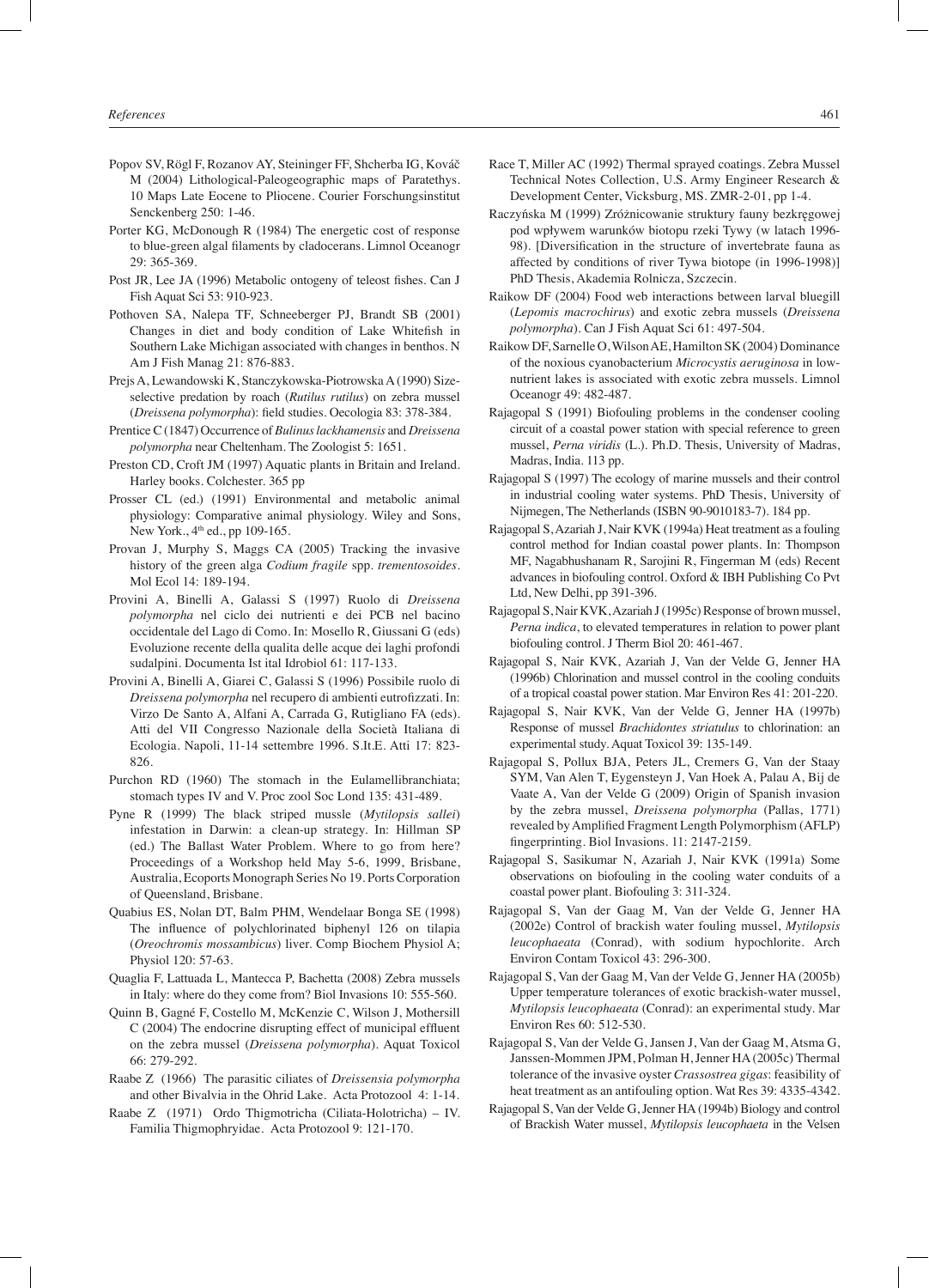Popov SV, Rögl F, Rozanov AY, Steininger FF, Shcherba IG, Kováč M (2004) Lithological-Paleogeographic maps of Paratethys. 10 Maps Late Eocene to Pliocene. Courier Forschungsinstitut Senckenberg 250: 1-46.

Porter KG, McDonough R (1984) The energetic cost of response to blue-green algal filaments by cladocerans. Limnol Oceanogr 29: 365-369.

Post JR, Lee JA (1996) Metabolic ontogeny of teleost fishes. Can J Fish Aquat Sci 53: 910-923.

Pothoven SA, Nalepa TF, Schneeberger PJ, Brandt SB (2001) Changes in diet and body condition of Lake Whitefish in Southern Lake Michigan associated with changes in benthos. N Am J Fish Manag 21: 876-883.

Prejs A, Lewandowski K, Stanczykowska-Piotrowska A (1990) Size-selective predation by roach (*Rutilus rutilus*) on zebra mussel (*Dreissena polymorpha*): field studies. Oecologia 83: 378-384.

Prentice C (1847) Occurrence of *Bulinus lackhamensis* and *Dreissena polymorpha* near Cheltenham. The Zoologist 5: 1651.

Preston CD, Croft JM (1997) Aquatic plants in Britain and Ireland. Harley books. Colchester. 365 pp

Prosser CL (ed.) (1991) Environmental and metabolic animal physiology: Comparative animal physiology. Wiley and Sons, New York., 4th ed., pp 109-165.

Provan J, Murphy S, Maggs CA (2005) Tracking the invasive history of the green alga *Codium fragile* spp. *trementosoides*. Mol Ecol 14: 189-194.

Provini A, Binelli A, Galassi S (1997) Ruolo di *Dreissena polymorpha* nel ciclo dei nutrienti e dei PCB nel bacino occidentale del Lago di Como. In: Mosello R, Giussani G (eds) Evoluzione recente della qualita delle acque dei laghi profondi sudalpini. Documenta Ist ital Idrobiol 61: 117-133.

Provini A, Binelli A, Giarei C, Galassi S (1996) Possibile ruolo di *Dreissena polymorpha* nel recupero di ambienti eutrofizzati. In: Virzo De Santo A, Alfani A, Carrada G, Rutigliano FA (eds). Atti del VII Congresso Nazionale della Società Italiana di Ecologia. Napoli, 11-14 settembre 1996. S.It.E. Atti 17: 823-826.

Purchon RD (1960) The stomach in the Eulamellibranchiata; stomach types IV and V. Proc zool Soc Lond 135: 431-489.

Pyne R (1999) The black striped mussle (*Mytilopsis sallei*) infestation in Darwin: a clean-up strategy. In: Hillman SP (ed.) The Ballast Water Problem. Where to go from here? Proceedings of a Workshop held May 5-6, 1999, Brisbane, Australia, Ecoports Monograph Series No 19. Ports Corporation of Queensland, Brisbane.

Quabius ES, Nolan DT, Balm PHM, Wendelaar Bonga SE (1998) The influence of polychlorinated biphenyl 126 on tilapia (*Oreochromis mossambicus*) liver. Comp Biochem Physiol A; Physiol 120: 57-63.

Quaglia F, Lattuada L, Mantecca P, Bachetta (2008) Zebra mussels in Italy: where do they come from? Biol Invasions 10: 555-560.

Quinn B, Gagné F, Costello M, McKenzie C, Wilson J, Mothersill C (2004) The endocrine disrupting effect of municipal effluent on the zebra mussel (*Dreissena polymorpha*). Aquat Toxicol 66: 279-292.

Raabe Z (1966) The parasitic ciliates of *Dreissensia polymorpha* and other Bivalvia in the Ohrid Lake. Acta Protozool 4: 1-14.

Raabe Z (1971) Ordo Thigmotricha (Ciliata-Holotricha) – IV. Familia Thigmophryidae. Acta Protozool 9: 121-170.

Race T, Miller AC (1992) Thermal sprayed coatings. Zebra Mussel Technical Notes Collection, U.S. Army Engineer Research & Development Center, Vicksburg, MS. ZMR-2-01, pp 1-4.

Raczyńska M (1999) Zróżnicowanie struktury fauny bezkręgowej pod wpływem warunków biotopu rzeki Tywy (w latach 1996-98). [Diversification in the structure of invertebrate fauna as affected by conditions of river Tywa biotope (in 1996-1998)] PhD Thesis, Akademia Rolnicza, Szczecin.

Raikow DF (2004) Food web interactions between larval bluegill (*Lepomis macrochirus*) and exotic zebra mussels (*Dreissena polymorpha*). Can J Fish Aquat Sci 61: 497-504.

Raikow DF, Sarnelle O, Wilson AE, Hamilton SK (2004) Dominance of the noxious cyanobacterium *Microcystis aeruginosa* in low-nutrient lakes is associated with exotic zebra mussels. Limnol Oceanogr 49: 482-487.

Rajagopal S (1991) Biofouling problems in the condenser cooling circuit of a coastal power station with special reference to green mussel, *Perna viridis* (L.). Ph.D. Thesis, University of Madras, Madras, India. 113 pp.

Rajagopal S (1997) The ecology of marine mussels and their control in industrial cooling water systems. PhD Thesis, University of Nijmegen, The Netherlands (ISBN 90-9010183-7). 184 pp.

Rajagopal S, Azariah J, Nair KVK (1994a) Heat treatment as a fouling control method for Indian coastal power plants. In: Thompson MF, Nagabhushanam R, Sarojini R, Fingerman M (eds) Recent advances in biofouling control. Oxford & IBH Publishing Co Pvt Ltd, New Delhi, pp 391-396.

Rajagopal S, Nair KVK, Azariah J (1995c) Response of brown mussel, *Perna indica*, to elevated temperatures in relation to power plant biofouling control. J Therm Biol 20: 461-467.

Rajagopal S, Nair KVK, Azariah J, Van der Velde G, Jenner HA (1996b) Chlorination and mussel control in the cooling conduits of a tropical coastal power station. Mar Environ Res 41: 201-220.

Rajagopal S, Nair KVK, Van der Velde G, Jenner HA (1997b) Response of mussel *Brachidontes striatulus* to chlorination: an experimental study. Aquat Toxicol 39: 135-149.

Rajagopal S, Pollux BJA, Peters JL, Cremers G, Van der Staay SYM, Van Alen T, Eygensteyn J, Van Hoek A, Palau A, Bij de Vaate A, Van der Velde G (2009) Origin of Spanish invasion by the zebra mussel, *Dreissena polymorpha* (Pallas, 1771) revealed by Amplified Fragment Length Polymorphism (AFLP) fingerprinting. Biol Invasions. 11: 2147-2159.

Rajagopal S, Sasikumar N, Azariah J, Nair KVK (1991a) Some observations on biofouling in the cooling water conduits of a coastal power plant. Biofouling 3: 311-324.

Rajagopal S, Van der Gaag M, Van der Velde G, Jenner HA (2002e) Control of brackish water fouling mussel, *Mytilopsis leucophaeata* (Conrad), with sodium hypochlorite. Arch Environ Contam Toxicol 43: 296-300.

Rajagopal S, Van der Gaag M, Van der Velde G, Jenner HA (2005b) Upper temperature tolerances of exotic brackish-water mussel, *Mytilopsis leucophaeata* (Conrad): an experimental study. Mar Environ Res 60: 512-530.

Rajagopal S, Van der Velde G, Jansen J, Van der Gaag M, Atsma G, Janssen-Mommen JPM, Polman H, Jenner HA (2005c) Thermal tolerance of the invasive oyster *Crassostrea gigas*: feasibility of heat treatment as an antifouling option. Wat Res 39: 4335-4342.

Rajagopal S, Van der Velde G, Jenner HA (1994b) Biology and control of Brackish Water mussel, *Mytilopsis leucophaeta* in the Velsen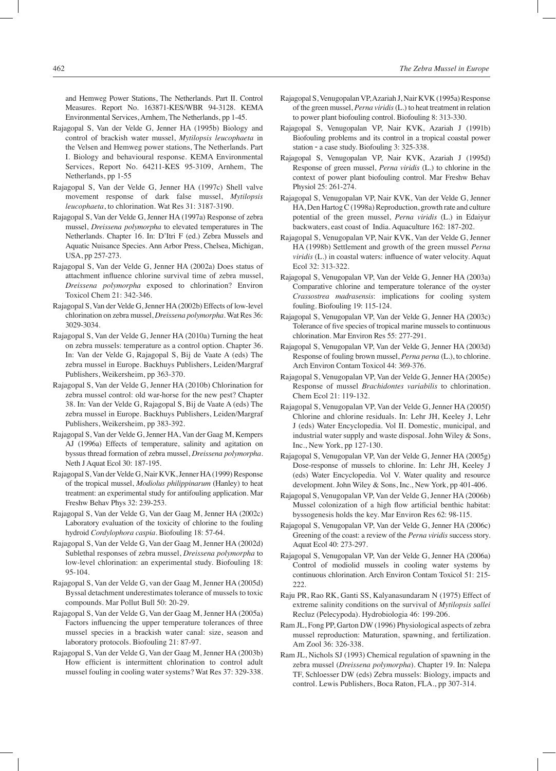and Hemweg Power Stations, The Netherlands. Part II. Control Measures. Report No. 163871-KES/WBR 94-3128. KEMA Environmental Services, Arnhem, The Netherlands, pp 1-45.

Rajagopal S, Van der Velde G, Jenner HA (1995b) Biology and control of brackish water mussel, *Mytilopsis leucophaeta* in the Velsen and Hemweg power stations, The Netherlands. Part I. Biology and behavioural response. KEMA Environmental Services, Report No. 64211-KES 95-3109, Arnhem, The Netherlands, pp 1-55

Rajagopal S, Van der Velde G, Jenner HA (1997c) Shell valve movement response of dark false mussel, *Mytilopsis leucophaeta*, to chlorination. Wat Res 31: 3187-3190.

Rajagopal S, Van der Velde G, Jenner HA (1997a) Response of zebra mussel, *Dreissena polymorpha* to elevated temperatures in The Netherlands. Chapter 16. In: D'Itri F (ed.) Zebra Mussels and Aquatic Nuisance Species. Ann Arbor Press, Chelsea, Michigan, USA, pp 257-273.

Rajagopal S, Van der Velde G, Jenner HA (2002a) Does status of attachment influence chlorine survival time of zebra mussel, *Dreissena polymorpha* exposed to chlorination? Environ Toxicol Chem 21: 342-346.

Rajagopal S, Van der Velde G, Jenner HA (2002b) Effects of low-level chlorination on zebra mussel, *Dreissena polymorpha*. Wat Res 36: 3029-3034.

Rajagopal S, Van der Velde G, Jenner HA (2010a) Turning the heat on zebra mussels: temperature as a control option. Chapter 36. In: Van der Velde G, Rajagopal S, Bij de Vaate A (eds) The zebra mussel in Europe. Backhuys Publishers, Leiden/Margraf Publishers, Weikersheim, pp 363-370.

Rajagopal S, Van der Velde G, Jenner HA (2010b) Chlorination for zebra mussel control: old war-horse for the new pest? Chapter 38. In: Van der Velde G, Rajagopal S, Bij de Vaate A (eds) The zebra mussel in Europe. Backhuys Publishers, Leiden/Margraf Publishers, Weikersheim, pp 383-392.

Rajagopal S, Van der Velde G, Jenner HA, Van der Gaag M, Kempers AJ (1996a) Effects of temperature, salinity and agitation on byssus thread formation of zebra mussel, *Dreissena polymorpha*. Neth J Aquat Ecol 30: 187-195.

Rajagopal S, Van der Velde G, Nair KVK, Jenner HA (1999) Response of the tropical mussel, *Modiolus philippinarum* (Hanley) to heat treatment: an experimental study for antifouling application. Mar Freshw Behav Phys 32: 239-253.

Rajagopal S, Van der Velde G, Van der Gaag M, Jenner HA (2002c) Laboratory evaluation of the toxicity of chlorine to the fouling hydroid *Cordylophora caspia*. Biofouling 18: 57-64.

Rajagopal S, Van der Velde G, Van der Gaag M, Jenner HA (2002d) Sublethal responses of zebra mussel, *Dreissena polymorpha* to low-level chlorination: an experimental study. Biofouling 18: 95-104.

Rajagopal S, Van der Velde G, van der Gaag M, Jenner HA (2005d) Byssal detachment underestimates tolerance of mussels to toxic compounds. Mar Pollut Bull 50: 20-29.

Rajagopal S, Van der Velde G, Van der Gaag M, Jenner HA (2005a) Factors influencing the upper temperature tolerances of three mussel species in a brackish water canal: size, season and laboratory protocols. Biofouling 21: 87-97.

Rajagopal S, Van der Velde G, Van der Gaag M, Jenner HA (2003b) How efficient is intermittent chlorination to control adult mussel fouling in cooling water systems? Wat Res 37: 329-338.

Rajagopal S, Venugopalan VP, Azariah J, Nair KVK (1995a) Response of the green mussel, *Perna viridis* (L.) to heat treatment in relation to power plant biofouling control. Biofouling 8: 313-330.

Rajagopal S, Venugopalan VP, Nair KVK, Azariah J (1991b) Biofouling problems and its control in a tropical coastal power station - a case study. Biofouling 3: 325-338.

Rajagopal S, Venugopalan VP, Nair KVK, Azariah J (1995d) Response of green mussel, *Perna viridis* (L.) to chlorine in the context of power plant biofouling control. Mar Freshw Behav Physiol 25: 261-274.

Rajagopal S, Venugopalan VP, Nair KVK, Van der Velde G, Jenner HA, Den Hartog C (1998a) Reproduction, growth rate and culture potential of the green mussel, *Perna viridis* (L.) in Edaiyur backwaters, east coast of India. Aquaculture 162: 187-202.

Rajagopal S, Venugopalan VP, Nair KVK, Van der Velde G, Jenner HA (1998b) Settlement and growth of the green mussel *Perna viridis* (L.) in coastal waters: influence of water velocity. Aquat Ecol 32: 313-322.

Rajagopal S, Venugopalan VP, Van der Velde G, Jenner HA (2003a) Comparative chlorine and temperature tolerance of the oyster *Crassostrea madrasensis*: implications for cooling system fouling. Biofouling 19: 115-124.

Rajagopal S, Venugopalan VP, Van der Velde G, Jenner HA (2003c) Tolerance of five species of tropical marine mussels to continuous chlorination. Mar Environ Res 55: 277-291.

Rajagopal S, Venugopalan VP, Van der Velde G, Jenner HA (2003d) Response of fouling brown mussel, *Perna perna* (L.), to chlorine. Arch Environ Contam Toxicol 44: 369-376.

Rajagopal S, Venugopalan VP, Van der Velde G, Jenner HA (2005e) Response of mussel *Brachidontes variabilis* to chlorination. Chem Ecol 21: 119-132.

Rajagopal S, Venugopalan VP, Van der Velde G, Jenner HA (2005f) Chlorine and chlorine residuals. In: Lehr JH, Keeley J, Lehr J (eds) Water Encyclopedia. Vol II. Domestic, municipal, and industrial water supply and waste disposal. John Wiley & Sons, Inc., New York, pp 127-130.

Rajagopal S, Venugopalan VP, Van der Velde G, Jenner HA (2005g) Dose-response of mussels to chlorine. In: Lehr JH, Keeley J (eds) Water Encyclopedia. Vol V. Water quality and resource development. John Wiley & Sons, Inc., New York, pp 401-406.

Rajagopal S, Venugopalan VP, Van der Velde G, Jenner HA (2006b) Mussel colonization of a high flow artificial benthic habitat: byssogenesis holds the key. Mar Environ Res 62: 98-115.

Rajagopal S, Venugopalan VP, Van der Velde G, Jenner HA (2006c) Greening of the coast: a review of the *Perna viridis* success story. Aquat Ecol 40: 273-297.

Rajagopal S, Venugopalan VP, Van der Velde G, Jenner HA (2006a) Control of modiolid mussels in cooling water systems by continuous chlorination. Arch Environ Contam Toxicol 51: 215-222.

Raju PR, Rao RK, Ganti SS, Kalyanasundaram N (1975) Effect of extreme salinity conditions on the survival of *Mytilopsis sallei* Recluz (Pelecypoda). Hydrobiologia 46: 199-206.

Ram JL, Fong PP, Garton DW (1996) Physiological aspects of zebra mussel reproduction: Maturation, spawning, and fertilization. Am Zool 36: 326-338.

Ram JL, Nichols SJ (1993) Chemical regulation of spawning in the zebra mussel (*Dreissena polymorpha*). Chapter 19. In: Nalepa TF, Schloesser DW (eds) Zebra mussels: Biology, impacts and control. Lewis Publishers, Boca Raton, FLA., pp 307-314.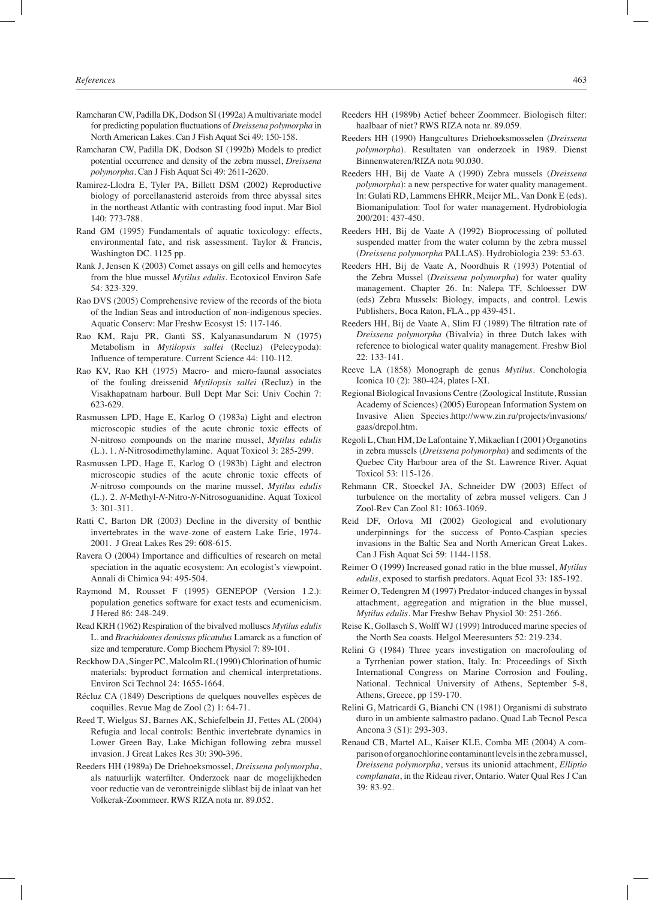Ramcharan CW, Padilla DK, Dodson SI (1992a) A multivariate model for predicting population fluctuations of *Dreissena polymorpha* in North American Lakes. Can J Fish Aquat Sci 49: 150-158.

Ramcharan CW, Padilla DK, Dodson SI (1992b) Models to predict potential occurrence and density of the zebra mussel, *Dreissena polymorpha*. Can J Fish Aquat Sci 49: 2611-2620.

Ramirez-Llodra E, Tyler PA, Billett DSM (2002) Reproductive biology of porcellanasterid asteroids from three abyssal sites in the northeast Atlantic with contrasting food input. Mar Biol 140: 773-788.

Rand GM (1995) Fundamentals of aquatic toxicology: effects, environmental fate, and risk assessment. Taylor & Francis, Washington DC. 1125 pp.

Rank J, Jensen K (2003) Comet assays on gill cells and hemocytes from the blue mussel *Mytilus edulis*. Ecotoxicol Environ Safe 54: 323-329.

Rao DVS (2005) Comprehensive review of the records of the biota of the Indian Seas and introduction of non-indigenous species. Aquatic Conserv: Mar Freshw Ecosyst 15: 117-146.

Rao KM, Raju PR, Ganti SS, Kalyanasundarum N (1975) Metabolism in *Mytilopsis sallei* (Recluz) (Pelecypoda): Influence of temperature. Current Science 44: 110-112.

Rao KV, Rao KH (1975) Macro- and micro-faunal associates of the fouling dreissenid *Mytilopsis sallei* (Recluz) in the Visakhapatnam harbour. Bull Dept Mar Sci: Univ Cochin 7: 623-629.

Rasmussen LPD, Hage E, Karlog O (1983a) Light and electron microscopic studies of the acute chronic toxic effects of N-nitroso compounds on the marine mussel, *Mytilus edulis* (L.). 1. *N*-Nitrosodimethylamine. Aquat Toxicol 3: 285-299.

Rasmussen LPD, Hage E, Karlog O (1983b) Light and electron microscopic studies of the acute chronic toxic effects of *N*-nitroso compounds on the marine mussel, *Mytilus edulis* (L.). 2. *N*-Methyl-*N*-Nitro-*N*-Nitrosoguanidine. Aquat Toxicol 3: 301-311.

Ratti C, Barton DR (2003) Decline in the diversity of benthic invertebrates in the wave-zone of eastern Lake Erie, 1974-2001. J Great Lakes Res 29: 608-615.

Ravera O (2004) Importance and difficulties of research on metal speciation in the aquatic ecosystem: An ecologist's viewpoint. Annali di Chimica 94: 495-504.

Raymond M, Rousset F (1995) GENEPOP (Version 1.2.): population genetics software for exact tests and ecumenicism. J Hered 86: 248-249.

Read KRH (1962) Respiration of the bivalved molluscs *Mytilus edulis* L. and *Brachidontes demissus plicatulus* Lamarck as a function of size and temperature. Comp Biochem Physiol 7: 89-101.

Reckhow DA, Singer PC, Malcolm RL (1990) Chlorination of humic materials: byproduct formation and chemical interpretations. Environ Sci Technol 24: 1655-1664.

Récluz CA (1849) Descriptions de quelques nouvelles espèces de coquilles. Revue Mag de Zool (2) 1: 64-71.

Reed T, Wielgus SJ, Barnes AK, Schiefelbein JJ, Fettes AL (2004) Refugia and local controls: Benthic invertebrate dynamics in Lower Green Bay, Lake Michigan following zebra mussel invasion. J Great Lakes Res 30: 390-396.

Reeders HH (1989a) De Driehoeksmossel, *Dreissena polymorpha*, als natuurlijk waterfilter. Onderzoek naar de mogelijkheden voor reductie van de verontreinigde sliblast bij de inlaat van het Volkerak-Zoommeer. RWS RIZA nota nr. 89.052.

Reeders HH (1989b) Actief beheer Zoommeer. Biologisch filter: haalbaar of niet? RWS RIZA nota nr. 89.059.

Reeders HH (1990) Hangcultures Driehoeksmosselen (*Dreissena polymorpha*). Resultaten van onderzoek in 1989. Dienst Binnenwateren/RIZA nota 90.030.

Reeders HH, Bij de Vaate A (1990) Zebra mussels (*Dreissena polymorpha*): a new perspective for water quality management. In: Gulati RD, Lammens EHRR, Meijer ML, Van Donk E (eds). Biomanipulation: Tool for water management. Hydrobiologia 200/201: 437-450.

Reeders HH, Bij de Vaate A (1992) Bioprocessing of polluted suspended matter from the water column by the zebra mussel (*Dreissena polymorpha* PALLAS). Hydrobiologia 239: 53-63.

Reeders HH, Bij de Vaate A, Noordhuis R (1993) Potential of the Zebra Mussel (*Dreissena polymorpha*) for water quality management. Chapter 26. In: Nalepa TF, Schloesser DW (eds) Zebra Mussels: Biology, impacts, and control. Lewis Publishers, Boca Raton, FLA., pp 439-451.

Reeders HH, Bij de Vaate A, Slim FJ (1989) The filtration rate of *Dreissena polymorpha* (Bivalvia) in three Dutch lakes with reference to biological water quality management. Freshw Biol 22: 133-141.

Reeve LA (1858) Monograph de genus *Mytilus*. Conchologia Iconica 10 (2): 380-424, plates I-XI.

Regional Biological Invasions Centre (Zoological Institute, Russian Academy of Sciences) (2005) European Information System on Invasive Alien Species.http://www.zin.ru/projects/invasions/gaas/drepol.htm.

Regoli L, Chan HM, De Lafontaine Y, Mikaelian I (2001) Organotins in zebra mussels (*Dreissena polymorpha*) and sediments of the Quebec City Harbour area of the St. Lawrence River. Aquat Toxicol 53: 115-126.

Rehmann CR, Stoeckel JA, Schneider DW (2003) Effect of turbulence on the mortality of zebra mussel veligers. Can J Zool-Rev Can Zool 81: 1063-1069.

Reid DF, Orlova MI (2002) Geological and evolutionary underpinnings for the success of Ponto-Caspian species invasions in the Baltic Sea and North American Great Lakes. Can J Fish Aquat Sci 59: 1144-1158.

Reimer O (1999) Increased gonad ratio in the blue mussel, *Mytilus edulis*, exposed to starfish predators. Aquat Ecol 33: 185-192.

Reimer O, Tedengren M (1997) Predator-induced changes in byssal attachment, aggregation and migration in the blue mussel, *Mytilus edulis*. Mar Freshw Behav Physiol 30: 251-266.

Reise K, Gollasch S, Wolff WJ (1999) Introduced marine species of the North Sea coasts. Helgol Meeresunters 52: 219-234.

Relini G (1984) Three years investigation on macrofouling of a Tyrrhenian power station, Italy. In: Proceedings of Sixth International Congress on Marine Corrosion and Fouling, National. Technical University of Athens, September 5-8, Athens, Greece, pp 159-170.

Relini G, Matricardi G, Bianchi CN (1981) Organismi di substrato duro in un ambiente salmastro padano. Quad Lab Tecnol Pesca Ancona 3 (S1): 293-303.

Renaud CB, Martel AL, Kaiser KLE, Comba ME (2004) A comparison of organochlorine contaminant levels in the zebra mussel, *Dreissena polymorpha*, versus its unionid attachment, *Elliptio complanata*, in the Rideau river, Ontario. Water Qual Res J Can 39: 83-92.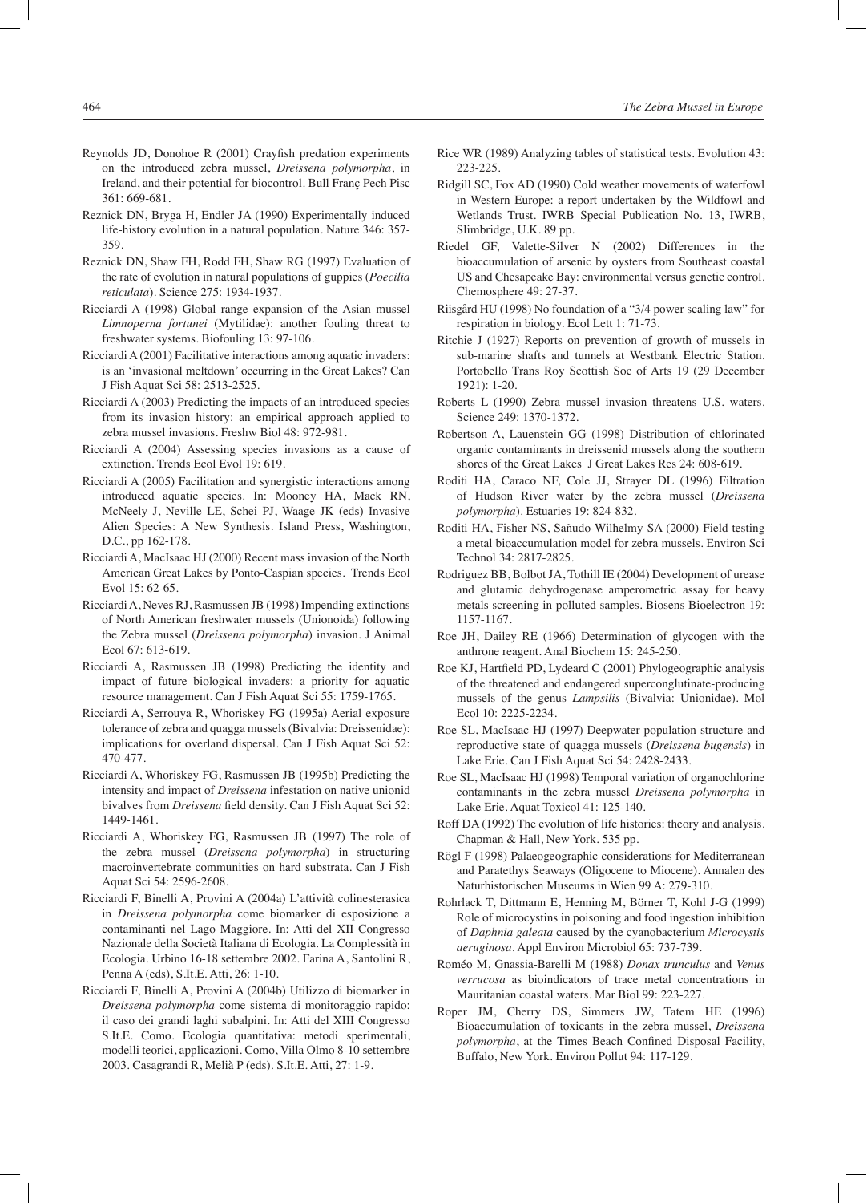Reynolds JD, Donohoe R (2001) Crayfish predation experiments on the introduced zebra mussel, *Dreissena polymorpha*, in Ireland, and their potential for biocontrol. Bull Franç Pech Pisc 361: 669-681.

Reznick DN, Bryga H, Endler JA (1990) Experimentally induced life-history evolution in a natural population. Nature 346: 357-359.

Reznick DN, Shaw FH, Rodd FH, Shaw RG (1997) Evaluation of the rate of evolution in natural populations of guppies (*Poecilia reticulata*). Science 275: 1934-1937.

Ricciardi A (1998) Global range expansion of the Asian mussel *Limnoperna fortunei* (Mytilidae): another fouling threat to freshwater systems. Biofouling 13: 97-106.

Ricciardi A (2001) Facilitative interactions among aquatic invaders: is an 'invasional meltdown' occurring in the Great Lakes? Can J Fish Aquat Sci 58: 2513-2525.

Ricciardi A (2003) Predicting the impacts of an introduced species from its invasion history: an empirical approach applied to zebra mussel invasions. Freshw Biol 48: 972-981.

Ricciardi A (2004) Assessing species invasions as a cause of extinction. Trends Ecol Evol 19: 619.

Ricciardi A (2005) Facilitation and synergistic interactions among introduced aquatic species. In: Mooney HA, Mack RN, McNeely J, Neville LE, Schei PJ, Waage JK (eds) Invasive Alien Species: A New Synthesis. Island Press, Washington, D.C., pp 162-178.

Ricciardi A, MacIsaac HJ (2000) Recent mass invasion of the North American Great Lakes by Ponto-Caspian species. Trends Ecol Evol 15: 62-65.

Ricciardi A, Neves RJ, Rasmussen JB (1998) Impending extinctions of North American freshwater mussels (Unionoida) following the Zebra mussel (*Dreissena polymorpha*) invasion. J Animal Ecol 67: 613-619.

Ricciardi A, Rasmussen JB (1998) Predicting the identity and impact of future biological invaders: a priority for aquatic resource management. Can J Fish Aquat Sci 55: 1759-1765.

Ricciardi A, Serrouya R, Whoriskey FG (1995a) Aerial exposure tolerance of zebra and quagga mussels (Bivalvia: Dreissenidae): implications for overland dispersal. Can J Fish Aquat Sci 52: 470-477.

Ricciardi A, Whoriskey FG, Rasmussen JB (1995b) Predicting the intensity and impact of *Dreissena* infestation on native unionid bivalves from *Dreissena* field density. Can J Fish Aquat Sci 52: 1449-1461.

Ricciardi A, Whoriskey FG, Rasmussen JB (1997) The role of the zebra mussel (*Dreissena polymorpha*) in structuring macroinvertebrate communities on hard substrata. Can J Fish Aquat Sci 54: 2596-2608.

Ricciardi F, Binelli A, Provini A (2004a) L'attività colinesterasica in *Dreissena polymorpha* come biomarker di esposizione a contaminanti nel Lago Maggiore. In: Atti del XII Congresso Nazionale della Società Italiana di Ecologia. La Complessità in Ecologia. Urbino 16-18 settembre 2002. Farina A, Santolini R, Penna A (eds), S.It.E. Atti, 26: 1-10.

Ricciardi F, Binelli A, Provini A (2004b) Utilizzo di biomarker in *Dreissena polymorpha* come sistema di monitoraggio rapido: il caso dei grandi laghi subalpini. In: Atti del XIII Congresso S.It.E. Como. Ecologia quantitativa: metodi sperimentali, modelli teorici, applicazioni. Como, Villa Olmo 8-10 settembre 2003. Casagrandi R, Melià P (eds). S.It.E. Atti, 27: 1-9.

Rice WR (1989) Analyzing tables of statistical tests. Evolution 43: 223-225.

Ridgill SC, Fox AD (1990) Cold weather movements of waterfowl in Western Europe: a report undertaken by the Wildfowl and Wetlands Trust. IWRB Special Publication No. 13, IWRB, Slimbridge, U.K. 89 pp.

Riedel GF, Valette-Silver N (2002) Differences in the bioaccumulation of arsenic by oysters from Southeast coastal US and Chesapeake Bay: environmental versus genetic control. Chemosphere 49: 27-37.

Riisgård HU (1998) No foundation of a "3/4 power scaling law" for respiration in biology. Ecol Lett 1: 71-73.

Ritchie J (1927) Reports on prevention of growth of mussels in sub-marine shafts and tunnels at Westbank Electric Station. Portobello Trans Roy Scottish Soc of Arts 19 (29 December 1921): 1-20.

Roberts L (1990) Zebra mussel invasion threatens U.S. waters. Science 249: 1370-1372.

Robertson A, Lauenstein GG (1998) Distribution of chlorinated organic contaminants in dreissenid mussels along the southern shores of the Great Lakes J Great Lakes Res 24: 608-619.

Roditi HA, Caraco NF, Cole JJ, Strayer DL (1996) Filtration of Hudson River water by the zebra mussel (*Dreissena polymorpha*). Estuaries 19: 824-832.

Roditi HA, Fisher NS, Sañudo-Wilhelmy SA (2000) Field testing a metal bioaccumulation model for zebra mussels. Environ Sci Technol 34: 2817-2825.

Rodriguez BB, Bolbot JA, Tothill IE (2004) Development of urease and glutamic dehydrogenase amperometric assay for heavy metals screening in polluted samples. Biosens Bioelectron 19: 1157-1167.

Roe JH, Dailey RE (1966) Determination of glycogen with the anthrone reagent. Anal Biochem 15: 245-250.

Roe KJ, Hartfield PD, Lydeard C (2001) Phylogeographic analysis of the threatened and endangered superconglutinate-producing mussels of the genus *Lampsilis* (Bivalvia: Unionidae). Mol Ecol 10: 2225-2234.

Roe SL, MacIsaac HJ (1997) Deepwater population structure and reproductive state of quagga mussels (*Dreissena bugensis*) in Lake Erie. Can J Fish Aquat Sci 54: 2428-2433.

Roe SL, MacIsaac HJ (1998) Temporal variation of organochlorine contaminants in the zebra mussel *Dreissena polymorpha* in Lake Erie. Aquat Toxicol 41: 125-140.

Roff DA (1992) The evolution of life histories: theory and analysis. Chapman & Hall, New York. 535 pp.

Rögl F (1998) Palaeogeographic considerations for Mediterranean and Paratethys Seaways (Oligocene to Miocene). Annalen des Naturhistorischen Museums in Wien 99 A: 279-310.

Rohrlack T, Dittmann E, Henning M, Börner T, Kohl J-G (1999) Role of microcystins in poisoning and food ingestion inhibition of *Daphnia galeata* caused by the cyanobacterium *Microcystis aeruginosa*. Appl Environ Microbiol 65: 737-739.

Roméo M, Gnassia-Barelli M (1988) *Donax trunculus* and *Venus verrucosa* as bioindicators of trace metal concentrations in Mauritanian coastal waters. Mar Biol 99: 223-227.

Roper JM, Cherry DS, Simmers JW, Tatem HE (1996) Bioaccumulation of toxicants in the zebra mussel, *Dreissena polymorpha*, at the Times Beach Confined Disposal Facility, Buffalo, New York. Environ Pollut 94: 117-129.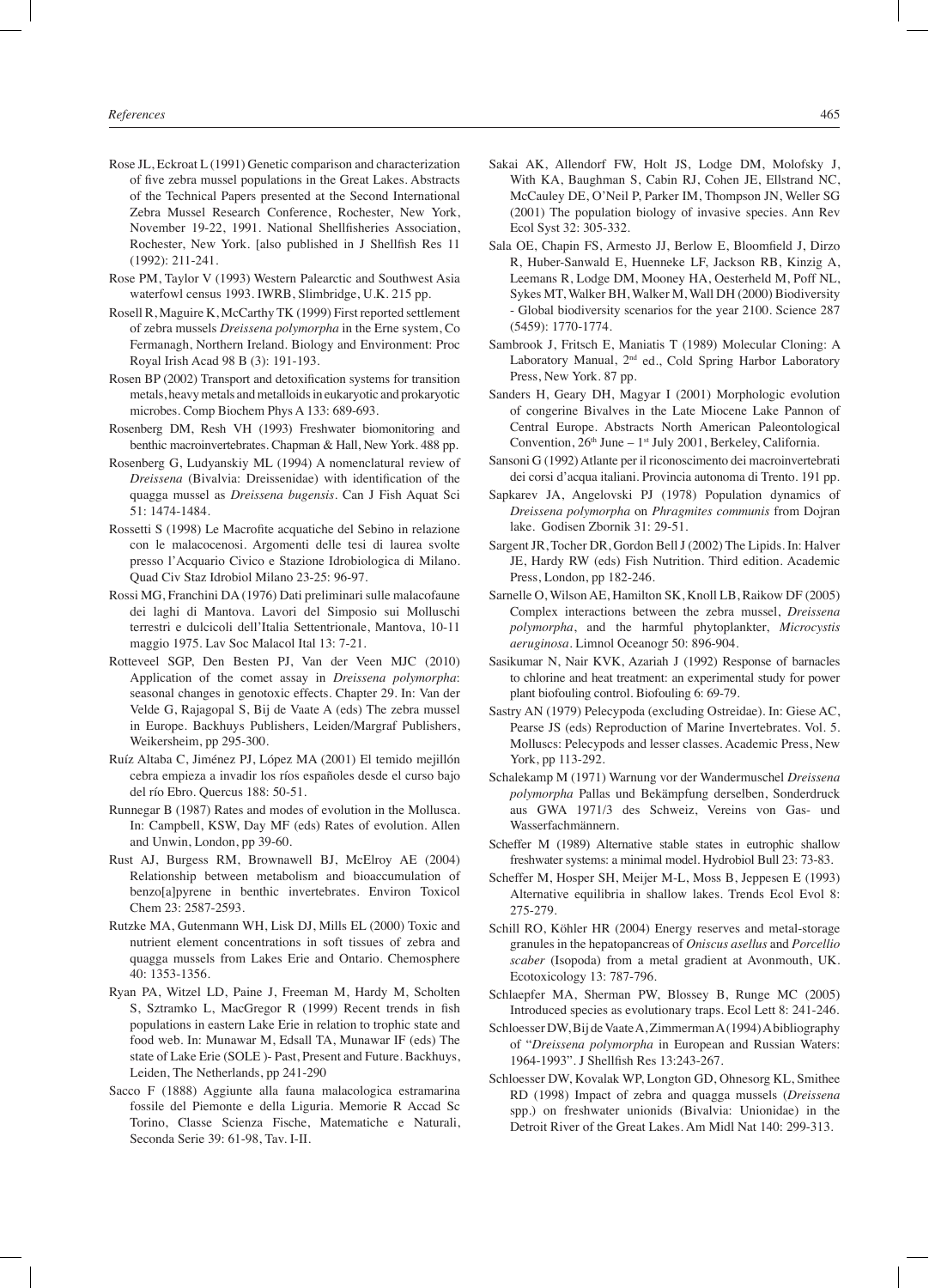Rose JL, Eckroat L (1991) Genetic comparison and characterization of five zebra mussel populations in the Great Lakes. Abstracts of the Technical Papers presented at the Second International Zebra Mussel Research Conference, Rochester, New York, November 19-22, 1991. National Shellfisheries Association, Rochester, New York. [also published in J Shellfish Res 11 (1992): 211-241.

Rose PM, Taylor V (1993) Western Palearctic and Southwest Asia waterfowl census 1993. IWRB, Slimbridge, U.K. 215 pp.

Rosell R, Maguire K, McCarthy TK (1999) First reported settlement of zebra mussels *Dreissena polymorpha* in the Erne system, Co Fermanagh, Northern Ireland. Biology and Environment: Proc Royal Irish Acad 98 B (3): 191-193.

Rosen BP (2002) Transport and detoxification systems for transition metals, heavy metals and metalloids in eukaryotic and prokaryotic microbes. Comp Biochem Phys A 133: 689-693.

Rosenberg DM, Resh VH (1993) Freshwater biomonitoring and benthic macroinvertebrates. Chapman & Hall, New York. 488 pp.

Rosenberg G, Ludyanskiy ML (1994) A nomenclatural review of *Dreissena* (Bivalvia: Dreissenidae) with identification of the quagga mussel as *Dreissena bugensis*. Can J Fish Aquat Sci 51: 1474-1484.

Rossetti S (1998) Le Macrofite acquatiche del Sebino in relazione con le malacocenosi. Argomenti delle tesi di laurea svolte presso l'Acquario Civico e Stazione Idrobiologica di Milano. Quad Civ Staz Idrobiol Milano 23-25: 96-97.

Rossi MG, Franchini DA (1976) Dati preliminari sulle malacofaune dei laghi di Mantova. Lavori del Simposio sui Molluschi terrestri e dulcicoli dell'Italia Settentrionale, Mantova, 10-11 maggio 1975. Lav Soc Malacol Ital 13: 7-21.

Rotteveel SGP, Den Besten PJ, Van der Veen MJC (2010) Application of the comet assay in *Dreissena polymorpha*: seasonal changes in genotoxic effects. Chapter 29. In: Van der Velde G, Rajagopal S, Bij de Vaate A (eds) The zebra mussel in Europe. Backhuys Publishers, Leiden/Margraf Publishers, Weikersheim, pp 295-300.

Ruíz Altaba C, Jiménez PJ, López MA (2001) El temido mejillón cebra empieza a invadir los ríos españoles desde el curso bajo del río Ebro. Quercus 188: 50-51.

Runnegar B (1987) Rates and modes of evolution in the Mollusca. In: Campbell, KSW, Day MF (eds) Rates of evolution. Allen and Unwin, London, pp 39-60.

Rust AJ, Burgess RM, Brownawell BJ, McElroy AE (2004) Relationship between metabolism and bioaccumulation of benzo[a]pyrene in benthic invertebrates. Environ Toxicol Chem 23: 2587-2593.

Rutzke MA, Gutenmann WH, Lisk DJ, Mills EL (2000) Toxic and nutrient element concentrations in soft tissues of zebra and quagga mussels from Lakes Erie and Ontario. Chemosphere 40: 1353-1356.

Ryan PA, Witzel LD, Paine J, Freeman M, Hardy M, Scholten S, Sztramko L, MacGregor R (1999) Recent trends in fish populations in eastern Lake Erie in relation to trophic state and food web. In: Munawar M, Edsall TA, Munawar IF (eds) The state of Lake Erie (SOLE )- Past, Present and Future. Backhuys, Leiden, The Netherlands, pp 241-290

Sacco F (1888) Aggiunte alla fauna malacologica estramarina fossile del Piemonte e della Liguria. Memorie R Accad Sc Torino, Classe Scienza Fische, Matematiche e Naturali, Seconda Serie 39: 61-98, Tav. I-II.

Sakai AK, Allendorf FW, Holt JS, Lodge DM, Molofsky J, With KA, Baughman S, Cabin RJ, Cohen JE, Ellstrand NC, McCauley DE, O'Neil P, Parker IM, Thompson JN, Weller SG (2001) The population biology of invasive species. Ann Rev Ecol Syst 32: 305-332.

Sala OE, Chapin FS, Armesto JJ, Berlow E, Bloomfield J, Dirzo R, Huber-Sanwald E, Huenneke LF, Jackson RB, Kinzig A, Leemans R, Lodge DM, Mooney HA, Oesterheld M, Poff NL, Sykes MT, Walker BH, Walker M, Wall DH (2000) Biodiversity - Global biodiversity scenarios for the year 2100. Science 287 (5459): 1770-1774.

Sambrook J, Fritsch E, Maniatis T (1989) Molecular Cloning: A Laboratory Manual, 2nd ed., Cold Spring Harbor Laboratory Press, New York. 87 pp.

Sanders H, Geary DH, Magyar I (2001) Morphologic evolution of congerine Bivalves in the Late Miocene Lake Pannon of Central Europe. Abstracts North American Paleontological Convention, 26th June – 1st July 2001, Berkeley, California.

Sansoni G (1992) Atlante per il riconoscimento dei macroinvertebrati dei corsi d'acqua italiani. Provincia autonoma di Trento. 191 pp.

Sapkarev JA, Angelovski PJ (1978) Population dynamics of *Dreissena polymorpha* on *Phragmites communis* from Dojran lake. Godisen Zbornik 31: 29-51.

Sargent JR, Tocher DR, Gordon Bell J (2002) The Lipids. In: Halver JE, Hardy RW (eds) Fish Nutrition. Third edition. Academic Press, London, pp 182-246.

Sarnelle O, Wilson AE, Hamilton SK, Knoll LB, Raikow DF (2005) Complex interactions between the zebra mussel, *Dreissena polymorpha*, and the harmful phytoplankter, *Microcystis aeruginosa*. Limnol Oceanogr 50: 896-904.

Sasikumar N, Nair KVK, Azariah J (1992) Response of barnacles to chlorine and heat treatment: an experimental study for power plant biofouling control. Biofouling 6: 69-79.

Sastry AN (1979) Pelecypoda (excluding Ostreidae). In: Giese AC, Pearse JS (eds) Reproduction of Marine Invertebrates. Vol. 5. Molluscs: Pelecypods and lesser classes. Academic Press, New York, pp 113-292.

Schalekamp M (1971) Warnung vor der Wandermuschel *Dreissena polymorpha* Pallas und Bekämpfung derselben, Sonderdruck aus GWA 1971/3 des Schweiz, Vereins von Gas- und Wasserfachmännern.

Scheffer M (1989) Alternative stable states in eutrophic shallow freshwater systems: a minimal model. Hydrobiol Bull 23: 73-83.

Scheffer M, Hosper SH, Meijer M-L, Moss B, Jeppesen E (1993) Alternative equilibria in shallow lakes. Trends Ecol Evol 8: 275-279.

Schill RO, Köhler HR (2004) Energy reserves and metal-storage granules in the hepatopancreas of *Oniscus asellus* and *Porcellio scaber* (Isopoda) from a metal gradient at Avonmouth, UK. Ecotoxicology 13: 787-796.

Schlaepfer MA, Sherman PW, Blossey B, Runge MC (2005) Introduced species as evolutionary traps. Ecol Lett 8: 241-246.

Schloesser DW, Bij de Vaate A, Zimmerman A (1994) A bibliography of "*Dreissena polymorpha* in European and Russian Waters: 1964-1993". J Shellfish Res 13:243-267.

Schloesser DW, Kovalak WP, Longton GD, Ohnesorg KL, Smithee RD (1998) Impact of zebra and quagga mussels (*Dreissena* spp.) on freshwater unionids (Bivalvia: Unionidae) in the Detroit River of the Great Lakes. Am Midl Nat 140: 299-313.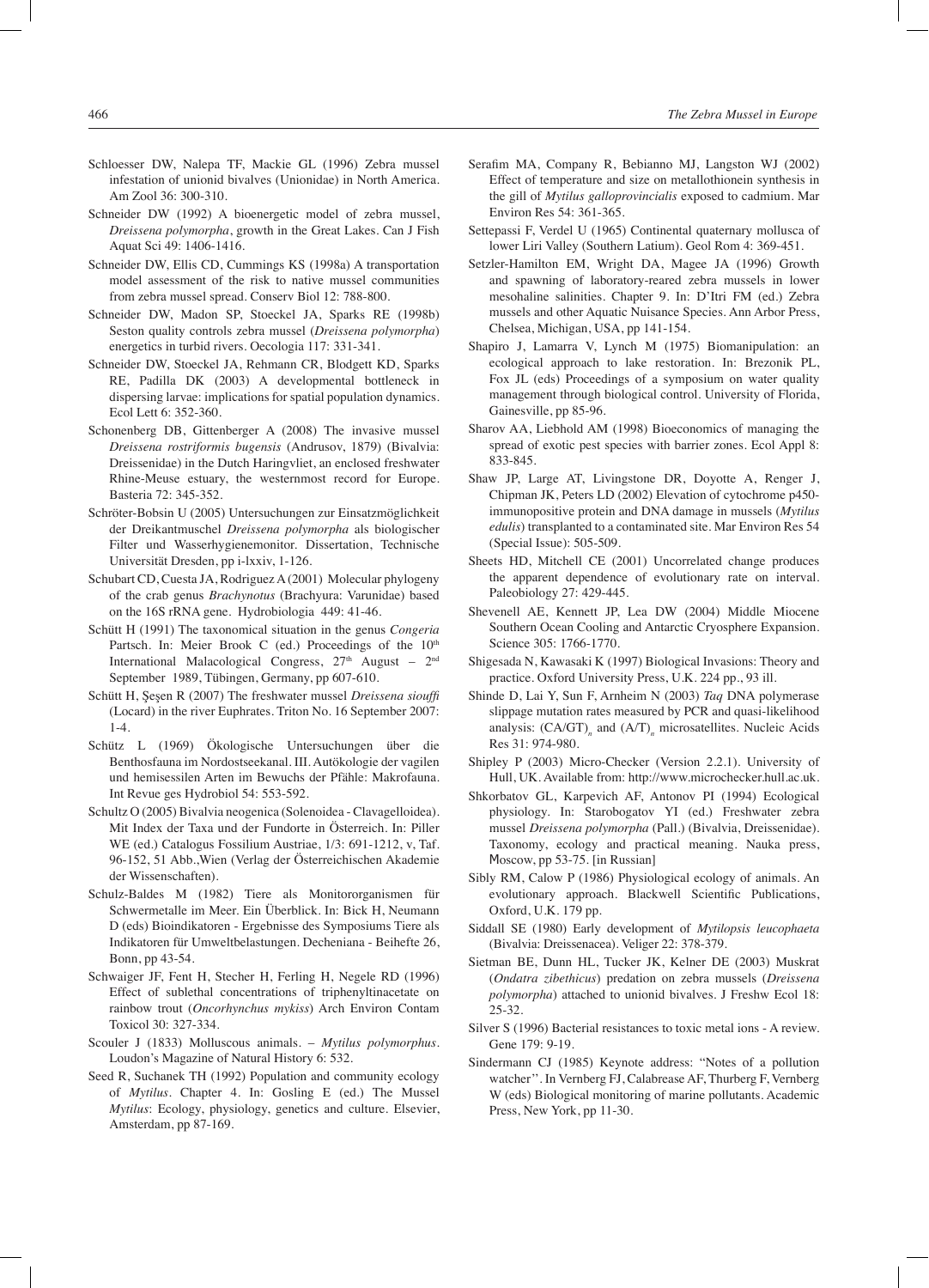Schloesser DW, Nalepa TF, Mackie GL (1996) Zebra mussel infestation of unionid bivalves (Unionidae) in North America. Am Zool 36: 300-310.

Schneider DW (1992) A bioenergetic model of zebra mussel, *Dreissena polymorpha*, growth in the Great Lakes. Can J Fish Aquat Sci 49: 1406-1416.

Schneider DW, Ellis CD, Cummings KS (1998a) A transportation model assessment of the risk to native mussel communities from zebra mussel spread. Conserv Biol 12: 788-800.

Schneider DW, Madon SP, Stoeckel JA, Sparks RE (1998b) Seston quality controls zebra mussel (*Dreissena polymorpha*) energetics in turbid rivers. Oecologia 117: 331-341.

Schneider DW, Stoeckel JA, Rehmann CR, Blodgett KD, Sparks RE, Padilla DK (2003) A developmental bottleneck in dispersing larvae: implications for spatial population dynamics. Ecol Lett 6: 352-360.

Schonenberg DB, Gittenberger A (2008) The invasive mussel *Dreissena rostriformis bugensis* (Andrusov, 1879) (Bivalvia: Dreissenidae) in the Dutch Haringvliet, an enclosed freshwater Rhine-Meuse estuary, the westernmost record for Europe. Basteria 72: 345-352.

Schröter-Bobsin U (2005) Untersuchungen zur Einsatzmöglichkeit der Dreikantmuschel *Dreissena polymorpha* als biologischer Filter und Wasserhygienemonitor. Dissertation, Technische Universität Dresden, pp i-lxxiv, 1-126.

Schubart CD, Cuesta JA, Rodriguez A (2001) Molecular phylogeny of the crab genus *Brachynotus* (Brachyura: Varunidae) based on the 16S rRNA gene. Hydrobiologia 449: 41-46.

Schütt H (1991) The taxonomical situation in the genus *Congeria* Partsch. In: Meier Brook C (ed.) Proceedings of the 10th International Malacological Congress, 27th August – 2nd September 1989, Tübingen, Germany, pp 607-610.

Schütt H, Şeşen R (2007) The freshwater mussel *Dreissena siouffi* (Locard) in the river Euphrates. Triton No. 16 September 2007: 1-4.

Schütz L (1969) Ökologische Untersuchungen über die Benthosfauna im Nordostseekanal. III. Autökologie der vagilen und hemisessilen Arten im Bewuchs der Pfähle: Makrofauna. Int Revue ges Hydrobiol 54: 553-592.

Schultz O (2005) Bivalvia neogenica (Solenoidea - Clavagelloidea). Mit Index der Taxa und der Fundorte in Österreich. In: Piller WE (ed.) Catalogus Fossilium Austriae, 1/3: 691-1212, v, Taf. 96-152, 51 Abb.,Wien (Verlag der Österreichischen Akademie der Wissenschaften).

Schulz-Baldes M (1982) Tiere als Monitororganismen für Schwermetalle im Meer. Ein Überblick. In: Bick H, Neumann D (eds) Bioindikatoren - Ergebnisse des Symposiums Tiere als Indikatoren für Umweltbelastungen. Decheniana - Beihefte 26, Bonn, pp 43-54.

Schwaiger JF, Fent H, Stecher H, Ferling H, Negele RD (1996) Effect of sublethal concentrations of triphenyltinacetate on rainbow trout (*Oncorhynchus mykiss*) Arch Environ Contam Toxicol 30: 327-334.

Scouler J (1833) Molluscous animals. – *Mytilus polymorphus*. Loudon's Magazine of Natural History 6: 532.

Seed R, Suchanek TH (1992) Population and community ecology of *Mytilus*. Chapter 4. In: Gosling E (ed.) The Mussel *Mytilus*: Ecology, physiology, genetics and culture. Elsevier, Amsterdam, pp 87-169.

Serafim MA, Company R, Bebianno MJ, Langston WJ (2002) Effect of temperature and size on metallothionein synthesis in the gill of *Mytilus galloprovincialis* exposed to cadmium. Mar Environ Res 54: 361-365.

Settepassi F, Verdel U (1965) Continental quaternary mollusca of lower Liri Valley (Southern Latium). Geol Rom 4: 369-451.

Setzler-Hamilton EM, Wright DA, Magee JA (1996) Growth and spawning of laboratory-reared zebra mussels in lower mesohaline salinities. Chapter 9. In: D'Itri FM (ed.) Zebra mussels and other Aquatic Nuisance Species. Ann Arbor Press, Chelsea, Michigan, USA, pp 141-154.

Shapiro J, Lamarra V, Lynch M (1975) Biomanipulation: an ecological approach to lake restoration. In: Brezonik PL, Fox JL (eds) Proceedings of a symposium on water quality management through biological control. University of Florida, Gainesville, pp 85-96.

Sharov AA, Liebhold AM (1998) Bioeconomics of managing the spread of exotic pest species with barrier zones. Ecol Appl 8: 833-845.

Shaw JP, Large AT, Livingstone DR, Doyotte A, Renger J, Chipman JK, Peters LD (2002) Elevation of cytochrome p450-immunopositive protein and DNA damage in mussels (*Mytilus edulis*) transplanted to a contaminated site. Mar Environ Res 54 (Special Issue): 505-509.

Sheets HD, Mitchell CE (2001) Uncorrelated change produces the apparent dependence of evolutionary rate on interval. Paleobiology 27: 429-445.

Shevenell AE, Kennett JP, Lea DW (2004) Middle Miocene Southern Ocean Cooling and Antarctic Cryosphere Expansion. Science 305: 1766-1770.

Shigesada N, Kawasaki K (1997) Biological Invasions: Theory and practice. Oxford University Press, U.K. 224 pp., 93 ill.

Shinde D, Lai Y, Sun F, Arnheim N (2003) *Taq* DNA polymerase slippage mutation rates measured by PCR and quasi-likelihood analysis: $(CA/GT)_n$ and $(A/T)_n$ microsatellites. Nucleic Acids Res 31: 974-980.

Shipley P (2003) Micro-Checker (Version 2.2.1). University of Hull, UK. Available from: http://www.microchecker.hull.ac.uk.

Shkorbatov GL, Karpevich AF, Antonov PI (1994) Ecological physiology. In: Starobogatov YI (ed.) Freshwater zebra mussel *Dreissena polymorpha* (Pall.) (Bivalvia, Dreissenidae). Taxonomy, ecology and practical meaning. Nauka press, Moscow, pp 53-75. [in Russian]

Sibly RM, Calow P (1986) Physiological ecology of animals. An evolutionary approach. Blackwell Scientific Publications, Oxford, U.K. 179 pp.

Siddall SE (1980) Early development of *Mytilopsis leucophaeta* (Bivalvia: Dreissenacea). Veliger 22: 378-379.

Sietman BE, Dunn HL, Tucker JK, Kelner DE (2003) Muskrat (*Ondatra zibethicus*) predation on zebra mussels (*Dreissena polymorpha*) attached to unionid bivalves. J Freshw Ecol 18: 25-32.

Silver S (1996) Bacterial resistances to toxic metal ions - A review. Gene 179: 9-19.

Sindermann CJ (1985) Keynote address: "Notes of a pollution watcher''. In Vernberg FJ, Calabrease AF, Thurberg F, Vernberg W (eds) Biological monitoring of marine pollutants. Academic Press, New York, pp 11-30.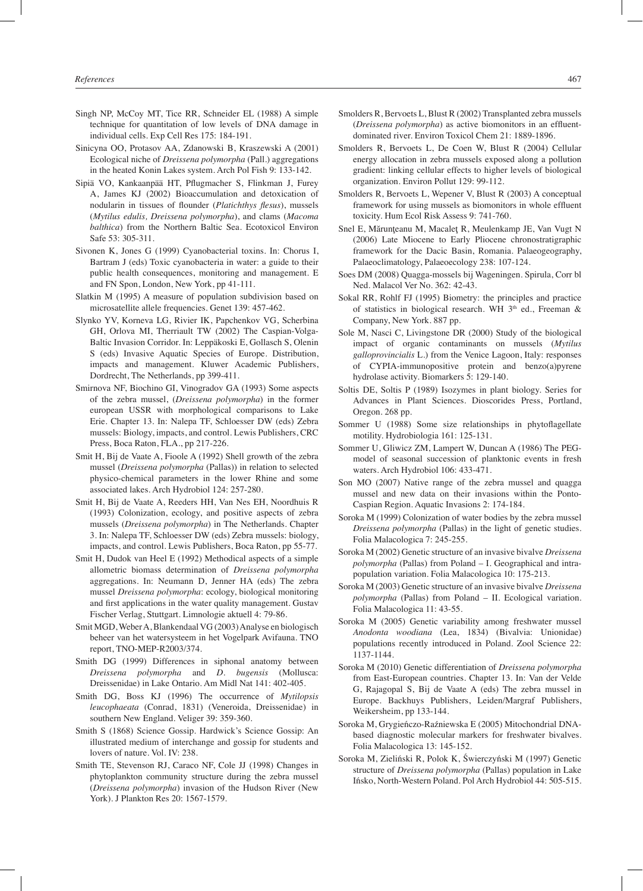Singh NP, McCoy MT, Tice RR, Schneider EL (1988) A simple technique for quantitation of low levels of DNA damage in individual cells. Exp Cell Res 175: 184-191.

Sinicyna OO, Protasov AA, Zdanowski B, Kraszewski A (2001) Ecological niche of *Dreissena polymorpha* (Pall.) aggregations in the heated Konin Lakes system. Arch Pol Fish 9: 133-142.

Sipiä VO, Kankaanpää HT, Pflugmacher S, Flinkman J, Furey A, James KJ (2002) Bioaccumulation and detoxication of nodularin in tissues of flounder (*Platichthys flesus*), mussels (*Mytilus edulis, Dreissena polymorpha*), and clams (*Macoma balthica*) from the Northern Baltic Sea. Ecotoxicol Environ Safe 53: 305-311.

Sivonen K, Jones G (1999) Cyanobacterial toxins. In: Chorus I, Bartram J (eds) Toxic cyanobacteria in water: a guide to their public health consequences, monitoring and management. E and FN Spon, London, New York, pp 41-111.

Slatkin M (1995) A measure of population subdivision based on microsatellite allele frequencies. Genet 139: 457-462.

Slynko YV, Korneva LG, Rivier IK, Papchenkov VG, Scherbina GH, Orlova MI, Therriault TW (2002) The Caspian-Volga-Baltic Invasion Corridor. In: Leppäkoski E, Gollasch S, Olenin S (eds) Invasive Aquatic Species of Europe. Distribution, impacts and management. Kluwer Academic Publishers, Dordrecht, The Netherlands, pp 399-411.

Smirnova NF, Biochino GI, Vinogradov GA (1993) Some aspects of the zebra mussel, (*Dreissena polymorpha*) in the former european USSR with morphological comparisons to Lake Erie. Chapter 13. In: Nalepa TF, Schloesser DW (eds) Zebra mussels: Biology, impacts, and control. Lewis Publishers, CRC Press, Boca Raton, FLA., pp 217-226.

Smit H, Bij de Vaate A, Fioole A (1992) Shell growth of the zebra mussel (*Dreissena polymorpha* (Pallas)) in relation to selected physico-chemical parameters in the lower Rhine and some associated lakes. Arch Hydrobiol 124: 257-280.

Smit H, Bij de Vaate A, Reeders HH, Van Nes EH, Noordhuis R (1993) Colonization, ecology, and positive aspects of zebra mussels (*Dreissena polymorpha*) in The Netherlands. Chapter 3. In: Nalepa TF, Schloesser DW (eds) Zebra mussels: biology, impacts, and control. Lewis Publishers, Boca Raton, pp 55-77.

Smit H, Dudok van Heel E (1992) Methodical aspects of a simple allometric biomass determination of *Dreissena polymorpha* aggregations. In: Neumann D, Jenner HA (eds) The zebra mussel *Dreissena polymorpha*: ecology, biological monitoring and first applications in the water quality management. Gustav Fischer Verlag, Stuttgart. Limnologie aktuell 4: 79-86.

Smit MGD, Weber A, Blankendaal VG (2003) Analyse en biologisch beheer van het watersysteem in het Vogelpark Avifauna. TNO report, TNO-MEP-R2003/374.

Smith DG (1999) Differences in siphonal anatomy between *Dreissena polymorpha* and *D. bugensis* (Mollusca: Dreissenidae) in Lake Ontario. Am Midl Nat 141: 402-405.

Smith DG, Boss KJ (1996) The occurrence of *Mytilopsis leucophaeata* (Conrad, 1831) (Veneroida, Dreissenidae) in southern New England. Veliger 39: 359-360.

Smith S (1868) Science Gossip. Hardwick's Science Gossip: An illustrated medium of interchange and gossip for students and lovers of nature. Vol. IV: 238.

Smith TE, Stevenson RJ, Caraco NF, Cole JJ (1998) Changes in phytoplankton community structure during the zebra mussel (*Dreissena polymorpha*) invasion of the Hudson River (New York). J Plankton Res 20: 1567-1579.

Smolders R, Bervoets L, Blust R (2002) Transplanted zebra mussels (*Dreissena polymorpha*) as active biomonitors in an effluent-dominated river. Environ Toxicol Chem 21: 1889-1896.

Smolders R, Bervoets L, De Coen W, Blust R (2004) Cellular energy allocation in zebra mussels exposed along a pollution gradient: linking cellular effects to higher levels of biological organization. Environ Pollut 129: 99-112.

Smolders R, Bervoets L, Wepener V, Blust R (2003) A conceptual framework for using mussels as biomonitors in whole effluent toxicity. Hum Ecol Risk Assess 9: 741-760.

Snel E, Mărunţeanu M, Macaleţ R, Meulenkamp JE, Van Vugt N (2006) Late Miocene to Early Pliocene chronostratigraphic framework for the Dacic Basin, Romania. Palaeogeography, Palaeoclimatology, Palaeoecology 238: 107-124.

Soes DM (2008) Quagga-mossels bij Wageningen. Spirula, Corr bl Ned. Malacol Ver No. 362: 42-43.

Sokal RR, Rohlf FJ (1995) Biometry: the principles and practice of statistics in biological research. WH 3[th] ed., Freeman & Company, New York. 887 pp.

Sole M, Nasci C, Livingstone DR (2000) Study of the biological impact of organic contaminants on mussels (*Mytilus galloprovincialis* L.) from the Venice Lagoon, Italy: responses of CYPIA-immunopositive protein and benzo(a)pyrene hydrolase activity. Biomarkers 5: 129-140.

Soltis DE, Soltis P (1989) Isozymes in plant biology. Series for Advances in Plant Sciences. Dioscorides Press, Portland, Oregon. 268 pp.

Sommer U (1988) Some size relationships in phytoflagellate motility. Hydrobiologia 161: 125-131.

Sommer U, Gliwicz ZM, Lampert W, Duncan A (1986) The PEG-model of seasonal succession of planktonic events in fresh waters. Arch Hydrobiol 106: 433-471.

Son MO (2007) Native range of the zebra mussel and quagga mussel and new data on their invasions within the Ponto-Caspian Region. Aquatic Invasions 2: 174-184.

Soroka M (1999) Colonization of water bodies by the zebra mussel *Dreissena polymorpha* (Pallas) in the light of genetic studies. Folia Malacologica 7: 245-255.

Soroka M (2002) Genetic structure of an invasive bivalve *Dreissena polymorpha* (Pallas) from Poland – I. Geographical and intra-population variation. Folia Malacologica 10: 175-213.

Soroka M (2003) Genetic structure of an invasive bivalve *Dreissena polymorpha* (Pallas) from Poland – II. Ecological variation. Folia Malacologica 11: 43-55.

Soroka M (2005) Genetic variability among freshwater mussel *Anodonta woodiana* (Lea, 1834) (Bivalvia: Unionidae) populations recently introduced in Poland. Zool Science 22: 1137-1144.

Soroka M (2010) Genetic differentiation of *Dreissena polymorpha* from East-European countries. Chapter 13. In: Van der Velde G, Rajagopal S, Bij de Vaate A (eds) The zebra mussel in Europe. Backhuys Publishers, Leiden/Margraf Publishers, Weikersheim, pp 133-144.

Soroka M, Grygieńczo-Raźniewska E (2005) Mitochondrial DNA-based diagnostic molecular markers for freshwater bivalves. Folia Malacologica 13: 145-152.

Soroka M, Zieliński R, Polok K, Świerczyński M (1997) Genetic structure of *Dreissena polymorpha* (Pallas) population in Lake Ińsko, North-Western Poland. Pol Arch Hydrobiol 44: 505-515.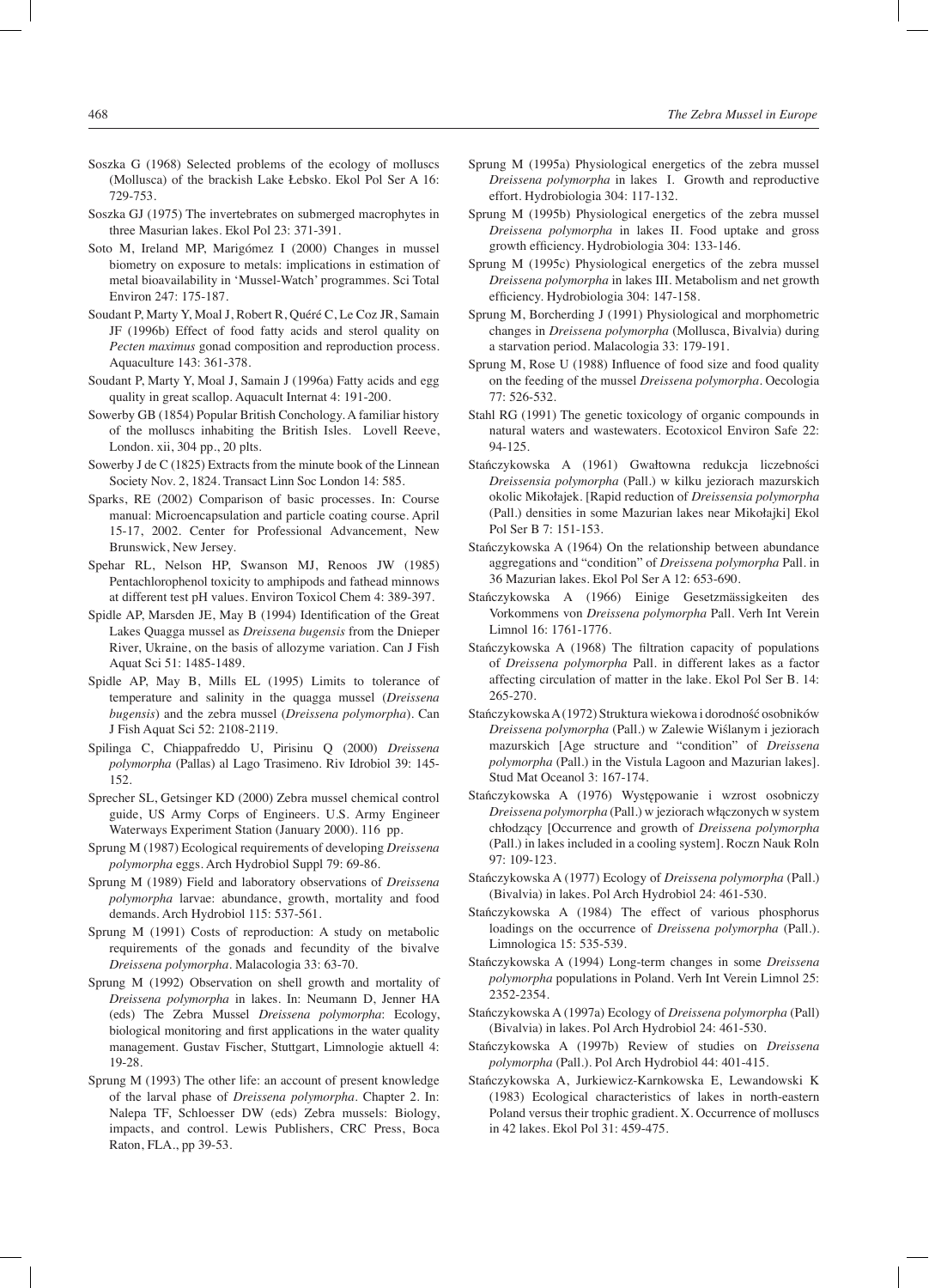Soszka G (1968) Selected problems of the ecology of molluscs (Mollusca) of the brackish Lake Łebsko. Ekol Pol Ser A 16: 729-753.

Soszka GJ (1975) The invertebrates on submerged macrophytes in three Masurian lakes. Ekol Pol 23: 371-391.

Soto M, Ireland MP, Marigómez I (2000) Changes in mussel biometry on exposure to metals: implications in estimation of metal bioavailability in 'Mussel-Watch' programmes. Sci Total Environ 247: 175-187.

Soudant P, Marty Y, Moal J, Robert R, Quéré C, Le Coz JR, Samain JF (1996b) Effect of food fatty acids and sterol quality on *Pecten maximus* gonad composition and reproduction process. Aquaculture 143: 361-378.

Soudant P, Marty Y, Moal J, Samain J (1996a) Fatty acids and egg quality in great scallop. Aquacult Internat 4: 191-200.

Sowerby GB (1854) Popular British Conchology. A familiar history of the molluscs inhabiting the British Isles. Lovell Reeve, London. xii, 304 pp., 20 plts.

Sowerby J de C (1825) Extracts from the minute book of the Linnean Society Nov. 2, 1824. Transact Linn Soc London 14: 585.

Sparks, RE (2002) Comparison of basic processes. In: Course manual: Microencapsulation and particle coating course. April 15-17, 2002. Center for Professional Advancement, New Brunswick, New Jersey.

Spehar RL, Nelson HP, Swanson MJ, Renoos JW (1985) Pentachlorophenol toxicity to amphipods and fathead minnows at different test pH values. Environ Toxicol Chem 4: 389-397.

Spidle AP, Marsden JE, May B (1994) Identification of the Great Lakes Quagga mussel as *Dreissena bugensis* from the Dnieper River, Ukraine, on the basis of allozyme variation. Can J Fish Aquat Sci 51: 1485-1489.

Spidle AP, May B, Mills EL (1995) Limits to tolerance of temperature and salinity in the quagga mussel (*Dreissena bugensis*) and the zebra mussel (*Dreissena polymorpha*). Can J Fish Aquat Sci 52: 2108-2119.

Spilinga C, Chiappafreddo U, Pirisinu Q (2000) *Dreissena polymorpha* (Pallas) al Lago Trasimeno. Riv Idrobiol 39: 145-152.

Sprecher SL, Getsinger KD (2000) Zebra mussel chemical control guide, US Army Corps of Engineers. U.S. Army Engineer Waterways Experiment Station (January 2000). 116 pp.

Sprung M (1987) Ecological requirements of developing *Dreissena polymorpha* eggs. Arch Hydrobiol Suppl 79: 69-86.

Sprung M (1989) Field and laboratory observations of *Dreissena polymorpha* larvae: abundance, growth, mortality and food demands. Arch Hydrobiol 115: 537-561.

Sprung M (1991) Costs of reproduction: A study on metabolic requirements of the gonads and fecundity of the bivalve *Dreissena polymorpha*. Malacologia 33: 63-70.

Sprung M (1992) Observation on shell growth and mortality of *Dreissena polymorpha* in lakes. In: Neumann D, Jenner HA (eds) The Zebra Mussel *Dreissena polymorpha*: Ecology, biological monitoring and first applications in the water quality management. Gustav Fischer, Stuttgart, Limnologie aktuell 4: 19-28.

Sprung M (1993) The other life: an account of present knowledge of the larval phase of *Dreissena polymorpha*. Chapter 2. In: Nalepa TF, Schloesser DW (eds) Zebra mussels: Biology, impacts, and control. Lewis Publishers, CRC Press, Boca Raton, FLA., pp 39-53.

Sprung M (1995a) Physiological energetics of the zebra mussel *Dreissena polymorpha* in lakes I. Growth and reproductive effort. Hydrobiologia 304: 117-132.

Sprung M (1995b) Physiological energetics of the zebra mussel *Dreissena polymorpha* in lakes II. Food uptake and gross growth efficiency. Hydrobiologia 304: 133-146.

Sprung M (1995c) Physiological energetics of the zebra mussel *Dreissena polymorpha* in lakes III. Metabolism and net growth efficiency. Hydrobiologia 304: 147-158.

Sprung M, Borcherding J (1991) Physiological and morphometric changes in *Dreissena polymorpha* (Mollusca, Bivalvia) during a starvation period. Malacologia 33: 179-191.

Sprung M, Rose U (1988) Influence of food size and food quality on the feeding of the mussel *Dreissena polymorpha*. Oecologia 77: 526-532.

Stahl RG (1991) The genetic toxicology of organic compounds in natural waters and wastewaters. Ecotoxicol Environ Safe 22: 94-125.

Stańczykowska A (1961) Gwałtowna redukcja liczebności *Dreissensia polymorpha* (Pall.) w kilku jeziorach mazurskich okolic Mikołajek. [Rapid reduction of *Dreissensia polymorpha* (Pall.) densities in some Mazurian lakes near Mikołajki] Ekol Pol Ser B 7: 151-153.

Stańczykowska A (1964) On the relationship between abundance aggregations and "condition" of *Dreissena polymorpha* Pall. in 36 Mazurian lakes. Ekol Pol Ser A 12: 653-690.

Stańczykowska A (1966) Einige Gesetzmässigkeiten des Vorkommens von *Dreissena polymorpha* Pall. Verh Int Verein Limnol 16: 1761-1776.

Stańczykowska A (1968) The filtration capacity of populations of *Dreissena polymorpha* Pall. in different lakes as a factor affecting circulation of matter in the lake. Ekol Pol Ser B. 14: 265-270.

Stańczykowska A (1972) Struktura wiekowa i dorodność osobników *Dreissena polymorpha* (Pall.) w Zalewie Wiślanym i jeziorach mazurskich [Age structure and "condition" of *Dreissena polymorpha* (Pall.) in the Vistula Lagoon and Mazurian lakes]. Stud Mat Oceanol 3: 167-174.

Stańczykowska A (1976) Występowanie i wzrost osobniczy *Dreissena polymorpha* (Pall.) w jeziorach włączonych w system chłodzący [Occurrence and growth of *Dreissena polymorpha* (Pall.) in lakes included in a cooling system]. Roczn Nauk Roln 97: 109-123.

Stańczykowska A (1977) Ecology of *Dreissena polymorpha* (Pall.) (Bivalvia) in lakes. Pol Arch Hydrobiol 24: 461-530.

Stańczykowska A (1984) The effect of various phosphorus loadings on the occurrence of *Dreissena polymorpha* (Pall.). Limnologica 15: 535-539.

Stańczykowska A (1994) Long-term changes in some *Dreissena polymorpha* populations in Poland. Verh Int Verein Limnol 25: 2352-2354.

Stańczykowska A (1997a) Ecology of *Dreissena polymorpha* (Pall) (Bivalvia) in lakes. Pol Arch Hydrobiol 24: 461-530.

Stańczykowska A (1997b) Review of studies on *Dreissena polymorpha* (Pall.). Pol Arch Hydrobiol 44: 401-415.

Stańczykowska A, Jurkiewicz-Karnkowska E, Lewandowski K (1983) Ecological characteristics of lakes in north-eastern Poland versus their trophic gradient. X. Occurrence of molluscs in 42 lakes. Ekol Pol 31: 459-475.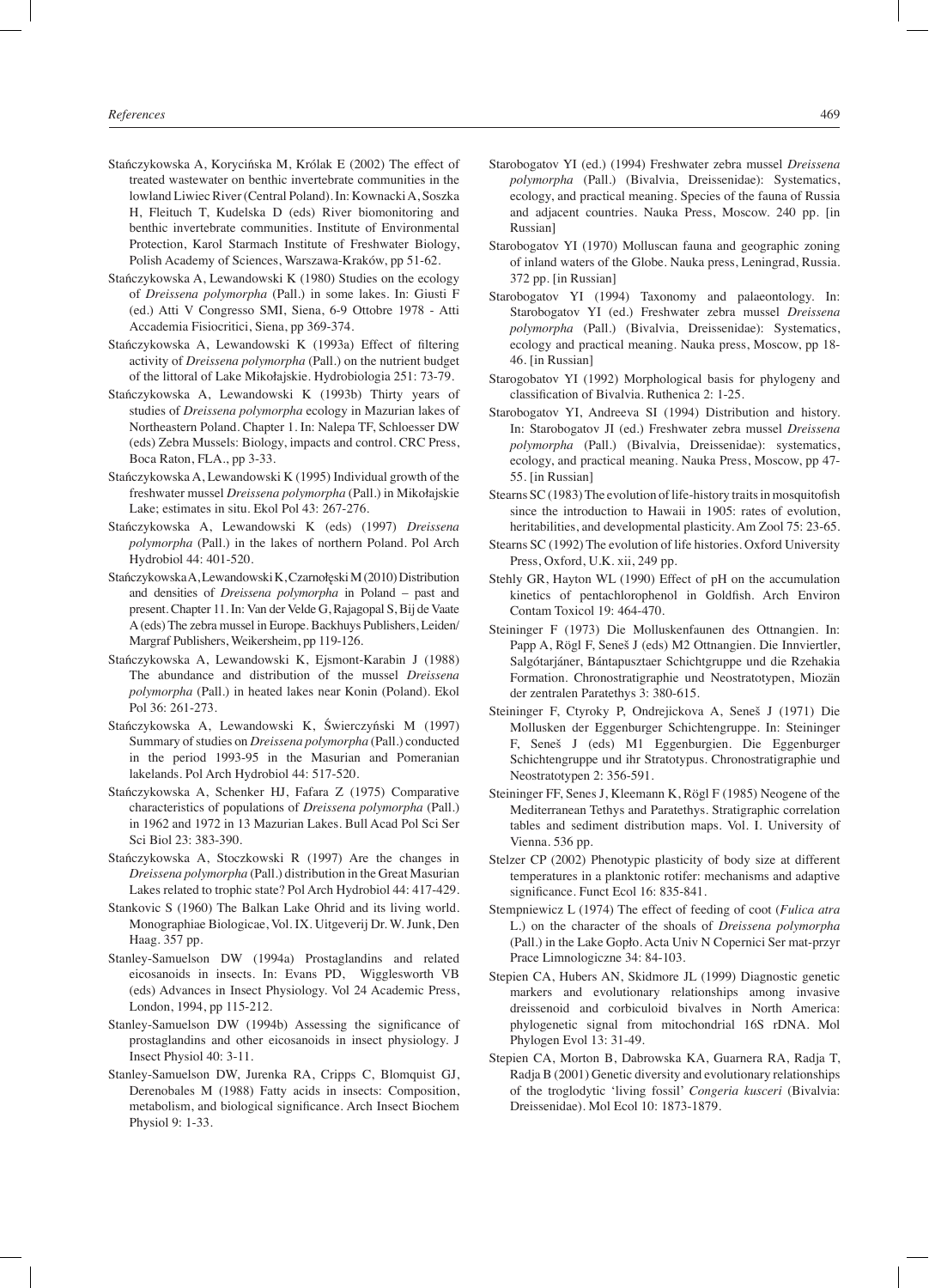Stańczykowska A, Korycińska M, Królak E (2002) The effect of treated wastewater on benthic invertebrate communities in the lowland Liwiec River (Central Poland). In: Kownacki A, Soszka H, Fleituch T, Kudelska D (eds) River biomonitoring and benthic invertebrate communities. Institute of Environmental Protection, Karol Starmach Institute of Freshwater Biology, Polish Academy of Sciences, Warszawa-Kraków, pp 51-62.

Stańczykowska A, Lewandowski K (1980) Studies on the ecology of *Dreissena polymorpha* (Pall.) in some lakes. In: Giusti F (ed.) Atti V Congresso SMI, Siena, 6-9 Ottobre 1978 - Atti Accademia Fisiocritici, Siena, pp 369-374.

Stańczykowska A, Lewandowski K (1993a) Effect of filtering activity of *Dreissena polymorpha* (Pall.) on the nutrient budget of the littoral of Lake Mikołajskie. Hydrobiologia 251: 73-79.

Stańczykowska A, Lewandowski K (1993b) Thirty years of studies of *Dreissena polymorpha* ecology in Mazurian lakes of Northeastern Poland. Chapter 1. In: Nalepa TF, Schloesser DW (eds) Zebra Mussels: Biology, impacts and control. CRC Press, Boca Raton, FLA., pp 3-33.

Stańczykowska A, Lewandowski K (1995) Individual growth of the freshwater mussel *Dreissena polymorpha* (Pall.) in Mikołajskie Lake; estimates in situ. Ekol Pol 43: 267-276.

Stańczykowska A, Lewandowski K (eds) (1997) *Dreissena polymorpha* (Pall.) in the lakes of northern Poland. Pol Arch Hydrobiol 44: 401-520.

Stańczykowska A, Lewandowski K, Czarnołęski M (2010) Distribution and densities of *Dreissena polymorpha* in Poland – past and present. Chapter 11. In: Van der Velde G, Rajagopal S, Bij de Vaate A (eds) The zebra mussel in Europe. Backhuys Publishers, Leiden/ Margraf Publishers, Weikersheim, pp 119-126.

Stańczykowska A, Lewandowski K, Ejsmont-Karabin J (1988) The abundance and distribution of the mussel *Dreissena polymorpha* (Pall.) in heated lakes near Konin (Poland). Ekol Pol 36: 261-273.

Stańczykowska A, Lewandowski K, Świerczyński M (1997) Summary of studies on *Dreissena polymorpha* (Pall.) conducted in the period 1993-95 in the Masurian and Pomeranian lakelands. Pol Arch Hydrobiol 44: 517-520.

Stańczykowska A, Schenker HJ, Fafara Z (1975) Comparative characteristics of populations of *Dreissena polymorpha* (Pall.) in 1962 and 1972 in 13 Mazurian Lakes. Bull Acad Pol Sci Ser Sci Biol 23: 383-390.

Stańczykowska A, Stoczkowski R (1997) Are the changes in *Dreissena polymorpha* (Pall.) distribution in the Great Masurian Lakes related to trophic state? Pol Arch Hydrobiol 44: 417-429.

Stankovic S (1960) The Balkan Lake Ohrid and its living world. Monographiae Biologicae, Vol. IX. Uitgeverij Dr. W. Junk, Den Haag. 357 pp.

Stanley-Samuelson DW (1994a) Prostaglandins and related eicosanoids in insects. In: Evans PD, Wigglesworth VB (eds) Advances in Insect Physiology. Vol 24 Academic Press, London, 1994, pp 115-212.

Stanley-Samuelson DW (1994b) Assessing the significance of prostaglandins and other eicosanoids in insect physiology. J Insect Physiol 40: 3-11.

Stanley-Samuelson DW, Jurenka RA, Cripps C, Blomquist GJ, Derenobales M (1988) Fatty acids in insects: Composition, metabolism, and biological significance. Arch Insect Biochem Physiol 9: 1-33.

Starobogatov YI (ed.) (1994) Freshwater zebra mussel *Dreissena polymorpha* (Pall.) (Bivalvia, Dreissenidae): Systematics, ecology, and practical meaning. Species of the fauna of Russia and adjacent countries. Nauka Press, Moscow. 240 pp. [in Russian]

Starobogatov YI (1970) Molluscan fauna and geographic zoning of inland waters of the Globe. Nauka press, Leningrad, Russia. 372 pp. [in Russian]

Starobogatov YI (1994) Taxonomy and palaeontology. In: Starobogatov YI (ed.) Freshwater zebra mussel *Dreissena polymorpha* (Pall.) (Bivalvia, Dreissenidae): Systematics, ecology and practical meaning. Nauka press, Moscow, pp 18-46. [in Russian]

Starogobatov YI (1992) Morphological basis for phylogeny and classification of Bivalvia. Ruthenica 2: 1-25.

Starobogatov YI, Andreeva SI (1994) Distribution and history. In: Starobogatov JI (ed.) Freshwater zebra mussel *Dreissena polymorpha* (Pall.) (Bivalvia, Dreissenidae): systematics, ecology, and practical meaning. Nauka Press, Moscow, pp 47-55. [in Russian]

Stearns SC (1983) The evolution of life-history traits in mosquitofish since the introduction to Hawaii in 1905: rates of evolution, heritabilities, and developmental plasticity. Am Zool 75: 23-65.

Stearns SC (1992) The evolution of life histories. Oxford University Press, Oxford, U.K. xii, 249 pp.

Stehly GR, Hayton WL (1990) Effect of pH on the accumulation kinetics of pentachlorophenol in Goldfish. Arch Environ Contam Toxicol 19: 464-470.

Steininger F (1973) Die Molluskenfaunen des Ottnangien. In: Papp A, Rögl F, Seneš J (eds) M2 Ottnangien. Die Innviertler, Salgótarjáner, Bántapusztaer Schichtgruppe und die Rzehakia Formation. Chronostratigraphie und Neostratotypen, Miozän der zentralen Paratethys 3: 380-615.

Steininger F, Ctyroky P, Ondrejickova A, Seneš J (1971) Die Mollusken der Eggenburger Schichtengruppe. In: Steininger F, Seneš J (eds) M1 Eggenburgien. Die Eggenburger Schichtengruppe und ihr Stratotypus. Chronostratigraphie und Neostratotypen 2: 356-591.

Steininger FF, Senes J, Kleemann K, Rögl F (1985) Neogene of the Mediterranean Tethys and Paratethys. Stratigraphic correlation tables and sediment distribution maps. Vol. I. University of Vienna. 536 pp.

Stelzer CP (2002) Phenotypic plasticity of body size at different temperatures in a planktonic rotifer: mechanisms and adaptive significance. Funct Ecol 16: 835-841.

Stempniewicz L (1974) The effect of feeding of coot (*Fulica atra* L.) on the character of the shoals of *Dreissena polymorpha* (Pall.) in the Lake Gopło. Acta Univ N Copernici Ser mat-przyr Prace Limnologiczne 34: 84-103.

Stepien CA, Hubers AN, Skidmore JL (1999) Diagnostic genetic markers and evolutionary relationships among invasive dreissenoid and corbiculoid bivalves in North America: phylogenetic signal from mitochondrial 16S rDNA. Mol Phylogen Evol 13: 31-49.

Stepien CA, Morton B, Dabrowska KA, Guarnera RA, Radja T, Radja B (2001) Genetic diversity and evolutionary relationships of the troglodytic 'living fossil' *Congeria kusceri* (Bivalvia: Dreissenidae). Mol Ecol 10: 1873-1879.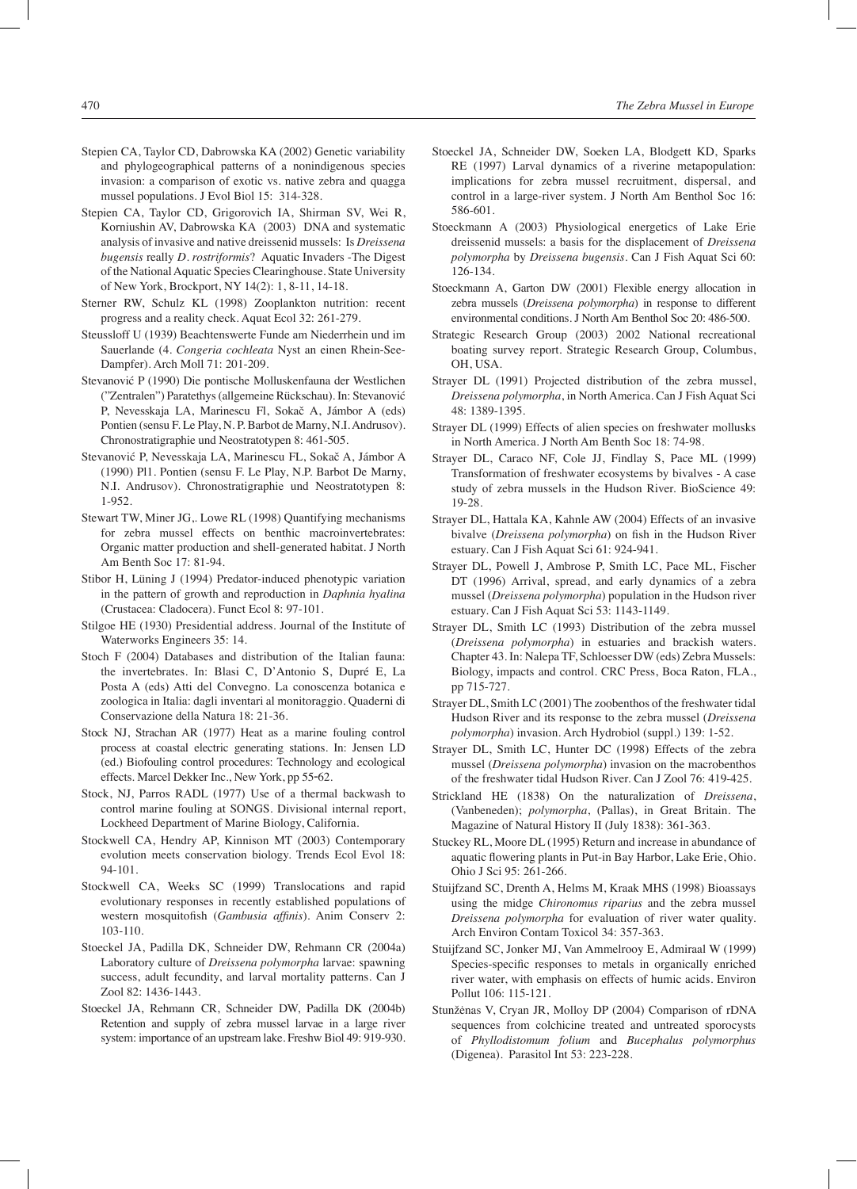Stepien CA, Taylor CD, Dabrowska KA (2002) Genetic variability and phylogeographical patterns of a nonindigenous species invasion: a comparison of exotic vs. native zebra and quagga mussel populations. J Evol Biol 15: 314-328.

Stepien CA, Taylor CD, Grigorovich IA, Shirman SV, Wei R, Korniushin AV, Dabrowska KA (2003) DNA and systematic analysis of invasive and native dreissenid mussels: Is *Dreissena bugensis* really *D. rostriformis*? Aquatic Invaders -The Digest of the National Aquatic Species Clearinghouse. State University of New York, Brockport, NY 14(2): 1, 8-11, 14-18.

Sterner RW, Schulz KL (1998) Zooplankton nutrition: recent progress and a reality check. Aquat Ecol 32: 261-279.

Steussloff U (1939) Beachtenswerte Funde am Niederrhein und im Sauerlande (4. *Congeria cochleata* Nyst an einen Rhein-See-Dampfer). Arch Moll 71: 201-209.

Stevanović P (1990) Die pontische Molluskenfauna der Westlichen ("Zentralen") Paratethys (allgemeine Rückschau). In: Stevanović P, Nevesskaja LA, Marinescu Fl, Sokač A, Jámbor A (eds) Pontien (sensu F. Le Play, N. P. Barbot de Marny, N.I. Andrusov). Chronostratigraphie und Neostratotypen 8: 461-505.

Stevanović P, Nevesskaja LA, Marinescu FL, Sokač A, Jámbor A (1990) Pl1. Pontien (sensu F. Le Play, N.P. Barbot De Marny, N.I. Andrusov). Chronostratigraphie und Neostratotypen 8: 1-952.

Stewart TW, Miner JG,. Lowe RL (1998) Quantifying mechanisms for zebra mussel effects on benthic macroinvertebrates: Organic matter production and shell-generated habitat. J North Am Benth Soc 17: 81-94.

Stibor H, Lüning J (1994) Predator-induced phenotypic variation in the pattern of growth and reproduction in *Daphnia hyalina* (Crustacea: Cladocera). Funct Ecol 8: 97-101.

Stilgoe HE (1930) Presidential address. Journal of the Institute of Waterworks Engineers 35: 14.

Stoch F (2004) Databases and distribution of the Italian fauna: the invertebrates. In: Blasi C, D'Antonio S, Dupré E, La Posta A (eds) Atti del Convegno. La conoscenza botanica e zoologica in Italia: dagli inventari al monitoraggio. Quaderni di Conservazione della Natura 18: 21-36.

Stock NJ, Strachan AR (1977) Heat as a marine fouling control process at coastal electric generating stations. In: Jensen LD (ed.) Biofouling control procedures: Technology and ecological effects. Marcel Dekker Inc., New York, pp 55-62.

Stock, NJ, Parros RADL (1977) Use of a thermal backwash to control marine fouling at SONGS. Divisional internal report, Lockheed Department of Marine Biology, California.

Stockwell CA, Hendry AP, Kinnison MT (2003) Contemporary evolution meets conservation biology. Trends Ecol Evol 18: 94-101.

Stockwell CA, Weeks SC (1999) Translocations and rapid evolutionary responses in recently established populations of western mosquitofish (*Gambusia affinis*). Anim Conserv 2: 103-110.

Stoeckel JA, Padilla DK, Schneider DW, Rehmann CR (2004a) Laboratory culture of *Dreissena polymorpha* larvae: spawning success, adult fecundity, and larval mortality patterns. Can J Zool 82: 1436-1443.

Stoeckel JA, Rehmann CR, Schneider DW, Padilla DK (2004b) Retention and supply of zebra mussel larvae in a large river system: importance of an upstream lake. Freshw Biol 49: 919-930.

Stoeckel JA, Schneider DW, Soeken LA, Blodgett KD, Sparks RE (1997) Larval dynamics of a riverine metapopulation: implications for zebra mussel recruitment, dispersal, and control in a large-river system. J North Am Benthol Soc 16: 586-601.

Stoeckmann A (2003) Physiological energetics of Lake Erie dreissenid mussels: a basis for the displacement of *Dreissena polymorpha* by *Dreissena bugensis*. Can J Fish Aquat Sci 60: 126-134.

Stoeckmann A, Garton DW (2001) Flexible energy allocation in zebra mussels (*Dreissena polymorpha*) in response to different environmental conditions. J North Am Benthol Soc 20: 486-500.

Strategic Research Group (2003) 2002 National recreational boating survey report. Strategic Research Group, Columbus, OH, USA.

Strayer DL (1991) Projected distribution of the zebra mussel, *Dreissena polymorpha*, in North America. Can J Fish Aquat Sci 48: 1389-1395.

Strayer DL (1999) Effects of alien species on freshwater mollusks in North America. J North Am Benth Soc 18: 74-98.

Strayer DL, Caraco NF, Cole JJ, Findlay S, Pace ML (1999) Transformation of freshwater ecosystems by bivalves - A case study of zebra mussels in the Hudson River. BioScience 49: 19-28.

Strayer DL, Hattala KA, Kahnle AW (2004) Effects of an invasive bivalve (*Dreissena polymorpha*) on fish in the Hudson River estuary. Can J Fish Aquat Sci 61: 924-941.

Strayer DL, Powell J, Ambrose P, Smith LC, Pace ML, Fischer DT (1996) Arrival, spread, and early dynamics of a zebra mussel (*Dreissena polymorpha*) population in the Hudson river estuary. Can J Fish Aquat Sci 53: 1143-1149.

Strayer DL, Smith LC (1993) Distribution of the zebra mussel (*Dreissena polymorpha*) in estuaries and brackish waters. Chapter 43. In: Nalepa TF, Schloesser DW (eds) Zebra Mussels: Biology, impacts and control. CRC Press, Boca Raton, FLA., pp 715-727.

Strayer DL, Smith LC (2001) The zoobenthos of the freshwater tidal Hudson River and its response to the zebra mussel (*Dreissena polymorpha*) invasion. Arch Hydrobiol (suppl.) 139: 1-52.

Strayer DL, Smith LC, Hunter DC (1998) Effects of the zebra mussel (*Dreissena polymorpha*) invasion on the macrobenthos of the freshwater tidal Hudson River. Can J Zool 76: 419-425.

Strickland HE (1838) On the naturalization of *Dreissena*, (Vanbeneden); *polymorpha*, (Pallas), in Great Britain. The Magazine of Natural History II (July 1838): 361-363.

Stuckey RL, Moore DL (1995) Return and increase in abundance of aquatic flowering plants in Put-in Bay Harbor, Lake Erie, Ohio. Ohio J Sci 95: 261-266.

Stuijfzand SC, Drenth A, Helms M, Kraak MHS (1998) Bioassays using the midge *Chironomus riparius* and the zebra mussel *Dreissena polymorpha* for evaluation of river water quality. Arch Environ Contam Toxicol 34: 357-363.

Stuijfzand SC, Jonker MJ, Van Ammelrooy E, Admiraal W (1999) Species-specific responses to metals in organically enriched river water, with emphasis on effects of humic acids. Environ Pollut 106: 115-121.

Stunžėnas V, Cryan JR, Molloy DP (2004) Comparison of rDNA sequences from colchicine treated and untreated sporocysts of *Phyllodistomum folium* and *Bucephalus polymorphus* (Digenea). Parasitol Int 53: 223-228.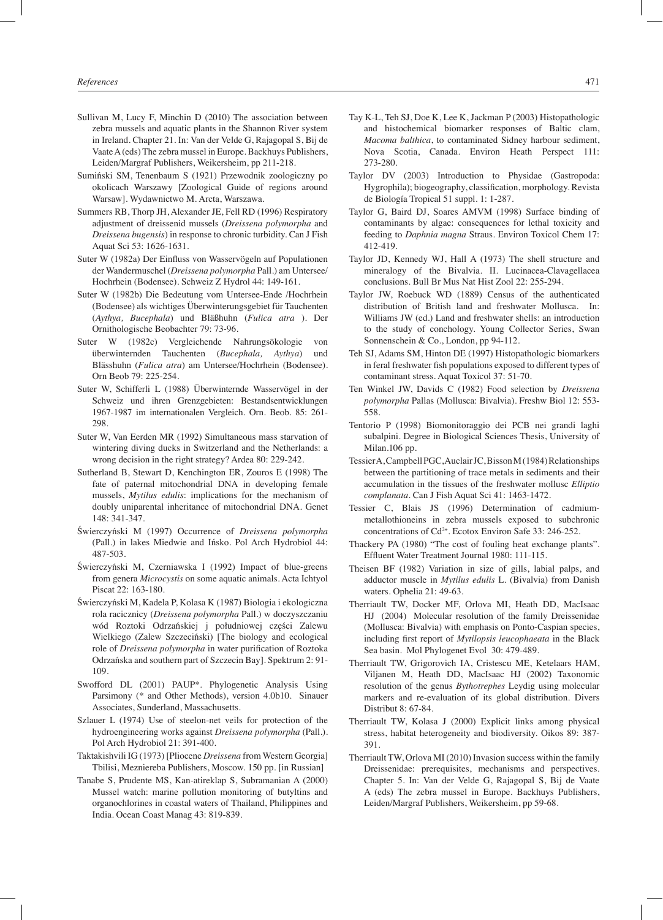Sullivan M, Lucy F, Minchin D (2010) The association between zebra mussels and aquatic plants in the Shannon River system in Ireland. Chapter 21. In: Van der Velde G, Rajagopal S, Bij de Vaate A (eds) The zebra mussel in Europe. Backhuys Publishers, Leiden/Margraf Publishers, Weikersheim, pp 211-218.

Sumiński SM, Tenenbaum S (1921) Przewodnik zoologiczny po okolicach Warszawy [Zoological Guide of regions around Warsaw]. Wydawnictwo M. Arcta, Warszawa.

Summers RB, Thorp JH, Alexander JE, Fell RD (1996) Respiratory adjustment of dreissenid mussels (*Dreissena polymorpha* and *Dreissena bugensis*) in response to chronic turbidity. Can J Fish Aquat Sci 53: 1626-1631.

Suter W (1982a) Der Einfluss von Wasservögeln auf Populationen der Wandermuschel (*Dreissena polymorpha* Pall.) am Untersee/ Hochrhein (Bodensee). Schweiz Z Hydrol 44: 149-161.

Suter W (1982b) Die Bedeutung von Untersee-Ende /Hochrhein (Bodensee) als wichtiges Überwinterungsgebiet für Tauchenten (*Aythya, Bucephala*) und Bläßhuhn (*Fulica atra* ). Der Ornithologische Beobachter 79: 73-96.

Suter W (1982c) Vergleichende Nahrungsökologie von überwinternden Tauchenten (*Bucephala, Aythya*) und Blässhuhn (*Fulica atra*) am Untersee/Hochrhein (Bodensee). Orn Beob 79: 225-254.

Suter W, Schifferli L (1988) Überwinternde Wasservögel in der Schweiz und ihren Grenzgebieten: Bestandsentwicklungen 1967-1987 im internationalen Vergleich. Orn. Beob. 85: 261-298.

Suter W, Van Eerden MR (1992) Simultaneous mass starvation of wintering diving ducks in Switzerland and the Netherlands: a wrong decision in the right strategy? Ardea 80: 229-242.

Sutherland B, Stewart D, Kenchington ER, Zouros E (1998) The fate of paternal mitochondrial DNA in developing female mussels, *Mytilus edulis*: implications for the mechanism of doubly uniparental inheritance of mitochondrial DNA. Genet 148: 341-347.

Świerczyński M (1997) Occurrence of *Dreissena polymorpha* (Pall.) in lakes Miedwie and Ińsko. Pol Arch Hydrobiol 44: 487-503.

Świerczyński M, Czerniawska I (1992) Impact of blue-greens from genera *Microcystis* on some aquatic animals. Acta Ichtyol Piscat 22: 163-180.

Świerczyński M, Kadela P, Kolasa K (1987) Biologia i ekologiczna rola racicznicy (*Dreissena polymorpha* Pall.) w doczyszczaniu wód Roztoki Odrzańskiej j południowej części Zalewu Wielkiego (Zalew Szczeciński) [The biology and ecological role of *Dreissena polymorpha* in water purification of Roztoka Odrzańska and southern part of Szczecin Bay]. Spektrum 2: 91-109.

Swofford DL (2001) PAUP*. Phylogenetic Analysis Using Parsimony (* and Other Methods), version 4.0b10. Sinauer Associates, Sunderland, Massachusetts.

Szlauer L (1974) Use of steelon-net veils for protection of the hydroengineering works against *Dreissena polymorpha* (Pall.). Pol Arch Hydrobiol 21: 391-400.

Taktakishvili IG (1973) [Pliocene *Dreissena* from Western Georgia] Tbilisi, Mezniereba Publishers, Moscow. 150 pp. [in Russian]

Tanabe S, Prudente MS, Kan-atireklap S, Subramanian A (2000) Mussel watch: marine pollution monitoring of butyltins and organochlorines in coastal waters of Thailand, Philippines and India. Ocean Coast Manag 43: 819-839.

Tay K-L, Teh SJ, Doe K, Lee K, Jackman P (2003) Histopathologic and histochemical biomarker responses of Baltic clam, *Macoma balthica*, to contaminated Sidney harbour sediment, Nova Scotia, Canada. Environ Heath Perspect 111: 273-280.

Taylor DV (2003) Introduction to Physidae (Gastropoda: Hygrophila); biogeography, classification, morphology. Revista de Biología Tropical 51 suppl. 1: 1-287.

Taylor G, Baird DJ, Soares AMVM (1998) Surface binding of contaminants by algae: consequences for lethal toxicity and feeding to *Daphnia magna* Straus. Environ Toxicol Chem 17: 412-419.

Taylor JD, Kennedy WJ, Hall A (1973) The shell structure and mineralogy of the Bivalvia. II. Lucinacea-Clavagellacea conclusions. Bull Br Mus Nat Hist Zool 22: 255-294.

Taylor JW, Roebuck WD (1889) Census of the authenticated distribution of British land and freshwater Mollusca. In: Williams JW (ed.) Land and freshwater shells: an introduction to the study of conchology. Young Collector Series, Swan Sonnenschein & Co., London, pp 94-112.

Teh SJ, Adams SM, Hinton DE (1997) Histopathologic biomarkers in feral freshwater fish populations exposed to different types of contaminant stress. Aquat Toxicol 37: 51-70.

Ten Winkel JW, Davids C (1982) Food selection by *Dreissena polymorpha* Pallas (Mollusca: Bivalvia). Freshw Biol 12: 553-558.

Tentorio P (1998) Biomonitoraggio dei PCB nei grandi laghi subalpini. Degree in Biological Sciences Thesis, University of Milan.106 pp.

Tessier A, Campbell PGC, Auclair JC, Bisson M (1984) Relationships between the partitioning of trace metals in sediments and their accumulation in the tissues of the freshwater mollusc *Elliptio complanata*. Can J Fish Aquat Sci 41: 1463-1472.

Tessier C, Blais JS (1996) Determination of cadmium-metallothioneins in zebra mussels exposed to subchronic concentrations of $Cd^{2+}$. Ecotox Environ Safe 33: 246-252.

Thackery PA (1980) "The cost of fouling heat exchange plants". Effluent Water Treatment Journal 1980: 111-115.

Theisen BF (1982) Variation in size of gills, labial palps, and adductor muscle in *Mytilus edulis* L. (Bivalvia) from Danish waters. Ophelia 21: 49-63.

Therriault TW, Docker MF, Orlova MI, Heath DD, MacIsaac HJ (2004) Molecular resolution of the family Dreissenidae (Mollusca: Bivalvia) with emphasis on Ponto-Caspian species, including first report of *Mytilopsis leucophaeata* in the Black Sea basin. Mol Phylogenet Evol 30: 479-489.

Therriault TW, Grigorovich IA, Cristescu ME, Ketelaars HAM, Viljanen M, Heath DD, MacIsaac HJ (2002) Taxonomic resolution of the genus *Bythotrephes* Leydig using molecular markers and re-evaluation of its global distribution. Divers Distribut 8: 67-84.

Therriault TW, Kolasa J (2000) Explicit links among physical stress, habitat heterogeneity and biodiversity. Oikos 89: 387-391.

Therriault TW, Orlova MI (2010) Invasion success within the family Dreissenidae: prerequisites, mechanisms and perspectives. Chapter 5. In: Van der Velde G, Rajagopal S, Bij de Vaate A (eds) The zebra mussel in Europe. Backhuys Publishers, Leiden/Margraf Publishers, Weikersheim, pp 59-68.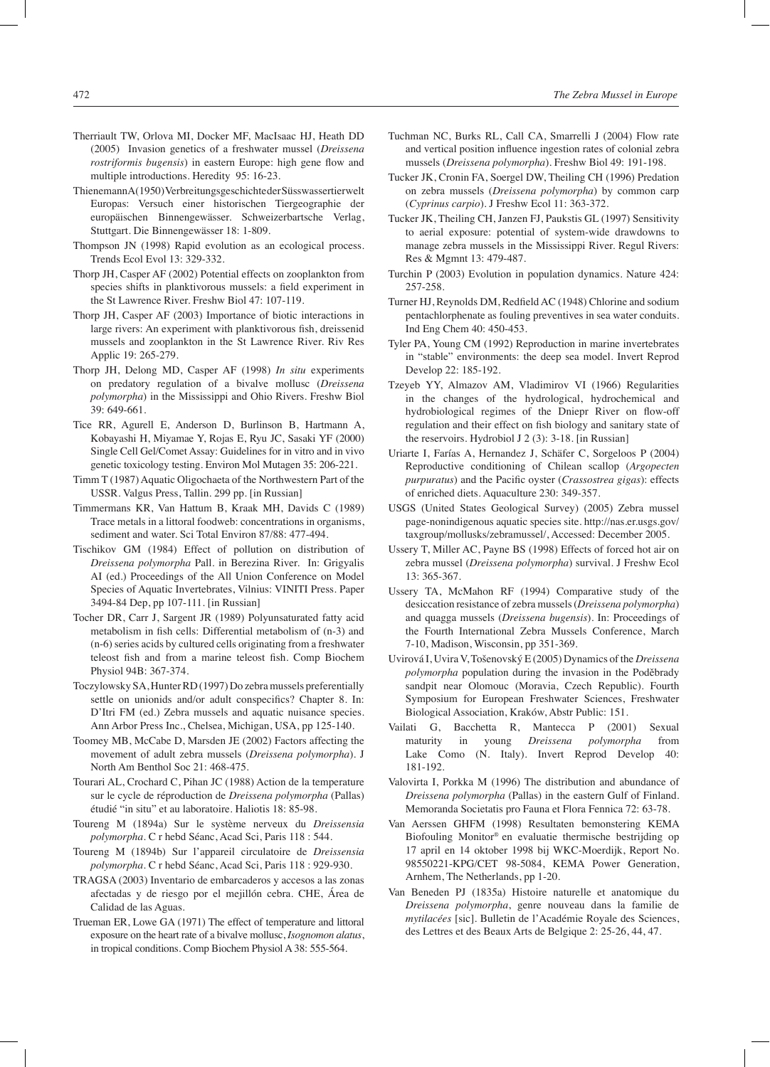Therriault TW, Orlova MI, Docker MF, MacIsaac HJ, Heath DD (2005) Invasion genetics of a freshwater mussel (*Dreissena rostriformis bugensis*) in eastern Europe: high gene flow and multiple introductions. Heredity 95: 16-23.

Thienemann A (1950) Verbreitungsgeschichte der Süsswassertierwelt Europas: Versuch einer historischen Tiergeographie der europäischen Binnengewässer. Schweizerbartsche Verlag, Stuttgart. Die Binnengewässer 18: 1-809.

Thompson JN (1998) Rapid evolution as an ecological process. Trends Ecol Evol 13: 329-332.

Thorp JH, Casper AF (2002) Potential effects on zooplankton from species shifts in planktivorous mussels: a field experiment in the St Lawrence River. Freshw Biol 47: 107-119.

Thorp JH, Casper AF (2003) Importance of biotic interactions in large rivers: An experiment with planktivorous fish, dreissenid mussels and zooplankton in the St Lawrence River. Riv Res Applic 19: 265-279.

Thorp JH, Delong MD, Casper AF (1998) *In situ* experiments on predatory regulation of a bivalve mollusc (*Dreissena polymorpha*) in the Mississippi and Ohio Rivers. Freshw Biol 39: 649-661.

Tice RR, Agurell E, Anderson D, Burlinson B, Hartmann A, Kobayashi H, Miyamae Y, Rojas E, Ryu JC, Sasaki YF (2000) Single Cell Gel/Comet Assay: Guidelines for in vitro and in vivo genetic toxicology testing. Environ Mol Mutagen 35: 206-221.

Timm T (1987) Aquatic Oligochaeta of the Northwestern Part of the USSR. Valgus Press, Tallin. 299 pp. [in Russian]

Timmermans KR, Van Hattum B, Kraak MH, Davids C (1989) Trace metals in a littoral foodweb: concentrations in organisms, sediment and water. Sci Total Environ 87/88: 477-494.

Tischikov GM (1984) Effect of pollution on distribution of *Dreissena polymorpha* Pall. in Berezina River. In: Grigyalis AI (ed.) Proceedings of the All Union Conference on Model Species of Aquatic Invertebrates, Vilnius: VINITI Press. Paper 3494-84 Dep, pp 107-111. [in Russian]

Tocher DR, Carr J, Sargent JR (1989) Polyunsaturated fatty acid metabolism in fish cells: Differential metabolism of (n-3) and (n-6) series acids by cultured cells originating from a freshwater teleost fish and from a marine teleost fish. Comp Biochem Physiol 94B: 367-374.

Toczylowsky SA, Hunter RD (1997) Do zebra mussels preferentially settle on unionids and/or adult conspecifics? Chapter 8. In: D'Itri FM (ed.) Zebra mussels and aquatic nuisance species. Ann Arbor Press Inc., Chelsea, Michigan, USA, pp 125-140.

Toomey MB, McCabe D, Marsden JE (2002) Factors affecting the movement of adult zebra mussels (*Dreissena polymorpha*). J North Am Benthol Soc 21: 468-475.

Tourari AL, Crochard C, Pihan JC (1988) Action de la temperature sur le cycle de réproduction de *Dreissena polymorpha* (Pallas) étudié "in situ" et au laboratoire. Haliotis 18: 85-98.

Toureng M (1894a) Sur le système nerveux du *Dreissensia polymorpha*. C r hebd Séanc, Acad Sci, Paris 118 : 544.

Toureng M (1894b) Sur l'appareil circulatoire de *Dreissensia polymorpha*. C r hebd Séanc, Acad Sci, Paris 118 : 929-930.

TRAGSA (2003) Inventario de embarcaderos y accesos a las zonas afectadas y de riesgo por el mejillón cebra. CHE, Área de Calidad de las Aguas.

Trueman ER, Lowe GA (1971) The effect of temperature and littoral exposure on the heart rate of a bivalve mollusc, *Isognomon alatus*, in tropical conditions. Comp Biochem Physiol A 38: 555-564.

Tuchman NC, Burks RL, Call CA, Smarrelli J (2004) Flow rate and vertical position influence ingestion rates of colonial zebra mussels (*Dreissena polymorpha*). Freshw Biol 49: 191-198.

Tucker JK, Cronin FA, Soergel DW, Theiling CH (1996) Predation on zebra mussels (*Dreissena polymorpha*) by common carp (*Cyprinus carpio*). J Freshw Ecol 11: 363-372.

Tucker JK, Theiling CH, Janzen FJ, Paukstis GL (1997) Sensitivity to aerial exposure: potential of system-wide drawdowns to manage zebra mussels in the Mississippi River. Regul Rivers: Res & Mgmnt 13: 479-487.

Turchin P (2003) Evolution in population dynamics. Nature 424: 257-258.

Turner HJ, Reynolds DM, Redfield AC (1948) Chlorine and sodium pentachlorphenolate as fouling preventives in sea water conduits. Ind Eng Chem 40: 450-453.

Tyler PA, Young CM (1992) Reproduction in marine invertebrates in "stable" environments: the deep sea model. Invert Reprod Develop 22: 185-192.

Tzeyeb YY, Almazov AM, Vladimirov VI (1966) Regularities in the changes of the hydrological, hydrochemical and hydrobiological regimes of the Dniepr River on flow-off regulation and their effect on fish biology and sanitary state of the reservoirs. Hydrobiol J 2 (3): 3-18. [in Russian]

Uriarte I, Farías A, Hernandez J, Schäfer C, Sorgeloos P (2004) Reproductive conditioning of Chilean scallop (*Argopecten purpuratus*) and the Pacific oyster (*Crassostrea gigas*): effects of enriched diets. Aquaculture 230: 349-357.

USGS (United States Geological Survey) (2005) Zebra mussel page-nonindigenous aquatic species site. http://nas.er.usgs.gov/taxgroup/mollusks/zebramussel/, Accessed: December 2005.

Ussery T, Miller AC, Payne BS (1998) Effects of forced hot air on zebra mussel (*Dreissena polymorpha*) survival. J Freshw Ecol 13: 365-367.

Ussery TA, McMahon RF (1994) Comparative study of the desiccation resistance of zebra mussels (*Dreissena polymorpha*) and quagga mussels (*Dreissena bugensis*). In: Proceedings of the Fourth International Zebra Mussels Conference, March 7-10, Madison, Wisconsin, pp 351-369.

Uvirová I, Uvira V, Tošenovský E (2005) Dynamics of the *Dreissena polymorpha* population during the invasion in the Poděbrady sandpit near Olomouc (Moravia, Czech Republic). Fourth Symposium for European Freshwater Sciences, Freshwater Biological Association, Kraków, Abstr Public: 151.

Vailati G, Bacchetta R, Mantecca P (2001) Sexual maturity in young *Dreissena polymorpha* from Lake Como (N. Italy). Invert Reprod Develop 40: 181-192.

Valovirta I, Porkka M (1996) The distribution and abundance of *Dreissena polymorpha* (Pallas) in the eastern Gulf of Finland. Memoranda Societatis pro Fauna et Flora Fennica 72: 63-78.

Van Aerssen GHFM (1998) Resultaten bemonstering KEMA Biofouling Monitor® en evaluatie thermische bestrijding op 17 april en 14 oktober 1998 bij WKC-Moerdijk, Report No. 98550221-KPG/CET 98-5084, KEMA Power Generation, Arnhem, The Netherlands, pp 1-20.

Van Beneden PJ (1835a) Histoire naturelle et anatomique du *Dreissena polymorpha*, genre nouveau dans la familie de *mytilacées* [sic]. Bulletin de l'Académie Royale des Sciences, des Lettres et des Beaux Arts de Belgique 2: 25-26, 44, 47.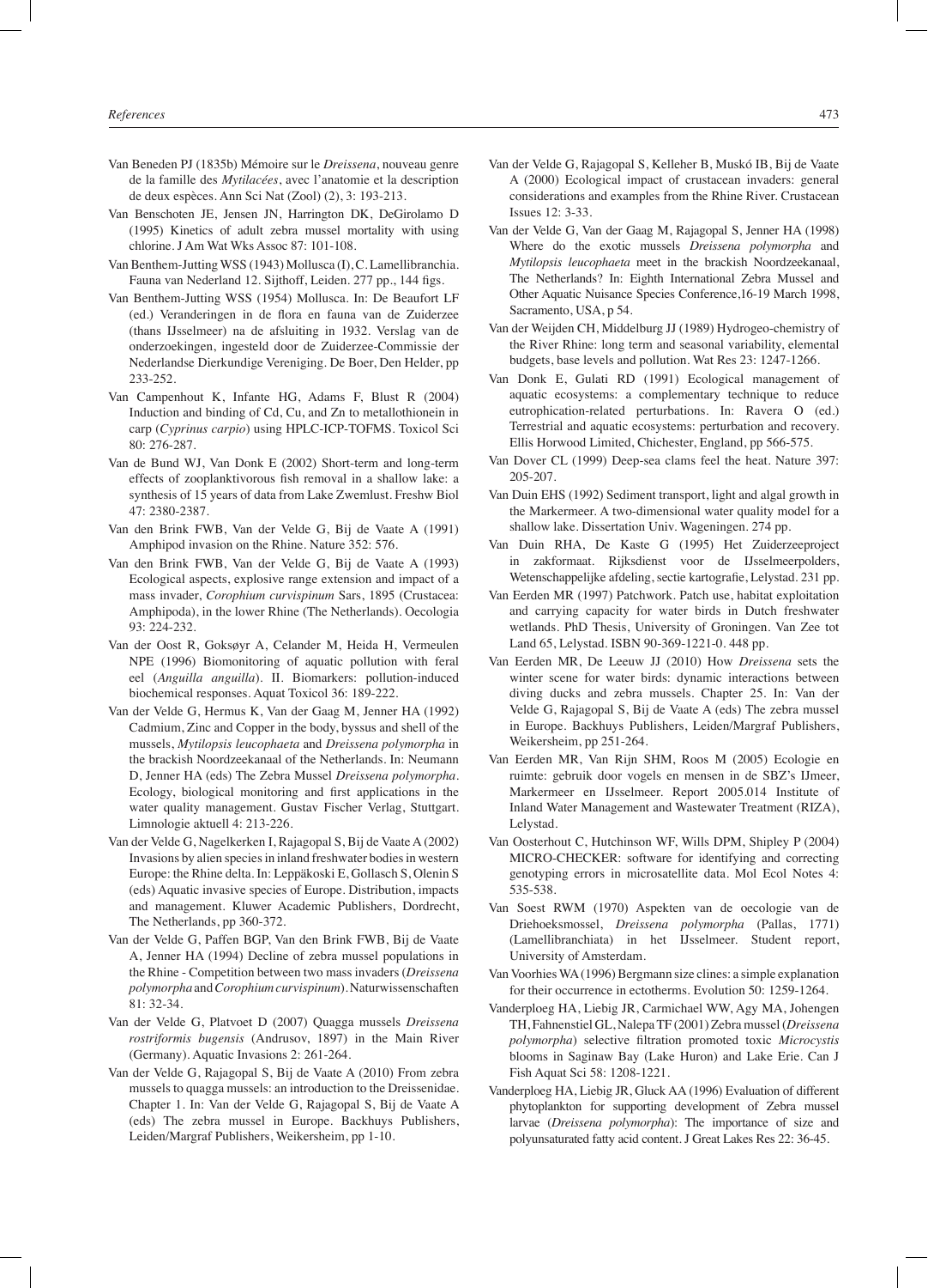Van Beneden PJ (1835b) Mémoire sur le *Dreissena*, nouveau genre de la famille des *Mytilacées*, avec l'anatomie et la description de deux espèces. Ann Sci Nat (Zool) (2), 3: 193-213.

Van Benschoten JE, Jensen JN, Harrington DK, DeGirolamo D (1995) Kinetics of adult zebra mussel mortality with using chlorine. J Am Wat Wks Assoc 87: 101-108.

Van Benthem-Jutting WSS (1943) Mollusca (I), C. Lamellibranchia. Fauna van Nederland 12. Sijthoff, Leiden. 277 pp., 144 figs.

Van Benthem-Jutting WSS (1954) Mollusca. In: De Beaufort LF (ed.) Veranderingen in de flora en fauna van de Zuiderzee (thans IJsselmeer) na de afsluiting in 1932. Verslag van de onderzoekingen, ingesteld door de Zuiderzee-Commissie der Nederlandse Dierkundige Vereniging. De Boer, Den Helder, pp 233-252.

Van Campenhout K, Infante HG, Adams F, Blust R (2004) Induction and binding of Cd, Cu, and Zn to metallothionein in carp (*Cyprinus carpio*) using HPLC-ICP-TOFMS. Toxicol Sci 80: 276-287.

Van de Bund WJ, Van Donk E (2002) Short-term and long-term effects of zooplanktivorous fish removal in a shallow lake: a synthesis of 15 years of data from Lake Zwemlust. Freshw Biol 47: 2380-2387.

Van den Brink FWB, Van der Velde G, Bij de Vaate A (1991) Amphipod invasion on the Rhine. Nature 352: 576.

Van den Brink FWB, Van der Velde G, Bij de Vaate A (1993) Ecological aspects, explosive range extension and impact of a mass invader, *Corophium curvispinum* Sars, 1895 (Crustacea: Amphipoda), in the lower Rhine (The Netherlands). Oecologia 93: 224-232.

Van der Oost R, Goksøyr A, Celander M, Heida H, Vermeulen NPE (1996) Biomonitoring of aquatic pollution with feral eel (*Anguilla anguilla*). II. Biomarkers: pollution-induced biochemical responses. Aquat Toxicol 36: 189-222.

Van der Velde G, Hermus K, Van der Gaag M, Jenner HA (1992) Cadmium, Zinc and Copper in the body, byssus and shell of the mussels, *Mytilopsis leucophaeta* and *Dreissena polymorpha* in the brackish Noordzeekanaal of the Netherlands. In: Neumann D, Jenner HA (eds) The Zebra Mussel *Dreissena polymorpha*. Ecology, biological monitoring and first applications in the water quality management. Gustav Fischer Verlag, Stuttgart. Limnologie aktuell 4: 213-226.

Van der Velde G, Nagelkerken I, Rajagopal S, Bij de Vaate A (2002) Invasions by alien species in inland freshwater bodies in western Europe: the Rhine delta. In: Leppäkoski E, Gollasch S, Olenin S (eds) Aquatic invasive species of Europe. Distribution, impacts and management. Kluwer Academic Publishers, Dordrecht, The Netherlands, pp 360-372.

Van der Velde G, Paffen BGP, Van den Brink FWB, Bij de Vaate A, Jenner HA (1994) Decline of zebra mussel populations in the Rhine - Competition between two mass invaders (*Dreissena polymorpha* and *Corophium curvispinum*). Naturwissenschaften 81: 32-34.

Van der Velde G, Platvoet D (2007) Quagga mussels *Dreissena rostriformis bugensis* (Andrusov, 1897) in the Main River (Germany). Aquatic Invasions 2: 261-264.

Van der Velde G, Rajagopal S, Bij de Vaate A (2010) From zebra mussels to quagga mussels: an introduction to the Dreissenidae. Chapter 1. In: Van der Velde G, Rajagopal S, Bij de Vaate A (eds) The zebra mussel in Europe. Backhuys Publishers, Leiden/Margraf Publishers, Weikersheim, pp 1-10.

Van der Velde G, Rajagopal S, Kelleher B, Muskó IB, Bij de Vaate A (2000) Ecological impact of crustacean invaders: general considerations and examples from the Rhine River. Crustacean Issues 12: 3-33.

Van der Velde G, Van der Gaag M, Rajagopal S, Jenner HA (1998) Where do the exotic mussels *Dreissena polymorpha* and *Mytilopsis leucophaeta* meet in the brackish Noordzeekanaal, The Netherlands? In: Eighth International Zebra Mussel and Other Aquatic Nuisance Species Conference,16-19 March 1998, Sacramento, USA, p 54.

Van der Weijden CH, Middelburg JJ (1989) Hydrogeo-chemistry of the River Rhine: long term and seasonal variability, elemental budgets, base levels and pollution. Wat Res 23: 1247-1266.

Van Donk E, Gulati RD (1991) Ecological management of aquatic ecosystems: a complementary technique to reduce eutrophication-related perturbations. In: Ravera O (ed.) Terrestrial and aquatic ecosystems: perturbation and recovery. Ellis Horwood Limited, Chichester, England, pp 566-575.

Van Dover CL (1999) Deep-sea clams feel the heat. Nature 397: 205-207.

Van Duin EHS (1992) Sediment transport, light and algal growth in the Markermeer. A two-dimensional water quality model for a shallow lake. Dissertation Univ. Wageningen. 274 pp.

Van Duin RHA, De Kaste G (1995) Het Zuiderzeeproject in zakformaat. Rijksdienst voor de IJsselmeerpolders, Wetenschappelijke afdeling, sectie kartografie, Lelystad. 231 pp.

Van Eerden MR (1997) Patchwork. Patch use, habitat exploitation and carrying capacity for water birds in Dutch freshwater wetlands. PhD Thesis, University of Groningen. Van Zee tot Land 65, Lelystad. ISBN 90-369-1221-0. 448 pp.

Van Eerden MR, De Leeuw JJ (2010) How *Dreissena* sets the winter scene for water birds: dynamic interactions between diving ducks and zebra mussels. Chapter 25. In: Van der Velde G, Rajagopal S, Bij de Vaate A (eds) The zebra mussel in Europe. Backhuys Publishers, Leiden/Margraf Publishers, Weikersheim, pp 251-264.

Van Eerden MR, Van Rijn SHM, Roos M (2005) Ecologie en ruimte: gebruik door vogels en mensen in de SBZ's IJmeer, Markermeer en IJsselmeer. Report 2005.014 Institute of Inland Water Management and Wastewater Treatment (RIZA), Lelystad.

Van Oosterhout C, Hutchinson WF, Wills DPM, Shipley P (2004) MICRO-CHECKER: software for identifying and correcting genotyping errors in microsatellite data. Mol Ecol Notes 4: 535-538.

Van Soest RWM (1970) Aspekten van de oecologie van de Driehoeksmossel, *Dreissena polymorpha* (Pallas, 1771) (Lamellibranchiata) in het IJsselmeer. Student report, University of Amsterdam.

Van Voorhies WA (1996) Bergmann size clines: a simple explanation for their occurrence in ectotherms. Evolution 50: 1259-1264.

Vanderploeg HA, Liebig JR, Carmichael WW, Agy MA, Johengen TH, Fahnenstiel GL, Nalepa TF (2001) Zebra mussel (*Dreissena polymorpha*) selective filtration promoted toxic *Microcystis* blooms in Saginaw Bay (Lake Huron) and Lake Erie. Can J Fish Aquat Sci 58: 1208-1221.

Vanderploeg HA, Liebig JR, Gluck AA (1996) Evaluation of different phytoplankton for supporting development of Zebra mussel larvae (*Dreissena polymorpha*): The importance of size and polyunsaturated fatty acid content. J Great Lakes Res 22: 36-45.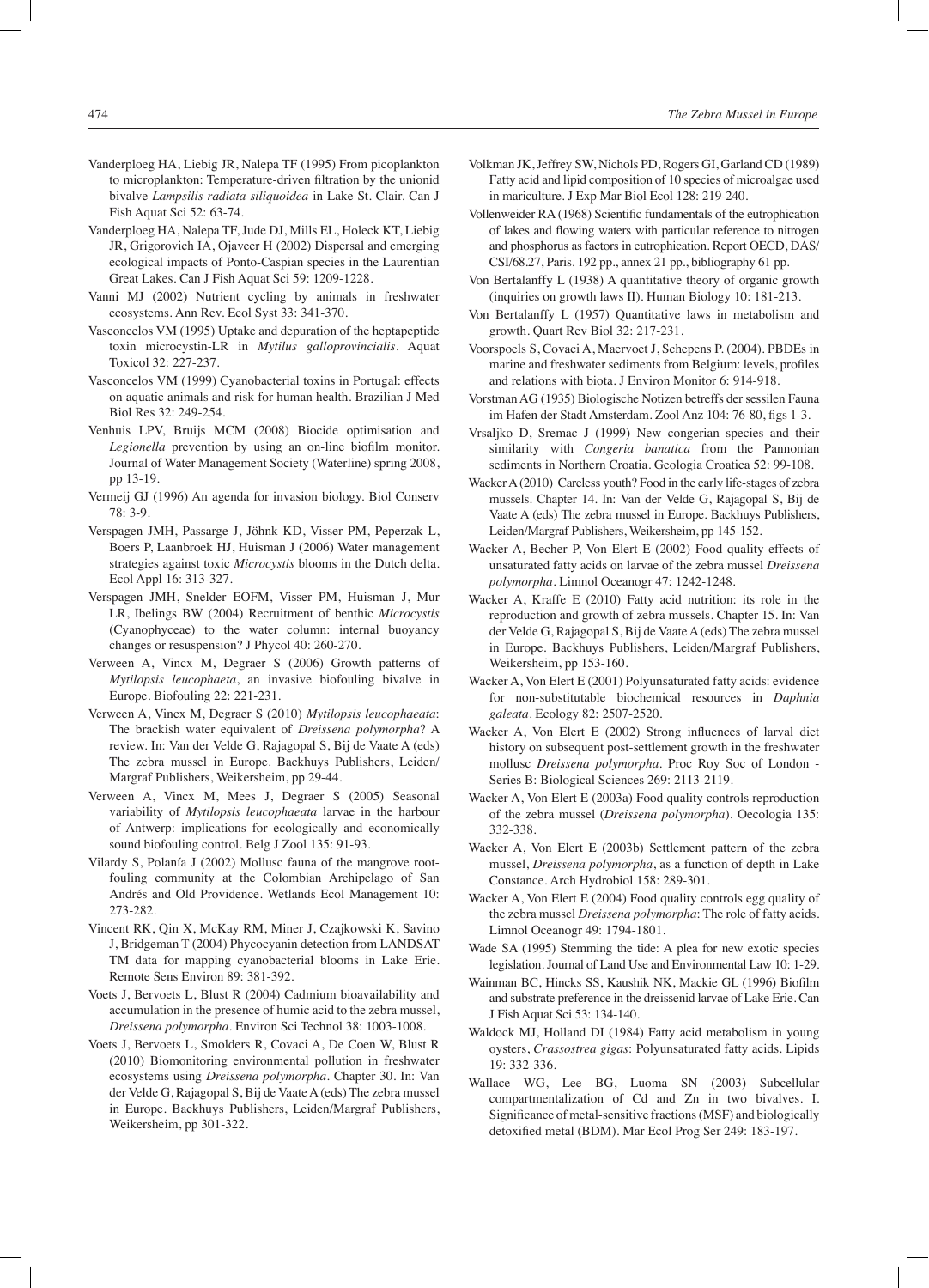Vanderploeg HA, Liebig JR, Nalepa TF (1995) From picoplankton to microplankton: Temperature-driven filtration by the unionid bivalve *Lampsilis radiata siliquoidea* in Lake St. Clair. Can J Fish Aquat Sci 52: 63-74.

Vanderploeg HA, Nalepa TF, Jude DJ, Mills EL, Holeck KT, Liebig JR, Grigorovich IA, Ojaveer H (2002) Dispersal and emerging ecological impacts of Ponto-Caspian species in the Laurentian Great Lakes. Can J Fish Aquat Sci 59: 1209-1228.

Vanni MJ (2002) Nutrient cycling by animals in freshwater ecosystems. Ann Rev. Ecol Syst 33: 341-370.

Vasconcelos VM (1995) Uptake and depuration of the heptapeptide toxin microcystin-LR in *Mytilus galloprovincialis*. Aquat Toxicol 32: 227-237.

Vasconcelos VM (1999) Cyanobacterial toxins in Portugal: effects on aquatic animals and risk for human health. Brazilian J Med Biol Res 32: 249-254.

Venhuis LPV, Bruijs MCM (2008) Biocide optimisation and *Legionella* prevention by using an on-line biofilm monitor. Journal of Water Management Society (Waterline) spring 2008, pp 13-19.

Vermeij GJ (1996) An agenda for invasion biology. Biol Conserv 78: 3-9.

Verspagen JMH, Passarge J, Jöhnk KD, Visser PM, Peperzak L, Boers P, Laanbroek HJ, Huisman J (2006) Water management strategies against toxic *Microcystis* blooms in the Dutch delta. Ecol Appl 16: 313-327.

Verspagen JMH, Snelder EOFM, Visser PM, Huisman J, Mur LR, Ibelings BW (2004) Recruitment of benthic *Microcystis* (Cyanophyceae) to the water column: internal buoyancy changes or resuspension? J Phycol 40: 260-270.

Verween A, Vincx M, Degraer S (2006) Growth patterns of *Mytilopsis leucophaeta*, an invasive biofouling bivalve in Europe. Biofouling 22: 221-231.

Verween A, Vincx M, Degraer S (2010) *Mytilopsis leucophaeata*: The brackish water equivalent of *Dreissena polymorpha*? A review. In: Van der Velde G, Rajagopal S, Bij de Vaate A (eds) The zebra mussel in Europe. Backhuys Publishers, Leiden/ Margraf Publishers, Weikersheim, pp 29-44.

Verween A, Vincx M, Mees J, Degraer S (2005) Seasonal variability of *Mytilopsis leucophaeata* larvae in the harbour of Antwerp: implications for ecologically and economically sound biofouling control. Belg J Zool 135: 91-93.

Vilardy S, Polanía J (2002) Mollusc fauna of the mangrove root-fouling community at the Colombian Archipelago of San Andrés and Old Providence. Wetlands Ecol Management 10: 273-282.

Vincent RK, Qin X, McKay RM, Miner J, Czajkowski K, Savino J, Bridgeman T (2004) Phycocyanin detection from LANDSAT TM data for mapping cyanobacterial blooms in Lake Erie. Remote Sens Environ 89: 381-392.

Voets J, Bervoets L, Blust R (2004) Cadmium bioavailability and accumulation in the presence of humic acid to the zebra mussel, *Dreissena polymorpha*. Environ Sci Technol 38: 1003-1008.

Voets J, Bervoets L, Smolders R, Covaci A, De Coen W, Blust R (2010) Biomonitoring environmental pollution in freshwater ecosystems using *Dreissena polymorpha*. Chapter 30. In: Van der Velde G, Rajagopal S, Bij de Vaate A (eds) The zebra mussel in Europe. Backhuys Publishers, Leiden/Margraf Publishers, Weikersheim, pp 301-322.

Volkman JK, Jeffrey SW, Nichols PD, Rogers GI, Garland CD (1989) Fatty acid and lipid composition of 10 species of microalgae used in mariculture. J Exp Mar Biol Ecol 128: 219-240.

Vollenweider RA (1968) Scientific fundamentals of the eutrophication of lakes and flowing waters with particular reference to nitrogen and phosphorus as factors in eutrophication. Report OECD, DAS/ CSI/68.27, Paris. 192 pp., annex 21 pp., bibliography 61 pp.

Von Bertalanffy L (1938) A quantitative theory of organic growth (inquiries on growth laws II). Human Biology 10: 181-213.

Von Bertalanffy L (1957) Quantitative laws in metabolism and growth. Quart Rev Biol 32: 217-231.

Voorspoels S, Covaci A, Maervoet J, Schepens P. (2004). PBDEs in marine and freshwater sediments from Belgium: levels, profiles and relations with biota. J Environ Monitor 6: 914-918.

Vorstman AG (1935) Biologische Notizen betreffs der sessilen Fauna im Hafen der Stadt Amsterdam. Zool Anz 104: 76-80, figs 1-3.

Vrsaljko D, Sremac J (1999) New congerian species and their similarity with *Congeria banatica* from the Pannonian sediments in Northern Croatia. Geologia Croatica 52: 99-108.

Wacker A (2010) Careless youth? Food in the early life-stages of zebra mussels. Chapter 14. In: Van der Velde G, Rajagopal S, Bij de Vaate A (eds) The zebra mussel in Europe. Backhuys Publishers, Leiden/Margraf Publishers, Weikersheim, pp 145-152.

Wacker A, Becher P, Von Elert E (2002) Food quality effects of unsaturated fatty acids on larvae of the zebra mussel *Dreissena polymorpha*. Limnol Oceanogr 47: 1242-1248.

Wacker A, Kraffe E (2010) Fatty acid nutrition: its role in the reproduction and growth of zebra mussels. Chapter 15. In: Van der Velde G, Rajagopal S, Bij de Vaate A (eds) The zebra mussel in Europe. Backhuys Publishers, Leiden/Margraf Publishers, Weikersheim, pp 153-160.

Wacker A, Von Elert E (2001) Polyunsaturated fatty acids: evidence for non-substitutable biochemical resources in *Daphnia galeata*. Ecology 82: 2507-2520.

Wacker A, Von Elert E (2002) Strong influences of larval diet history on subsequent post-settlement growth in the freshwater mollusc *Dreissena polymorpha*. Proc Roy Soc of London - Series B: Biological Sciences 269: 2113-2119.

Wacker A, Von Elert E (2003a) Food quality controls reproduction of the zebra mussel (*Dreissena polymorpha*). Oecologia 135: 332-338.

Wacker A, Von Elert E (2003b) Settlement pattern of the zebra mussel, *Dreissena polymorpha*, as a function of depth in Lake Constance. Arch Hydrobiol 158: 289-301.

Wacker A, Von Elert E (2004) Food quality controls egg quality of the zebra mussel *Dreissena polymorpha*: The role of fatty acids. Limnol Oceanogr 49: 1794-1801.

Wade SA (1995) Stemming the tide: A plea for new exotic species legislation. Journal of Land Use and Environmental Law 10: 1-29.

Wainman BC, Hincks SS, Kaushik NK, Mackie GL (1996) Biofilm and substrate preference in the dreissenid larvae of Lake Erie. Can J Fish Aquat Sci 53: 134-140.

Waldock MJ, Holland DI (1984) Fatty acid metabolism in young oysters, *Crassostrea gigas*: Polyunsaturated fatty acids. Lipids 19: 332-336.

Wallace WG, Lee BG, Luoma SN (2003) Subcellular compartmentalization of Cd and Zn in two bivalves. I. Significance of metal-sensitive fractions (MSF) and biologically detoxified metal (BDM). Mar Ecol Prog Ser 249: 183-197.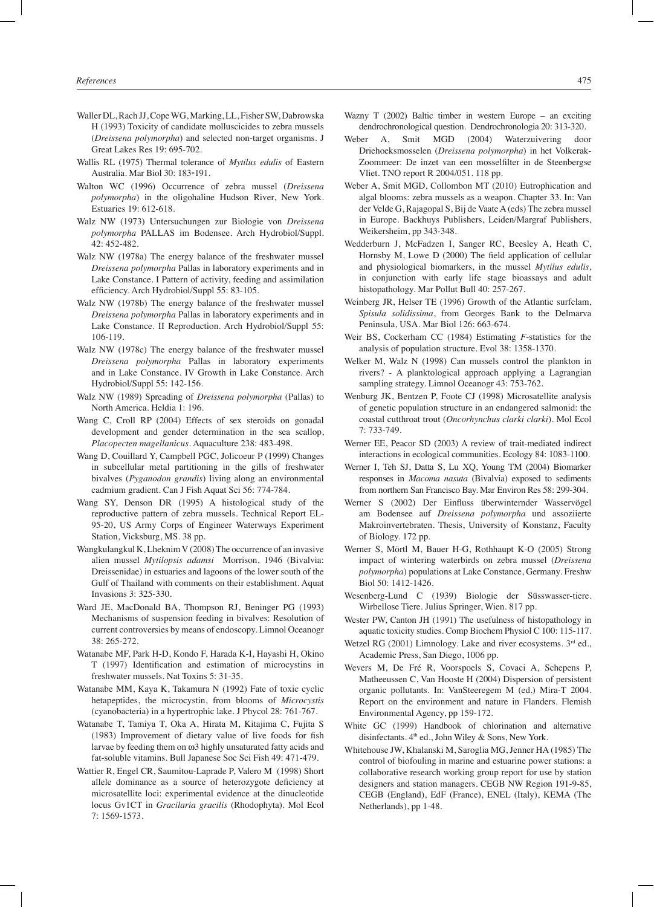Waller DL, Rach JJ, Cope WG, Marking, LL, Fisher SW, Dabrowska H (1993) Toxicity of candidate molluscicides to zebra mussels (*Dreissena polymorpha*) and selected non-target organisms. J Great Lakes Res 19: 695-702.

Wallis RL (1975) Thermal tolerance of *Mytilus edulis* of Eastern Australia. Mar Biol 30: 183-191.

Walton WC (1996) Occurrence of zebra mussel (*Dreissena polymorpha*) in the oligohaline Hudson River, New York. Estuaries 19: 612-618.

Walz NW (1973) Untersuchungen zur Biologie von *Dreissena polymorpha* PALLAS im Bodensee. Arch Hydrobiol/Suppl. 42: 452-482.

Walz NW (1978a) The energy balance of the freshwater mussel *Dreissena polymorpha* Pallas in laboratory experiments and in Lake Constance. I Pattern of activity, feeding and assimilation efficiency. Arch Hydrobiol/Suppl 55: 83-105.

Walz NW (1978b) The energy balance of the freshwater mussel *Dreissena polymorpha* Pallas in laboratory experiments and in Lake Constance. II Reproduction. Arch Hydrobiol/Suppl 55: 106-119.

Walz NW (1978c) The energy balance of the freshwater mussel *Dreissena polymorpha* Pallas in laboratory experiments and in Lake Constance. IV Growth in Lake Constance. Arch Hydrobiol/Suppl 55: 142-156.

Walz NW (1989) Spreading of *Dreissena polymorpha* (Pallas) to North America. Heldia 1: 196.

Wang C, Croll RP (2004) Effects of sex steroids on gonadal development and gender determination in the sea scallop, *Placopecten magellanicus*. Aquaculture 238: 483-498.

Wang D, Couillard Y, Campbell PGC, Jolicoeur P (1999) Changes in subcellular metal partitioning in the gills of freshwater bivalves (*Pyganodon grandis*) living along an environmental cadmium gradient. Can J Fish Aquat Sci 56: 774-784.

Wang SY, Denson DR (1995) A histological study of the reproductive pattern of zebra mussels. Technical Report EL-95-20, US Army Corps of Engineer Waterways Experiment Station, Vicksburg, MS. 38 pp.

Wangkulangkul K, Lheknim V (2008) The occurrence of an invasive alien mussel *Mytilopsis adamsi* Morrison, 1946 (Bivalvia: Dreissenidae) in estuaries and lagoons of the lower south of the Gulf of Thailand with comments on their establishment. Aquat Invasions 3: 325-330.

Ward JE, MacDonald BA, Thompson RJ, Beninger PG (1993) Mechanisms of suspension feeding in bivalves: Resolution of current controversies by means of endoscopy. Limnol Oceanogr 38: 265-272.

Watanabe MF, Park H-D, Kondo F, Harada K-I, Hayashi H, Okino T (1997) Identification and estimation of microcystins in freshwater mussels. Nat Toxins 5: 31-35.

Watanabe MM, Kaya K, Takamura N (1992) Fate of toxic cyclic hetapeptides, the microcystin, from blooms of *Microcystis* (cyanobacteria) in a hypertrophic lake. J Phycol 28: 761-767.

Watanabe T, Tamiya T, Oka A, Hirata M, Kitajima C, Fujita S (1983) Improvement of dietary value of live foods for fish larvae by feeding them on ω3 highly unsaturated fatty acids and fat-soluble vitamins. Bull Japanese Soc Sci Fish 49: 471-479.

Wattier R, Engel CR, Saumitou-Laprade P, Valero M (1998) Short allele dominance as a source of heterozygote deficiency at microsatellite loci: experimental evidence at the dinucleotide locus Gv1CT in *Gracilaria gracilis* (Rhodophyta). Mol Ecol 7: 1569-1573.

Wazny T (2002) Baltic timber in western Europe – an exciting dendrochronological question. Dendrochronologia 20: 313-320.

Weber A, Smit MGD (2004) Waterzuivering door Driehoeksmosselen (*Dreissena polymorpha*) in het Volkerak-Zoommeer: De inzet van een mosselfilter in de Steenbergse Vliet. TNO report R 2004/051. 118 pp.

Weber A, Smit MGD, Collombon MT (2010) Eutrophication and algal blooms: zebra mussels as a weapon. Chapter 33. In: Van der Velde G, Rajagopal S, Bij de Vaate A (eds) The zebra mussel in Europe. Backhuys Publishers, Leiden/Margraf Publishers, Weikersheim, pp 343-348.

Wedderburn J, McFadzen I, Sanger RC, Beesley A, Heath C, Hornsby M, Lowe D (2000) The field application of cellular and physiological biomarkers, in the mussel *Mytilus edulis*, in conjunction with early life stage bioassays and adult histopathology. Mar Pollut Bull 40: 257-267.

Weinberg JR, Helser TE (1996) Growth of the Atlantic surfclam, *Spisula solidissima*, from Georges Bank to the Delmarva Peninsula, USA. Mar Biol 126: 663-674.

Weir BS, Cockerham CC (1984) Estimating *F*-statistics for the analysis of population structure. Evol 38: 1358-1370.

Welker M, Walz N (1998) Can mussels control the plankton in rivers? - A planktological approach applying a Lagrangian sampling strategy. Limnol Oceanogr 43: 753-762.

Wenburg JK, Bentzen P, Foote CJ (1998) Microsatellite analysis of genetic population structure in an endangered salmonid: the coastal cutthroat trout (*Oncorhynchus clarki clarki*). Mol Ecol 7: 733-749.

Werner EE, Peacor SD (2003) A review of trait-mediated indirect interactions in ecological communities. Ecology 84: 1083-1100.

Werner I, Teh SJ, Datta S, Lu XQ, Young TM (2004) Biomarker responses in *Macoma nasuta* (Bivalvia) exposed to sediments from northern San Francisco Bay. Mar Environ Res 58: 299-304.

Werner S (2002) Der Einfluss überwinternder Wasservögel am Bodensee auf *Dreissena polymorpha* und assoziierte Makroinvertebraten. Thesis, University of Konstanz, Faculty of Biology. 172 pp.

Werner S, Mörtl M, Bauer H-G, Rothhaupt K-O (2005) Strong impact of wintering waterbirds on zebra mussel (*Dreissena polymorpha*) populations at Lake Constance, Germany. Freshw Biol 50: 1412-1426.

Wesenberg-Lund C (1939) Biologie der Süsswasser-tiere. Wirbellose Tiere. Julius Springer, Wien. 817 pp.

Wester PW, Canton JH (1991) The usefulness of histopathology in aquatic toxicity studies. Comp Biochem Physiol C 100: 115-117.

Wetzel RG (2001) Limnology. Lake and river ecosystems. 3rd ed., Academic Press, San Diego, 1006 pp.

Wevers M, De Fré R, Voorspoels S, Covaci A, Schepens P, Matheeussen C, Van Hooste H (2004) Dispersion of persistent organic pollutants. In: VanSteeregem M (ed.) Mira-T 2004. Report on the environment and nature in Flanders. Flemish Environmental Agency, pp 159-172.

White GC (1999) Handbook of chlorination and alternative disinfectants. 4th ed., John Wiley & Sons, New York.

Whitehouse JW, Khalanski M, Saroglia MG, Jenner HA (1985) The control of biofouling in marine and estuarine power stations: a collaborative research working group report for use by station designers and station managers. CEGB NW Region 191-9-85, CEGB (England), EdF (France), ENEL (Italy), KEMA (The Netherlands), pp 1-48.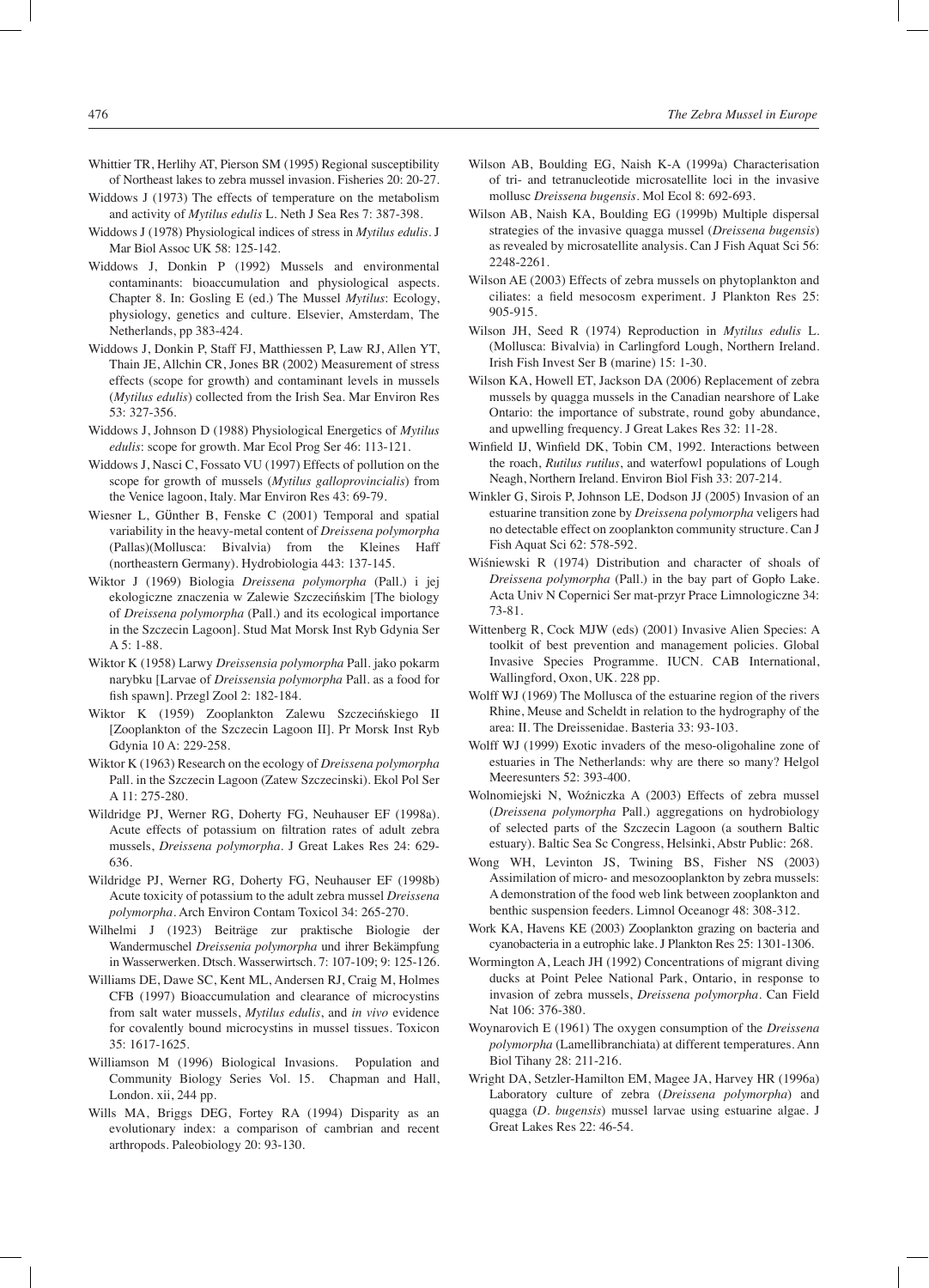Whittier TR, Herlihy AT, Pierson SM (1995) Regional susceptibility of Northeast lakes to zebra mussel invasion. Fisheries 20: 20-27.

Widdows J (1973) The effects of temperature on the metabolism and activity of *Mytilus edulis* L. Neth J Sea Res 7: 387-398.

Widdows J (1978) Physiological indices of stress in *Mytilus edulis*. J Mar Biol Assoc UK 58: 125-142.

Widdows J, Donkin P (1992) Mussels and environmental contaminants: bioaccumulation and physiological aspects. Chapter 8. In: Gosling E (ed.) The Mussel *Mytilus*: Ecology, physiology, genetics and culture. Elsevier, Amsterdam, The Netherlands, pp 383-424.

Widdows J, Donkin P, Staff FJ, Matthiessen P, Law RJ, Allen YT, Thain JE, Allchin CR, Jones BR (2002) Measurement of stress effects (scope for growth) and contaminant levels in mussels (*Mytilus edulis*) collected from the Irish Sea. Mar Environ Res 53: 327-356.

Widdows J, Johnson D (1988) Physiological Energetics of *Mytilus edulis*: scope for growth. Mar Ecol Prog Ser 46: 113-121.

Widdows J, Nasci C, Fossato VU (1997) Effects of pollution on the scope for growth of mussels (*Mytilus galloprovincialis*) from the Venice lagoon, Italy. Mar Environ Res 43: 69-79.

Wiesner L, GÜnther B, Fenske C (2001) Temporal and spatial variability in the heavy-metal content of *Dreissena polymorpha* (Pallas)(Mollusca: Bivalvia) from the Kleines Haff (northeastern Germany). Hydrobiologia 443: 137-145.

Wiktor J (1969) Biologia *Dreissena polymorpha* (Pall.) i jej ekologiczne znaczenia w Zalewie Szczecińskim [The biology of *Dreissena polymorpha* (Pall.) and its ecological importance in the Szczecin Lagoon]. Stud Mat Morsk Inst Ryb Gdynia Ser A 5: 1-88.

Wiktor K (1958) Larwy *Dreissensia polymorpha* Pall. jako pokarm narybku [Larvae of *Dreissensia polymorpha* Pall. as a food for fish spawn]. Przegl Zool 2: 182-184.

Wiktor K (1959) Zooplankton Zalewu Szczecińskiego II [Zooplankton of the Szczecin Lagoon II]. Pr Morsk Inst Ryb Gdynia 10 A: 229-258.

Wiktor K (1963) Research on the ecology of *Dreissena polymorpha* Pall. in the Szczecin Lagoon (Zatew Szczecinski). Ekol Pol Ser A 11: 275-280.

Wildridge PJ, Werner RG, Doherty FG, Neuhauser EF (1998a). Acute effects of potassium on filtration rates of adult zebra mussels, *Dreissena polymorpha*. J Great Lakes Res 24: 629-636.

Wildridge PJ, Werner RG, Doherty FG, Neuhauser EF (1998b) Acute toxicity of potassium to the adult zebra mussel *Dreissena polymorpha*. Arch Environ Contam Toxicol 34: 265-270.

Wilhelmi J (1923) Beiträge zur praktische Biologie der Wandermuschel *Dreissenia polymorpha* und ihrer Bekämpfung in Wasserwerken. Dtsch. Wasserwirtsch. 7: 107-109; 9: 125-126.

Williams DE, Dawe SC, Kent ML, Andersen RJ, Craig M, Holmes CFB (1997) Bioaccumulation and clearance of microcystins from salt water mussels, *Mytilus edulis*, and *in vivo* evidence for covalently bound microcystins in mussel tissues. Toxicon 35: 1617-1625.

Williamson M (1996) Biological Invasions. Population and Community Biology Series Vol. 15. Chapman and Hall, London. xii, 244 pp.

Wills MA, Briggs DEG, Fortey RA (1994) Disparity as an evolutionary index: a comparison of cambrian and recent arthropods. Paleobiology 20: 93-130.

Wilson AB, Boulding EG, Naish K-A (1999a) Characterisation of tri- and tetranucleotide microsatellite loci in the invasive mollusc *Dreissena bugensis*. Mol Ecol 8: 692-693.

Wilson AB, Naish KA, Boulding EG (1999b) Multiple dispersal strategies of the invasive quagga mussel (*Dreissena bugensis*) as revealed by microsatellite analysis. Can J Fish Aquat Sci 56: 2248-2261.

Wilson AE (2003) Effects of zebra mussels on phytoplankton and ciliates: a field mesocosm experiment. J Plankton Res 25: 905-915.

Wilson JH, Seed R (1974) Reproduction in *Mytilus edulis* L. (Mollusca: Bivalvia) in Carlingford Lough, Northern Ireland. Irish Fish Invest Ser B (marine) 15: 1-30.

Wilson KA, Howell ET, Jackson DA (2006) Replacement of zebra mussels by quagga mussels in the Canadian nearshore of Lake Ontario: the importance of substrate, round goby abundance, and upwelling frequency. J Great Lakes Res 32: 11-28.

Winfield IJ, Winfield DK, Tobin CM, 1992. Interactions between the roach, *Rutilus rutilus*, and waterfowl populations of Lough Neagh, Northern Ireland. Environ Biol Fish 33: 207-214.

Winkler G, Sirois P, Johnson LE, Dodson JJ (2005) Invasion of an estuarine transition zone by *Dreissena polymorpha* veligers had no detectable effect on zooplankton community structure. Can J Fish Aquat Sci 62: 578-592.

Wiśniewski R (1974) Distribution and character of shoals of *Dreissena polymorpha* (Pall.) in the bay part of Gopło Lake. Acta Univ N Copernici Ser mat-przyr Prace Limnologiczne 34: 73-81.

Wittenberg R, Cock MJW (eds) (2001) Invasive Alien Species: A toolkit of best prevention and management policies. Global Invasive Species Programme. IUCN. CAB International, Wallingford, Oxon, UK. 228 pp.

Wolff WJ (1969) The Mollusca of the estuarine region of the rivers Rhine, Meuse and Scheldt in relation to the hydrography of the area: II. The Dreissenidae. Basteria 33: 93-103.

Wolff WJ (1999) Exotic invaders of the meso-oligohaline zone of estuaries in The Netherlands: why are there so many? Helgol Meeresunters 52: 393-400.

Wolnomiejski N, Woźniczka A (2003) Effects of zebra mussel (*Dreissena polymorpha* Pall.) aggregations on hydrobiology of selected parts of the Szczecin Lagoon (a southern Baltic estuary). Baltic Sea Sc Congress, Helsinki, Abstr Public: 268.

Wong WH, Levinton JS, Twining BS, Fisher NS (2003) Assimilation of micro- and mesozooplankton by zebra mussels: A demonstration of the food web link between zooplankton and benthic suspension feeders. Limnol Oceanogr 48: 308-312.

Work KA, Havens KE (2003) Zooplankton grazing on bacteria and cyanobacteria in a eutrophic lake. J Plankton Res 25: 1301-1306.

Wormington A, Leach JH (1992) Concentrations of migrant diving ducks at Point Pelee National Park, Ontario, in response to invasion of zebra mussels, *Dreissena polymorpha*. Can Field Nat 106: 376-380.

Woynarovich E (1961) The oxygen consumption of the *Dreissena polymorpha* (Lamellibranchiata) at different temperatures. Ann Biol Tihany 28: 211-216.

Wright DA, Setzler-Hamilton EM, Magee JA, Harvey HR (1996a) Laboratory culture of zebra (*Dreissena polymorpha*) and quagga (*D. bugensis*) mussel larvae using estuarine algae. J Great Lakes Res 22: 46-54.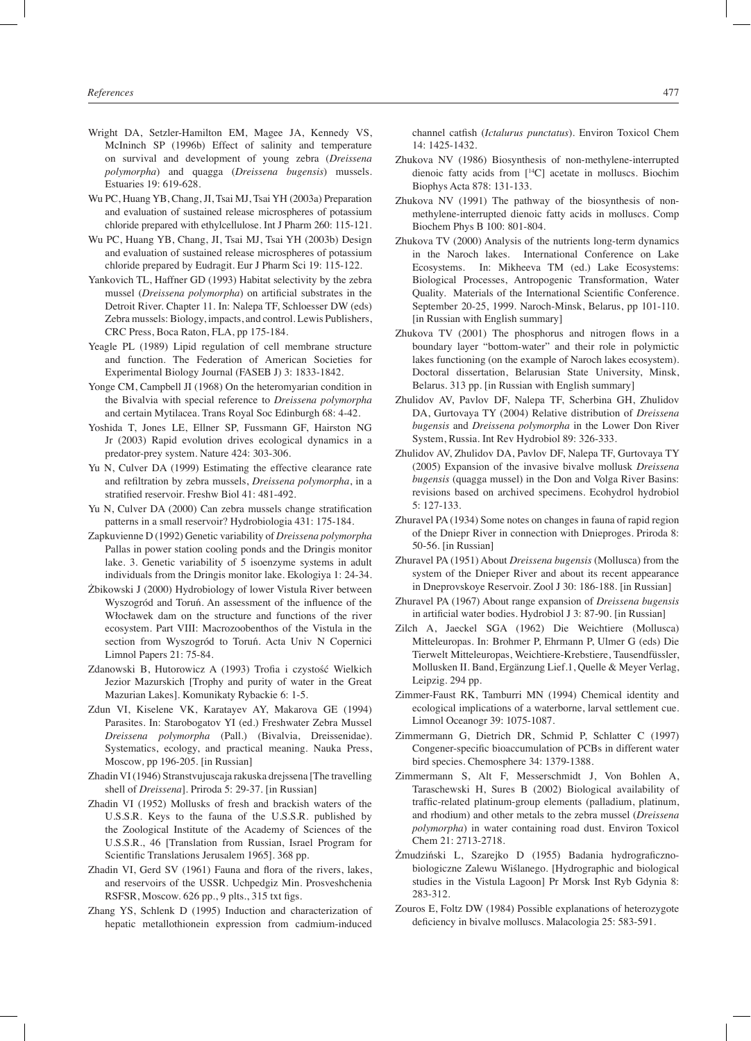Wright DA, Setzler-Hamilton EM, Magee JA, Kennedy VS, McIninch SP (1996b) Effect of salinity and temperature on survival and development of young zebra (*Dreissena polymorpha*) and quagga (*Dreissena bugensis*) mussels. Estuaries 19: 619-628.

Wu PC, Huang YB, Chang, JI, Tsai MJ, Tsai YH (2003a) Preparation and evaluation of sustained release microspheres of potassium chloride prepared with ethylcellulose. Int J Pharm 260: 115-121.

Wu PC, Huang YB, Chang, JI, Tsai MJ, Tsai YH (2003b) Design and evaluation of sustained release microspheres of potassium chloride prepared by Eudragit. Eur J Pharm Sci 19: 115-122.

Yankovich TL, Haffner GD (1993) Habitat selectivity by the zebra mussel (*Dreissena polymorpha*) on artificial substrates in the Detroit River. Chapter 11. In: Nalepa TF, Schloesser DW (eds) Zebra mussels: Biology, impacts, and control. Lewis Publishers, CRC Press, Boca Raton, FLA, pp 175-184.

Yeagle PL (1989) Lipid regulation of cell membrane structure and function. The Federation of American Societies for Experimental Biology Journal (FASEB J) 3: 1833-1842.

Yonge CM, Campbell JI (1968) On the heteromyarian condition in the Bivalvia with special reference to *Dreissena polymorpha* and certain Mytilacea. Trans Royal Soc Edinburgh 68: 4-42.

Yoshida T, Jones LE, Ellner SP, Fussmann GF, Hairston NG Jr (2003) Rapid evolution drives ecological dynamics in a predator-prey system. Nature 424: 303-306.

Yu N, Culver DA (1999) Estimating the effective clearance rate and refiltration by zebra mussels, *Dreissena polymorpha*, in a stratified reservoir. Freshw Biol 41: 481-492.

Yu N, Culver DA (2000) Can zebra mussels change stratification patterns in a small reservoir? Hydrobiologia 431: 175-184.

Zapkuvienne D (1992) Genetic variability of *Dreissena polymorpha* Pallas in power station cooling ponds and the Dringis monitor lake. 3. Genetic variability of 5 isoenzyme systems in adult individuals from the Dringis monitor lake. Ekologiya 1: 24-34.

Żbikowski J (2000) Hydrobiology of lower Vistula River between Wyszogród and Toruń. An assessment of the influence of the Włocławek dam on the structure and functions of the river ecosystem. Part VIII: Macrozoobenthos of the Vistula in the section from Wyszogród to Toruń. Acta Univ N Copernici Limnol Papers 21: 75-84.

Zdanowski B, Hutorowicz A (1993) Trofia i czystość Wielkich Jezior Mazurskich [Trophy and purity of water in the Great Mazurian Lakes]. Komunikaty Rybackie 6: 1-5.

Zdun VI, Kiselene VK, Karatayev AY, Makarova GE (1994) Parasites. In: Starobogatov YI (ed.) Freshwater Zebra Mussel *Dreissena polymorpha* (Pall.) (Bivalvia, Dreissenidae). Systematics, ecology, and practical meaning. Nauka Press, Moscow, pp 196-205. [in Russian]

Zhadin VI (1946) Stranstvujuscaja rakuska drejssena [The travelling shell of *Dreissena*]. Priroda 5: 29-37. [in Russian]

Zhadin VI (1952) Mollusks of fresh and brackish waters of the U.S.S.R. Keys to the fauna of the U.S.S.R. published by the Zoological Institute of the Academy of Sciences of the U.S.S.R., 46 [Translation from Russian, Israel Program for Scientific Translations Jerusalem 1965]. 368 pp.

Zhadin VI, Gerd SV (1961) Fauna and flora of the rivers, lakes, and reservoirs of the USSR. Uchpedgiz Min. Prosveshchenia RSFSR, Moscow. 626 pp., 9 plts., 315 txt figs.

Zhang YS, Schlenk D (1995) Induction and characterization of hepatic metallothionein expression from cadmium-induced channel catfish (*Ictalurus punctatus*). Environ Toxicol Chem 14: 1425-1432.

Zhukova NV (1986) Biosynthesis of non-methylene-interrupted dienoic fatty acids from [$^{14}$C] acetate in molluscs. Biochim Biophys Acta 878: 131-133.

Zhukova NV (1991) The pathway of the biosynthesis of non-methylene-interrupted dienoic fatty acids in molluscs. Comp Biochem Phys B 100: 801-804.

Zhukova TV (2000) Analysis of the nutrients long-term dynamics in the Naroch lakes. International Conference on Lake Ecosystems. In: Mikheeva TM (ed.) Lake Ecosystems: Biological Processes, Antropogenic Transformation, Water Quality. Materials of the International Scientific Conference. September 20-25, 1999. Naroch-Minsk, Belarus, pp 101-110. [in Russian with English summary]

Zhukova TV (2001) The phosphorus and nitrogen flows in a boundary layer "bottom-water" and their role in polymictic lakes functioning (on the example of Naroch lakes ecosystem). Doctoral dissertation, Belarusian State University, Minsk, Belarus. 313 pp. [in Russian with English summary]

Zhulidov AV, Pavlov DF, Nalepa TF, Scherbina GH, Zhulidov DA, Gurtovaya TY (2004) Relative distribution of *Dreissena bugensis* and *Dreissena polymorpha* in the Lower Don River System, Russia. Int Rev Hydrobiol 89: 326-333.

Zhulidov AV, Zhulidov DA, Pavlov DF, Nalepa TF, Gurtovaya TY (2005) Expansion of the invasive bivalve mollusk *Dreissena bugensis* (quagga mussel) in the Don and Volga River Basins: revisions based on archived specimens. Ecohydrol hydrobiol 5: 127-133.

Zhuravel PA (1934) Some notes on changes in fauna of rapid region of the Dniepr River in connection with Dnieproges. Priroda 8: 50-56. [in Russian]

Zhuravel PA (1951) About *Dreissena bugensis* (Mollusca) from the system of the Dnieper River and about its recent appearance in Dneprovskoye Reservoir. Zool J 30: 186-188. [in Russian]

Zhuravel PA (1967) About range expansion of *Dreissena bugensis* in artificial water bodies. Hydrobiol J 3: 87-90. [in Russian]

Zilch A, Jaeckel SGA (1962) Die Weichtiere (Mollusca) Mitteleuropas. In: Brohmer P, Ehrmann P, Ulmer G (eds) Die Tierwelt Mitteleuropas, Weichtiere-Krebstiere, Tausendfüssler, Mollusken II. Band, Ergänzung Lief.1, Quelle & Meyer Verlag, Leipzig. 294 pp.

Zimmer-Faust RK, Tamburri MN (1994) Chemical identity and ecological implications of a waterborne, larval settlement cue. Limnol Oceanogr 39: 1075-1087.

Zimmermann G, Dietrich DR, Schmid P, Schlatter C (1997) Congener-specific bioaccumulation of PCBs in different water bird species. Chemosphere 34: 1379-1388.

Zimmermann S, Alt F, Messerschmidt J, Von Bohlen A, Taraschewski H, Sures B (2002) Biological availability of traffic-related platinum-group elements (palladium, platinum, and rhodium) and other metals to the zebra mussel (*Dreissena polymorpha*) in water containing road dust. Environ Toxicol Chem 21: 2713-2718.

Żmudziński L, Szarejko D (1955) Badania hydrograficzno-biologiczne Zalewu Wiślanego. [Hydrographic and biological studies in the Vistula Lagoon] Pr Morsk Inst Ryb Gdynia 8: 283-312.

Zouros E, Foltz DW (1984) Possible explanations of heterozygote deficiency in bivalve molluscs. Malacologia 25: 583-591.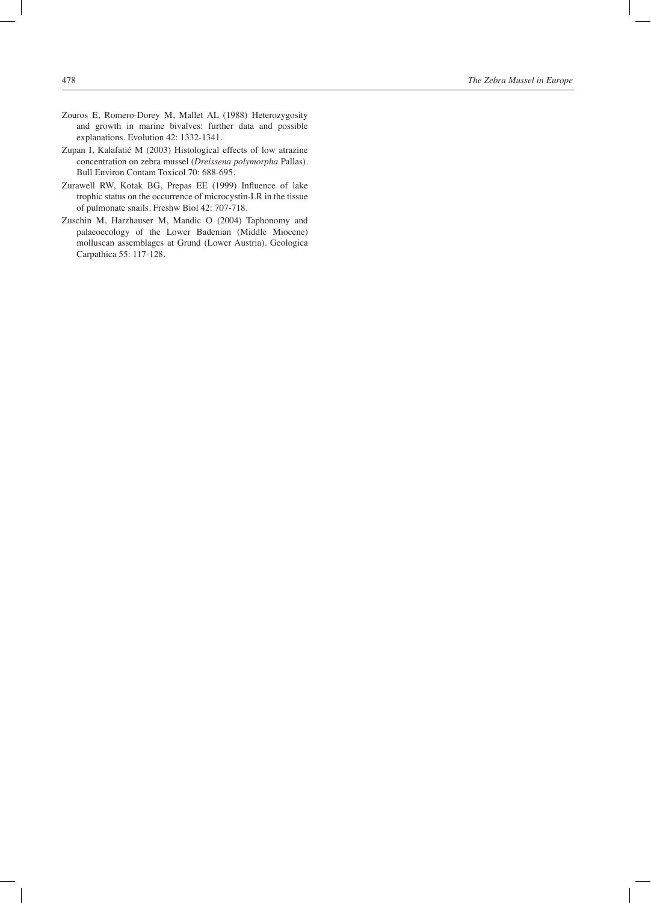Zouros E, Romero-Dorey M, Mallet AL (1988) Heterozygosity and growth in marine bivalves: further data and possible explanations. Evolution 42: 1332-1341.

Zupan I, Kalafatić M (2003) Histological effects of low atrazine concentration on zebra mussel (*Dreissena polymorpha* Pallas). Bull Environ Contam Toxicol 70: 688-695.

Zurawell RW, Kotak BG, Prepas EE (1999) Influence of lake trophic status on the occurrence of microcystin-LR in the tissue of pulmonate snails. Freshw Biol 42: 707-718.

Zuschin M, Harzhauser M, Mandic O (2004) Taphonomy and palaeoecology of the Lower Badenian (Middle Miocene) molluscan assemblages at Grund (Lower Austria). Geologica Carpathica 55: 117-128.